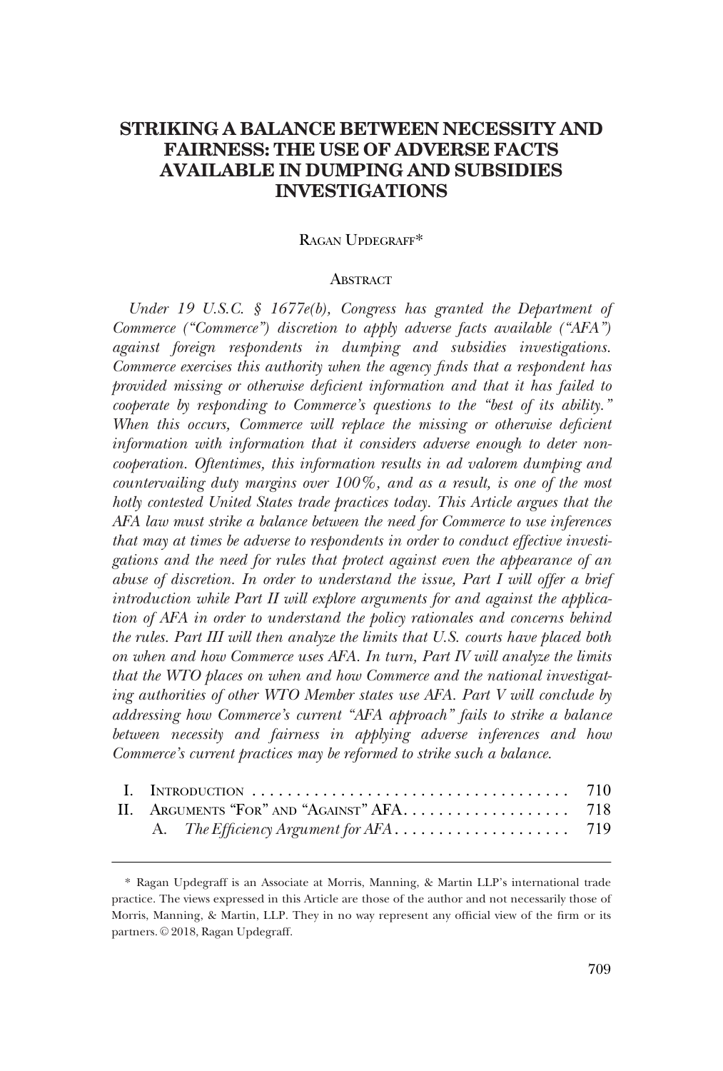# STRIKING A BALANCE BETWEEN NECESSITY AND FAIRNESS: THE USE OF ADVERSE FACTS AVAILABLE IN DUMPING AND SUBSIDIES INVESTIGATIONS

RAGAN UPDEGRAFF*

## ABSTRACT

*Under 19 U.S.C. § 1677e(b), Congress has granted the Department of Commerce ("Commerce") discretion to apply adverse facts available ("AFA") against foreign respondents in dumping and subsidies investigations. Commerce exercises this authority when the agency finds that a respondent has provided missing or otherwise deficient information and that it has failed to cooperate by responding to Commerce's questions to the "best of its ability." When this occurs, Commerce will replace the missing or otherwise deficient information with information that it considers adverse enough to deter non-cooperation. Oftentimes, this information results in ad valorem dumping and countervailing duty margins over 100%, and as a result, is one of the most hotly contested United States trade practices today. This Article argues that the AFA law must strike a balance between the need for Commerce to use inferences that may at times be adverse to respondents in order to conduct effective investigations and the need for rules that protect against even the appearance of an abuse of discretion. In order to understand the issue, Part I will offer a brief introduction while Part II will explore arguments for and against the application of AFA in order to understand the policy rationales and concerns behind the rules. Part III will then analyze the limits that U.S. courts have placed both on when and how Commerce uses AFA. In turn, Part IV will analyze the limits that the WTO places on when and how Commerce and the national investigating authorities of other WTO Member states use AFA. Part V will conclude by addressing how Commerce's current "AFA approach" fails to strike a balance between necessity and fairness in applying adverse inferences and how Commerce's current practices may be reformed to strike such a balance.*

- I. INTRODUCTION . . . . . . . . . . . . . . . . . . . . . . . . . . . . . . . . . . . . 710
- II. ARGUMENTS "FOR" AND "AGAINST" AFA. . . . . . . . . . . . . . . . . . . 718
  - A. *The Efficiency Argument for AFA* . . . . . . . . . . . . . . . . . . . . 719

---

\* Ragan Updegraff is an Associate at Morris, Manning, & Martin LLP's international trade practice. The views expressed in this Article are those of the author and not necessarily those of Morris, Manning, & Martin, LLP. They in no way represent any official view of the firm or its partners. © 2018, Ragan Updegraff.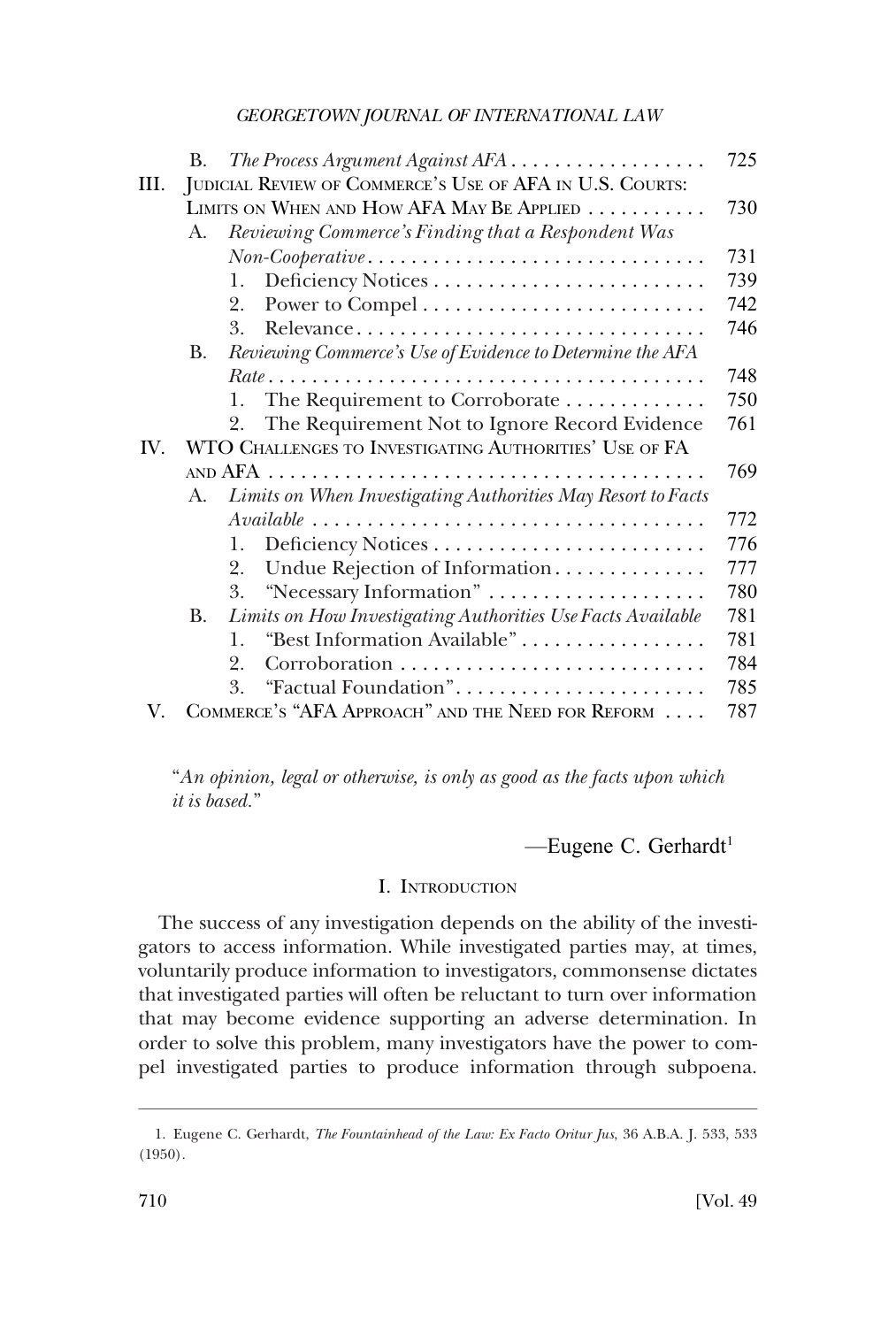B. *The Process Argument Against AFA* . . . . . . . . . . . . . . . . . . 725

III. Judicial Review of Commerce's Use of AFA in U.S. Courts: Limits on When and How AFA May Be Applied . . . . . . . . . . . 730

A. *Reviewing Commerce's Finding that a Respondent Was Non-Cooperative* . . . . . . . . . . . . . . . . . . . . . . . . . . . . . . 731

1. Deficiency Notices . . . . . . . . . . . . . . . . . . . . . . . . . . 739
2. Power to Compel . . . . . . . . . . . . . . . . . . . . . . . . . . . 742
3. Relevance . . . . . . . . . . . . . . . . . . . . . . . . . . . . . . . . . 746

B. *Reviewing Commerce's Use of Evidence to Determine the AFA Rate* . . . . . . . . . . . . . . . . . . . . . . . . . . . . . . . . . . . . . . . . 748

1. The Requirement to Corroborate . . . . . . . . . . . . . 750
2. The Requirement Not to Ignore Record Evidence 761

IV. WTO Challenges to Investigating Authorities' Use of FA and AFA . . . . . . . . . . . . . . . . . . . . . . . . . . . . . . . . . . . . . . . . . 769

A. *Limits on When Investigating Authorities May Resort to Facts Available* . . . . . . . . . . . . . . . . . . . . . . . . . . . . . . . . . . . . 772

1. Deficiency Notices . . . . . . . . . . . . . . . . . . . . . . . . . . 776
2. Undue Rejection of Information . . . . . . . . . . . . . . 777
3. "Necessary Information" . . . . . . . . . . . . . . . . . . . . 780

B. *Limits on How Investigating Authorities Use Facts Available* 781

1. "Best Information Available" . . . . . . . . . . . . . . . . . 781
2. Corroboration . . . . . . . . . . . . . . . . . . . . . . . . . . . . . 784
3. "Factual Foundation" . . . . . . . . . . . . . . . . . . . . . . . 785

V. Commerce's "AFA Approach" and the Need for Reform . . . . 787

> "*An opinion, legal or otherwise, is only as good as the facts upon which it is based.*"
>
> —Eugene C. Gerhardt[1]

## I. Introduction

The success of any investigation depends on the ability of the investigators to access information. While investigated parties may, at times, voluntarily produce information to investigators, commonsense dictates that investigated parties will often be reluctant to turn over information that may become evidence supporting an adverse determination. In order to solve this problem, many investigators have the power to compel investigated parties to produce information through subpoena.

---

1. Eugene C. Gerhardt, *The Fountainhead of the Law: Ex Facto Oritur Jus*, 36 A.B.A. J. 533, 533 (1950).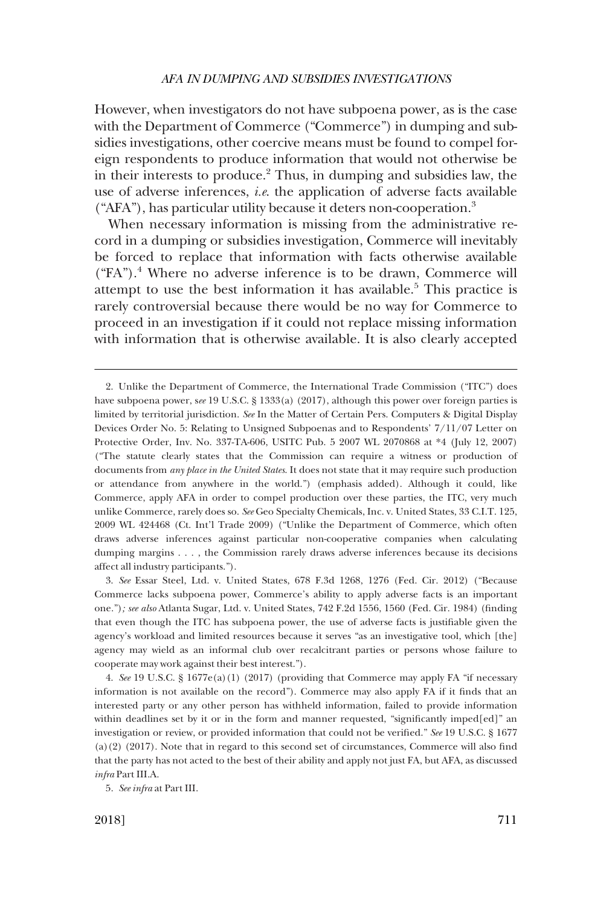However, when investigators do not have subpoena power, as is the case with the Department of Commerce ("Commerce") in dumping and subsidies investigations, other coercive means must be found to compel foreign respondents to produce information that would not otherwise be in their interests to produce.[2] Thus, in dumping and subsidies law, the use of adverse inferences, *i.e.* the application of adverse facts available ("AFA"), has particular utility because it deters non-cooperation.[3]

When necessary information is missing from the administrative record in a dumping or subsidies investigation, Commerce will inevitably be forced to replace that information with facts otherwise available ("FA").[4] Where no adverse inference is to be drawn, Commerce will attempt to use the best information it has available.[5] This practice is rarely controversial because there would be no way for Commerce to proceed in an investigation if it could not replace missing information with information that is otherwise available. It is also clearly accepted

---

2. Unlike the Department of Commerce, the International Trade Commission ("ITC") does have subpoena power, s*ee* 19 U.S.C. § 1333(a) (2017), although this power over foreign parties is limited by territorial jurisdiction. *See* In the Matter of Certain Pers. Computers & Digital Display Devices Order No. 5: Relating to Unsigned Subpoenas and to Respondents' 7/11/07 Letter on Protective Order, Inv. No. 337-TA-606, USITC Pub. 5 2007 WL 2070868 at *4 (July 12, 2007) ("The statute clearly states that the Commission can require a witness or production of documents from *any place in the United States*. It does not state that it may require such production or attendance from anywhere in the world.") (emphasis added). Although it could, like Commerce, apply AFA in order to compel production over these parties, the ITC, very much unlike Commerce, rarely does so. *See* Geo Specialty Chemicals, Inc. v. United States, 33 C.I.T. 125, 2009 WL 424468 (Ct. Int'l Trade 2009) ("Unlike the Department of Commerce, which often draws adverse inferences against particular non-cooperative companies when calculating dumping margins . . . , the Commission rarely draws adverse inferences because its decisions affect all industry participants.").

3. *See* Essar Steel, Ltd. v. United States, 678 F.3d 1268, 1276 (Fed. Cir. 2012) ("Because Commerce lacks subpoena power, Commerce's ability to apply adverse facts is an important one.")*; see also* Atlanta Sugar, Ltd. v. United States, 742 F.2d 1556, 1560 (Fed. Cir. 1984) (finding that even though the ITC has subpoena power, the use of adverse facts is justifiable given the agency's workload and limited resources because it serves "as an investigative tool, which [the] agency may wield as an informal club over recalcitrant parties or persons whose failure to cooperate may work against their best interest.").

4. *See* 19 U.S.C. § 1677e(a)(1) (2017) (providing that Commerce may apply FA "if necessary information is not available on the record"). Commerce may also apply FA if it finds that an interested party or any other person has withheld information, failed to provide information within deadlines set by it or in the form and manner requested, "significantly imped[ed]" an investigation or review, or provided information that could not be verified." *See* 19 U.S.C. § 1677 (a)(2) (2017). Note that in regard to this second set of circumstances, Commerce will also find that the party has not acted to the best of their ability and apply not just FA, but AFA, as discussed *infra* Part III.A.

5. *See infra* at Part III.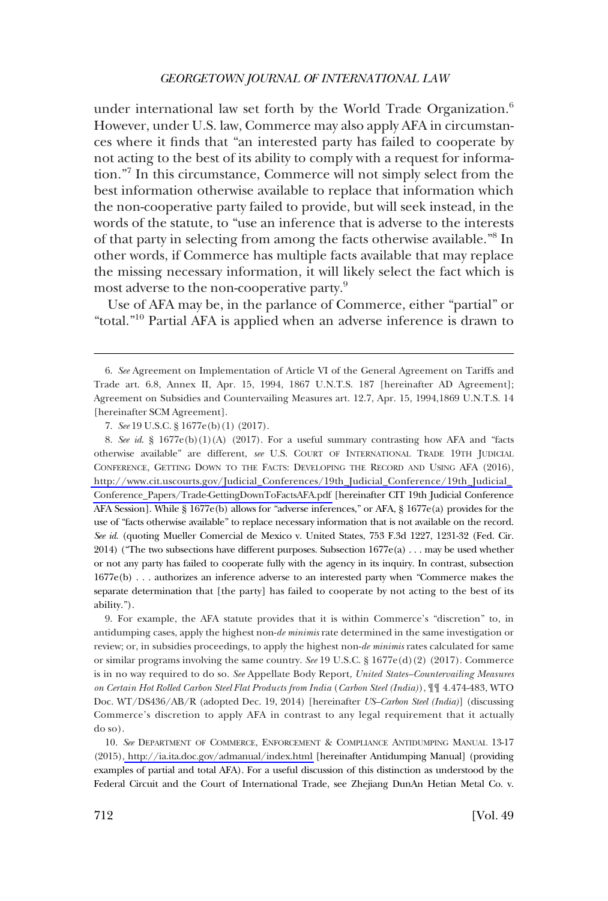under international law set forth by the World Trade Organization.[6] However, under U.S. law, Commerce may also apply AFA in circumstances where it finds that "an interested party has failed to cooperate by not acting to the best of its ability to comply with a request for information."[7] In this circumstance, Commerce will not simply select from the best information otherwise available to replace that information which the non-cooperative party failed to provide, but will seek instead, in the words of the statute, to "use an inference that is adverse to the interests of that party in selecting from among the facts otherwise available."[8] In other words, if Commerce has multiple facts available that may replace the missing necessary information, it will likely select the fact which is most adverse to the non-cooperative party.[9]

Use of AFA may be, in the parlance of Commerce, either "partial" or "total."[10] Partial AFA is applied when an adverse inference is drawn to

---

6. *See* Agreement on Implementation of Article VI of the General Agreement on Tariffs and Trade art. 6.8, Annex II, Apr. 15, 1994, 1867 U.N.T.S. 187 [hereinafter AD Agreement]; Agreement on Subsidies and Countervailing Measures art. 12.7, Apr. 15, 1994,1869 U.N.T.S. 14 [hereinafter SCM Agreement].

7. *See* 19 U.S.C. § 1677e(b)(1) (2017).

8. *See id.* § 1677e(b)(1)(A) (2017). For a useful summary contrasting how AFA and "facts otherwise available" are different, *see* U.S. COURT OF INTERNATIONAL TRADE 19TH JUDICIAL CONFERENCE, GETTING DOWN TO THE FACTS: DEVELOPING THE RECORD AND USING AFA (2016), http://www.cit.uscourts.gov/Judicial_Conferences/19th_Judicial_Conference/19th_Judicial_Conference_Papers/Trade-GettingDownToFactsAFA.pdf [hereinafter CIT 19th Judicial Conference AFA Session]. While § 1677e(b) allows for "adverse inferences," or AFA, § 1677e(a) provides for the use of "facts otherwise available" to replace necessary information that is not available on the record. *See id.* (quoting Mueller Comercial de Mexico v. United States, 753 F.3d 1227, 1231-32 (Fed. Cir. 2014) ("The two subsections have different purposes. Subsection 1677e(a) . . . may be used whether or not any party has failed to cooperate fully with the agency in its inquiry. In contrast, subsection 1677e(b) . . . authorizes an inference adverse to an interested party when "Commerce makes the separate determination that [the party] has failed to cooperate by not acting to the best of its ability.").

9. For example, the AFA statute provides that it is within Commerce's "discretion" to, in antidumping cases, apply the highest non-*de minimis* rate determined in the same investigation or review; or, in subsidies proceedings, to apply the highest non-*de minimis* rates calculated for same or similar programs involving the same country. *See* 19 U.S.C. § 1677e(d)(2) (2017). Commerce is in no way required to do so. *See* Appellate Body Report, *United States–Countervailing Measures on Certain Hot Rolled Carbon Steel Flat Products from India* (*Carbon Steel (India)*), ¶¶ 4.474-483, WTO Doc. WT/DS436/AB/R (adopted Dec. 19, 2014) [hereinafter *US–Carbon Steel (India)*] (discussing Commerce's discretion to apply AFA in contrast to any legal requirement that it actually do so).

10. *See* DEPARTMENT OF COMMERCE, ENFORCEMENT & COMPLIANCE ANTIDUMPING MANUAL 13-17 (2015), http://ia.ita.doc.gov/admanual/index.html [hereinafter Antidumping Manual] (providing examples of partial and total AFA). For a useful discussion of this distinction as understood by the Federal Circuit and the Court of International Trade, see Zhejiang DunAn Hetian Metal Co. v.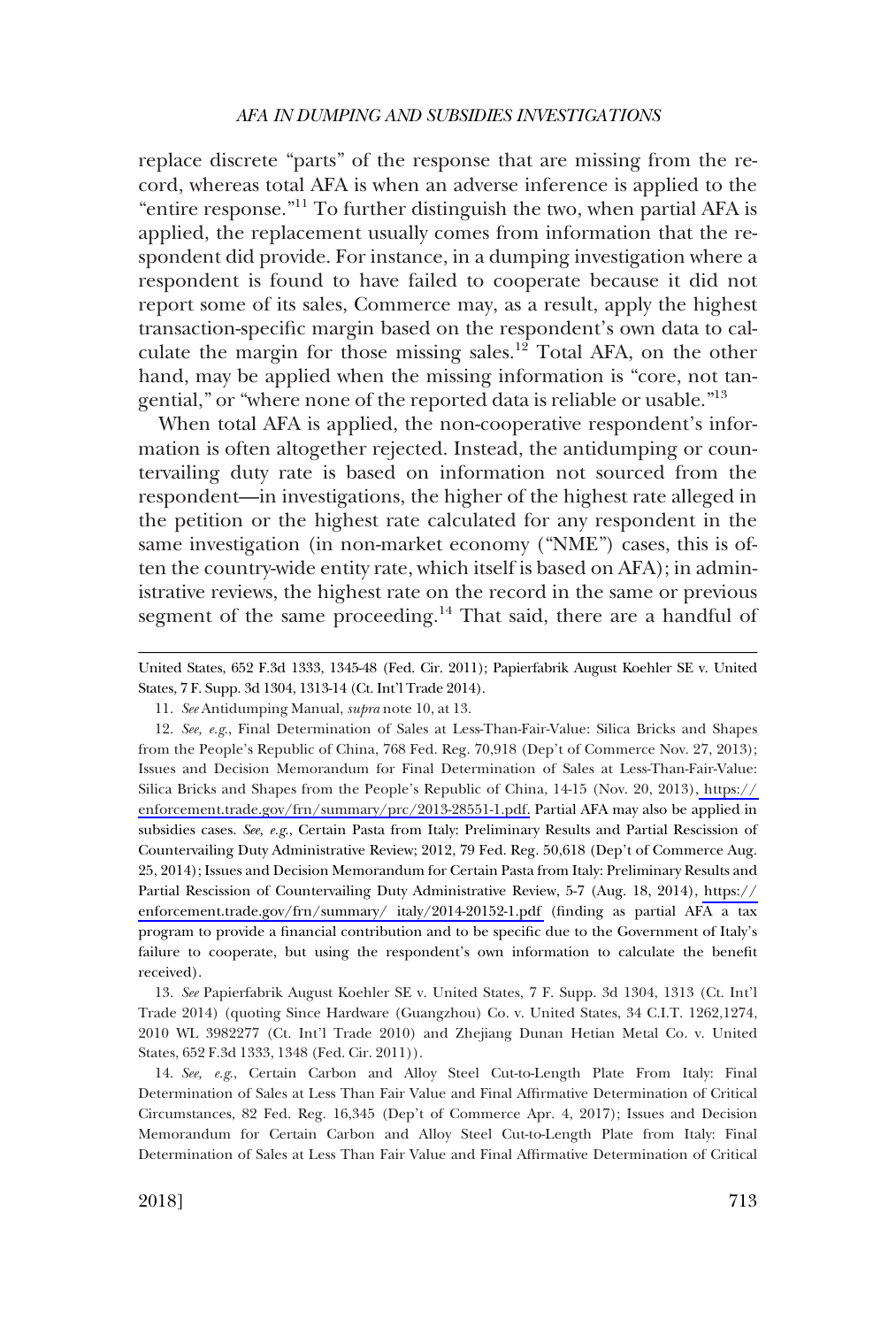replace discrete "parts" of the response that are missing from the record, whereas total AFA is when an adverse inference is applied to the "entire response."[11] To further distinguish the two, when partial AFA is applied, the replacement usually comes from information that the respondent did provide. For instance, in a dumping investigation where a respondent is found to have failed to cooperate because it did not report some of its sales, Commerce may, as a result, apply the highest transaction-specific margin based on the respondent's own data to calculate the margin for those missing sales.[12] Total AFA, on the other hand, may be applied when the missing information is "core, not tangential," or "where none of the reported data is reliable or usable."[13]

When total AFA is applied, the non-cooperative respondent's information is often altogether rejected. Instead, the antidumping or countervailing duty rate is based on information not sourced from the respondent—in investigations, the higher of the highest rate alleged in the petition or the highest rate calculated for any respondent in the same investigation (in non-market economy ("NME") cases, this is often the country-wide entity rate, which itself is based on AFA); in administrative reviews, the highest rate on the record in the same or previous segment of the same proceeding.[14] That said, there are a handful of

---

United States, 652 F.3d 1333, 1345-48 (Fed. Cir. 2011); Papierfabrik August Koehler SE v. United States, 7 F. Supp. 3d 1304, 1313-14 (Ct. Int'l Trade 2014).

11. *See* Antidumping Manual, *supra* note 10, at 13.

12. *See, e.g.*, Final Determination of Sales at Less-Than-Fair-Value: Silica Bricks and Shapes from the People's Republic of China, 768 Fed. Reg. 70,918 (Dep't of Commerce Nov. 27, 2013); Issues and Decision Memorandum for Final Determination of Sales at Less-Than-Fair-Value: Silica Bricks and Shapes from the People's Republic of China, 14-15 (Nov. 20, 2013), https://enforcement.trade.gov/frn/summary/prc/2013-28551-1.pdf. Partial AFA may also be applied in subsidies cases. *See, e.g.*, Certain Pasta from Italy: Preliminary Results and Partial Rescission of Countervailing Duty Administrative Review; 2012, 79 Fed. Reg. 50,618 (Dep't of Commerce Aug. 25, 2014); Issues and Decision Memorandum for Certain Pasta from Italy: Preliminary Results and Partial Rescission of Countervailing Duty Administrative Review, 5-7 (Aug. 18, 2014), https://enforcement.trade.gov/frn/summary/ italy/2014-20152-1.pdf (finding as partial AFA a tax program to provide a financial contribution and to be specific due to the Government of Italy's failure to cooperate, but using the respondent's own information to calculate the benefit received).

13. *See* Papierfabrik August Koehler SE v. United States, 7 F. Supp. 3d 1304, 1313 (Ct. Int'l Trade 2014) (quoting Since Hardware (Guangzhou) Co. v. United States, 34 C.I.T. 1262,1274, 2010 WL 3982277 (Ct. Int'l Trade 2010) and Zhejiang Dunan Hetian Metal Co. v. United States, 652 F.3d 1333, 1348 (Fed. Cir. 2011)).

14. *See, e.g.*, Certain Carbon and Alloy Steel Cut-to-Length Plate From Italy: Final Determination of Sales at Less Than Fair Value and Final Affirmative Determination of Critical Circumstances, 82 Fed. Reg. 16,345 (Dep't of Commerce Apr. 4, 2017); Issues and Decision Memorandum for Certain Carbon and Alloy Steel Cut-to-Length Plate from Italy: Final Determination of Sales at Less Than Fair Value and Final Affirmative Determination of Critical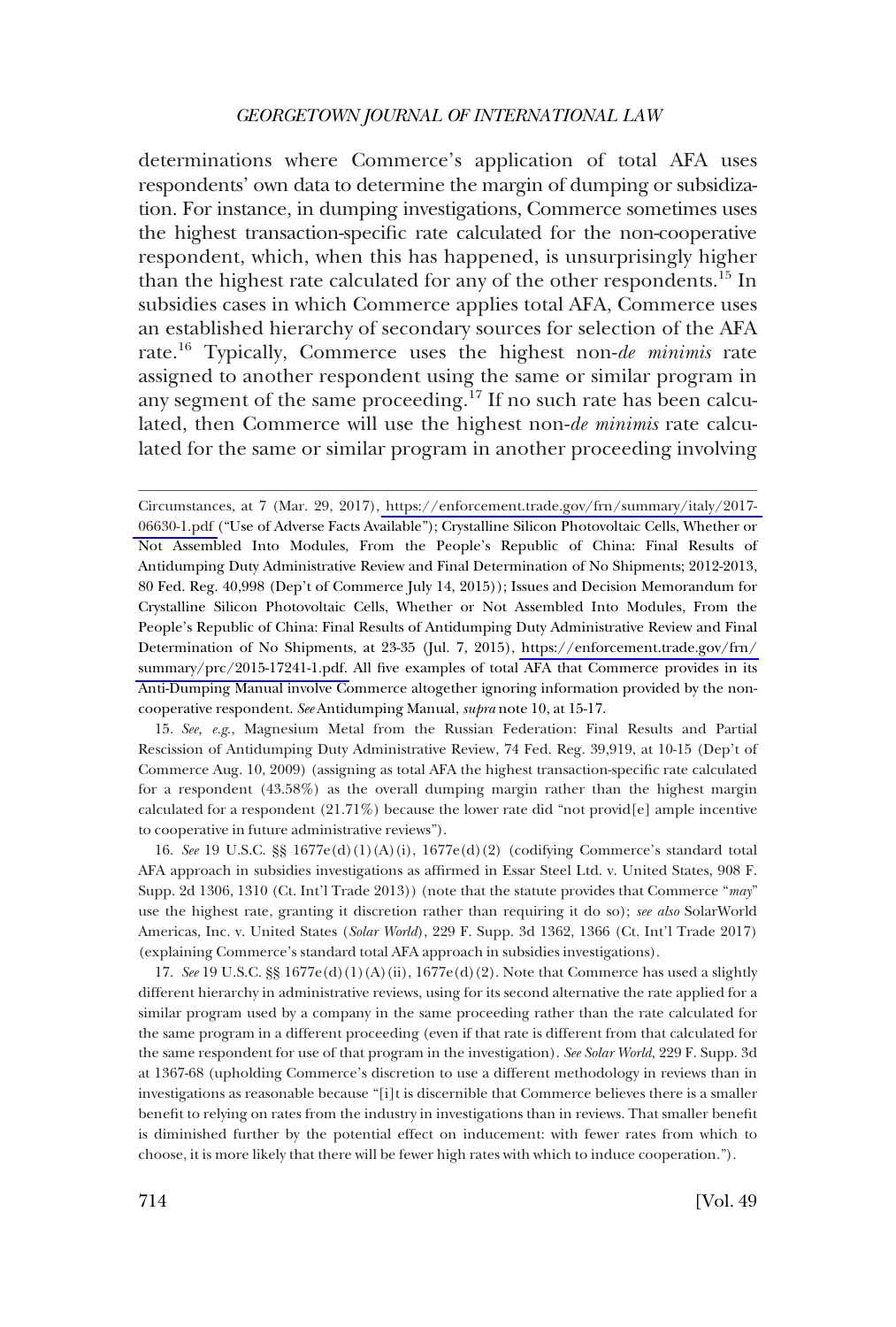determinations where Commerce's application of total AFA uses respondents' own data to determine the margin of dumping or subsidization. For instance, in dumping investigations, Commerce sometimes uses the highest transaction-specific rate calculated for the non-cooperative respondent, which, when this has happened, is unsurprisingly higher than the highest rate calculated for any of the other respondents.[15] In subsidies cases in which Commerce applies total AFA, Commerce uses an established hierarchy of secondary sources for selection of the AFA rate.[16] Typically, Commerce uses the highest non-*de minimis* rate assigned to another respondent using the same or similar program in any segment of the same proceeding.[17] If no such rate has been calculated, then Commerce will use the highest non-*de minimis* rate calculated for the same or similar program in another proceeding involving

---

Circumstances, at 7 (Mar. 29, 2017), https://enforcement.trade.gov/frn/summary/italy/2017-06630-1.pdf ("Use of Adverse Facts Available"); Crystalline Silicon Photovoltaic Cells, Whether or Not Assembled Into Modules, From the People's Republic of China: Final Results of Antidumping Duty Administrative Review and Final Determination of No Shipments; 2012-2013, 80 Fed. Reg. 40,998 (Dep't of Commerce July 14, 2015)); Issues and Decision Memorandum for Crystalline Silicon Photovoltaic Cells, Whether or Not Assembled Into Modules, From the People's Republic of China: Final Results of Antidumping Duty Administrative Review and Final Determination of No Shipments, at 23-35 (Jul. 7, 2015), https://enforcement.trade.gov/frn/summary/prc/2015-17241-1.pdf. All five examples of total AFA that Commerce provides in its Anti-Dumping Manual involve Commerce altogether ignoring information provided by the non-cooperative respondent. *See* Antidumping Manual, *supra* note 10, at 15-17.

15. *See, e.g.*, Magnesium Metal from the Russian Federation: Final Results and Partial Rescission of Antidumping Duty Administrative Review, 74 Fed. Reg. 39,919, at 10-15 (Dep't of Commerce Aug. 10, 2009) (assigning as total AFA the highest transaction-specific rate calculated for a respondent (43.58%) as the overall dumping margin rather than the highest margin calculated for a respondent (21.71%) because the lower rate did "not provid[e] ample incentive to cooperative in future administrative reviews").

16. *See* 19 U.S.C. §§ 1677e(d)(1)(A)(i), 1677e(d)(2) (codifying Commerce's standard total AFA approach in subsidies investigations as affirmed in Essar Steel Ltd. v. United States, 908 F. Supp. 2d 1306, 1310 (Ct. Int'l Trade 2013)) (note that the statute provides that Commerce "*may*" use the highest rate, granting it discretion rather than requiring it do so); *see also* SolarWorld Americas, Inc. v. United States (*Solar World*), 229 F. Supp. 3d 1362, 1366 (Ct. Int'l Trade 2017) (explaining Commerce's standard total AFA approach in subsidies investigations).

17. *See* 19 U.S.C. §§ 1677e(d)(1)(A)(ii), 1677e(d)(2). Note that Commerce has used a slightly different hierarchy in administrative reviews, using for its second alternative the rate applied for a similar program used by a company in the same proceeding rather than the rate calculated for the same program in a different proceeding (even if that rate is different from that calculated for the same respondent for use of that program in the investigation). *See Solar World*, 229 F. Supp. 3d at 1367-68 (upholding Commerce's discretion to use a different methodology in reviews than in investigations as reasonable because "[i]t is discernible that Commerce believes there is a smaller benefit to relying on rates from the industry in investigations than in reviews. That smaller benefit is diminished further by the potential effect on inducement: with fewer rates from which to choose, it is more likely that there will be fewer high rates with which to induce cooperation.").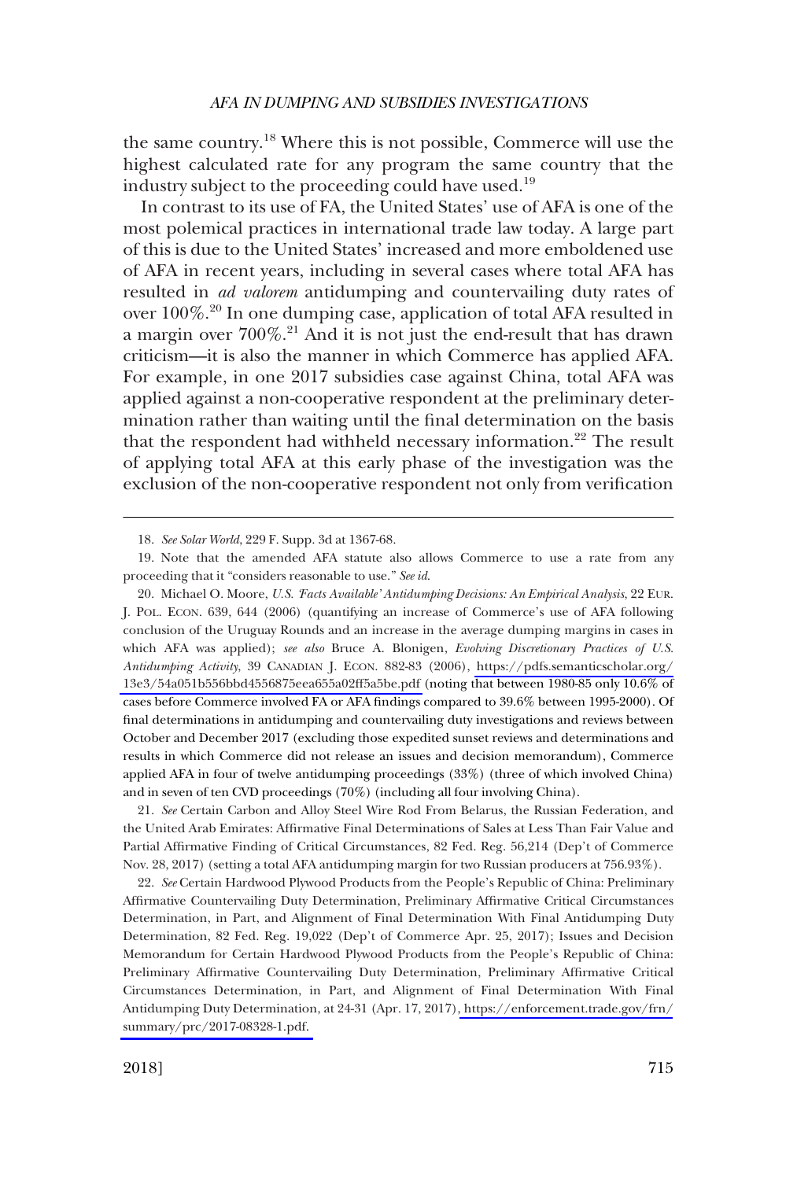the same country.[18] Where this is not possible, Commerce will use the highest calculated rate for any program the same country that the industry subject to the proceeding could have used.[19]

In contrast to its use of FA, the United States' use of AFA is one of the most polemical practices in international trade law today. A large part of this is due to the United States' increased and more emboldened use of AFA in recent years, including in several cases where total AFA has resulted in *ad valorem* antidumping and countervailing duty rates of over 100%.[20] In one dumping case, application of total AFA resulted in a margin over 700%.[21] And it is not just the end-result that has drawn criticism—it is also the manner in which Commerce has applied AFA. For example, in one 2017 subsidies case against China, total AFA was applied against a non-cooperative respondent at the preliminary determination rather than waiting until the final determination on the basis that the respondent had withheld necessary information.[22] The result of applying total AFA at this early phase of the investigation was the exclusion of the non-cooperative respondent not only from verification

---

18. *See Solar World*, 229 F. Supp. 3d at 1367-68.

19. Note that the amended AFA statute also allows Commerce to use a rate from any proceeding that it "considers reasonable to use." *See id.*

20. Michael O. Moore, *U.S. 'Facts Available' Antidumping Decisions: An Empirical Analysis*, 22 EUR. J. POL. ECON. 639, 644 (2006) (quantifying an increase of Commerce's use of AFA following conclusion of the Uruguay Rounds and an increase in the average dumping margins in cases in which AFA was applied); *see also* Bruce A. Blonigen, *Evolving Discretionary Practices of U.S. Antidumping Activity*, 39 CANADIAN J. ECON. 882-83 (2006), https://pdfs.semanticscholar.org/13e3/54a051b556bbd4556875eea655a02ff5a5be.pdf (noting that between 1980-85 only 10.6% of cases before Commerce involved FA or AFA findings compared to 39.6% between 1995-2000). Of final determinations in antidumping and countervailing duty investigations and reviews between October and December 2017 (excluding those expedited sunset reviews and determinations and results in which Commerce did not release an issues and decision memorandum), Commerce applied AFA in four of twelve antidumping proceedings (33%) (three of which involved China) and in seven of ten CVD proceedings (70%) (including all four involving China).

21. *See* Certain Carbon and Alloy Steel Wire Rod From Belarus, the Russian Federation, and the United Arab Emirates: Affirmative Final Determinations of Sales at Less Than Fair Value and Partial Affirmative Finding of Critical Circumstances, 82 Fed. Reg. 56,214 (Dep't of Commerce Nov. 28, 2017) (setting a total AFA antidumping margin for two Russian producers at 756.93%).

22. *See* Certain Hardwood Plywood Products from the People's Republic of China: Preliminary Affirmative Countervailing Duty Determination, Preliminary Affirmative Critical Circumstances Determination, in Part, and Alignment of Final Determination With Final Antidumping Duty Determination, 82 Fed. Reg. 19,022 (Dep't of Commerce Apr. 25, 2017); Issues and Decision Memorandum for Certain Hardwood Plywood Products from the People's Republic of China: Preliminary Affirmative Countervailing Duty Determination, Preliminary Affirmative Critical Circumstances Determination, in Part, and Alignment of Final Determination With Final Antidumping Duty Determination, at 24-31 (Apr. 17, 2017), https://enforcement.trade.gov/frn/summary/prc/2017-08328-1.pdf.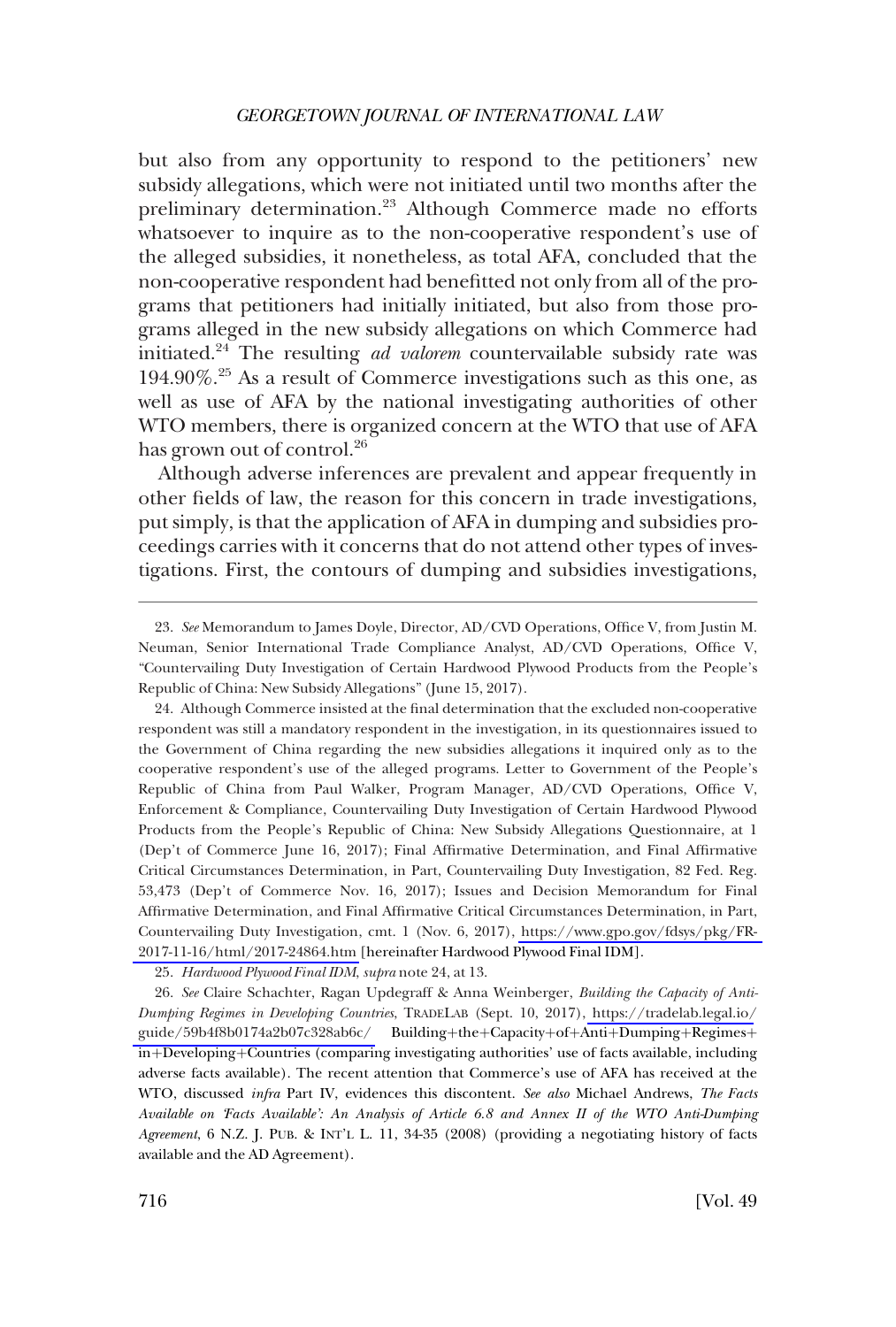but also from any opportunity to respond to the petitioners' new subsidy allegations, which were not initiated until two months after the preliminary determination.[23] Although Commerce made no efforts whatsoever to inquire as to the non-cooperative respondent's use of the alleged subsidies, it nonetheless, as total AFA, concluded that the non-cooperative respondent had benefitted not only from all of the programs that petitioners had initially initiated, but also from those programs alleged in the new subsidy allegations on which Commerce had initiated.[24] The resulting *ad valorem* countervailable subsidy rate was 194.90%.[25] As a result of Commerce investigations such as this one, as well as use of AFA by the national investigating authorities of other WTO members, there is organized concern at the WTO that use of AFA has grown out of control.[26]

Although adverse inferences are prevalent and appear frequently in other fields of law, the reason for this concern in trade investigations, put simply, is that the application of AFA in dumping and subsidies proceedings carries with it concerns that do not attend other types of investigations. First, the contours of dumping and subsidies investigations,

---

23. *See* Memorandum to James Doyle, Director, AD/CVD Operations, Office V, from Justin M. Neuman, Senior International Trade Compliance Analyst, AD/CVD Operations, Office V, "Countervailing Duty Investigation of Certain Hardwood Plywood Products from the People's Republic of China: New Subsidy Allegations" (June 15, 2017).

24. Although Commerce insisted at the final determination that the excluded non-cooperative respondent was still a mandatory respondent in the investigation, in its questionnaires issued to the Government of China regarding the new subsidies allegations it inquired only as to the cooperative respondent's use of the alleged programs. Letter to Government of the People's Republic of China from Paul Walker, Program Manager, AD/CVD Operations, Office V, Enforcement & Compliance, Countervailing Duty Investigation of Certain Hardwood Plywood Products from the People's Republic of China: New Subsidy Allegations Questionnaire, at 1 (Dep't of Commerce June 16, 2017); Final Affirmative Determination, and Final Affirmative Critical Circumstances Determination, in Part, Countervailing Duty Investigation, 82 Fed. Reg. 53,473 (Dep't of Commerce Nov. 16, 2017); Issues and Decision Memorandum for Final Affirmative Determination, and Final Affirmative Critical Circumstances Determination, in Part, Countervailing Duty Investigation, cmt. 1 (Nov. 6, 2017), https://www.gpo.gov/fdsys/pkg/FR-2017-11-16/html/2017-24864.htm [hereinafter Hardwood Plywood Final IDM].

25. *Hardwood Plywood Final IDM*, *supra* note 24, at 13.

26. *See* Claire Schachter, Ragan Updegraff & Anna Weinberger, *Building the Capacity of Anti-Dumping Regimes in Developing Countries*, TRADELAB (Sept. 10, 2017), https://tradelab.legal.io/guide/59b4f8b0174a2b07c328ab6c/ Building+the+Capacity+of+Anti+Dumping+Regimes+in+Developing+Countries (comparing investigating authorities' use of facts available, including adverse facts available). The recent attention that Commerce's use of AFA has received at the WTO, discussed *infra* Part IV, evidences this discontent. *See also* Michael Andrews, *The Facts Available on 'Facts Available': An Analysis of Article 6.8 and Annex II of the WTO Anti-Dumping Agreement*, 6 N.Z. J. PUB. & INT'L L. 11, 34-35 (2008) (providing a negotiating history of facts available and the AD Agreement).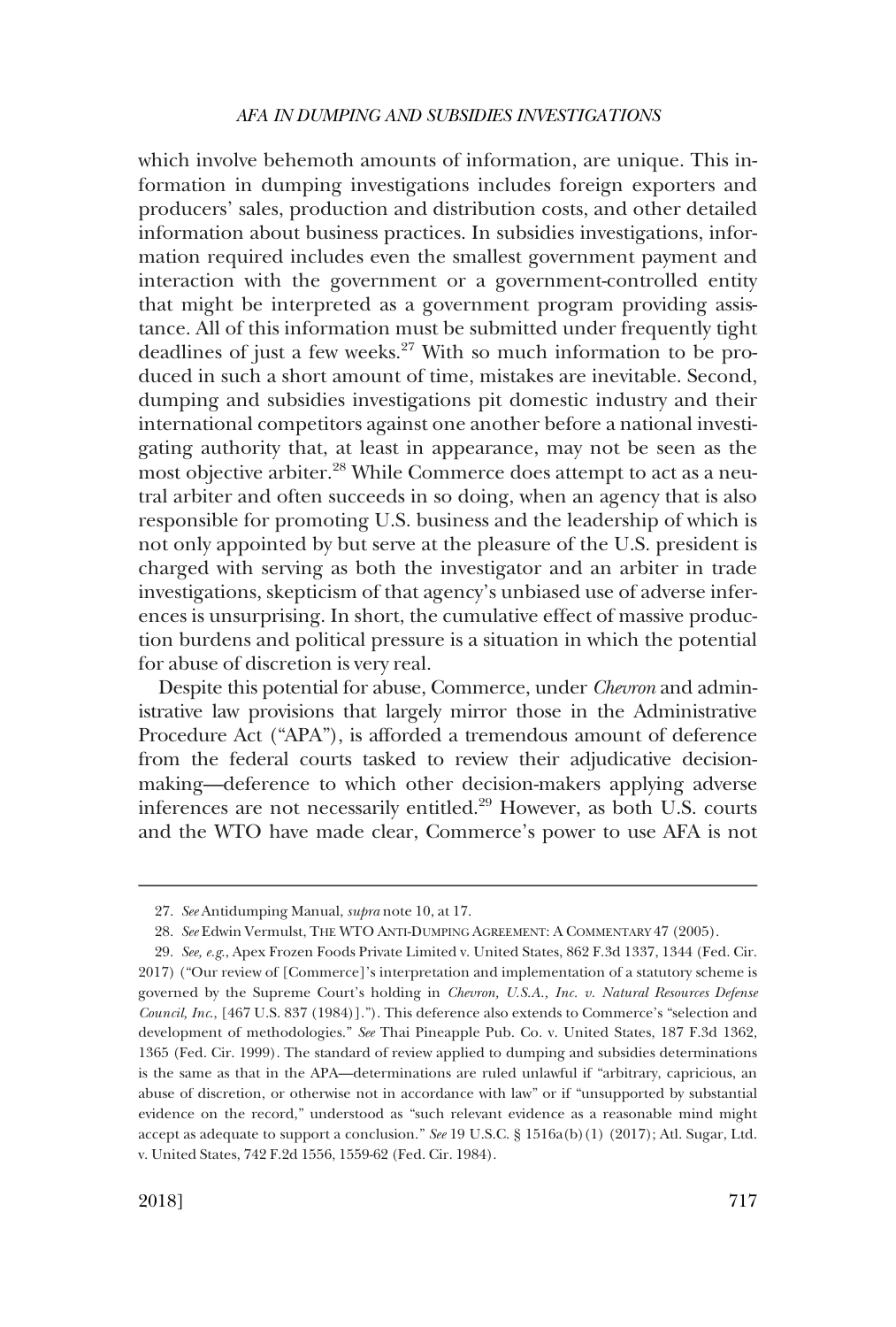which involve behemoth amounts of information, are unique. This information in dumping investigations includes foreign exporters and producers' sales, production and distribution costs, and other detailed information about business practices. In subsidies investigations, information required includes even the smallest government payment and interaction with the government or a government-controlled entity that might be interpreted as a government program providing assistance. All of this information must be submitted under frequently tight deadlines of just a few weeks.[27] With so much information to be produced in such a short amount of time, mistakes are inevitable. Second, dumping and subsidies investigations pit domestic industry and their international competitors against one another before a national investigating authority that, at least in appearance, may not be seen as the most objective arbiter.[28] While Commerce does attempt to act as a neutral arbiter and often succeeds in so doing, when an agency that is also responsible for promoting U.S. business and the leadership of which is not only appointed by but serve at the pleasure of the U.S. president is charged with serving as both the investigator and an arbiter in trade investigations, skepticism of that agency's unbiased use of adverse inferences is unsurprising. In short, the cumulative effect of massive production burdens and political pressure is a situation in which the potential for abuse of discretion is very real.

Despite this potential for abuse, Commerce, under *Chevron* and administrative law provisions that largely mirror those in the Administrative Procedure Act ("APA"), is afforded a tremendous amount of deference from the federal courts tasked to review their adjudicative decision-making—deference to which other decision-makers applying adverse inferences are not necessarily entitled.[29] However, as both U.S. courts and the WTO have made clear, Commerce's power to use AFA is not

---

27. *See* Antidumping Manual, *supra* note 10, at 17.

28. *See* Edwin Vermulst, THE WTO ANTI-DUMPING AGREEMENT: A COMMENTARY 47 (2005).

29. *See, e.g.*, Apex Frozen Foods Private Limited v. United States, 862 F.3d 1337, 1344 (Fed. Cir. 2017) ("Our review of [Commerce]'s interpretation and implementation of a statutory scheme is governed by the Supreme Court's holding in *Chevron, U.S.A., Inc. v. Natural Resources Defense Council, Inc.*, [467 U.S. 837 (1984)]."). This deference also extends to Commerce's "selection and development of methodologies." *See* Thai Pineapple Pub. Co. v. United States, 187 F.3d 1362, 1365 (Fed. Cir. 1999). The standard of review applied to dumping and subsidies determinations is the same as that in the APA—determinations are ruled unlawful if "arbitrary, capricious, an abuse of discretion, or otherwise not in accordance with law" or if "unsupported by substantial evidence on the record," understood as "such relevant evidence as a reasonable mind might accept as adequate to support a conclusion." *See* 19 U.S.C. § 1516a(b)(1) (2017); Atl. Sugar, Ltd. v. United States, 742 F.2d 1556, 1559-62 (Fed. Cir. 1984).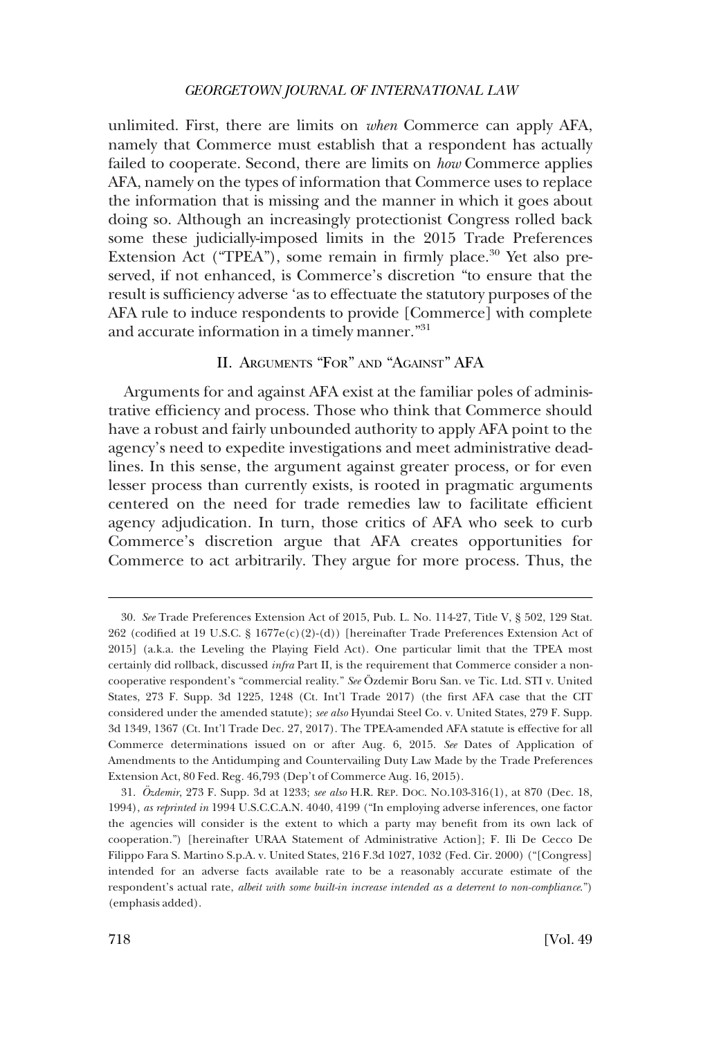unlimited. First, there are limits on *when* Commerce can apply AFA, namely that Commerce must establish that a respondent has actually failed to cooperate. Second, there are limits on *how* Commerce applies AFA, namely on the types of information that Commerce uses to replace the information that is missing and the manner in which it goes about doing so. Although an increasingly protectionist Congress rolled back some these judicially-imposed limits in the 2015 Trade Preferences Extension Act ("TPEA"), some remain in firmly place.[30] Yet also preserved, if not enhanced, is Commerce's discretion "to ensure that the result is sufficiency adverse 'as to effectuate the statutory purposes of the AFA rule to induce respondents to provide [Commerce] with complete and accurate information in a timely manner.'"[31]

## II. Arguments "For" and "Against" AFA

Arguments for and against AFA exist at the familiar poles of administrative efficiency and process. Those who think that Commerce should have a robust and fairly unbounded authority to apply AFA point to the agency's need to expedite investigations and meet administrative deadlines. In this sense, the argument against greater process, or for even lesser process than currently exists, is rooted in pragmatic arguments centered on the need for trade remedies law to facilitate efficient agency adjudication. In turn, those critics of AFA who seek to curb Commerce's discretion argue that AFA creates opportunities for Commerce to act arbitrarily. They argue for more process. Thus, the

---

30. *See* Trade Preferences Extension Act of 2015, Pub. L. No. 114-27, Title V, § 502, 129 Stat. 262 (codified at 19 U.S.C. § 1677e(c)(2)-(d)) [hereinafter Trade Preferences Extension Act of 2015] (a.k.a. the Leveling the Playing Field Act). One particular limit that the TPEA most certainly did rollback, discussed *infra* Part II, is the requirement that Commerce consider a non-cooperative respondent's "commercial reality." *See* Özdemir Boru San. ve Tic. Ltd. STI v. United States, 273 F. Supp. 3d 1225, 1248 (Ct. Int'l Trade 2017) (the first AFA case that the CIT considered under the amended statute); *see also* Hyundai Steel Co. v. United States, 279 F. Supp. 3d 1349, 1367 (Ct. Int'l Trade Dec. 27, 2017). The TPEA-amended AFA statute is effective for all Commerce determinations issued on or after Aug. 6, 2015. *See* Dates of Application of Amendments to the Antidumping and Countervailing Duty Law Made by the Trade Preferences Extension Act, 80 Fed. Reg. 46,793 (Dep't of Commerce Aug. 16, 2015).

31. *Özdemir*, 273 F. Supp. 3d at 1233; *see also* H.R. Rep. Doc. No.103-316(1), at 870 (Dec. 18, 1994), *as reprinted in* 1994 U.S.C.C.A.N. 4040, 4199 ("In employing adverse inferences, one factor the agencies will consider is the extent to which a party may benefit from its own lack of cooperation.") [hereinafter URAA Statement of Administrative Action]; F. Ili De Cecco De Filippo Fara S. Martino S.p.A. v. United States, 216 F.3d 1027, 1032 (Fed. Cir. 2000) ("[Congress] intended for an adverse facts available rate to be a reasonably accurate estimate of the respondent's actual rate, *albeit with some built-in increase intended as a deterrent to non-compliance*.") (emphasis added).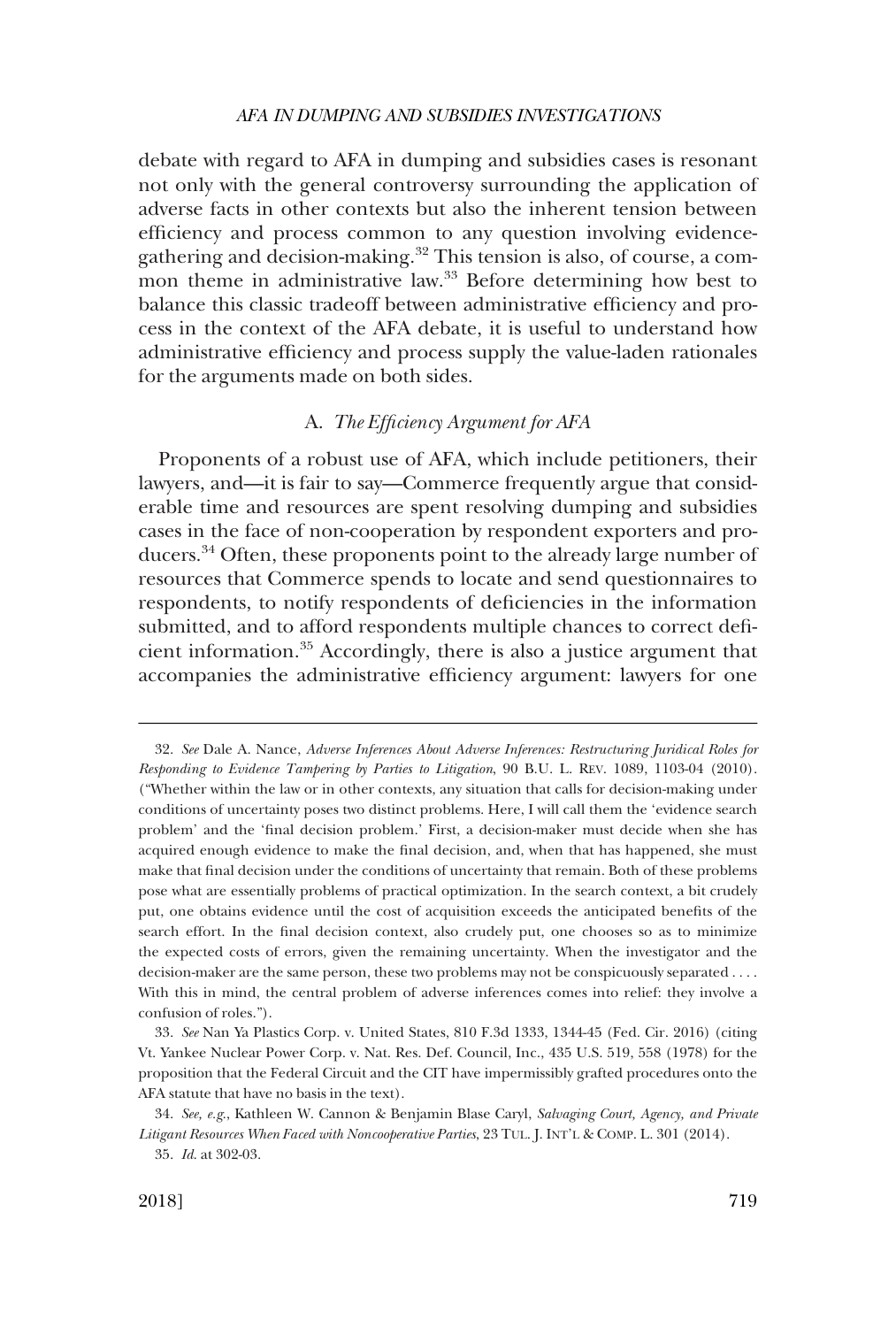debate with regard to AFA in dumping and subsidies cases is resonant not only with the general controversy surrounding the application of adverse facts in other contexts but also the inherent tension between efficiency and process common to any question involving evidence-gathering and decision-making.[32] This tension is also, of course, a common theme in administrative law.[33] Before determining how best to balance this classic tradeoff between administrative efficiency and process in the context of the AFA debate, it is useful to understand how administrative efficiency and process supply the value-laden rationales for the arguments made on both sides.

### A. *The Efficiency Argument for AFA*

Proponents of a robust use of AFA, which include petitioners, their lawyers, and—it is fair to say—Commerce frequently argue that considerable time and resources are spent resolving dumping and subsidies cases in the face of non-cooperation by respondent exporters and producers.[34] Often, these proponents point to the already large number of resources that Commerce spends to locate and send questionnaires to respondents, to notify respondents of deficiencies in the information submitted, and to afford respondents multiple chances to correct deficient information.[35] Accordingly, there is also a justice argument that accompanies the administrative efficiency argument: lawyers for one

---

32. *See* Dale A. Nance, *Adverse Inferences About Adverse Inferences: Restructuring Juridical Roles for Responding to Evidence Tampering by Parties to Litigation*, 90 B.U. L. REV. 1089, 1103-04 (2010). ("Whether within the law or in other contexts, any situation that calls for decision-making under conditions of uncertainty poses two distinct problems. Here, I will call them the 'evidence search problem' and the 'final decision problem.' First, a decision-maker must decide when she has acquired enough evidence to make the final decision, and, when that has happened, she must make that final decision under the conditions of uncertainty that remain. Both of these problems pose what are essentially problems of practical optimization. In the search context, a bit crudely put, one obtains evidence until the cost of acquisition exceeds the anticipated benefits of the search effort. In the final decision context, also crudely put, one chooses so as to minimize the expected costs of errors, given the remaining uncertainty. When the investigator and the decision-maker are the same person, these two problems may not be conspicuously separated . . . . With this in mind, the central problem of adverse inferences comes into relief: they involve a confusion of roles.").

33. *See* Nan Ya Plastics Corp. v. United States, 810 F.3d 1333, 1344-45 (Fed. Cir. 2016) (citing Vt. Yankee Nuclear Power Corp. v. Nat. Res. Def. Council, Inc., 435 U.S. 519, 558 (1978) for the proposition that the Federal Circuit and the CIT have impermissibly grafted procedures onto the AFA statute that have no basis in the text).

34. *See, e.g.*, Kathleen W. Cannon & Benjamin Blase Caryl, *Salvaging Court, Agency, and Private Litigant Resources When Faced with Noncooperative Parties*, 23 TUL. J. INT'L & COMP. L. 301 (2014).

35. *Id.* at 302-03.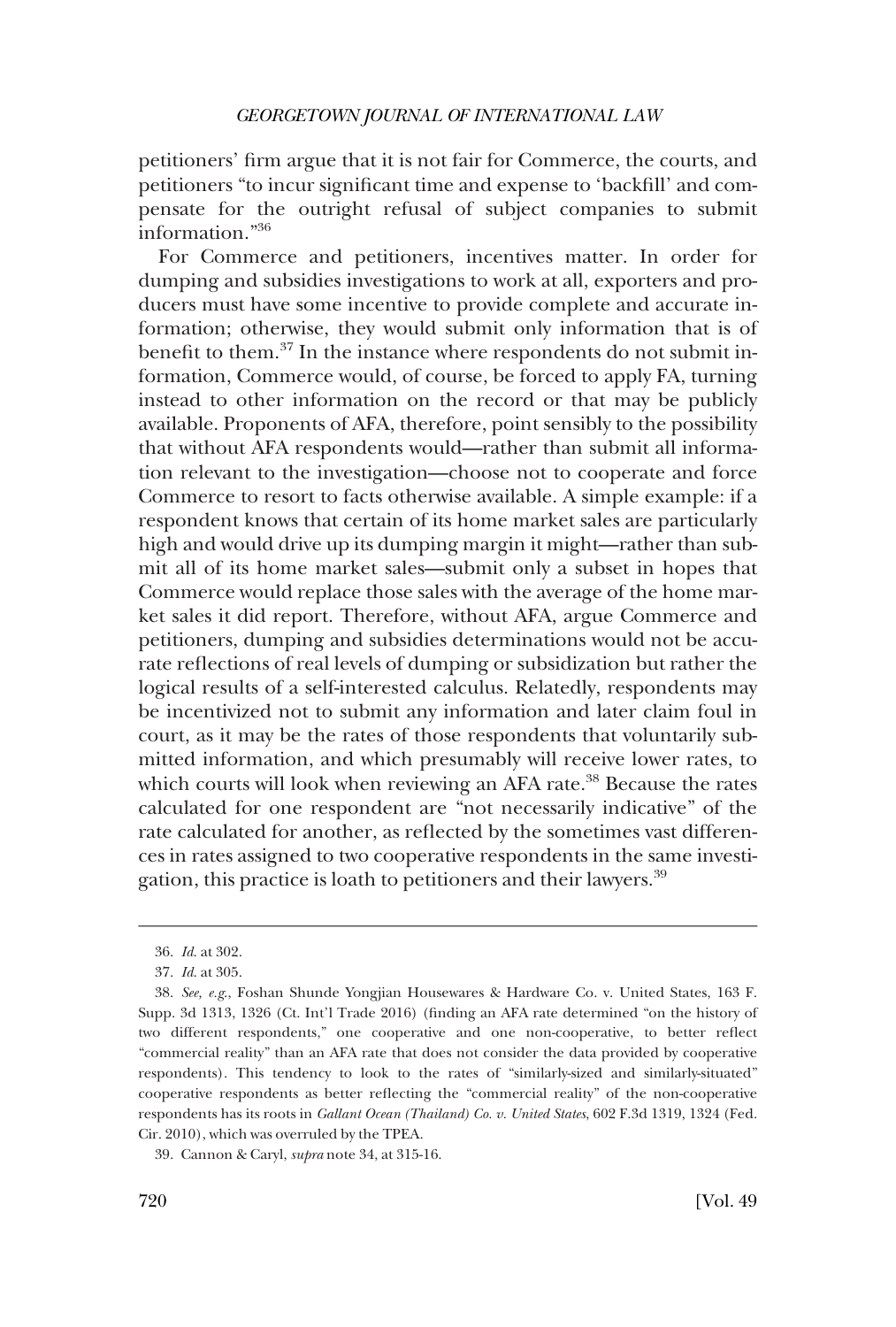petitioners' firm argue that it is not fair for Commerce, the courts, and petitioners "to incur significant time and expense to 'backfill' and compensate for the outright refusal of subject companies to submit information."[36]

For Commerce and petitioners, incentives matter. In order for dumping and subsidies investigations to work at all, exporters and producers must have some incentive to provide complete and accurate information; otherwise, they would submit only information that is of benefit to them.[37] In the instance where respondents do not submit information, Commerce would, of course, be forced to apply FA, turning instead to other information on the record or that may be publicly available. Proponents of AFA, therefore, point sensibly to the possibility that without AFA respondents would—rather than submit all information relevant to the investigation—choose not to cooperate and force Commerce to resort to facts otherwise available. A simple example: if a respondent knows that certain of its home market sales are particularly high and would drive up its dumping margin it might—rather than submit all of its home market sales—submit only a subset in hopes that Commerce would replace those sales with the average of the home market sales it did report. Therefore, without AFA, argue Commerce and petitioners, dumping and subsidies determinations would not be accurate reflections of real levels of dumping or subsidization but rather the logical results of a self-interested calculus. Relatedly, respondents may be incentivized not to submit any information and later claim foul in court, as it may be the rates of those respondents that voluntarily submitted information, and which presumably will receive lower rates, to which courts will look when reviewing an AFA rate.[38] Because the rates calculated for one respondent are "not necessarily indicative" of the rate calculated for another, as reflected by the sometimes vast differences in rates assigned to two cooperative respondents in the same investigation, this practice is loath to petitioners and their lawyers.[39]

---

36. *Id.* at 302.

37. *Id.* at 305.

38. *See, e.g.*, Foshan Shunde Yongjian Housewares & Hardware Co. v. United States, 163 F. Supp. 3d 1313, 1326 (Ct. Int'l Trade 2016) (finding an AFA rate determined "on the history of two different respondents," one cooperative and one non-cooperative, to better reflect "commercial reality" than an AFA rate that does not consider the data provided by cooperative respondents). This tendency to look to the rates of "similarly-sized and similarly-situated" cooperative respondents as better reflecting the "commercial reality" of the non-cooperative respondents has its roots in *Gallant Ocean (Thailand) Co. v. United States*, 602 F.3d 1319, 1324 (Fed. Cir. 2010), which was overruled by the TPEA.

39. Cannon & Caryl, *supra* note 34, at 315-16.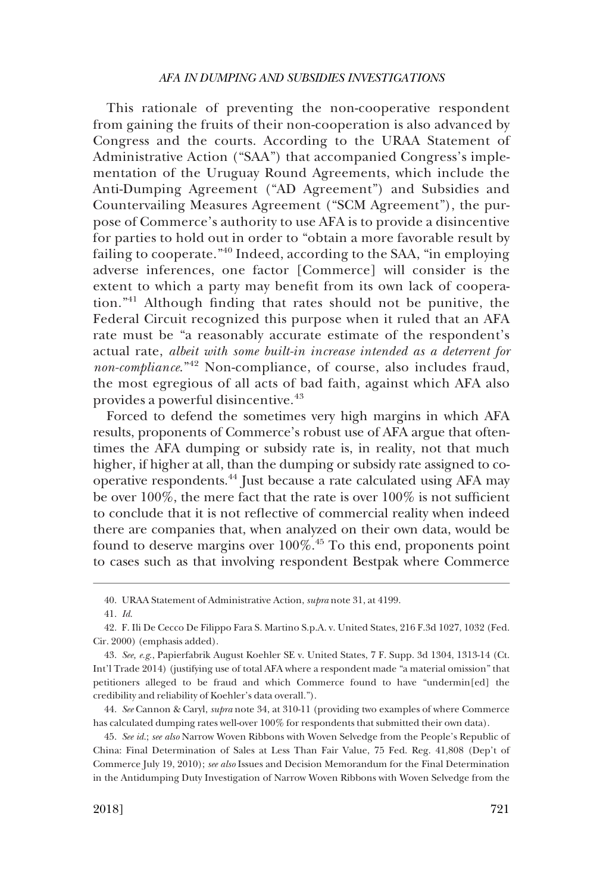This rationale of preventing the non-cooperative respondent from gaining the fruits of their non-cooperation is also advanced by Congress and the courts. According to the URAA Statement of Administrative Action ("SAA") that accompanied Congress's implementation of the Uruguay Round Agreements, which include the Anti-Dumping Agreement ("AD Agreement") and Subsidies and Countervailing Measures Agreement ("SCM Agreement"), the purpose of Commerce's authority to use AFA is to provide a disincentive for parties to hold out in order to "obtain a more favorable result by failing to cooperate."[40] Indeed, according to the SAA, "in employing adverse inferences, one factor [Commerce] will consider is the extent to which a party may benefit from its own lack of cooperation."[41] Although finding that rates should not be punitive, the Federal Circuit recognized this purpose when it ruled that an AFA rate must be "a reasonably accurate estimate of the respondent's actual rate, *albeit with some built-in increase intended as a deterrent for non-compliance*."[42] Non-compliance, of course, also includes fraud, the most egregious of all acts of bad faith, against which AFA also provides a powerful disincentive.[43]

Forced to defend the sometimes very high margins in which AFA results, proponents of Commerce's robust use of AFA argue that oftentimes the AFA dumping or subsidy rate is, in reality, not that much higher, if higher at all, than the dumping or subsidy rate assigned to cooperative respondents.[44] Just because a rate calculated using AFA may be over 100%, the mere fact that the rate is over 100% is not sufficient to conclude that it is not reflective of commercial reality when indeed there are companies that, when analyzed on their own data, would be found to deserve margins over 100%.[45] To this end, proponents point to cases such as that involving respondent Bestpak where Commerce

---

40. URAA Statement of Administrative Action, *supra* note 31, at 4199.

41. *Id.*

42. F. Ili De Cecco De Filippo Fara S. Martino S.p.A. v. United States, 216 F.3d 1027, 1032 (Fed. Cir. 2000) (emphasis added).

43. *See, e.g.*, Papierfabrik August Koehler SE v. United States, 7 F. Supp. 3d 1304, 1313-14 (Ct. Int'l Trade 2014) (justifying use of total AFA where a respondent made "a material omission" that petitioners alleged to be fraud and which Commerce found to have "undermin[ed] the credibility and reliability of Koehler's data overall.").

44. *See* Cannon & Caryl, *supra* note 34, at 310-11 (providing two examples of where Commerce has calculated dumping rates well-over 100% for respondents that submitted their own data).

45. *See id.*; *see also* Narrow Woven Ribbons with Woven Selvedge from the People's Republic of China: Final Determination of Sales at Less Than Fair Value, 75 Fed. Reg. 41,808 (Dep't of Commerce July 19, 2010); *see also* Issues and Decision Memorandum for the Final Determination in the Antidumping Duty Investigation of Narrow Woven Ribbons with Woven Selvedge from the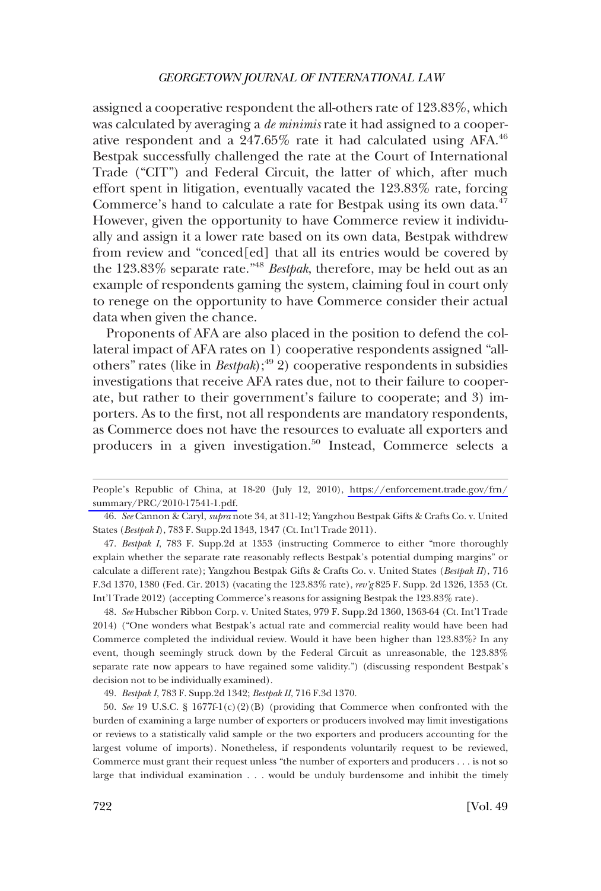assigned a cooperative respondent the all-others rate of 123.83%, which was calculated by averaging a *de minimis* rate it had assigned to a cooperative respondent and a 247.65% rate it had calculated using AFA.[46] Bestpak successfully challenged the rate at the Court of International Trade ("CIT") and Federal Circuit, the latter of which, after much effort spent in litigation, eventually vacated the 123.83% rate, forcing Commerce's hand to calculate a rate for Bestpak using its own data.[47] However, given the opportunity to have Commerce review it individually and assign it a lower rate based on its own data, Bestpak withdrew from review and "conced[ed] that all its entries would be covered by the 123.83% separate rate."[48] *Bestpak*, therefore, may be held out as an example of respondents gaming the system, claiming foul in court only to renege on the opportunity to have Commerce consider their actual data when given the chance.

Proponents of AFA are also placed in the position to defend the collateral impact of AFA rates on 1) cooperative respondents assigned "all-others" rates (like in *Bestpak*);[49] 2) cooperative respondents in subsidies investigations that receive AFA rates due, not to their failure to cooperate, but rather to their government's failure to cooperate; and 3) importers. As to the first, not all respondents are mandatory respondents, as Commerce does not have the resources to evaluate all exporters and producers in a given investigation.[50] Instead, Commerce selects a

---

People's Republic of China, at 18-20 (July 12, 2010), https://enforcement.trade.gov/frn/summary/PRC/2010-17541-1.pdf.

46. *See* Cannon & Caryl, *supra* note 34, at 311-12; Yangzhou Bestpak Gifts & Crafts Co. v. United States (*Bestpak I*), 783 F. Supp.2d 1343, 1347 (Ct. Int'l Trade 2011).

47. *Bestpak I*, 783 F. Supp.2d at 1353 (instructing Commerce to either "more thoroughly explain whether the separate rate reasonably reflects Bestpak's potential dumping margins" or calculate a different rate); Yangzhou Bestpak Gifts & Crafts Co. v. United States (*Bestpak II*), 716 F.3d 1370, 1380 (Fed. Cir. 2013) (vacating the 123.83% rate), *rev'g* 825 F. Supp. 2d 1326, 1353 (Ct. Int'l Trade 2012) (accepting Commerce's reasons for assigning Bestpak the 123.83% rate).

48. *See* Hubscher Ribbon Corp. v. United States, 979 F. Supp.2d 1360, 1363-64 (Ct. Int'l Trade 2014) ("One wonders what Bestpak's actual rate and commercial reality would have been had Commerce completed the individual review. Would it have been higher than 123.83%? In any event, though seemingly struck down by the Federal Circuit as unreasonable, the 123.83% separate rate now appears to have regained some validity.") (discussing respondent Bestpak's decision not to be individually examined).

49. *Bestpak I*, 783 F. Supp.2d 1342; *Bestpak II*, 716 F.3d 1370.

50. *See* 19 U.S.C. § 1677f-1(c)(2)(B) (providing that Commerce when confronted with the burden of examining a large number of exporters or producers involved may limit investigations or reviews to a statistically valid sample or the two exporters and producers accounting for the largest volume of imports). Nonetheless, if respondents voluntarily request to be reviewed, Commerce must grant their request unless "the number of exporters and producers . . . is not so large that individual examination . . . would be unduly burdensome and inhibit the timely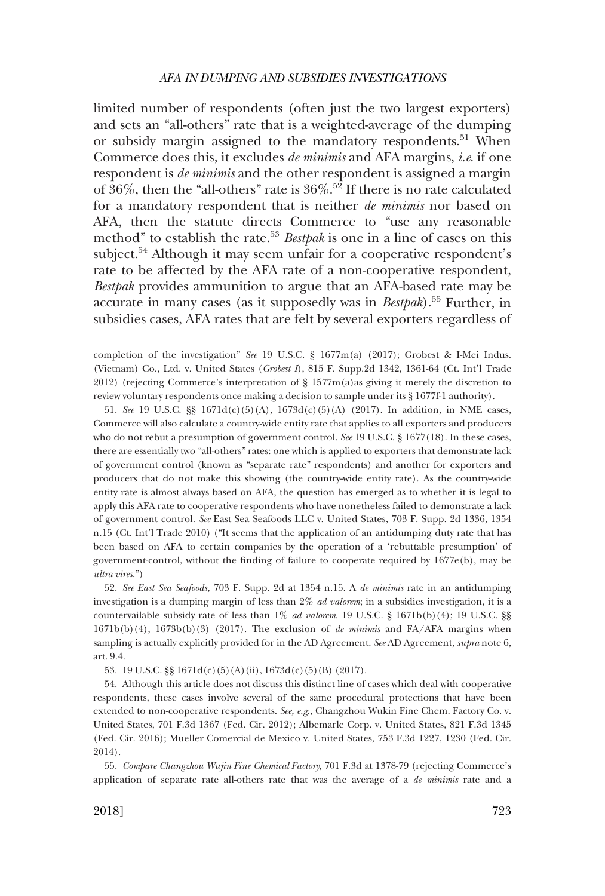limited number of respondents (often just the two largest exporters) and sets an "all-others" rate that is a weighted-average of the dumping or subsidy margin assigned to the mandatory respondents.[51] When Commerce does this, it excludes *de minimis* and AFA margins, *i.e.* if one respondent is *de minimis* and the other respondent is assigned a margin of 36%, then the "all-others" rate is 36%.[52] If there is no rate calculated for a mandatory respondent that is neither *de minimis* nor based on AFA, then the statute directs Commerce to "use any reasonable method" to establish the rate.[53] *Bestpak* is one in a line of cases on this subject.[54] Although it may seem unfair for a cooperative respondent's rate to be affected by the AFA rate of a non-cooperative respondent, *Bestpak* provides ammunition to argue that an AFA-based rate may be accurate in many cases (as it supposedly was in *Bestpak*).[55] Further, in subsidies cases, AFA rates that are felt by several exporters regardless of

---

completion of the investigation" *See* 19 U.S.C. § 1677m(a) (2017); Grobest & I-Mei Indus. (Vietnam) Co., Ltd. v. United States (*Grobest I*), 815 F. Supp.2d 1342, 1361-64 (Ct. Int'l Trade 2012) (rejecting Commerce's interpretation of § 1577m(a)as giving it merely the discretion to review voluntary respondents once making a decision to sample under its § 1677f-1 authority).

51. *See* 19 U.S.C. §§ 1671d(c)(5)(A), 1673d(c)(5)(A) (2017). In addition, in NME cases, Commerce will also calculate a country-wide entity rate that applies to all exporters and producers who do not rebut a presumption of government control. *See* 19 U.S.C. § 1677(18). In these cases, there are essentially two "all-others" rates: one which is applied to exporters that demonstrate lack of government control (known as "separate rate" respondents) and another for exporters and producers that do not make this showing (the country-wide entity rate). As the country-wide entity rate is almost always based on AFA, the question has emerged as to whether it is legal to apply this AFA rate to cooperative respondents who have nonetheless failed to demonstrate a lack of government control. *See* East Sea Seafoods LLC v. United States, 703 F. Supp. 2d 1336, 1354 n.15 (Ct. Int'l Trade 2010) ("It seems that the application of an antidumping duty rate that has been based on AFA to certain companies by the operation of a 'rebuttable presumption' of government-control, without the finding of failure to cooperate required by 1677e(b), may be *ultra vires*.")

52. *See East Sea Seafoods*, 703 F. Supp. 2d at 1354 n.15. A *de minimis* rate in an antidumping investigation is a dumping margin of less than 2% *ad valorem*; in a subsidies investigation, it is a countervailable subsidy rate of less than 1% *ad valorem*. 19 U.S.C. § 1671b(b)(4); 19 U.S.C. §§ 1671b(b)(4), 1673b(b)(3) (2017). The exclusion of *de minimis* and FA/AFA margins when sampling is actually explicitly provided for in the AD Agreement. *See* AD Agreement, *supra* note 6, art. 9.4.

53. 19 U.S.C. §§ 1671d(c)(5)(A)(ii), 1673d(c)(5)(B) (2017).

54. Although this article does not discuss this distinct line of cases which deal with cooperative respondents, these cases involve several of the same procedural protections that have been extended to non-cooperative respondents. *See, e.g.*, Changzhou Wukin Fine Chem. Factory Co. v. United States, 701 F.3d 1367 (Fed. Cir. 2012); Albemarle Corp. v. United States, 821 F.3d 1345 (Fed. Cir. 2016); Mueller Comercial de Mexico v. United States, 753 F.3d 1227, 1230 (Fed. Cir. 2014).

55. *Compare Changzhou Wujin Fine Chemical Factory*, 701 F.3d at 1378-79 (rejecting Commerce's application of separate rate all-others rate that was the average of a *de minimis* rate and a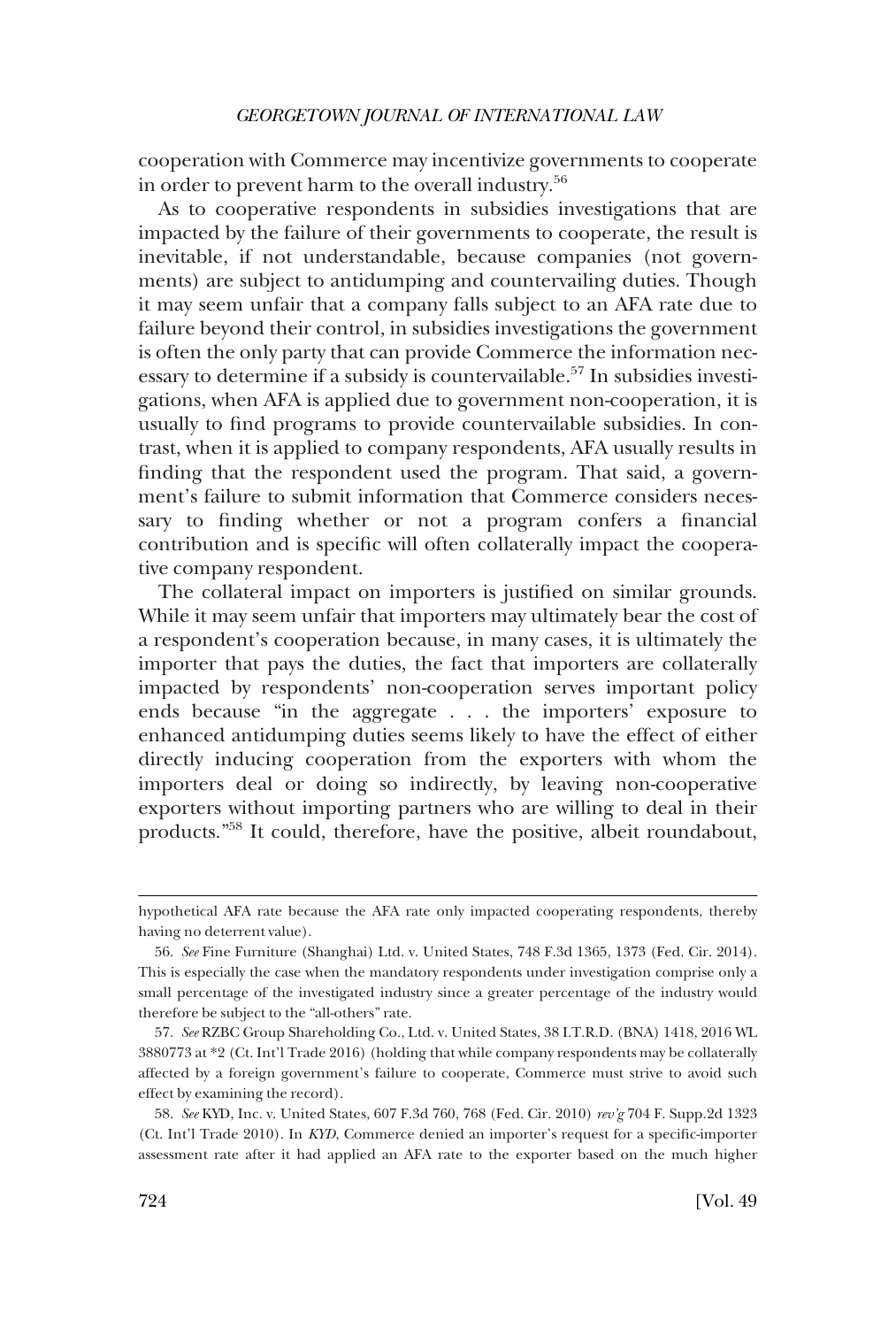cooperation with Commerce may incentivize governments to cooperate in order to prevent harm to the overall industry.[56]

As to cooperative respondents in subsidies investigations that are impacted by the failure of their governments to cooperate, the result is inevitable, if not understandable, because companies (not governments) are subject to antidumping and countervailing duties. Though it may seem unfair that a company falls subject to an AFA rate due to failure beyond their control, in subsidies investigations the government is often the only party that can provide Commerce the information necessary to determine if a subsidy is countervailable.[57] In subsidies investigations, when AFA is applied due to government non-cooperation, it is usually to find programs to provide countervailable subsidies. In contrast, when it is applied to company respondents, AFA usually results in finding that the respondent used the program. That said, a government's failure to submit information that Commerce considers necessary to finding whether or not a program confers a financial contribution and is specific will often collaterally impact the cooperative company respondent.

The collateral impact on importers is justified on similar grounds. While it may seem unfair that importers may ultimately bear the cost of a respondent's cooperation because, in many cases, it is ultimately the importer that pays the duties, the fact that importers are collaterally impacted by respondents' non-cooperation serves important policy ends because "in the aggregate . . . the importers' exposure to enhanced antidumping duties seems likely to have the effect of either directly inducing cooperation from the exporters with whom the importers deal or doing so indirectly, by leaving non-cooperative exporters without importing partners who are willing to deal in their products."[58] It could, therefore, have the positive, albeit roundabout,

---

hypothetical AFA rate because the AFA rate only impacted cooperating respondents, thereby having no deterrent value).

56. *See* Fine Furniture (Shanghai) Ltd. v. United States, 748 F.3d 1365, 1373 (Fed. Cir. 2014). This is especially the case when the mandatory respondents under investigation comprise only a small percentage of the investigated industry since a greater percentage of the industry would therefore be subject to the "all-others" rate.

57. *See* RZBC Group Shareholding Co., Ltd. v. United States, 38 I.T.R.D. (BNA) 1418, 2016 WL 3880773 at *2 (Ct. Int'l Trade 2016) (holding that while company respondents may be collaterally affected by a foreign government's failure to cooperate, Commerce must strive to avoid such effect by examining the record).

58. *See* KYD, Inc. v. United States, 607 F.3d 760, 768 (Fed. Cir. 2010) *rev'g* 704 F. Supp.2d 1323 (Ct. Int'l Trade 2010). In *KYD*, Commerce denied an importer's request for a specific-importer assessment rate after it had applied an AFA rate to the exporter based on the much higher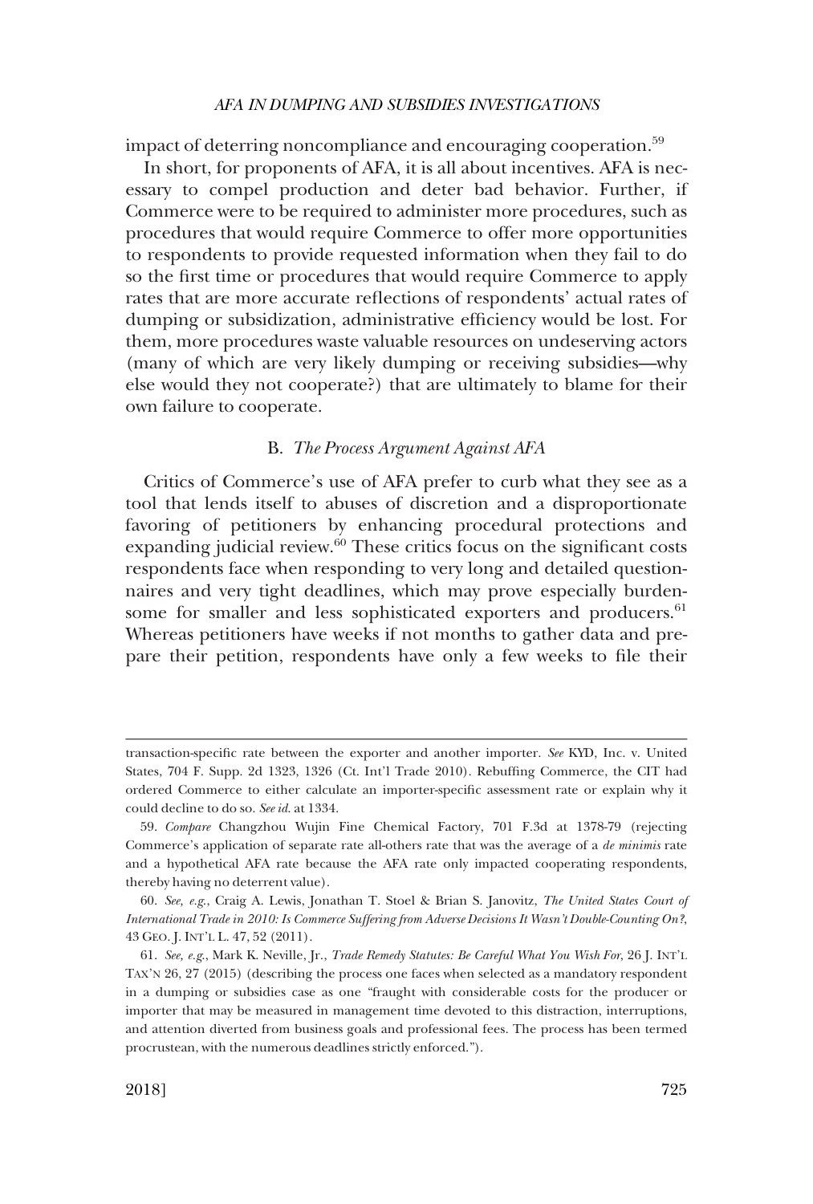impact of deterring noncompliance and encouraging cooperation.[59]

In short, for proponents of AFA, it is all about incentives. AFA is necessary to compel production and deter bad behavior. Further, if Commerce were to be required to administer more procedures, such as procedures that would require Commerce to offer more opportunities to respondents to provide requested information when they fail to do so the first time or procedures that would require Commerce to apply rates that are more accurate reflections of respondents' actual rates of dumping or subsidization, administrative efficiency would be lost. For them, more procedures waste valuable resources on undeserving actors (many of which are very likely dumping or receiving subsidies—why else would they not cooperate?) that are ultimately to blame for their own failure to cooperate.

### B. *The Process Argument Against AFA*

Critics of Commerce's use of AFA prefer to curb what they see as a tool that lends itself to abuses of discretion and a disproportionate favoring of petitioners by enhancing procedural protections and expanding judicial review.[60] These critics focus on the significant costs respondents face when responding to very long and detailed questionnaires and very tight deadlines, which may prove especially burdensome for smaller and less sophisticated exporters and producers.[61] Whereas petitioners have weeks if not months to gather data and prepare their petition, respondents have only a few weeks to file their

---

transaction-specific rate between the exporter and another importer. *See* KYD, Inc. v. United States, 704 F. Supp. 2d 1323, 1326 (Ct. Int'l Trade 2010). Rebuffing Commerce, the CIT had ordered Commerce to either calculate an importer-specific assessment rate or explain why it could decline to do so. *See id.* at 1334.

59. *Compare* Changzhou Wujin Fine Chemical Factory, 701 F.3d at 1378-79 (rejecting Commerce's application of separate rate all-others rate that was the average of a *de minimis* rate and a hypothetical AFA rate because the AFA rate only impacted cooperating respondents, thereby having no deterrent value).

60. *See, e.g.*, Craig A. Lewis, Jonathan T. Stoel & Brian S. Janovitz, *The United States Court of International Trade in 2010: Is Commerce Suffering from Adverse Decisions It Wasn't Double-Counting On?*, 43 GEO. J. INT'L L. 47, 52 (2011).

61. *See, e.g.*, Mark K. Neville, Jr., *Trade Remedy Statutes: Be Careful What You Wish For*, 26 J. INT'L TAX'N 26, 27 (2015) (describing the process one faces when selected as a mandatory respondent in a dumping or subsidies case as one "fraught with considerable costs for the producer or importer that may be measured in management time devoted to this distraction, interruptions, and attention diverted from business goals and professional fees. The process has been termed procrustean, with the numerous deadlines strictly enforced.").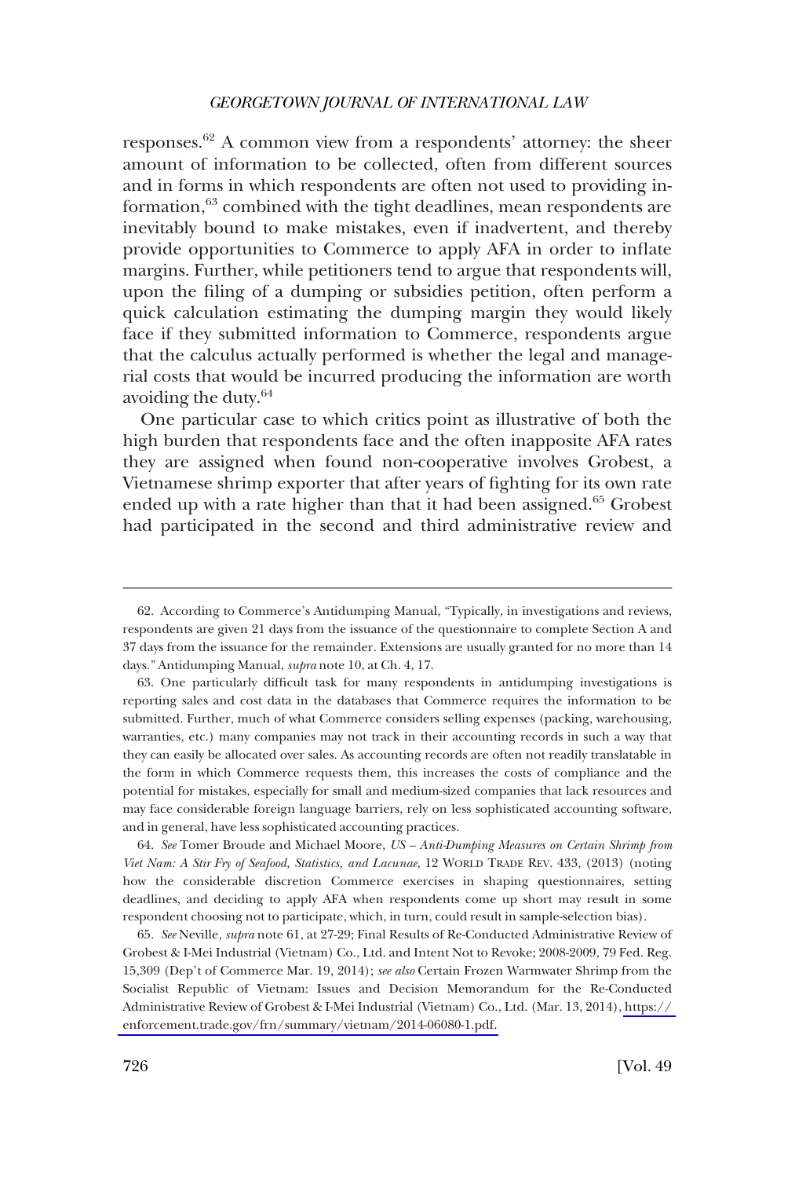responses.[62] A common view from a respondents' attorney: the sheer amount of information to be collected, often from different sources and in forms in which respondents are often not used to providing information,[63] combined with the tight deadlines, mean respondents are inevitably bound to make mistakes, even if inadvertent, and thereby provide opportunities to Commerce to apply AFA in order to inflate margins. Further, while petitioners tend to argue that respondents will, upon the filing of a dumping or subsidies petition, often perform a quick calculation estimating the dumping margin they would likely face if they submitted information to Commerce, respondents argue that the calculus actually performed is whether the legal and managerial costs that would be incurred producing the information are worth avoiding the duty.[64]

One particular case to which critics point as illustrative of both the high burden that respondents face and the often inapposite AFA rates they are assigned when found non-cooperative involves Grobest, a Vietnamese shrimp exporter that after years of fighting for its own rate ended up with a rate higher than that it had been assigned.[65] Grobest had participated in the second and third administrative review and

---

62. According to Commerce's Antidumping Manual, "Typically, in investigations and reviews, respondents are given 21 days from the issuance of the questionnaire to complete Section A and 37 days from the issuance for the remainder. Extensions are usually granted for no more than 14 days." Antidumping Manual, *supra* note 10, at Ch. 4, 17.

63. One particularly difficult task for many respondents in antidumping investigations is reporting sales and cost data in the databases that Commerce requires the information to be submitted. Further, much of what Commerce considers selling expenses (packing, warehousing, warranties, etc.) many companies may not track in their accounting records in such a way that they can easily be allocated over sales. As accounting records are often not readily translatable in the form in which Commerce requests them, this increases the costs of compliance and the potential for mistakes, especially for small and medium-sized companies that lack resources and may face considerable foreign language barriers, rely on less sophisticated accounting software, and in general, have less sophisticated accounting practices.

64. *See* Tomer Broude and Michael Moore, *US – Anti-Dumping Measures on Certain Shrimp from Viet Nam: A Stir Fry of Seafood, Statistics, and Lacunae*, 12 WORLD TRADE REV. 433, (2013) (noting how the considerable discretion Commerce exercises in shaping questionnaires, setting deadlines, and deciding to apply AFA when respondents come up short may result in some respondent choosing not to participate, which, in turn, could result in sample-selection bias).

65. *See* Neville, *supra* note 61, at 27-29; Final Results of Re-Conducted Administrative Review of Grobest & I-Mei Industrial (Vietnam) Co., Ltd. and Intent Not to Revoke; 2008-2009, 79 Fed. Reg. 15,309 (Dep't of Commerce Mar. 19, 2014); *see also* Certain Frozen Warmwater Shrimp from the Socialist Republic of Vietnam: Issues and Decision Memorandum for the Re-Conducted Administrative Review of Grobest & I-Mei Industrial (Vietnam) Co., Ltd. (Mar. 13, 2014), https://enforcement.trade.gov/frn/summary/vietnam/2014-06080-1.pdf.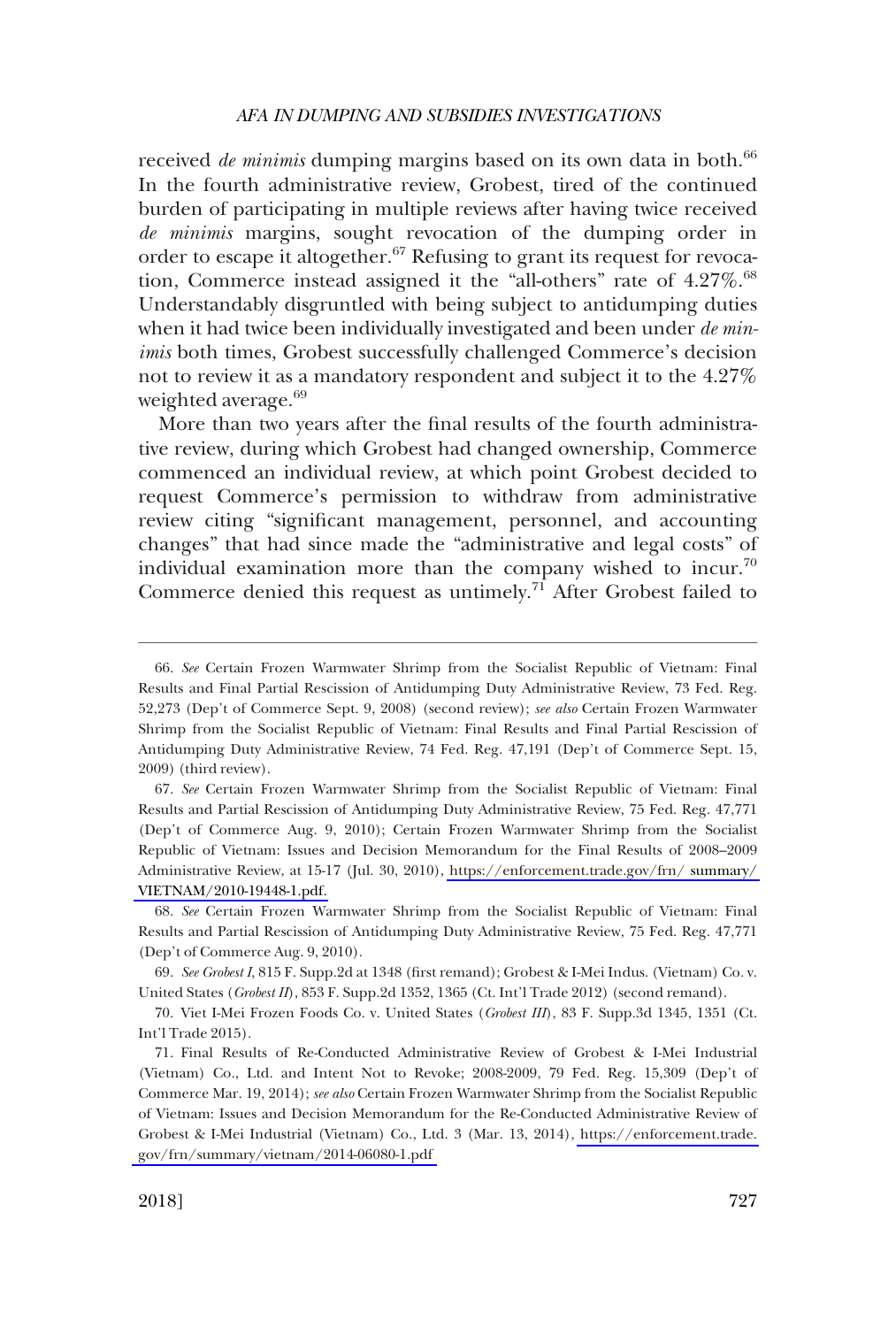received *de minimis* dumping margins based on its own data in both.[66] In the fourth administrative review, Grobest, tired of the continued burden of participating in multiple reviews after having twice received *de minimis* margins, sought revocation of the dumping order in order to escape it altogether.[67] Refusing to grant its request for revocation, Commerce instead assigned it the "all-others" rate of 4.27%.[68] Understandably disgruntled with being subject to antidumping duties when it had twice been individually investigated and been under *de minimis* both times, Grobest successfully challenged Commerce's decision not to review it as a mandatory respondent and subject it to the 4.27% weighted average.[69]

More than two years after the final results of the fourth administrative review, during which Grobest had changed ownership, Commerce commenced an individual review, at which point Grobest decided to request Commerce's permission to withdraw from administrative review citing "significant management, personnel, and accounting changes" that had since made the "administrative and legal costs" of individual examination more than the company wished to incur.[70] Commerce denied this request as untimely.[71] After Grobest failed to

---

66. *See* Certain Frozen Warmwater Shrimp from the Socialist Republic of Vietnam: Final Results and Final Partial Rescission of Antidumping Duty Administrative Review, 73 Fed. Reg. 52,273 (Dep't of Commerce Sept. 9, 2008) (second review); *see also* Certain Frozen Warmwater Shrimp from the Socialist Republic of Vietnam: Final Results and Final Partial Rescission of Antidumping Duty Administrative Review, 74 Fed. Reg. 47,191 (Dep't of Commerce Sept. 15, 2009) (third review).

67. *See* Certain Frozen Warmwater Shrimp from the Socialist Republic of Vietnam: Final Results and Partial Rescission of Antidumping Duty Administrative Review, 75 Fed. Reg. 47,771 (Dep't of Commerce Aug. 9, 2010); Certain Frozen Warmwater Shrimp from the Socialist Republic of Vietnam: Issues and Decision Memorandum for the Final Results of 2008–2009 Administrative Review, at 15-17 (Jul. 30, 2010), https://enforcement.trade.gov/frn/ summary/VIETNAM/2010-19448-1.pdf.

68. *See* Certain Frozen Warmwater Shrimp from the Socialist Republic of Vietnam: Final Results and Partial Rescission of Antidumping Duty Administrative Review, 75 Fed. Reg. 47,771 (Dep't of Commerce Aug. 9, 2010).

69. *See Grobest I*, 815 F. Supp.2d at 1348 (first remand); Grobest & I-Mei Indus. (Vietnam) Co. v. United States (*Grobest II*), 853 F. Supp.2d 1352, 1365 (Ct. Int'l Trade 2012) (second remand).

70. Viet I-Mei Frozen Foods Co. v. United States (*Grobest III*), 83 F. Supp.3d 1345, 1351 (Ct. Int'l Trade 2015).

71. Final Results of Re-Conducted Administrative Review of Grobest & I-Mei Industrial (Vietnam) Co., Ltd. and Intent Not to Revoke; 2008-2009, 79 Fed. Reg. 15,309 (Dep't of Commerce Mar. 19, 2014); *see also* Certain Frozen Warmwater Shrimp from the Socialist Republic of Vietnam: Issues and Decision Memorandum for the Re-Conducted Administrative Review of Grobest & I-Mei Industrial (Vietnam) Co., Ltd. 3 (Mar. 13, 2014), https://enforcement.trade.gov/frn/summary/vietnam/2014-06080-1.pdf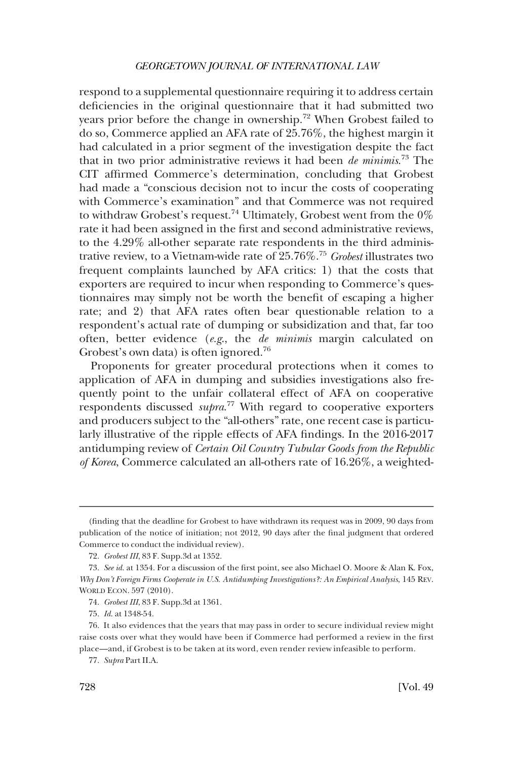respond to a supplemental questionnaire requiring it to address certain deficiencies in the original questionnaire that it had submitted two years prior before the change in ownership.[72] When Grobest failed to do so, Commerce applied an AFA rate of 25.76%, the highest margin it had calculated in a prior segment of the investigation despite the fact that in two prior administrative reviews it had been *de minimis*.[73] The CIT affirmed Commerce's determination, concluding that Grobest had made a "conscious decision not to incur the costs of cooperating with Commerce's examination" and that Commerce was not required to withdraw Grobest's request.[74] Ultimately, Grobest went from the 0% rate it had been assigned in the first and second administrative reviews, to the 4.29% all-other separate rate respondents in the third administrative review, to a Vietnam-wide rate of 25.76%.[75] *Grobest* illustrates two frequent complaints launched by AFA critics: 1) that the costs that exporters are required to incur when responding to Commerce's questionnaires may simply not be worth the benefit of escaping a higher rate; and 2) that AFA rates often bear questionable relation to a respondent's actual rate of dumping or subsidization and that, far too often, better evidence (*e.g.*, the *de minimis* margin calculated on Grobest's own data) is often ignored.[76]

Proponents for greater procedural protections when it comes to application of AFA in dumping and subsidies investigations also frequently point to the unfair collateral effect of AFA on cooperative respondents discussed *supra*.[77] With regard to cooperative exporters and producers subject to the "all-others" rate, one recent case is particularly illustrative of the ripple effects of AFA findings. In the 2016-2017 antidumping review of *Certain Oil Country Tubular Goods from the Republic of Korea*, Commerce calculated an all-others rate of 16.26%, a weighted-

(finding that the deadline for Grobest to have withdrawn its request was in 2009, 90 days from publication of the notice of initiation; not 2012, 90 days after the final judgment that ordered Commerce to conduct the individual review).

72. *Grobest III*, 83 F. Supp.3d at 1352.

73. *See id.* at 1354. For a discussion of the first point, see also Michael O. Moore & Alan K. Fox, *Why Don't Foreign Firms Cooperate in U.S. Antidumping Investigations?: An Empirical Analysis*, 145 REV. WORLD ECON. 597 (2010).

74. *Grobest III*, 83 F. Supp.3d at 1361.

75. *Id.* at 1348-54.

76. It also evidences that the years that may pass in order to secure individual review might raise costs over what they would have been if Commerce had performed a review in the first place—and, if Grobest is to be taken at its word, even render review infeasible to perform.

77. *Supra* Part II.A.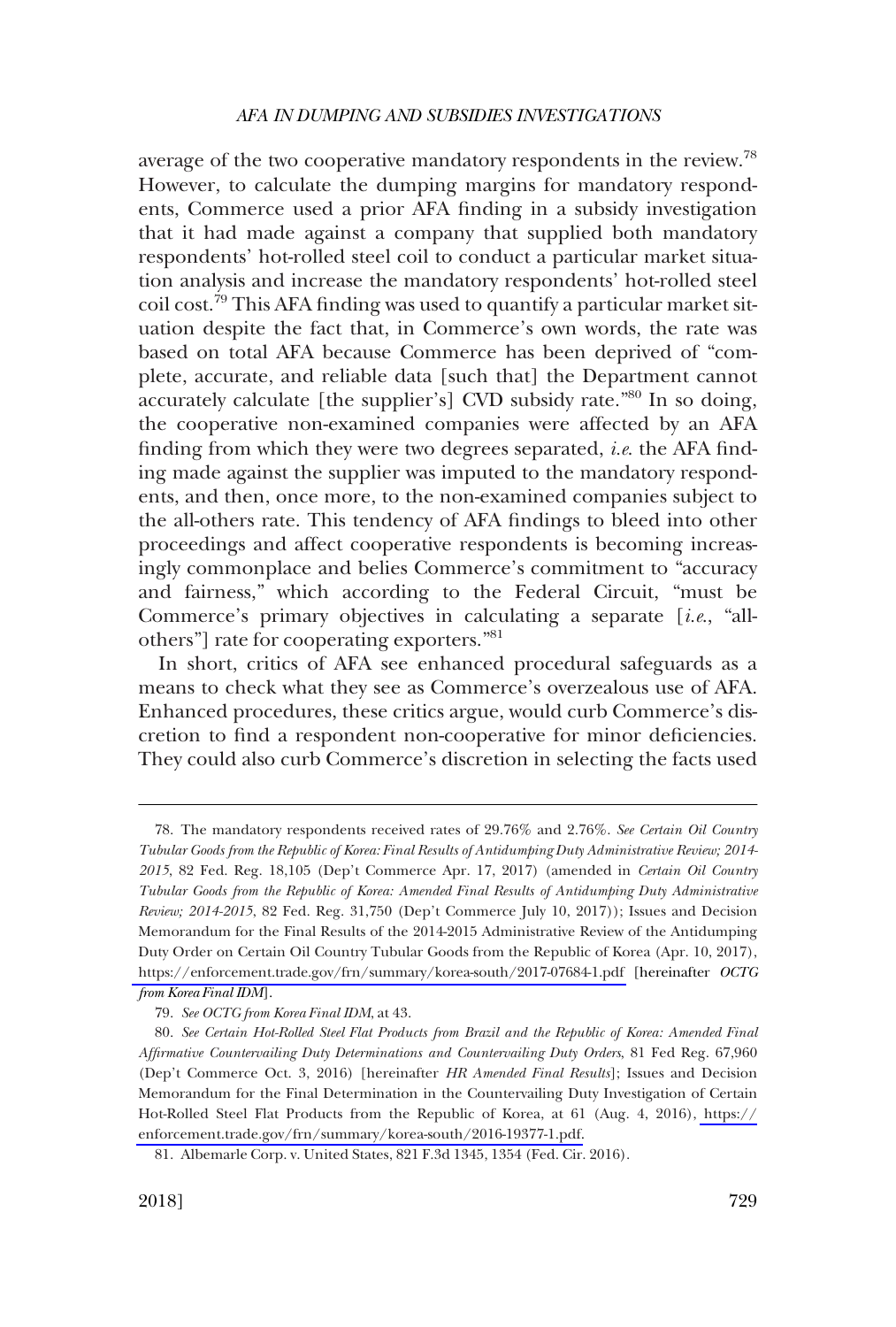average of the two cooperative mandatory respondents in the review.[78] However, to calculate the dumping margins for mandatory respondents, Commerce used a prior AFA finding in a subsidy investigation that it had made against a company that supplied both mandatory respondents' hot-rolled steel coil to conduct a particular market situation analysis and increase the mandatory respondents' hot-rolled steel coil cost.[79] This AFA finding was used to quantify a particular market situation despite the fact that, in Commerce's own words, the rate was based on total AFA because Commerce has been deprived of "complete, accurate, and reliable data [such that] the Department cannot accurately calculate [the supplier's] CVD subsidy rate."[80] In so doing, the cooperative non-examined companies were affected by an AFA finding from which they were two degrees separated, *i.e.* the AFA finding made against the supplier was imputed to the mandatory respondents, and then, once more, to the non-examined companies subject to the all-others rate. This tendency of AFA findings to bleed into other proceedings and affect cooperative respondents is becoming increasingly commonplace and belies Commerce's commitment to "accuracy and fairness," which according to the Federal Circuit, "must be Commerce's primary objectives in calculating a separate [*i.e.*, "all-others"] rate for cooperating exporters."[81]

In short, critics of AFA see enhanced procedural safeguards as a means to check what they see as Commerce's overzealous use of AFA. Enhanced procedures, these critics argue, would curb Commerce's discretion to find a respondent non-cooperative for minor deficiencies. They could also curb Commerce's discretion in selecting the facts used

---

78. The mandatory respondents received rates of 29.76% and 2.76%. *See Certain Oil Country Tubular Goods from the Republic of Korea: Final Results of Antidumping Duty Administrative Review; 2014-2015*, 82 Fed. Reg. 18,105 (Dep't Commerce Apr. 17, 2017) (amended in *Certain Oil Country Tubular Goods from the Republic of Korea: Amended Final Results of Antidumping Duty Administrative Review; 2014-2015*, 82 Fed. Reg. 31,750 (Dep't Commerce July 10, 2017)); Issues and Decision Memorandum for the Final Results of the 2014-2015 Administrative Review of the Antidumping Duty Order on Certain Oil Country Tubular Goods from the Republic of Korea (Apr. 10, 2017), https://enforcement.trade.gov/frn/summary/korea-south/2017-07684-1.pdf [hereinafter *OCTG from Korea Final IDM*].

79. *See OCTG from Korea Final IDM*, at 43.

80. *See Certain Hot-Rolled Steel Flat Products from Brazil and the Republic of Korea: Amended Final Affirmative Countervailing Duty Determinations and Countervailing Duty Orders*, 81 Fed Reg. 67,960 (Dep't Commerce Oct. 3, 2016) [hereinafter *HR Amended Final Results*]; Issues and Decision Memorandum for the Final Determination in the Countervailing Duty Investigation of Certain Hot-Rolled Steel Flat Products from the Republic of Korea, at 61 (Aug. 4, 2016), https://enforcement.trade.gov/frn/summary/korea-south/2016-19377-1.pdf.

81. Albemarle Corp. v. United States, 821 F.3d 1345, 1354 (Fed. Cir. 2016).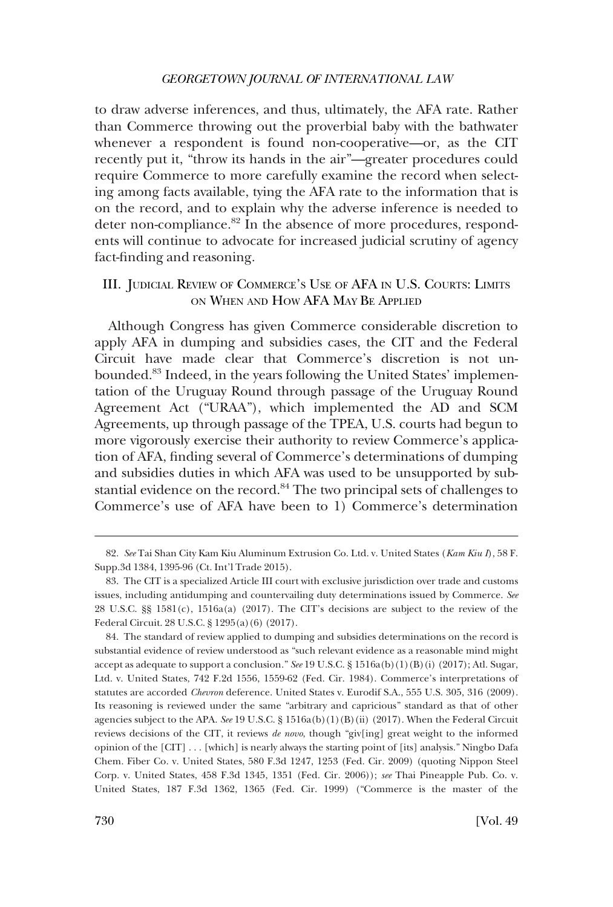to draw adverse inferences, and thus, ultimately, the AFA rate. Rather than Commerce throwing out the proverbial baby with the bathwater whenever a respondent is found non-cooperative—or, as the CIT recently put it, "throw its hands in the air"—greater procedures could require Commerce to more carefully examine the record when selecting among facts available, tying the AFA rate to the information that is on the record, and to explain why the adverse inference is needed to deter non-compliance.[82] In the absence of more procedures, respondents will continue to advocate for increased judicial scrutiny of agency fact-finding and reasoning.

## III. Judicial Review of Commerce's Use of AFA in U.S. Courts: Limits on When and How AFA May Be Applied

Although Congress has given Commerce considerable discretion to apply AFA in dumping and subsidies cases, the CIT and the Federal Circuit have made clear that Commerce's discretion is not unbounded.[83] Indeed, in the years following the United States' implementation of the Uruguay Round through passage of the Uruguay Round Agreement Act ("URAA"), which implemented the AD and SCM Agreements, up through passage of the TPEA, U.S. courts had begun to more vigorously exercise their authority to review Commerce's application of AFA, finding several of Commerce's determinations of dumping and subsidies duties in which AFA was used to be unsupported by substantial evidence on the record.[84] The two principal sets of challenges to Commerce's use of AFA have been to 1) Commerce's determination

---

82. *See* Tai Shan City Kam Kiu Aluminum Extrusion Co. Ltd. v. United States (*Kam Kiu I*), 58 F. Supp.3d 1384, 1395-96 (Ct. Int'l Trade 2015).

83. The CIT is a specialized Article III court with exclusive jurisdiction over trade and customs issues, including antidumping and countervailing duty determinations issued by Commerce. *See* 28 U.S.C. §§ 1581(c), 1516a(a) (2017). The CIT's decisions are subject to the review of the Federal Circuit. 28 U.S.C. § 1295(a)(6) (2017).

84. The standard of review applied to dumping and subsidies determinations on the record is substantial evidence of review understood as "such relevant evidence as a reasonable mind might accept as adequate to support a conclusion." *See* 19 U.S.C. § 1516a(b)(1)(B)(i) (2017); Atl. Sugar, Ltd. v. United States, 742 F.2d 1556, 1559-62 (Fed. Cir. 1984). Commerce's interpretations of statutes are accorded *Chevron* deference. United States v. Eurodif S.A., 555 U.S. 305, 316 (2009). Its reasoning is reviewed under the same "arbitrary and capricious" standard as that of other agencies subject to the APA. *See* 19 U.S.C. § 1516a(b)(1)(B)(ii) (2017). When the Federal Circuit reviews decisions of the CIT, it reviews *de novo*, though "giv[ing] great weight to the informed opinion of the [CIT] . . . [which] is nearly always the starting point of [its] analysis." Ningbo Dafa Chem. Fiber Co. v. United States, 580 F.3d 1247, 1253 (Fed. Cir. 2009) (quoting Nippon Steel Corp. v. United States, 458 F.3d 1345, 1351 (Fed. Cir. 2006)); *see* Thai Pineapple Pub. Co. v. United States, 187 F.3d 1362, 1365 (Fed. Cir. 1999) ("Commerce is the master of the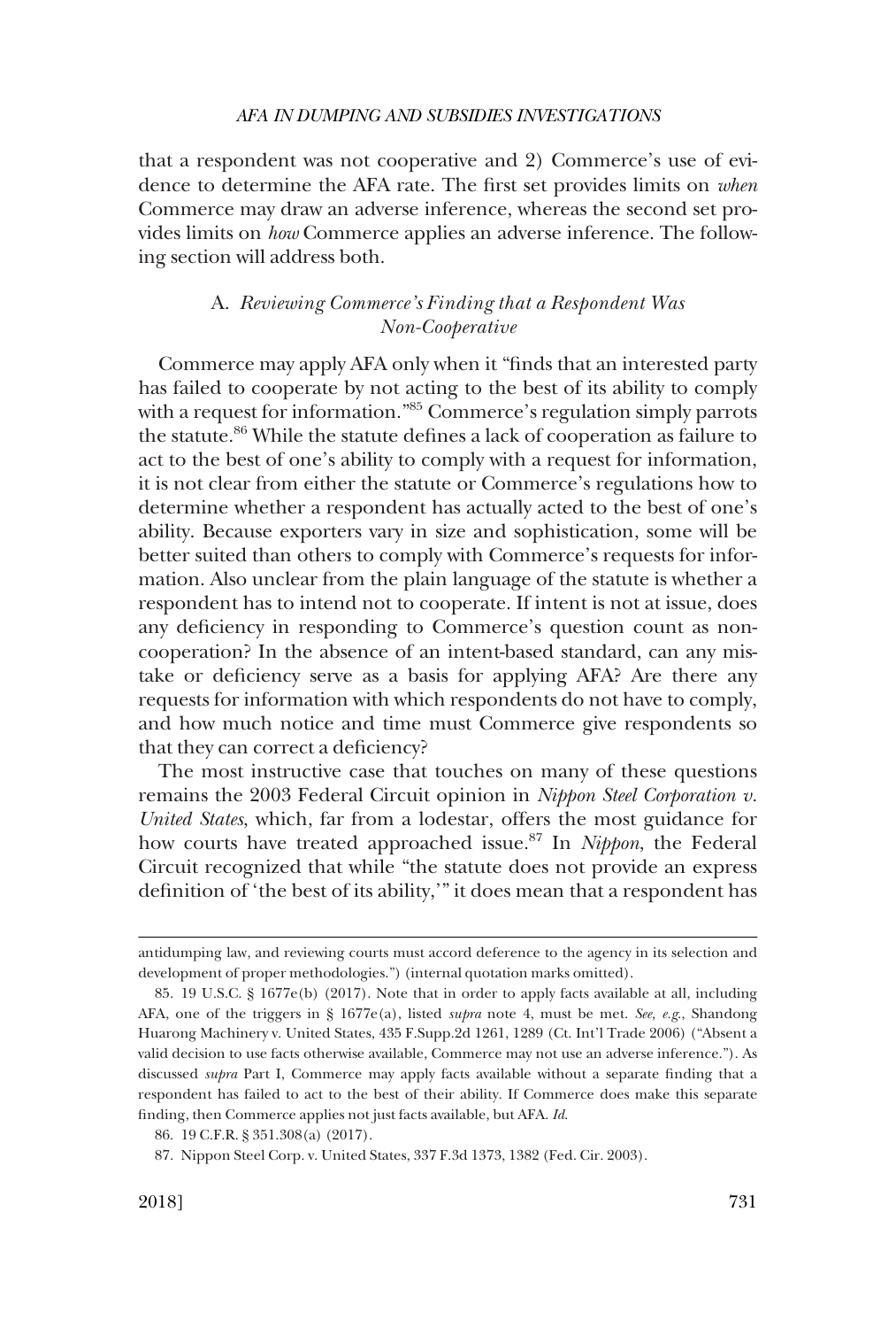that a respondent was not cooperative and 2) Commerce's use of evidence to determine the AFA rate. The first set provides limits on *when* Commerce may draw an adverse inference, whereas the second set provides limits on *how* Commerce applies an adverse inference. The following section will address both.

### A. *Reviewing Commerce's Finding that a Respondent Was Non-Cooperative*

Commerce may apply AFA only when it "finds that an interested party has failed to cooperate by not acting to the best of its ability to comply with a request for information."[85] Commerce's regulation simply parrots the statute.[86] While the statute defines a lack of cooperation as failure to act to the best of one's ability to comply with a request for information, it is not clear from either the statute or Commerce's regulations how to determine whether a respondent has actually acted to the best of one's ability. Because exporters vary in size and sophistication, some will be better suited than others to comply with Commerce's requests for information. Also unclear from the plain language of the statute is whether a respondent has to intend not to cooperate. If intent is not at issue, does any deficiency in responding to Commerce's question count as non-cooperation? In the absence of an intent-based standard, can any mistake or deficiency serve as a basis for applying AFA? Are there any requests for information with which respondents do not have to comply, and how much notice and time must Commerce give respondents so that they can correct a deficiency?

The most instructive case that touches on many of these questions remains the 2003 Federal Circuit opinion in *Nippon Steel Corporation v. United States*, which, far from a lodestar, offers the most guidance for how courts have treated approached issue.[87] In *Nippon*, the Federal Circuit recognized that while "the statute does not provide an express definition of 'the best of its ability,'" it does mean that a respondent has

---

antidumping law, and reviewing courts must accord deference to the agency in its selection and development of proper methodologies.") (internal quotation marks omitted).

85. 19 U.S.C. § 1677e(b) (2017). Note that in order to apply facts available at all, including AFA, one of the triggers in § 1677e(a), listed *supra* note 4, must be met. *See, e.g.*, Shandong Huarong Machinery v. United States, 435 F.Supp.2d 1261, 1289 (Ct. Int'l Trade 2006) ("Absent a valid decision to use facts otherwise available, Commerce may not use an adverse inference."). As discussed *supra* Part I, Commerce may apply facts available without a separate finding that a respondent has failed to act to the best of their ability. If Commerce does make this separate finding, then Commerce applies not just facts available, but AFA. *Id.*

86. 19 C.F.R. § 351.308(a) (2017).

87. Nippon Steel Corp. v. United States, 337 F.3d 1373, 1382 (Fed. Cir. 2003).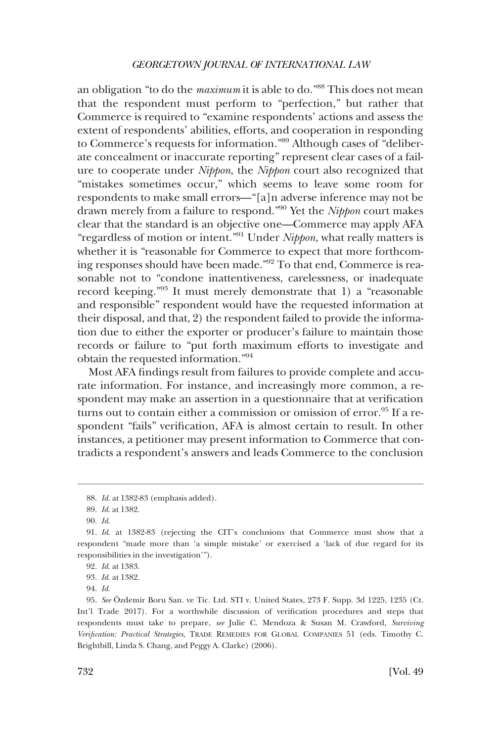an obligation "to do the *maximum* it is able to do."[88] This does not mean that the respondent must perform to "perfection," but rather that Commerce is required to "examine respondents' actions and assess the extent of respondents' abilities, efforts, and cooperation in responding to Commerce's requests for information."[89] Although cases of "deliberate concealment or inaccurate reporting" represent clear cases of a failure to cooperate under *Nippon*, the *Nippon* court also recognized that "mistakes sometimes occur," which seems to leave some room for respondents to make small errors—"[a]n adverse inference may not be drawn merely from a failure to respond."[90] Yet the *Nippon* court makes clear that the standard is an objective one—Commerce may apply AFA "regardless of motion or intent."[91] Under *Nippon*, what really matters is whether it is "reasonable for Commerce to expect that more forthcoming responses should have been made."[92] To that end, Commerce is reasonable not to "condone inattentiveness, carelessness, or inadequate record keeping."[93] It must merely demonstrate that 1) a "reasonable and responsible" respondent would have the requested information at their disposal, and that, 2) the respondent failed to provide the information due to either the exporter or producer's failure to maintain those records or failure to "put forth maximum efforts to investigate and obtain the requested information."[94]

Most AFA findings result from failures to provide complete and accurate information. For instance, and increasingly more common, a respondent may make an assertion in a questionnaire that at verification turns out to contain either a commission or omission of error.[95] If a respondent "fails" verification, AFA is almost certain to result. In other instances, a petitioner may present information to Commerce that contradicts a respondent's answers and leads Commerce to the conclusion

---

88. *Id.* at 1382-83 (emphasis added).

89. *Id.* at 1382.

90. *Id.*

91. *Id.* at 1382-83 (rejecting the CIT's conclusions that Commerce must show that a respondent "made more than 'a simple mistake' or exercised a 'lack of due regard for its responsibilities in the investigation'").

92. *Id.* at 1383.

93. *Id.* at 1382.

94. *Id.*

95. *See* Özdemir Boru San. ve Tic. Ltd. STI v. United States, 273 F. Supp. 3d 1225, 1235 (Ct. Int'l Trade 2017). For a worthwhile discussion of verification procedures and steps that respondents must take to prepare, *see* Julie C. Mendoza & Susan M. Crawford, *Surviving Verification: Practical Strategies*, TRADE REMEDIES FOR GLOBAL COMPANIES 51 (eds. Timothy C. Brightbill, Linda S. Chang, and Peggy A. Clarke) (2006).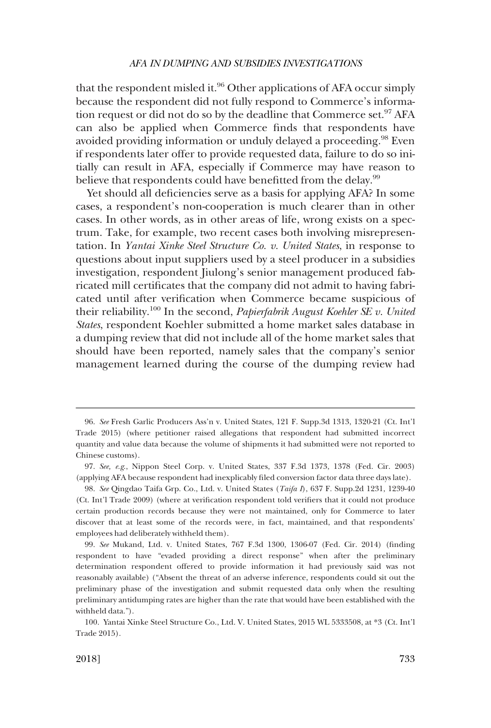that the respondent misled it.[96] Other applications of AFA occur simply because the respondent did not fully respond to Commerce's information request or did not do so by the deadline that Commerce set.[97] AFA can also be applied when Commerce finds that respondents have avoided providing information or unduly delayed a proceeding.[98] Even if respondents later offer to provide requested data, failure to do so initially can result in AFA, especially if Commerce may have reason to believe that respondents could have benefitted from the delay.[99]

Yet should all deficiencies serve as a basis for applying AFA? In some cases, a respondent's non-cooperation is much clearer than in other cases. In other words, as in other areas of life, wrong exists on a spectrum. Take, for example, two recent cases both involving misrepresentation. In *Yantai Xinke Steel Structure Co. v. United States*, in response to questions about input suppliers used by a steel producer in a subsidies investigation, respondent Jiulong's senior management produced fabricated mill certificates that the company did not admit to having fabricated until after verification when Commerce became suspicious of their reliability.[100] In the second, *Papierfabrik August Koehler SE v. United States*, respondent Koehler submitted a home market sales database in a dumping review that did not include all of the home market sales that should have been reported, namely sales that the company's senior management learned during the course of the dumping review had

---

96. *See* Fresh Garlic Producers Ass'n v. United States, 121 F. Supp.3d 1313, 1320-21 (Ct. Int'l Trade 2015) (where petitioner raised allegations that respondent had submitted incorrect quantity and value data because the volume of shipments it had submitted were not reported to Chinese customs).

97. *See, e.g.*, Nippon Steel Corp. v. United States, 337 F.3d 1373, 1378 (Fed. Cir. 2003) (applying AFA because respondent had inexplicably filed conversion factor data three days late).

98. *See* Qingdao Taifa Grp. Co., Ltd. v. United States (*Taifa I*), 637 F. Supp.2d 1231, 1239-40 (Ct. Int'l Trade 2009) (where at verification respondent told verifiers that it could not produce certain production records because they were not maintained, only for Commerce to later discover that at least some of the records were, in fact, maintained, and that respondents' employees had deliberately withheld them).

99. *See* Mukand, Ltd. v. United States, 767 F.3d 1300, 1306-07 (Fed. Cir. 2014) (finding respondent to have "evaded providing a direct response" when after the preliminary determination respondent offered to provide information it had previously said was not reasonably available) ("Absent the threat of an adverse inference, respondents could sit out the preliminary phase of the investigation and submit requested data only when the resulting preliminary antidumping rates are higher than the rate that would have been established with the withheld data.").

100. Yantai Xinke Steel Structure Co., Ltd. V. United States, 2015 WL 5333508, at *3 (Ct. Int'l Trade 2015).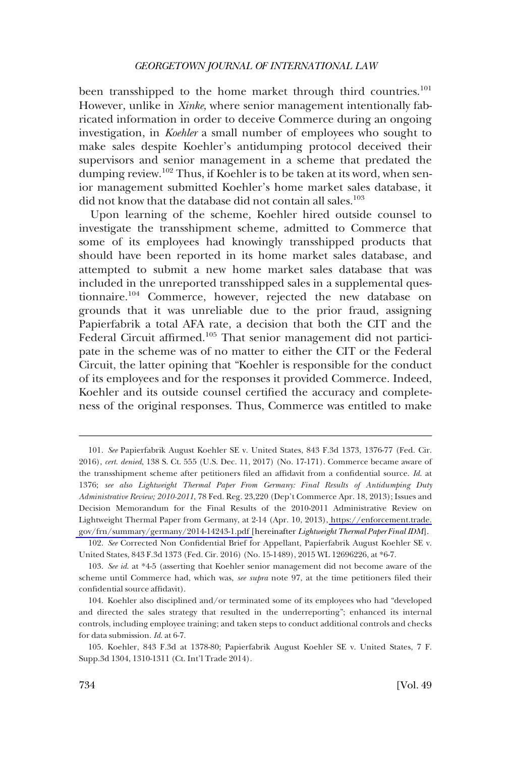been transshipped to the home market through third countries.[101] However, unlike in *Xinke*, where senior management intentionally fabricated information in order to deceive Commerce during an ongoing investigation, in *Koehler* a small number of employees who sought to make sales despite Koehler's antidumping protocol deceived their supervisors and senior management in a scheme that predated the dumping review.[102] Thus, if Koehler is to be taken at its word, when senior management submitted Koehler's home market sales database, it did not know that the database did not contain all sales.[103]

Upon learning of the scheme, Koehler hired outside counsel to investigate the transshipment scheme, admitted to Commerce that some of its employees had knowingly transshipped products that should have been reported in its home market sales database, and attempted to submit a new home market sales database that was included in the unreported transshipped sales in a supplemental questionnaire.[104] Commerce, however, rejected the new database on grounds that it was unreliable due to the prior fraud, assigning Papierfabrik a total AFA rate, a decision that both the CIT and the Federal Circuit affirmed.[105] That senior management did not participate in the scheme was of no matter to either the CIT or the Federal Circuit, the latter opining that "Koehler is responsible for the conduct of its employees and for the responses it provided Commerce. Indeed, Koehler and its outside counsel certified the accuracy and completeness of the original responses. Thus, Commerce was entitled to make

---

101. *See* Papierfabrik August Koehler SE v. United States, 843 F.3d 1373, 1376-77 (Fed. Cir. 2016), *cert. denied*, 138 S. Ct. 555 (U.S. Dec. 11, 2017) (No. 17-171). Commerce became aware of the transshipment scheme after petitioners filed an affidavit from a confidential source. *Id.* at 1376; *see also Lightweight Thermal Paper From Germany: Final Results of Antidumping Duty Administrative Review; 2010-2011*, 78 Fed. Reg. 23,220 (Dep't Commerce Apr. 18, 2013); Issues and Decision Memorandum for the Final Results of the 2010-2011 Administrative Review on Lightweight Thermal Paper from Germany, at 2-14 (Apr. 10, 2013), https://enforcement.trade.gov/frn/summary/germany/2014-14243-1.pdf [hereinafter *Lightweight Thermal Paper Final IDM*].

102. *See* Corrected Non Confidential Brief for Appellant, Papierfabrik August Koehler SE v. United States, 843 F.3d 1373 (Fed. Cir. 2016) (No. 15-1489), 2015 WL 12696226, at *6-7.

103. *See id.* at *4-5 (asserting that Koehler senior management did not become aware of the scheme until Commerce had, which was, *see supra* note 97, at the time petitioners filed their confidential source affidavit).

104. Koehler also disciplined and/or terminated some of its employees who had "developed and directed the sales strategy that resulted in the underreporting"; enhanced its internal controls, including employee training; and taken steps to conduct additional controls and checks for data submission. *Id.* at 6-7.

105. Koehler, 843 F.3d at 1378-80; Papierfabrik August Koehler SE v. United States, 7 F. Supp.3d 1304, 1310-1311 (Ct. Int'l Trade 2014).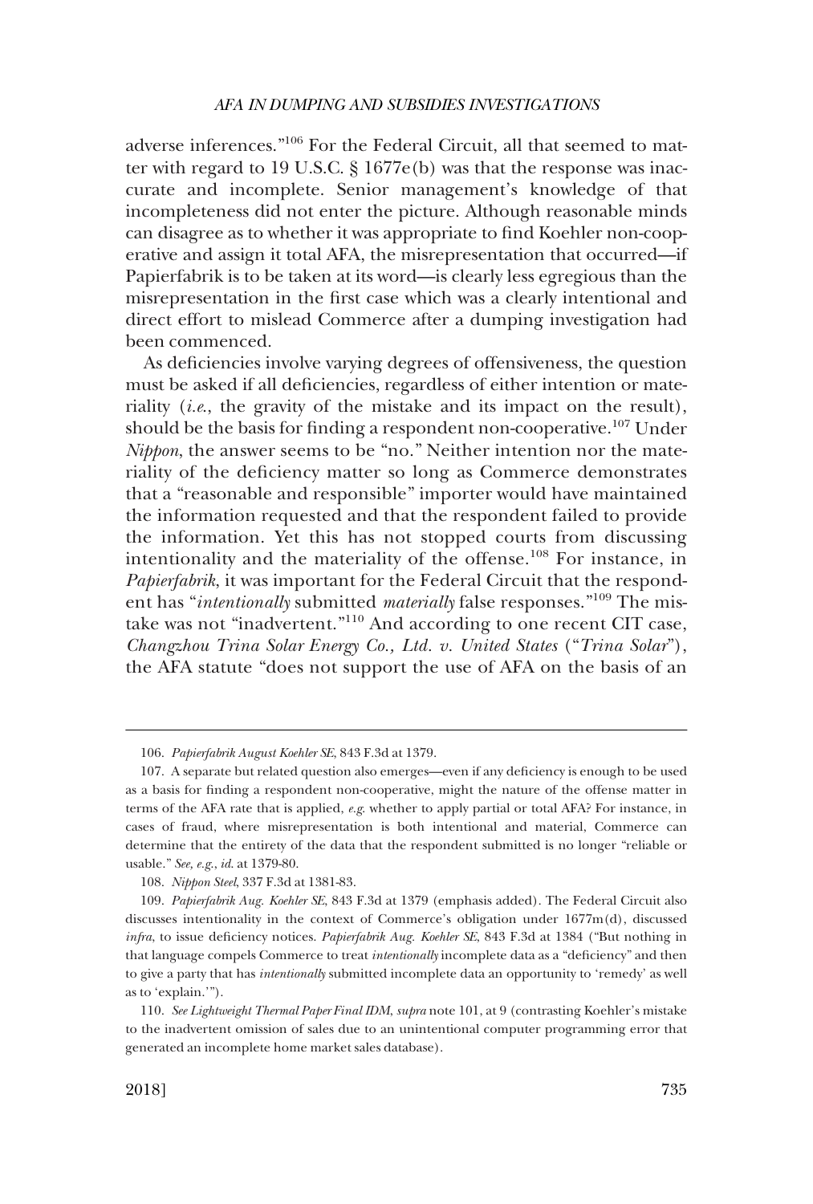adverse inferences."[106] For the Federal Circuit, all that seemed to matter with regard to 19 U.S.C. § 1677e(b) was that the response was inaccurate and incomplete. Senior management's knowledge of that incompleteness did not enter the picture. Although reasonable minds can disagree as to whether it was appropriate to find Koehler non-cooperative and assign it total AFA, the misrepresentation that occurred—if Papierfabrik is to be taken at its word—is clearly less egregious than the misrepresentation in the first case which was a clearly intentional and direct effort to mislead Commerce after a dumping investigation had been commenced.

As deficiencies involve varying degrees of offensiveness, the question must be asked if all deficiencies, regardless of either intention or materiality (*i.e.*, the gravity of the mistake and its impact on the result), should be the basis for finding a respondent non-cooperative.[107] Under *Nippon*, the answer seems to be "no." Neither intention nor the materiality of the deficiency matter so long as Commerce demonstrates that a "reasonable and responsible" importer would have maintained the information requested and that the respondent failed to provide the information. Yet this has not stopped courts from discussing intentionality and the materiality of the offense.[108] For instance, in *Papierfabrik*, it was important for the Federal Circuit that the respondent has "*intentionally* submitted *materially* false responses."[109] The mistake was not "inadvertent."[110] And according to one recent CIT case, *Changzhou Trina Solar Energy Co., Ltd. v. United States* ("*Trina Solar*"), the AFA statute "does not support the use of AFA on the basis of an

---

106. *Papierfabrik August Koehler SE*, 843 F.3d at 1379.

107. A separate but related question also emerges—even if any deficiency is enough to be used as a basis for finding a respondent non-cooperative, might the nature of the offense matter in terms of the AFA rate that is applied, *e.g.* whether to apply partial or total AFA? For instance, in cases of fraud, where misrepresentation is both intentional and material, Commerce can determine that the entirety of the data that the respondent submitted is no longer "reliable or usable." *See, e.g.*, *id.* at 1379-80.

108. *Nippon Steel*, 337 F.3d at 1381-83.

109. *Papierfabrik Aug. Koehler SE*, 843 F.3d at 1379 (emphasis added). The Federal Circuit also discusses intentionality in the context of Commerce's obligation under 1677m(d), discussed *infra*, to issue deficiency notices. *Papierfabrik Aug. Koehler SE*, 843 F.3d at 1384 ("But nothing in that language compels Commerce to treat *intentionally* incomplete data as a "deficiency" and then to give a party that has *intentionally* submitted incomplete data an opportunity to 'remedy' as well as to 'explain.'").

110. *See Lightweight Thermal Paper Final IDM*, *supra* note 101, at 9 (contrasting Koehler's mistake to the inadvertent omission of sales due to an unintentional computer programming error that generated an incomplete home market sales database).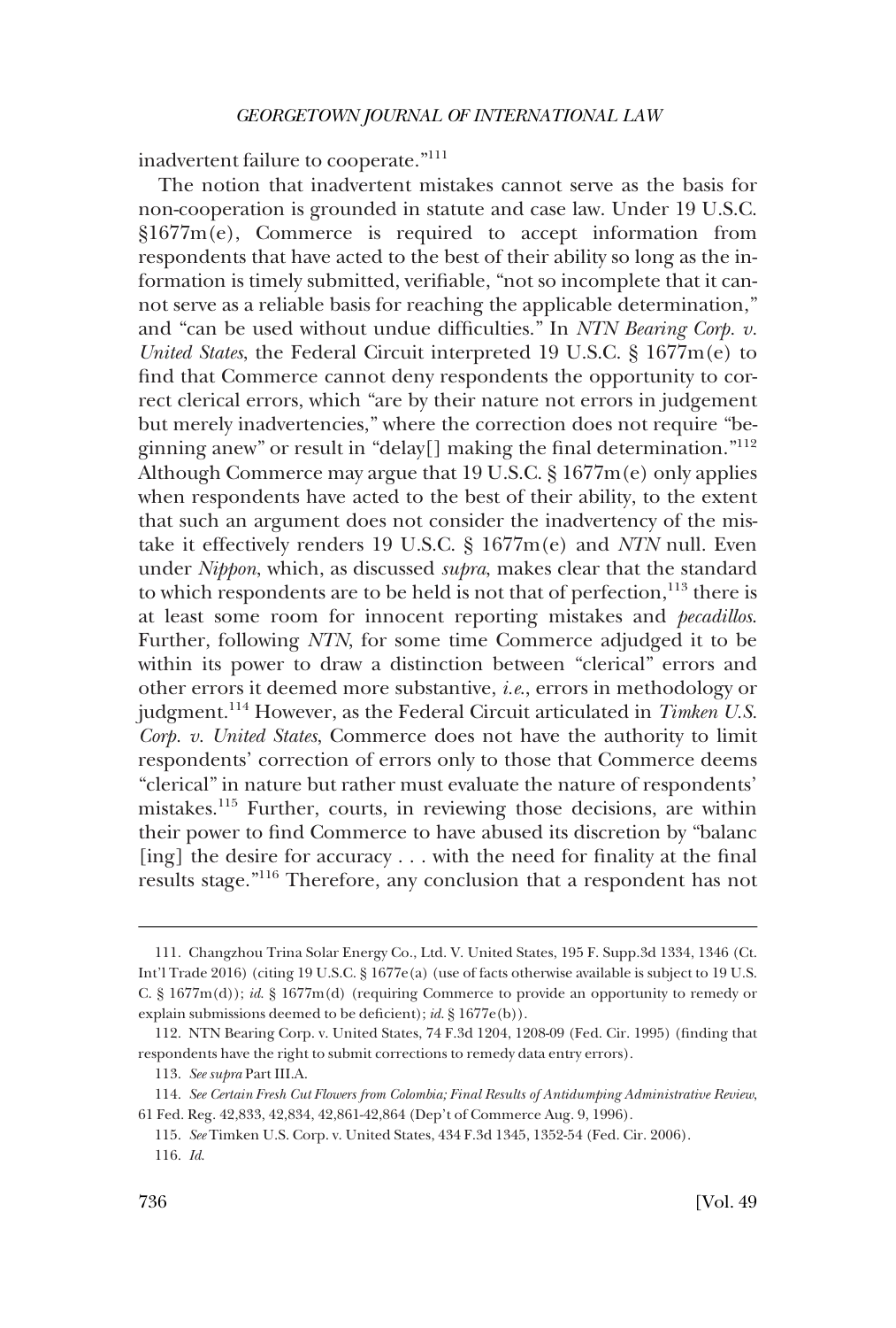inadvertent failure to cooperate."[111]

The notion that inadvertent mistakes cannot serve as the basis for non-cooperation is grounded in statute and case law. Under 19 U.S.C. §1677m(e), Commerce is required to accept information from respondents that have acted to the best of their ability so long as the information is timely submitted, verifiable, "not so incomplete that it cannot serve as a reliable basis for reaching the applicable determination," and "can be used without undue difficulties." In *NTN Bearing Corp. v. United States*, the Federal Circuit interpreted 19 U.S.C. § 1677m(e) to find that Commerce cannot deny respondents the opportunity to correct clerical errors, which "are by their nature not errors in judgement but merely inadvertencies," where the correction does not require "beginning anew" or result in "delay[] making the final determination."[112] Although Commerce may argue that 19 U.S.C. § 1677m(e) only applies when respondents have acted to the best of their ability, to the extent that such an argument does not consider the inadvertency of the mistake it effectively renders 19 U.S.C. § 1677m(e) and *NTN* null. Even under *Nippon*, which, as discussed *supra*, makes clear that the standard to which respondents are to be held is not that of perfection,[113] there is at least some room for innocent reporting mistakes and *pecadillos*. Further, following *NTN*, for some time Commerce adjudged it to be within its power to draw a distinction between "clerical" errors and other errors it deemed more substantive, *i.e.*, errors in methodology or judgment.[114] However, as the Federal Circuit articulated in *Timken U.S. Corp. v. United States*, Commerce does not have the authority to limit respondents' correction of errors only to those that Commerce deems "clerical" in nature but rather must evaluate the nature of respondents' mistakes.[115] Further, courts, in reviewing those decisions, are within their power to find Commerce to have abused its discretion by "balanc[ing] the desire for accuracy . . . with the need for finality at the final results stage."[116] Therefore, any conclusion that a respondent has not

---

111. Changzhou Trina Solar Energy Co., Ltd. V. United States, 195 F. Supp.3d 1334, 1346 (Ct. Int'l Trade 2016) (citing 19 U.S.C. § 1677e(a) (use of facts otherwise available is subject to 19 U.S.C. § 1677m(d)); *id.* § 1677m(d) (requiring Commerce to provide an opportunity to remedy or explain submissions deemed to be deficient); *id.* § 1677e(b)).

112. NTN Bearing Corp. v. United States, 74 F.3d 1204, 1208-09 (Fed. Cir. 1995) (finding that respondents have the right to submit corrections to remedy data entry errors).

113. *See supra* Part III.A.

114. *See Certain Fresh Cut Flowers from Colombia; Final Results of Antidumping Administrative Review*, 61 Fed. Reg. 42,833, 42,834, 42,861-42,864 (Dep't of Commerce Aug. 9, 1996).

115. *See* Timken U.S. Corp. v. United States, 434 F.3d 1345, 1352-54 (Fed. Cir. 2006).

116. *Id.*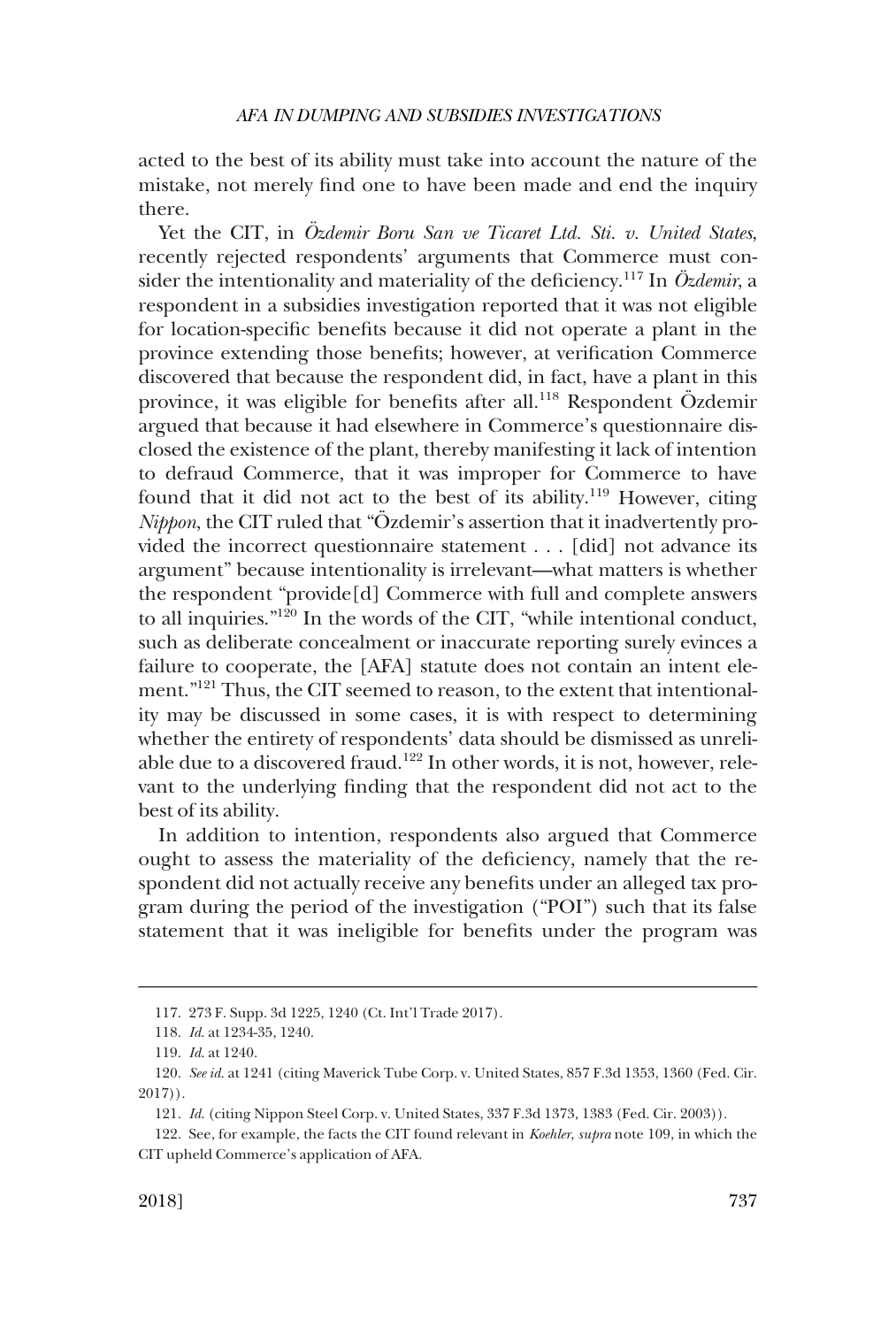acted to the best of its ability must take into account the nature of the mistake, not merely find one to have been made and end the inquiry there.

Yet the CIT, in *Özdemir Boru San ve Ticaret Ltd. Sti. v. United States*, recently rejected respondents' arguments that Commerce must consider the intentionality and materiality of the deficiency.[117] In *Özdemir*, a respondent in a subsidies investigation reported that it was not eligible for location-specific benefits because it did not operate a plant in the province extending those benefits; however, at verification Commerce discovered that because the respondent did, in fact, have a plant in this province, it was eligible for benefits after all.[118] Respondent Özdemir argued that because it had elsewhere in Commerce's questionnaire disclosed the existence of the plant, thereby manifesting it lack of intention to defraud Commerce, that it was improper for Commerce to have found that it did not act to the best of its ability.[119] However, citing *Nippon*, the CIT ruled that "Özdemir's assertion that it inadvertently provided the incorrect questionnaire statement . . . [did] not advance its argument" because intentionality is irrelevant—what matters is whether the respondent "provide[d] Commerce with full and complete answers to all inquiries."[120] In the words of the CIT, "while intentional conduct, such as deliberate concealment or inaccurate reporting surely evinces a failure to cooperate, the [AFA] statute does not contain an intent element."[121] Thus, the CIT seemed to reason, to the extent that intentionality may be discussed in some cases, it is with respect to determining whether the entirety of respondents' data should be dismissed as unreliable due to a discovered fraud.[122] In other words, it is not, however, relevant to the underlying finding that the respondent did not act to the best of its ability.

In addition to intention, respondents also argued that Commerce ought to assess the materiality of the deficiency, namely that the respondent did not actually receive any benefits under an alleged tax program during the period of the investigation ("POI") such that its false statement that it was ineligible for benefits under the program was

---

117. 273 F. Supp. 3d 1225, 1240 (Ct. Int'l Trade 2017).

118. *Id.* at 1234-35, 1240.

119. *Id.* at 1240.

120. *See id.* at 1241 (citing Maverick Tube Corp. v. United States, 857 F.3d 1353, 1360 (Fed. Cir. 2017)).

121. *Id.* (citing Nippon Steel Corp. v. United States, 337 F.3d 1373, 1383 (Fed. Cir. 2003)).

122. See, for example, the facts the CIT found relevant in *Koehler*, *supra* note 109, in which the CIT upheld Commerce's application of AFA.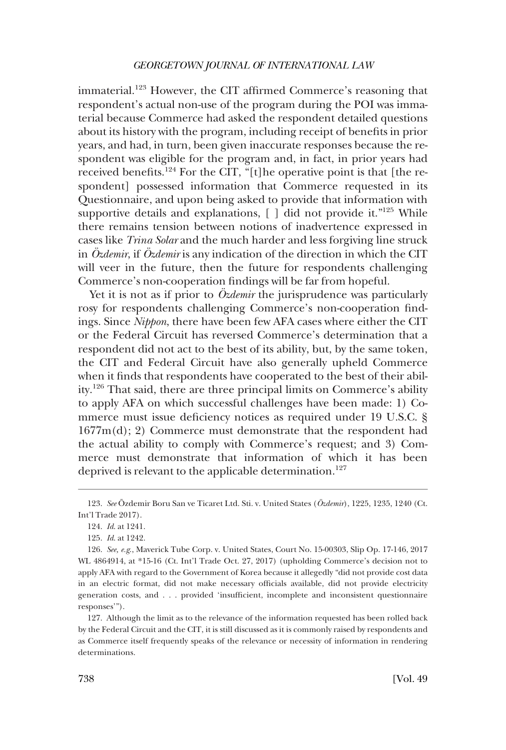immaterial.[123] However, the CIT affirmed Commerce's reasoning that respondent's actual non-use of the program during the POI was immaterial because Commerce had asked the respondent detailed questions about its history with the program, including receipt of benefits in prior years, and had, in turn, been given inaccurate responses because the respondent was eligible for the program and, in fact, in prior years had received benefits.[124] For the CIT, "[t]he operative point is that [the respondent] possessed information that Commerce requested in its Questionnaire, and upon being asked to provide that information with supportive details and explanations, [ ] did not provide it."[125] While there remains tension between notions of inadvertence expressed in cases like *Trina Solar* and the much harder and less forgiving line struck in *Özdemir*, if *Özdemir* is any indication of the direction in which the CIT will veer in the future, then the future for respondents challenging Commerce's non-cooperation findings will be far from hopeful.

Yet it is not as if prior to *Özdemir* the jurisprudence was particularly rosy for respondents challenging Commerce's non-cooperation findings. Since *Nippon*, there have been few AFA cases where either the CIT or the Federal Circuit has reversed Commerce's determination that a respondent did not act to the best of its ability, but, by the same token, the CIT and Federal Circuit have also generally upheld Commerce when it finds that respondents have cooperated to the best of their ability.[126] That said, there are three principal limits on Commerce's ability to apply AFA on which successful challenges have been made: 1) Commerce must issue deficiency notices as required under 19 U.S.C. § 1677m(d); 2) Commerce must demonstrate that the respondent had the actual ability to comply with Commerce's request; and 3) Commerce must demonstrate that information of which it has been deprived is relevant to the applicable determination.[127]

---

123. *See* Özdemir Boru San ve Ticaret Ltd. Sti. v. United States (*Özdemir*), 1225, 1235, 1240 (Ct. Int'l Trade 2017).

124. *Id.* at 1241.

125. *Id.* at 1242.

126. *See, e.g.*, Maverick Tube Corp. v. United States, Court No. 15-00303, Slip Op. 17-146, 2017 WL 4864914, at *15-16 (Ct. Int'l Trade Oct. 27, 2017) (upholding Commerce's decision not to apply AFA with regard to the Government of Korea because it allegedly "did not provide cost data in an electric format, did not make necessary officials available, did not provide electricity generation costs, and . . . provided 'insufficient, incomplete and inconsistent questionnaire responses'").

127. Although the limit as to the relevance of the information requested has been rolled back by the Federal Circuit and the CIT, it is still discussed as it is commonly raised by respondents and as Commerce itself frequently speaks of the relevance or necessity of information in rendering determinations.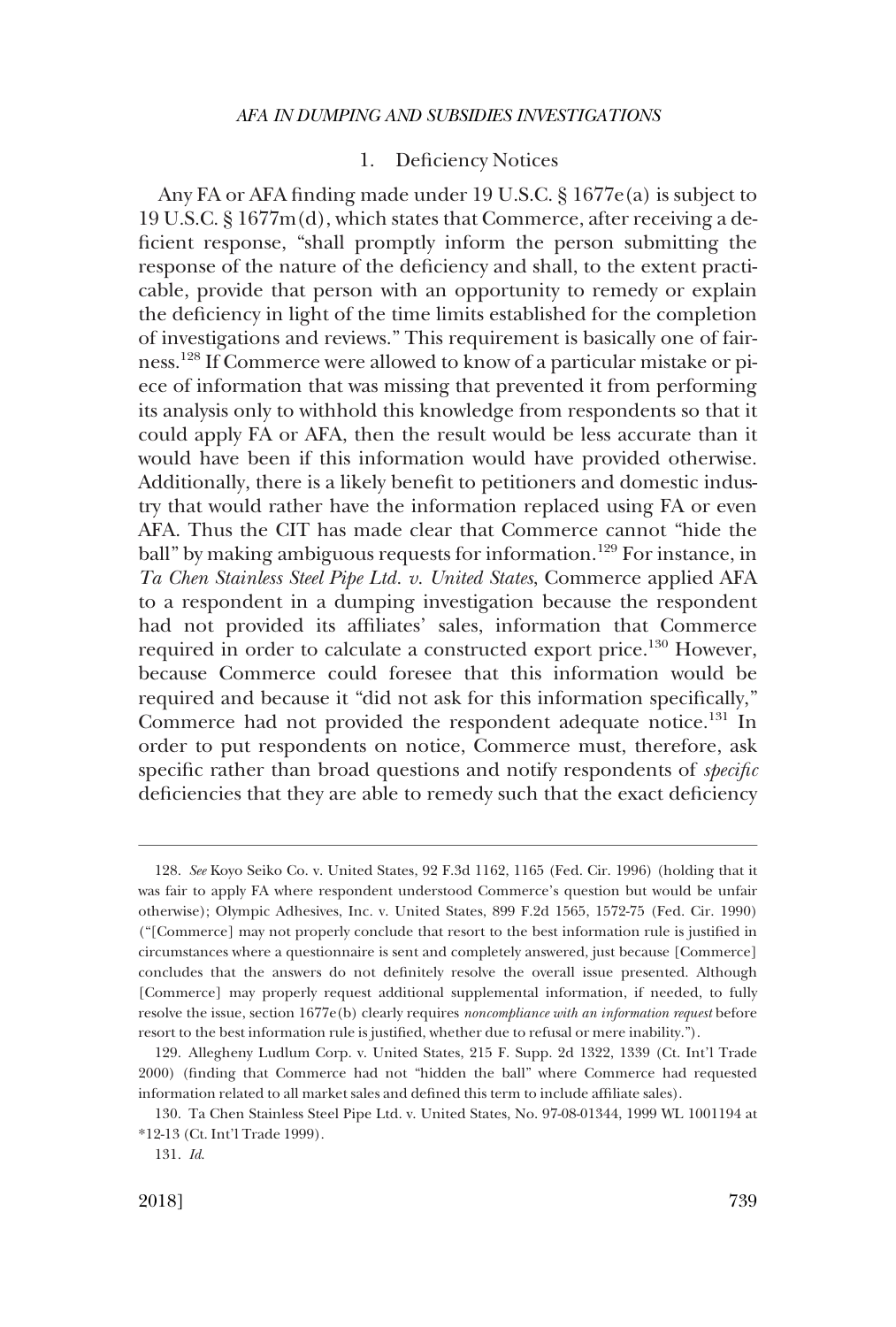### 1. Deficiency Notices

Any FA or AFA finding made under 19 U.S.C. § 1677e(a) is subject to 19 U.S.C. § 1677m(d), which states that Commerce, after receiving a deficient response, "shall promptly inform the person submitting the response of the nature of the deficiency and shall, to the extent practicable, provide that person with an opportunity to remedy or explain the deficiency in light of the time limits established for the completion of investigations and reviews." This requirement is basically one of fairness.[128] If Commerce were allowed to know of a particular mistake or piece of information that was missing that prevented it from performing its analysis only to withhold this knowledge from respondents so that it could apply FA or AFA, then the result would be less accurate than it would have been if this information would have provided otherwise. Additionally, there is a likely benefit to petitioners and domestic industry that would rather have the information replaced using FA or even AFA. Thus the CIT has made clear that Commerce cannot "hide the ball" by making ambiguous requests for information.[129] For instance, in *Ta Chen Stainless Steel Pipe Ltd. v. United States*, Commerce applied AFA to a respondent in a dumping investigation because the respondent had not provided its affiliates' sales, information that Commerce required in order to calculate a constructed export price.[130] However, because Commerce could foresee that this information would be required and because it "did not ask for this information specifically," Commerce had not provided the respondent adequate notice.[131] In order to put respondents on notice, Commerce must, therefore, ask specific rather than broad questions and notify respondents of *specific* deficiencies that they are able to remedy such that the exact deficiency

---

128. *See* Koyo Seiko Co. v. United States, 92 F.3d 1162, 1165 (Fed. Cir. 1996) (holding that it was fair to apply FA where respondent understood Commerce's question but would be unfair otherwise); Olympic Adhesives, Inc. v. United States, 899 F.2d 1565, 1572-75 (Fed. Cir. 1990) ("[Commerce] may not properly conclude that resort to the best information rule is justified in circumstances where a questionnaire is sent and completely answered, just because [Commerce] concludes that the answers do not definitely resolve the overall issue presented. Although [Commerce] may properly request additional supplemental information, if needed, to fully resolve the issue, section 1677e(b) clearly requires *noncompliance with an information request* before resort to the best information rule is justified, whether due to refusal or mere inability.").

129. Allegheny Ludlum Corp. v. United States, 215 F. Supp. 2d 1322, 1339 (Ct. Int'l Trade 2000) (finding that Commerce had not "hidden the ball" where Commerce had requested information related to all market sales and defined this term to include affiliate sales).

130. Ta Chen Stainless Steel Pipe Ltd. v. United States, No. 97-08-01344, 1999 WL 1001194 at *12-13 (Ct. Int'l Trade 1999).

131. *Id.*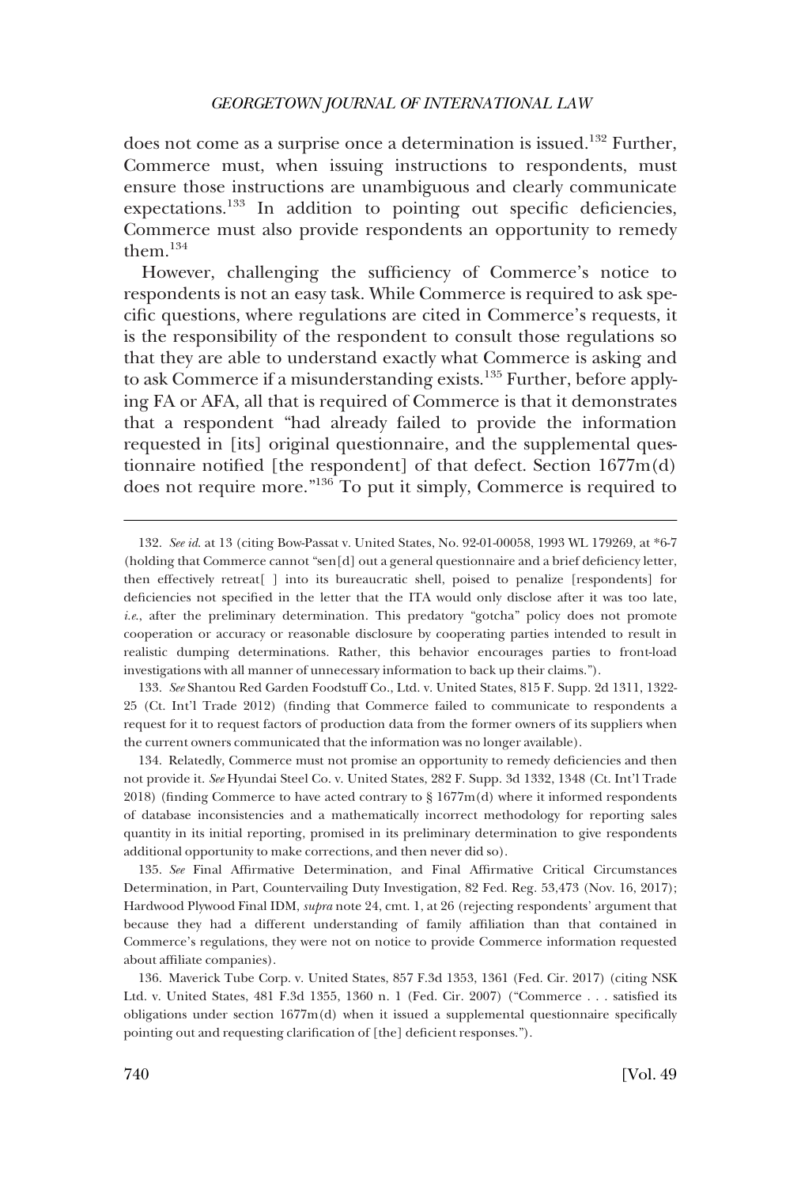does not come as a surprise once a determination is issued.[132] Further, Commerce must, when issuing instructions to respondents, must ensure those instructions are unambiguous and clearly communicate expectations.[133] In addition to pointing out specific deficiencies, Commerce must also provide respondents an opportunity to remedy them.[134]

However, challenging the sufficiency of Commerce's notice to respondents is not an easy task. While Commerce is required to ask specific questions, where regulations are cited in Commerce's requests, it is the responsibility of the respondent to consult those regulations so that they are able to understand exactly what Commerce is asking and to ask Commerce if a misunderstanding exists.[135] Further, before applying FA or AFA, all that is required of Commerce is that it demonstrates that a respondent "had already failed to provide the information requested in [its] original questionnaire, and the supplemental questionnaire notified [the respondent] of that defect. Section 1677m(d) does not require more."[136] To put it simply, Commerce is required to

---

132. *See id.* at 13 (citing Bow-Passat v. United States, No. 92-01-00058, 1993 WL 179269, at *6-7 (holding that Commerce cannot "sen[d] out a general questionnaire and a brief deficiency letter, then effectively retreat[ ] into its bureaucratic shell, poised to penalize [respondents] for deficiencies not specified in the letter that the ITA would only disclose after it was too late, *i.e.*, after the preliminary determination. This predatory "gotcha" policy does not promote cooperation or accuracy or reasonable disclosure by cooperating parties intended to result in realistic dumping determinations. Rather, this behavior encourages parties to front-load investigations with all manner of unnecessary information to back up their claims.").

133. *See* Shantou Red Garden Foodstuff Co., Ltd. v. United States, 815 F. Supp. 2d 1311, 1322-25 (Ct. Int'l Trade 2012) (finding that Commerce failed to communicate to respondents a request for it to request factors of production data from the former owners of its suppliers when the current owners communicated that the information was no longer available).

134. Relatedly, Commerce must not promise an opportunity to remedy deficiencies and then not provide it. *See* Hyundai Steel Co. v. United States, 282 F. Supp. 3d 1332, 1348 (Ct. Int'l Trade 2018) (finding Commerce to have acted contrary to § 1677m(d) where it informed respondents of database inconsistencies and a mathematically incorrect methodology for reporting sales quantity in its initial reporting, promised in its preliminary determination to give respondents additional opportunity to make corrections, and then never did so).

135. *See* Final Affirmative Determination, and Final Affirmative Critical Circumstances Determination, in Part, Countervailing Duty Investigation, 82 Fed. Reg. 53,473 (Nov. 16, 2017); Hardwood Plywood Final IDM, *supra* note 24, cmt. 1, at 26 (rejecting respondents' argument that because they had a different understanding of family affiliation than that contained in Commerce's regulations, they were not on notice to provide Commerce information requested about affiliate companies).

136. Maverick Tube Corp. v. United States, 857 F.3d 1353, 1361 (Fed. Cir. 2017) (citing NSK Ltd. v. United States, 481 F.3d 1355, 1360 n. 1 (Fed. Cir. 2007) ("Commerce . . . satisfied its obligations under section 1677m(d) when it issued a supplemental questionnaire specifically pointing out and requesting clarification of [the] deficient responses.").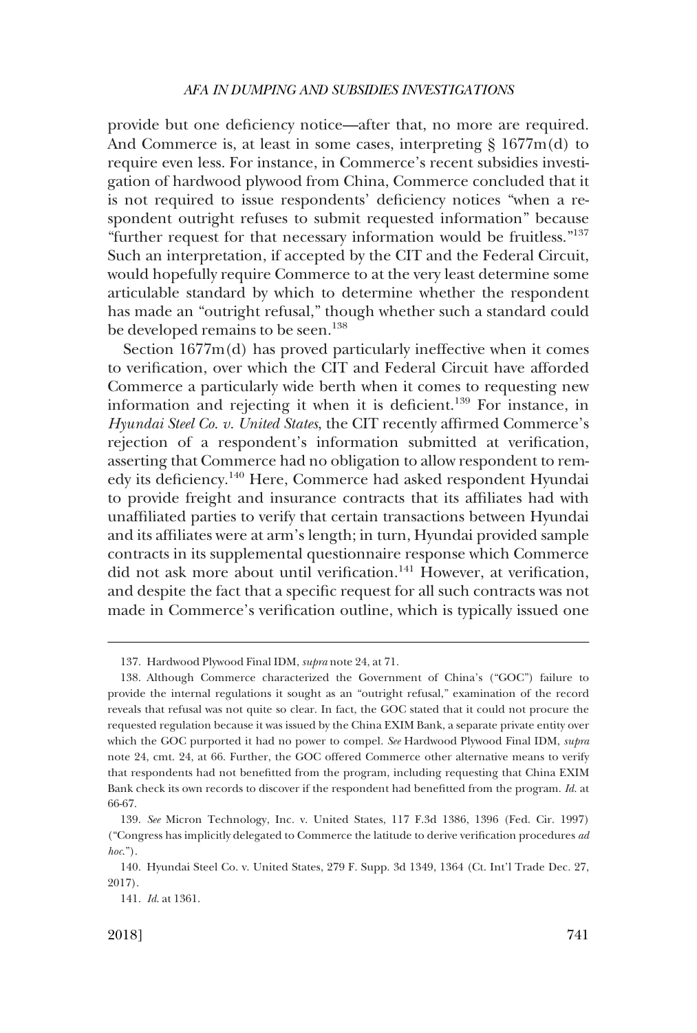provide but one deficiency notice—after that, no more are required. And Commerce is, at least in some cases, interpreting § 1677m(d) to require even less. For instance, in Commerce's recent subsidies investigation of hardwood plywood from China, Commerce concluded that it is not required to issue respondents' deficiency notices "when a respondent outright refuses to submit requested information" because "further request for that necessary information would be fruitless."[137] Such an interpretation, if accepted by the CIT and the Federal Circuit, would hopefully require Commerce to at the very least determine some articulable standard by which to determine whether the respondent has made an "outright refusal," though whether such a standard could be developed remains to be seen.[138]

Section 1677m(d) has proved particularly ineffective when it comes to verification, over which the CIT and Federal Circuit have afforded Commerce a particularly wide berth when it comes to requesting new information and rejecting it when it is deficient.[139] For instance, in *Hyundai Steel Co. v. United States*, the CIT recently affirmed Commerce's rejection of a respondent's information submitted at verification, asserting that Commerce had no obligation to allow respondent to remedy its deficiency.[140] Here, Commerce had asked respondent Hyundai to provide freight and insurance contracts that its affiliates had with unaffiliated parties to verify that certain transactions between Hyundai and its affiliates were at arm's length; in turn, Hyundai provided sample contracts in its supplemental questionnaire response which Commerce did not ask more about until verification.[141] However, at verification, and despite the fact that a specific request for all such contracts was not made in Commerce's verification outline, which is typically issued one

137. Hardwood Plywood Final IDM, *supra* note 24, at 71.

138. Although Commerce characterized the Government of China's ("GOC") failure to provide the internal regulations it sought as an "outright refusal," examination of the record reveals that refusal was not quite so clear. In fact, the GOC stated that it could not procure the requested regulation because it was issued by the China EXIM Bank, a separate private entity over which the GOC purported it had no power to compel. *See* Hardwood Plywood Final IDM, *supra* note 24, cmt. 24, at 66. Further, the GOC offered Commerce other alternative means to verify that respondents had not benefitted from the program, including requesting that China EXIM Bank check its own records to discover if the respondent had benefitted from the program. *Id.* at 66-67.

139. *See* Micron Technology, Inc. v. United States, 117 F.3d 1386, 1396 (Fed. Cir. 1997) ("Congress has implicitly delegated to Commerce the latitude to derive verification procedures *ad hoc*.").

140. Hyundai Steel Co. v. United States, 279 F. Supp. 3d 1349, 1364 (Ct. Int'l Trade Dec. 27, 2017).

141. *Id.* at 1361.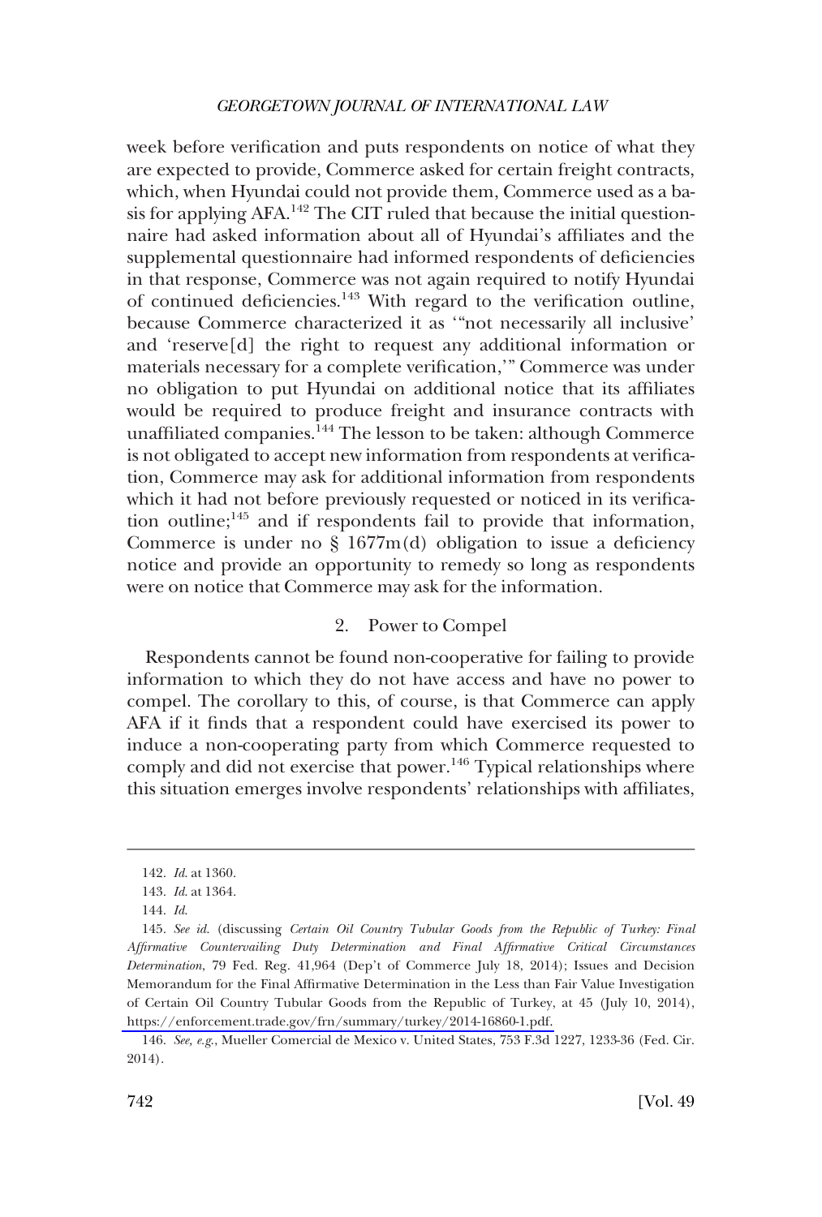week before verification and puts respondents on notice of what they are expected to provide, Commerce asked for certain freight contracts, which, when Hyundai could not provide them, Commerce used as a basis for applying AFA.[142] The CIT ruled that because the initial questionnaire had asked information about all of Hyundai's affiliates and the supplemental questionnaire had informed respondents of deficiencies in that response, Commerce was not again required to notify Hyundai of continued deficiencies.[143] With regard to the verification outline, because Commerce characterized it as '"not necessarily all inclusive' and 'reserve[d] the right to request any additional information or materials necessary for a complete verification,'" Commerce was under no obligation to put Hyundai on additional notice that its affiliates would be required to produce freight and insurance contracts with unaffiliated companies.[144] The lesson to be taken: although Commerce is not obligated to accept new information from respondents at verification, Commerce may ask for additional information from respondents which it had not before previously requested or noticed in its verification outline;[145] and if respondents fail to provide that information, Commerce is under no § 1677m(d) obligation to issue a deficiency notice and provide an opportunity to remedy so long as respondents were on notice that Commerce may ask for the information.

### 2. Power to Compel

Respondents cannot be found non-cooperative for failing to provide information to which they do not have access and have no power to compel. The corollary to this, of course, is that Commerce can apply AFA if it finds that a respondent could have exercised its power to induce a non-cooperating party from which Commerce requested to comply and did not exercise that power.[146] Typical relationships where this situation emerges involve respondents' relationships with affiliates,

---

142. *Id.* at 1360.

143. *Id.* at 1364.

144. *Id.*

145. *See id.* (discussing *Certain Oil Country Tubular Goods from the Republic of Turkey: Final Affirmative Countervailing Duty Determination and Final Affirmative Critical Circumstances Determination*, 79 Fed. Reg. 41,964 (Dep't of Commerce July 18, 2014); Issues and Decision Memorandum for the Final Affirmative Determination in the Less than Fair Value Investigation of Certain Oil Country Tubular Goods from the Republic of Turkey, at 45 (July 10, 2014), https://enforcement.trade.gov/frn/summary/turkey/2014-16860-1.pdf.

146. *See, e.g.*, Mueller Comercial de Mexico v. United States, 753 F.3d 1227, 1233-36 (Fed. Cir. 2014).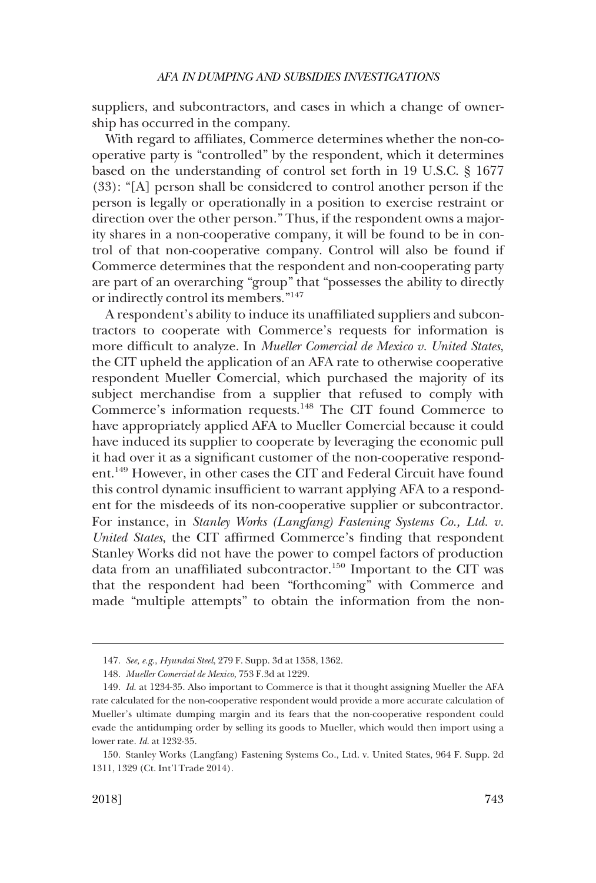suppliers, and subcontractors, and cases in which a change of ownership has occurred in the company.

With regard to affiliates, Commerce determines whether the non-cooperative party is "controlled" by the respondent, which it determines based on the understanding of control set forth in 19 U.S.C. § 1677 (33): "[A] person shall be considered to control another person if the person is legally or operationally in a position to exercise restraint or direction over the other person." Thus, if the respondent owns a majority shares in a non-cooperative company, it will be found to be in control of that non-cooperative company. Control will also be found if Commerce determines that the respondent and non-cooperating party are part of an overarching "group" that "possesses the ability to directly or indirectly control its members."[147]

A respondent's ability to induce its unaffiliated suppliers and subcontractors to cooperate with Commerce's requests for information is more difficult to analyze. In *Mueller Comercial de Mexico v. United States*, the CIT upheld the application of an AFA rate to otherwise cooperative respondent Mueller Comercial, which purchased the majority of its subject merchandise from a supplier that refused to comply with Commerce's information requests.[148] The CIT found Commerce to have appropriately applied AFA to Mueller Comercial because it could have induced its supplier to cooperate by leveraging the economic pull it had over it as a significant customer of the non-cooperative respondent.[149] However, in other cases the CIT and Federal Circuit have found this control dynamic insufficient to warrant applying AFA to a respondent for the misdeeds of its non-cooperative supplier or subcontractor. For instance, in *Stanley Works (Langfang) Fastening Systems Co., Ltd. v. United States*, the CIT affirmed Commerce's finding that respondent Stanley Works did not have the power to compel factors of production data from an unaffiliated subcontractor.[150] Important to the CIT was that the respondent had been "forthcoming" with Commerce and made "multiple attempts" to obtain the information from the non-

---

147. *See, e.g.*, *Hyundai Steel*, 279 F. Supp. 3d at 1358, 1362.

148. *Mueller Comercial de Mexico*, 753 F.3d at 1229.

149. *Id.* at 1234-35. Also important to Commerce is that it thought assigning Mueller the AFA rate calculated for the non-cooperative respondent would provide a more accurate calculation of Mueller's ultimate dumping margin and its fears that the non-cooperative respondent could evade the antidumping order by selling its goods to Mueller, which would then import using a lower rate. *Id.* at 1232-35.

150. Stanley Works (Langfang) Fastening Systems Co., Ltd. v. United States, 964 F. Supp. 2d 1311, 1329 (Ct. Int'l Trade 2014).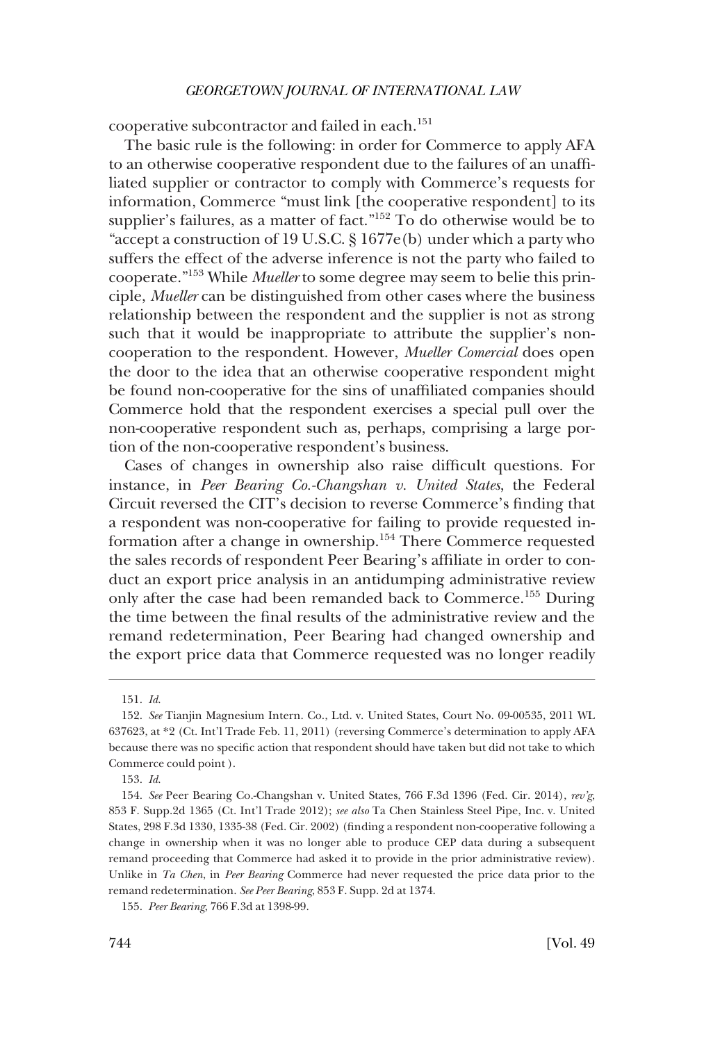cooperative subcontractor and failed in each.[151]

The basic rule is the following: in order for Commerce to apply AFA to an otherwise cooperative respondent due to the failures of an unaffiliated supplier or contractor to comply with Commerce's requests for information, Commerce "must link [the cooperative respondent] to its supplier's failures, as a matter of fact."[152] To do otherwise would be to "accept a construction of 19 U.S.C. § 1677e(b) under which a party who suffers the effect of the adverse inference is not the party who failed to cooperate."[153] While *Mueller* to some degree may seem to belie this principle, *Mueller* can be distinguished from other cases where the business relationship between the respondent and the supplier is not as strong such that it would be inappropriate to attribute the supplier's non-cooperation to the respondent. However, *Mueller Comercial* does open the door to the idea that an otherwise cooperative respondent might be found non-cooperative for the sins of unaffiliated companies should Commerce hold that the respondent exercises a special pull over the non-cooperative respondent such as, perhaps, comprising a large portion of the non-cooperative respondent's business.

Cases of changes in ownership also raise difficult questions. For instance, in *Peer Bearing Co.-Changshan v. United States*, the Federal Circuit reversed the CIT's decision to reverse Commerce's finding that a respondent was non-cooperative for failing to provide requested information after a change in ownership.[154] There Commerce requested the sales records of respondent Peer Bearing's affiliate in order to conduct an export price analysis in an antidumping administrative review only after the case had been remanded back to Commerce.[155] During the time between the final results of the administrative review and the remand redetermination, Peer Bearing had changed ownership and the export price data that Commerce requested was no longer readily

---

151. *Id.*

152. *See* Tianjin Magnesium Intern. Co., Ltd. v. United States, Court No. 09-00535, 2011 WL 637623, at *2 (Ct. Int'l Trade Feb. 11, 2011) (reversing Commerce's determination to apply AFA because there was no specific action that respondent should have taken but did not take to which Commerce could point ).

153. *Id.*

154. *See* Peer Bearing Co.-Changshan v. United States, 766 F.3d 1396 (Fed. Cir. 2014), *rev'g*, 853 F. Supp.2d 1365 (Ct. Int'l Trade 2012); *see also* Ta Chen Stainless Steel Pipe, Inc. v. United States, 298 F.3d 1330, 1335-38 (Fed. Cir. 2002) (finding a respondent non-cooperative following a change in ownership when it was no longer able to produce CEP data during a subsequent remand proceeding that Commerce had asked it to provide in the prior administrative review). Unlike in *Ta Chen*, in *Peer Bearing* Commerce had never requested the price data prior to the remand redetermination. *See Peer Bearing*, 853 F. Supp. 2d at 1374.

155. *Peer Bearing*, 766 F.3d at 1398-99.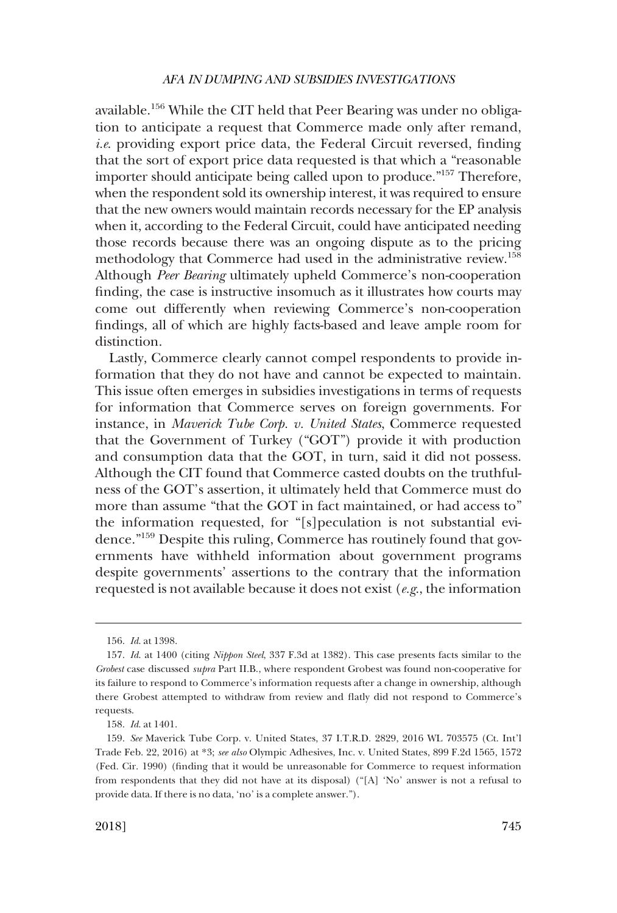available.[156] While the CIT held that Peer Bearing was under no obligation to anticipate a request that Commerce made only after remand, *i.e.* providing export price data, the Federal Circuit reversed, finding that the sort of export price data requested is that which a "reasonable importer should anticipate being called upon to produce."[157] Therefore, when the respondent sold its ownership interest, it was required to ensure that the new owners would maintain records necessary for the EP analysis when it, according to the Federal Circuit, could have anticipated needing those records because there was an ongoing dispute as to the pricing methodology that Commerce had used in the administrative review.[158] Although *Peer Bearing* ultimately upheld Commerce's non-cooperation finding, the case is instructive insomuch as it illustrates how courts may come out differently when reviewing Commerce's non-cooperation findings, all of which are highly facts-based and leave ample room for distinction.

Lastly, Commerce clearly cannot compel respondents to provide information that they do not have and cannot be expected to maintain. This issue often emerges in subsidies investigations in terms of requests for information that Commerce serves on foreign governments. For instance, in *Maverick Tube Corp. v. United States*, Commerce requested that the Government of Turkey ("GOT") provide it with production and consumption data that the GOT, in turn, said it did not possess. Although the CIT found that Commerce casted doubts on the truthfulness of the GOT's assertion, it ultimately held that Commerce must do more than assume "that the GOT in fact maintained, or had access to" the information requested, for "[s]peculation is not substantial evidence."[159] Despite this ruling, Commerce has routinely found that governments have withheld information about government programs despite governments' assertions to the contrary that the information requested is not available because it does not exist (*e.g.*, the information

---

156. *Id.* at 1398.

157. *Id.* at 1400 (citing *Nippon Steel*, 337 F.3d at 1382). This case presents facts similar to the *Grobest* case discussed *supra* Part II.B., where respondent Grobest was found non-cooperative for its failure to respond to Commerce's information requests after a change in ownership, although there Grobest attempted to withdraw from review and flatly did not respond to Commerce's requests.

158. *Id.* at 1401.

159. *See* Maverick Tube Corp. v. United States, 37 I.T.R.D. 2829, 2016 WL 703575 (Ct. Int'l Trade Feb. 22, 2016) at *3; *see also* Olympic Adhesives, Inc. v. United States, 899 F.2d 1565, 1572 (Fed. Cir. 1990) (finding that it would be unreasonable for Commerce to request information from respondents that they did not have at its disposal) ("[A] 'No' answer is not a refusal to provide data. If there is no data, 'no' is a complete answer.").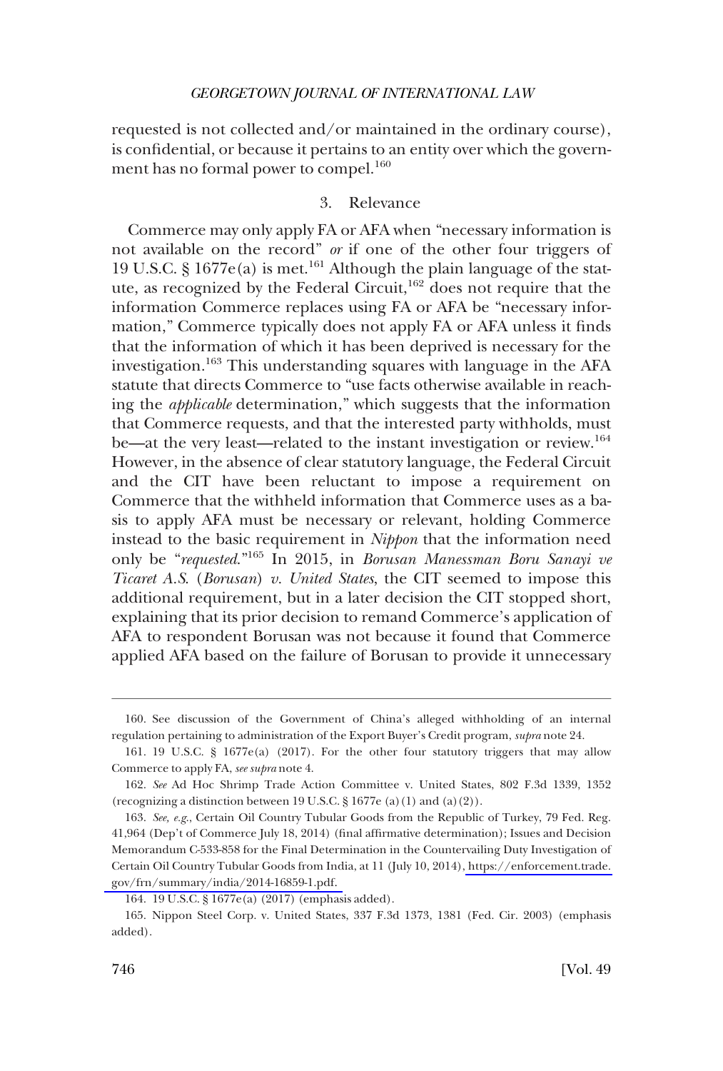requested is not collected and/or maintained in the ordinary course), is confidential, or because it pertains to an entity over which the government has no formal power to compel.[160]

### 3. Relevance

Commerce may only apply FA or AFA when "necessary information is not available on the record" *or* if one of the other four triggers of 19 U.S.C. § 1677e(a) is met.[161] Although the plain language of the statute, as recognized by the Federal Circuit,[162] does not require that the information Commerce replaces using FA or AFA be "necessary information," Commerce typically does not apply FA or AFA unless it finds that the information of which it has been deprived is necessary for the investigation.[163] This understanding squares with language in the AFA statute that directs Commerce to "use facts otherwise available in reaching the *applicable* determination," which suggests that the information that Commerce requests, and that the interested party withholds, must be—at the very least—related to the instant investigation or review.[164] However, in the absence of clear statutory language, the Federal Circuit and the CIT have been reluctant to impose a requirement on Commerce that the withheld information that Commerce uses as a basis to apply AFA must be necessary or relevant, holding Commerce instead to the basic requirement in *Nippon* that the information need only be "*requested*."[165] In 2015, in *Borusan Manessman Boru Sanayi ve Ticaret A.S.* (*Borusan*) *v. United States*, the CIT seemed to impose this additional requirement, but in a later decision the CIT stopped short, explaining that its prior decision to remand Commerce's application of AFA to respondent Borusan was not because it found that Commerce applied AFA based on the failure of Borusan to provide it unnecessary

160. See discussion of the Government of China's alleged withholding of an internal regulation pertaining to administration of the Export Buyer's Credit program, *supra* note 24.

161. 19 U.S.C. § 1677e(a) (2017). For the other four statutory triggers that may allow Commerce to apply FA, *see supra* note 4.

162. *See* Ad Hoc Shrimp Trade Action Committee v. United States, 802 F.3d 1339, 1352 (recognizing a distinction between 19 U.S.C. § 1677e (a)(1) and (a)(2)).

163. *See, e.g.*, Certain Oil Country Tubular Goods from the Republic of Turkey, 79 Fed. Reg. 41,964 (Dep't of Commerce July 18, 2014) (final affirmative determination); Issues and Decision Memorandum C-533-858 for the Final Determination in the Countervailing Duty Investigation of Certain Oil Country Tubular Goods from India, at 11 (July 10, 2014), https://enforcement.trade.gov/frn/summary/india/2014-16859-1.pdf.

164. 19 U.S.C. § 1677e(a) (2017) (emphasis added).

165. Nippon Steel Corp. v. United States, 337 F.3d 1373, 1381 (Fed. Cir. 2003) (emphasis added).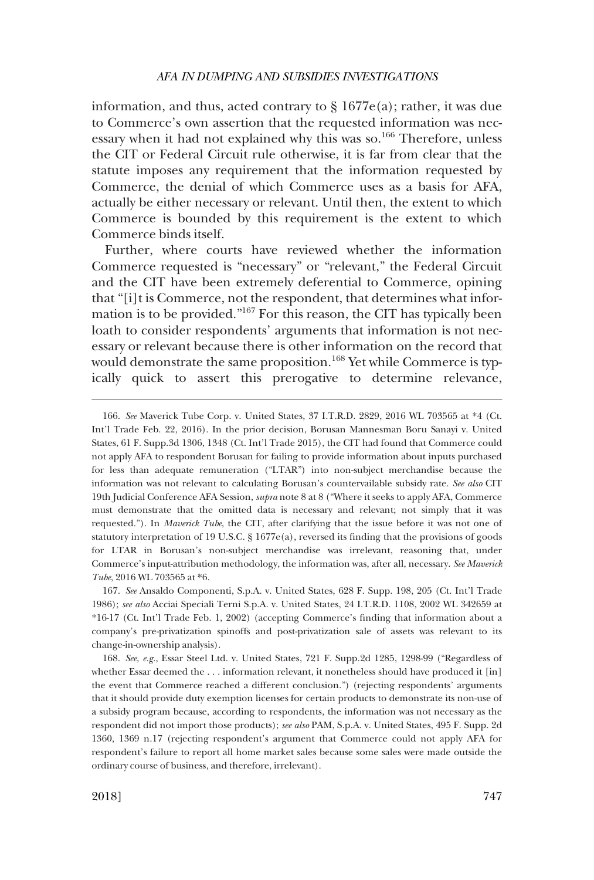information, and thus, acted contrary to § 1677e(a); rather, it was due to Commerce's own assertion that the requested information was necessary when it had not explained why this was so.[166] Therefore, unless the CIT or Federal Circuit rule otherwise, it is far from clear that the statute imposes any requirement that the information requested by Commerce, the denial of which Commerce uses as a basis for AFA, actually be either necessary or relevant. Until then, the extent to which Commerce is bounded by this requirement is the extent to which Commerce binds itself.

Further, where courts have reviewed whether the information Commerce requested is "necessary" or "relevant," the Federal Circuit and the CIT have been extremely deferential to Commerce, opining that "[i]t is Commerce, not the respondent, that determines what information is to be provided."[167] For this reason, the CIT has typically been loath to consider respondents' arguments that information is not necessary or relevant because there is other information on the record that would demonstrate the same proposition.[168] Yet while Commerce is typically quick to assert this prerogative to determine relevance,

---

166. *See* Maverick Tube Corp. v. United States, 37 I.T.R.D. 2829, 2016 WL 703565 at *4 (Ct. Int'l Trade Feb. 22, 2016). In the prior decision, Borusan Mannesman Boru Sanayi v. United States, 61 F. Supp.3d 1306, 1348 (Ct. Int'l Trade 2015), the CIT had found that Commerce could not apply AFA to respondent Borusan for failing to provide information about inputs purchased for less than adequate remuneration ("LTAR") into non-subject merchandise because the information was not relevant to calculating Borusan's countervailable subsidy rate. *See also* CIT 19th Judicial Conference AFA Session, *supra* note 8 at 8 ("Where it seeks to apply AFA, Commerce must demonstrate that the omitted data is necessary and relevant; not simply that it was requested."). In *Maverick Tube*, the CIT, after clarifying that the issue before it was not one of statutory interpretation of 19 U.S.C. § 1677e(a), reversed its finding that the provisions of goods for LTAR in Borusan's non-subject merchandise was irrelevant, reasoning that, under Commerce's input-attribution methodology, the information was, after all, necessary. *See Maverick Tube*, 2016 WL 703565 at *6.

167. *See* Ansaldo Componenti, S.p.A. v. United States, 628 F. Supp. 198, 205 (Ct. Int'l Trade 1986); *see also* Acciai Speciali Terni S.p.A. v. United States, 24 I.T.R.D. 1108, 2002 WL 342659 at *16-17 (Ct. Int'l Trade Feb. 1, 2002) (accepting Commerce's finding that information about a company's pre-privatization spinoffs and post-privatization sale of assets was relevant to its change-in-ownership analysis).

168. *See, e.g.*, Essar Steel Ltd. v. United States, 721 F. Supp.2d 1285, 1298-99 ("Regardless of whether Essar deemed the . . . information relevant, it nonetheless should have produced it [in] the event that Commerce reached a different conclusion.") (rejecting respondents' arguments that it should provide duty exemption licenses for certain products to demonstrate its non-use of a subsidy program because, according to respondents, the information was not necessary as the respondent did not import those products); *see also* PAM, S.p.A. v. United States, 495 F. Supp. 2d 1360, 1369 n.17 (rejecting respondent's argument that Commerce could not apply AFA for respondent's failure to report all home market sales because some sales were made outside the ordinary course of business, and therefore, irrelevant).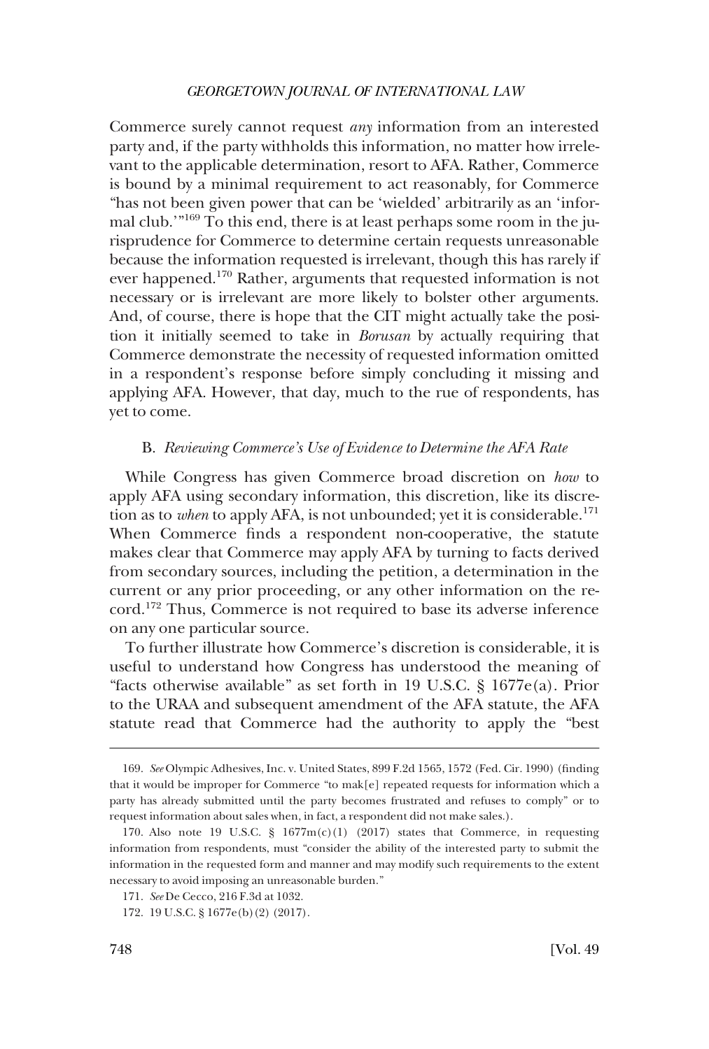Commerce surely cannot request *any* information from an interested party and, if the party withholds this information, no matter how irrelevant to the applicable determination, resort to AFA. Rather, Commerce is bound by a minimal requirement to act reasonably, for Commerce "has not been given power that can be 'wielded' arbitrarily as an 'informal club.'"[169] To this end, there is at least perhaps some room in the jurisprudence for Commerce to determine certain requests unreasonable because the information requested is irrelevant, though this has rarely if ever happened.[170] Rather, arguments that requested information is not necessary or is irrelevant are more likely to bolster other arguments. And, of course, there is hope that the CIT might actually take the position it initially seemed to take in *Borusan* by actually requiring that Commerce demonstrate the necessity of requested information omitted in a respondent's response before simply concluding it missing and applying AFA. However, that day, much to the rue of respondents, has yet to come.

### B. *Reviewing Commerce's Use of Evidence to Determine the AFA Rate*

While Congress has given Commerce broad discretion on *how* to apply AFA using secondary information, this discretion, like its discretion as to *when* to apply AFA, is not unbounded; yet it is considerable.[171] When Commerce finds a respondent non-cooperative, the statute makes clear that Commerce may apply AFA by turning to facts derived from secondary sources, including the petition, a determination in the current or any prior proceeding, or any other information on the record.[172] Thus, Commerce is not required to base its adverse inference on any one particular source.

To further illustrate how Commerce's discretion is considerable, it is useful to understand how Congress has understood the meaning of "facts otherwise available" as set forth in 19 U.S.C. § 1677e(a). Prior to the URAA and subsequent amendment of the AFA statute, the AFA statute read that Commerce had the authority to apply the "best

---

169. *See* Olympic Adhesives, Inc. v. United States, 899 F.2d 1565, 1572 (Fed. Cir. 1990) (finding that it would be improper for Commerce "to mak[e] repeated requests for information which a party has already submitted until the party becomes frustrated and refuses to comply" or to request information about sales when, in fact, a respondent did not make sales.).

170. Also note 19 U.S.C. § 1677m(c)(1) (2017) states that Commerce, in requesting information from respondents, must "consider the ability of the interested party to submit the information in the requested form and manner and may modify such requirements to the extent necessary to avoid imposing an unreasonable burden."

171. *See* De Cecco, 216 F.3d at 1032.

172. 19 U.S.C. § 1677e(b)(2) (2017).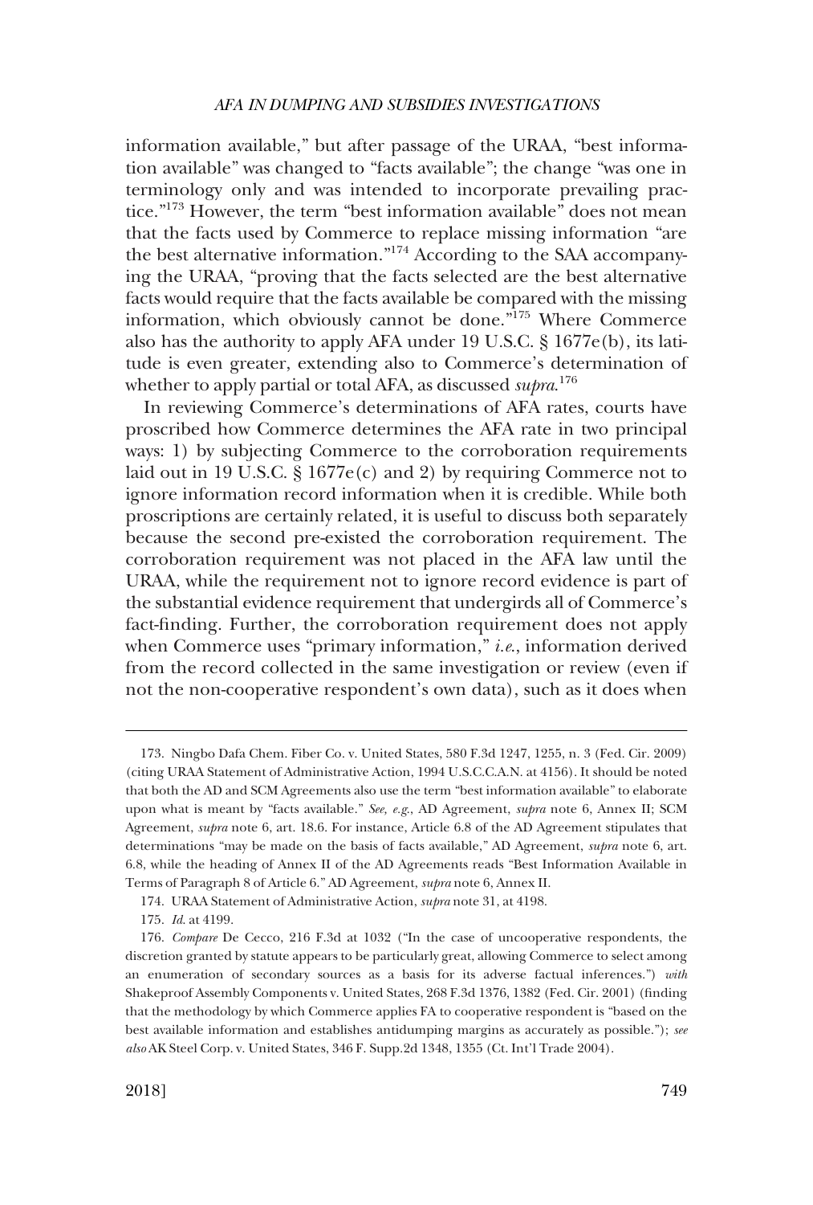information available," but after passage of the URAA, "best information available" was changed to "facts available"; the change "was one in terminology only and was intended to incorporate prevailing practice."[173] However, the term "best information available" does not mean that the facts used by Commerce to replace missing information "are the best alternative information."[174] According to the SAA accompanying the URAA, "proving that the facts selected are the best alternative facts would require that the facts available be compared with the missing information, which obviously cannot be done."[175] Where Commerce also has the authority to apply AFA under 19 U.S.C. § 1677e(b), its latitude is even greater, extending also to Commerce's determination of whether to apply partial or total AFA, as discussed *supra*.[176]

In reviewing Commerce's determinations of AFA rates, courts have proscribed how Commerce determines the AFA rate in two principal ways: 1) by subjecting Commerce to the corroboration requirements laid out in 19 U.S.C. § 1677e(c) and 2) by requiring Commerce not to ignore information record information when it is credible. While both proscriptions are certainly related, it is useful to discuss both separately because the second pre-existed the corroboration requirement. The corroboration requirement was not placed in the AFA law until the URAA, while the requirement not to ignore record evidence is part of the substantial evidence requirement that undergirds all of Commerce's fact-finding. Further, the corroboration requirement does not apply when Commerce uses "primary information," *i.e.*, information derived from the record collected in the same investigation or review (even if not the non-cooperative respondent's own data), such as it does when

---

173. Ningbo Dafa Chem. Fiber Co. v. United States, 580 F.3d 1247, 1255, n. 3 (Fed. Cir. 2009) (citing URAA Statement of Administrative Action, 1994 U.S.C.C.A.N. at 4156). It should be noted that both the AD and SCM Agreements also use the term "best information available" to elaborate upon what is meant by "facts available." *See, e.g.*, AD Agreement, *supra* note 6, Annex II; SCM Agreement, *supra* note 6, art. 18.6. For instance, Article 6.8 of the AD Agreement stipulates that determinations "may be made on the basis of facts available," AD Agreement, *supra* note 6, art. 6.8, while the heading of Annex II of the AD Agreements reads "Best Information Available in Terms of Paragraph 8 of Article 6." AD Agreement, *supra* note 6, Annex II.

174. URAA Statement of Administrative Action, *supra* note 31, at 4198.

175. *Id.* at 4199.

176. *Compare* De Cecco, 216 F.3d at 1032 ("In the case of uncooperative respondents, the discretion granted by statute appears to be particularly great, allowing Commerce to select among an enumeration of secondary sources as a basis for its adverse factual inferences.") *with* Shakeproof Assembly Components v. United States, 268 F.3d 1376, 1382 (Fed. Cir. 2001) (finding that the methodology by which Commerce applies FA to cooperative respondent is "based on the best available information and establishes antidumping margins as accurately as possible."); *see also* AK Steel Corp. v. United States, 346 F. Supp.2d 1348, 1355 (Ct. Int'l Trade 2004).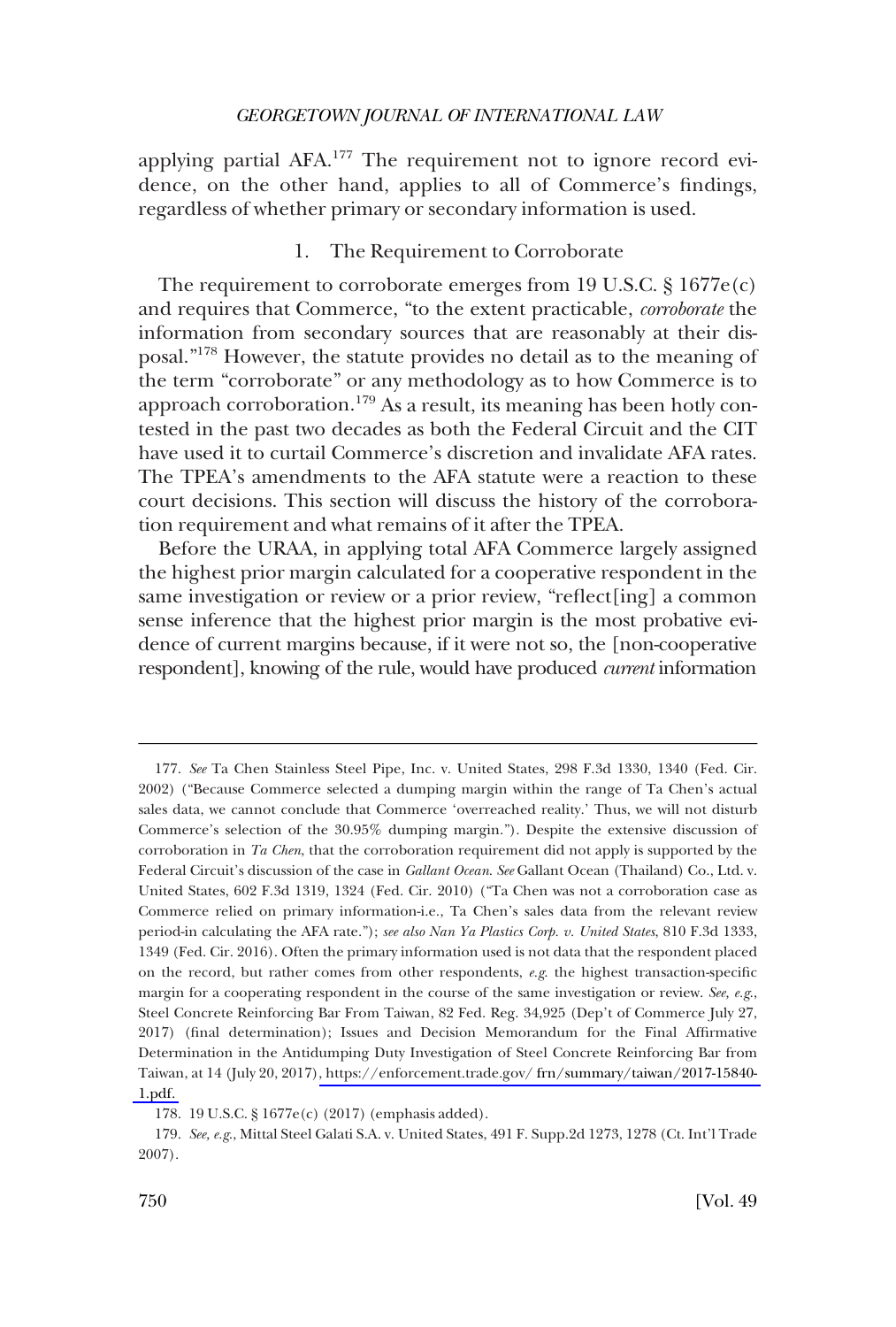applying partial AFA.[177] The requirement not to ignore record evidence, on the other hand, applies to all of Commerce's findings, regardless of whether primary or secondary information is used.

### 1. The Requirement to Corroborate

The requirement to corroborate emerges from 19 U.S.C. § 1677e(c) and requires that Commerce, "to the extent practicable, *corroborate* the information from secondary sources that are reasonably at their disposal."[178] However, the statute provides no detail as to the meaning of the term "corroborate" or any methodology as to how Commerce is to approach corroboration.[179] As a result, its meaning has been hotly contested in the past two decades as both the Federal Circuit and the CIT have used it to curtail Commerce's discretion and invalidate AFA rates. The TPEA's amendments to the AFA statute were a reaction to these court decisions. This section will discuss the history of the corroboration requirement and what remains of it after the TPEA.

Before the URAA, in applying total AFA Commerce largely assigned the highest prior margin calculated for a cooperative respondent in the same investigation or review or a prior review, "reflect[ing] a common sense inference that the highest prior margin is the most probative evidence of current margins because, if it were not so, the [non-cooperative respondent], knowing of the rule, would have produced *current* information

---

177. *See* Ta Chen Stainless Steel Pipe, Inc. v. United States, 298 F.3d 1330, 1340 (Fed. Cir. 2002) ("Because Commerce selected a dumping margin within the range of Ta Chen's actual sales data, we cannot conclude that Commerce 'overreached reality.' Thus, we will not disturb Commerce's selection of the 30.95% dumping margin."). Despite the extensive discussion of corroboration in *Ta Chen*, that the corroboration requirement did not apply is supported by the Federal Circuit's discussion of the case in *Gallant Ocean*. *See* Gallant Ocean (Thailand) Co., Ltd. v. United States, 602 F.3d 1319, 1324 (Fed. Cir. 2010) ("Ta Chen was not a corroboration case as Commerce relied on primary information-i.e., Ta Chen's sales data from the relevant review period-in calculating the AFA rate."); *see also Nan Ya Plastics Corp. v. United States*, 810 F.3d 1333, 1349 (Fed. Cir. 2016). Often the primary information used is not data that the respondent placed on the record, but rather comes from other respondents, *e.g.* the highest transaction-specific margin for a cooperating respondent in the course of the same investigation or review. *See, e.g.*, Steel Concrete Reinforcing Bar From Taiwan, 82 Fed. Reg. 34,925 (Dep't of Commerce July 27, 2017) (final determination); Issues and Decision Memorandum for the Final Affirmative Determination in the Antidumping Duty Investigation of Steel Concrete Reinforcing Bar from Taiwan, at 14 (July 20, 2017), https://enforcement.trade.gov/ frn/summary/taiwan/2017-15840-1.pdf.

178. 19 U.S.C. § 1677e(c) (2017) (emphasis added).

179. *See, e.g.*, Mittal Steel Galati S.A. v. United States, 491 F. Supp.2d 1273, 1278 (Ct. Int'l Trade 2007).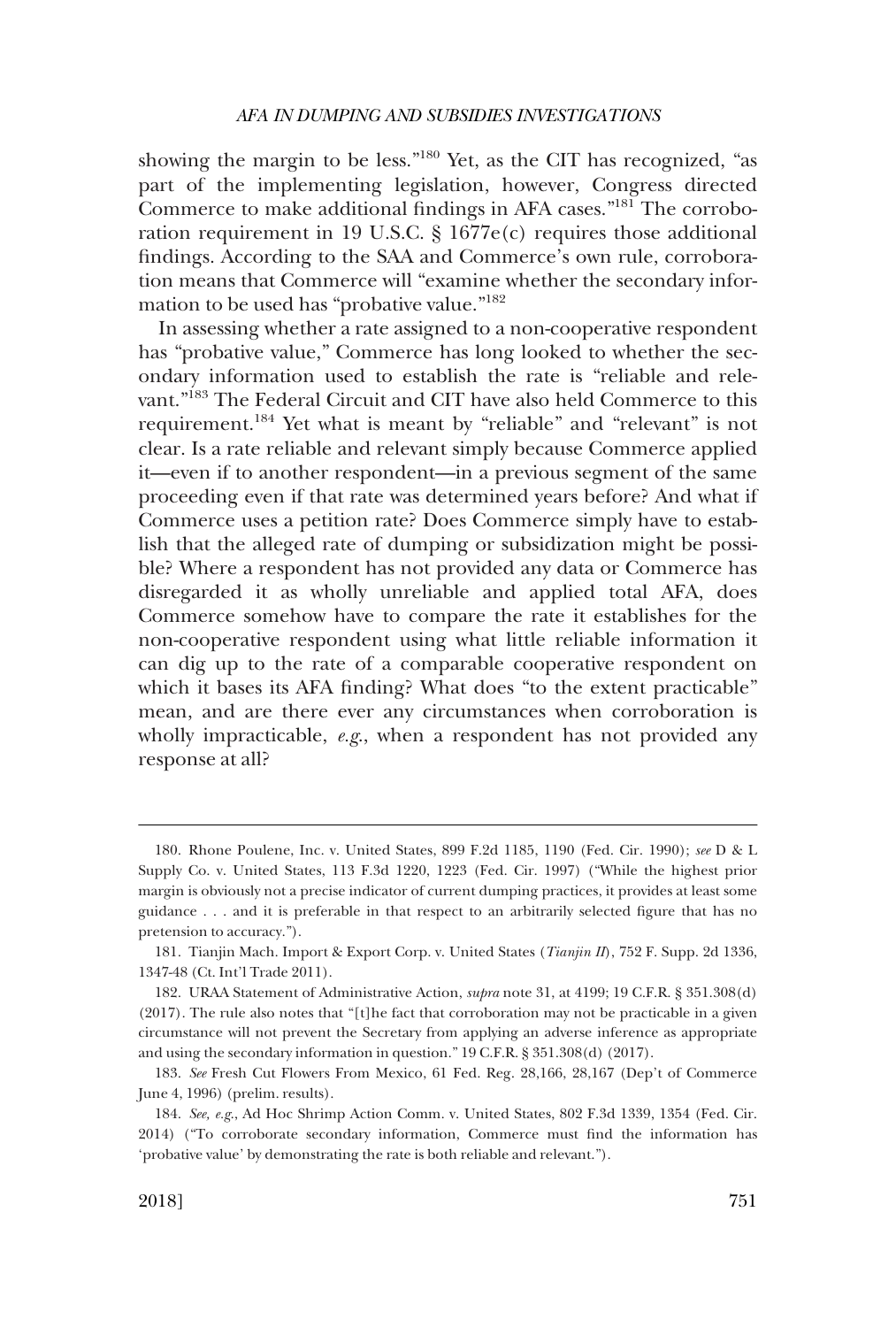showing the margin to be less."[180] Yet, as the CIT has recognized, "as part of the implementing legislation, however, Congress directed Commerce to make additional findings in AFA cases."[181] The corroboration requirement in 19 U.S.C. § 1677e(c) requires those additional findings. According to the SAA and Commerce's own rule, corroboration means that Commerce will "examine whether the secondary information to be used has "probative value."[182]

In assessing whether a rate assigned to a non-cooperative respondent has "probative value," Commerce has long looked to whether the secondary information used to establish the rate is "reliable and relevant."[183] The Federal Circuit and CIT have also held Commerce to this requirement.[184] Yet what is meant by "reliable" and "relevant" is not clear. Is a rate reliable and relevant simply because Commerce applied it—even if to another respondent—in a previous segment of the same proceeding even if that rate was determined years before? And what if Commerce uses a petition rate? Does Commerce simply have to establish that the alleged rate of dumping or subsidization might be possible? Where a respondent has not provided any data or Commerce has disregarded it as wholly unreliable and applied total AFA, does Commerce somehow have to compare the rate it establishes for the non-cooperative respondent using what little reliable information it can dig up to the rate of a comparable cooperative respondent on which it bases its AFA finding? What does "to the extent practicable" mean, and are there ever any circumstances when corroboration is wholly impracticable, *e.g.*, when a respondent has not provided any response at all?

---

180. Rhone Poulene, Inc. v. United States, 899 F.2d 1185, 1190 (Fed. Cir. 1990); *see* D & L Supply Co. v. United States, 113 F.3d 1220, 1223 (Fed. Cir. 1997) ("While the highest prior margin is obviously not a precise indicator of current dumping practices, it provides at least some guidance . . . and it is preferable in that respect to an arbitrarily selected figure that has no pretension to accuracy.").

181. Tianjin Mach. Import & Export Corp. v. United States (*Tianjin II*), 752 F. Supp. 2d 1336, 1347-48 (Ct. Int'l Trade 2011).

182. URAA Statement of Administrative Action, *supra* note 31, at 4199; 19 C.F.R. § 351.308(d) (2017). The rule also notes that "[t]he fact that corroboration may not be practicable in a given circumstance will not prevent the Secretary from applying an adverse inference as appropriate and using the secondary information in question." 19 C.F.R. § 351.308(d) (2017).

183. *See* Fresh Cut Flowers From Mexico, 61 Fed. Reg. 28,166, 28,167 (Dep't of Commerce June 4, 1996) (prelim. results).

184. *See, e.g.*, Ad Hoc Shrimp Action Comm. v. United States, 802 F.3d 1339, 1354 (Fed. Cir. 2014) ("To corroborate secondary information, Commerce must find the information has 'probative value' by demonstrating the rate is both reliable and relevant.").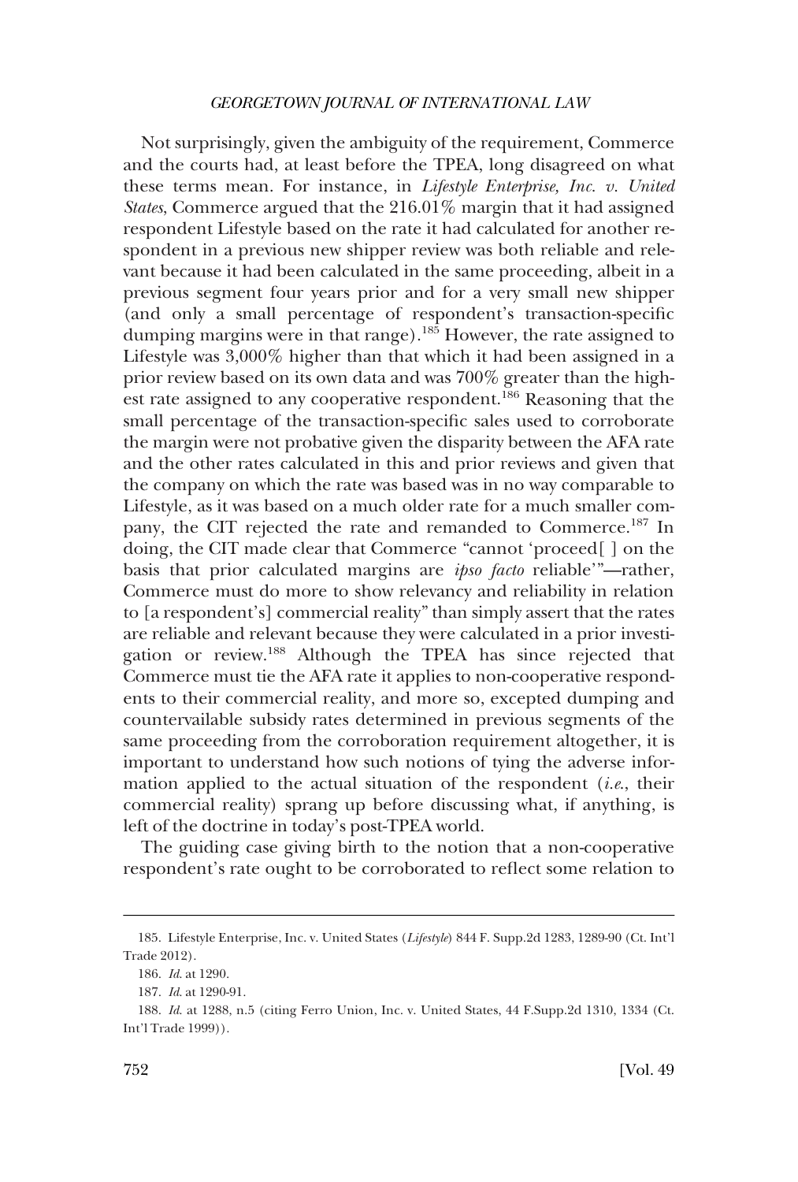Not surprisingly, given the ambiguity of the requirement, Commerce and the courts had, at least before the TPEA, long disagreed on what these terms mean. For instance, in *Lifestyle Enterprise, Inc. v. United States*, Commerce argued that the 216.01% margin that it had assigned respondent Lifestyle based on the rate it had calculated for another respondent in a previous new shipper review was both reliable and relevant because it had been calculated in the same proceeding, albeit in a previous segment four years prior and for a very small new shipper (and only a small percentage of respondent's transaction-specific dumping margins were in that range).[185] However, the rate assigned to Lifestyle was 3,000% higher than that which it had been assigned in a prior review based on its own data and was 700% greater than the highest rate assigned to any cooperative respondent.[186] Reasoning that the small percentage of the transaction-specific sales used to corroborate the margin were not probative given the disparity between the AFA rate and the other rates calculated in this and prior reviews and given that the company on which the rate was based was in no way comparable to Lifestyle, as it was based on a much older rate for a much smaller company, the CIT rejected the rate and remanded to Commerce.[187] In doing, the CIT made clear that Commerce "cannot 'proceed[ ] on the basis that prior calculated margins are *ipso facto* reliable'"—rather, Commerce must do more to show relevancy and reliability in relation to [a respondent's] commercial reality" than simply assert that the rates are reliable and relevant because they were calculated in a prior investigation or review.[188] Although the TPEA has since rejected that Commerce must tie the AFA rate it applies to non-cooperative respondents to their commercial reality, and more so, excepted dumping and countervailable subsidy rates determined in previous segments of the same proceeding from the corroboration requirement altogether, it is important to understand how such notions of tying the adverse information applied to the actual situation of the respondent (*i.e.*, their commercial reality) sprang up before discussing what, if anything, is left of the doctrine in today's post-TPEA world.

The guiding case giving birth to the notion that a non-cooperative respondent's rate ought to be corroborated to reflect some relation to

---

185. Lifestyle Enterprise, Inc. v. United States (*Lifestyle*) 844 F. Supp.2d 1283, 1289-90 (Ct. Int'l Trade 2012).

186. *Id.* at 1290.

187. *Id.* at 1290-91.

188. *Id.* at 1288, n.5 (citing Ferro Union, Inc. v. United States, 44 F.Supp.2d 1310, 1334 (Ct. Int'l Trade 1999)).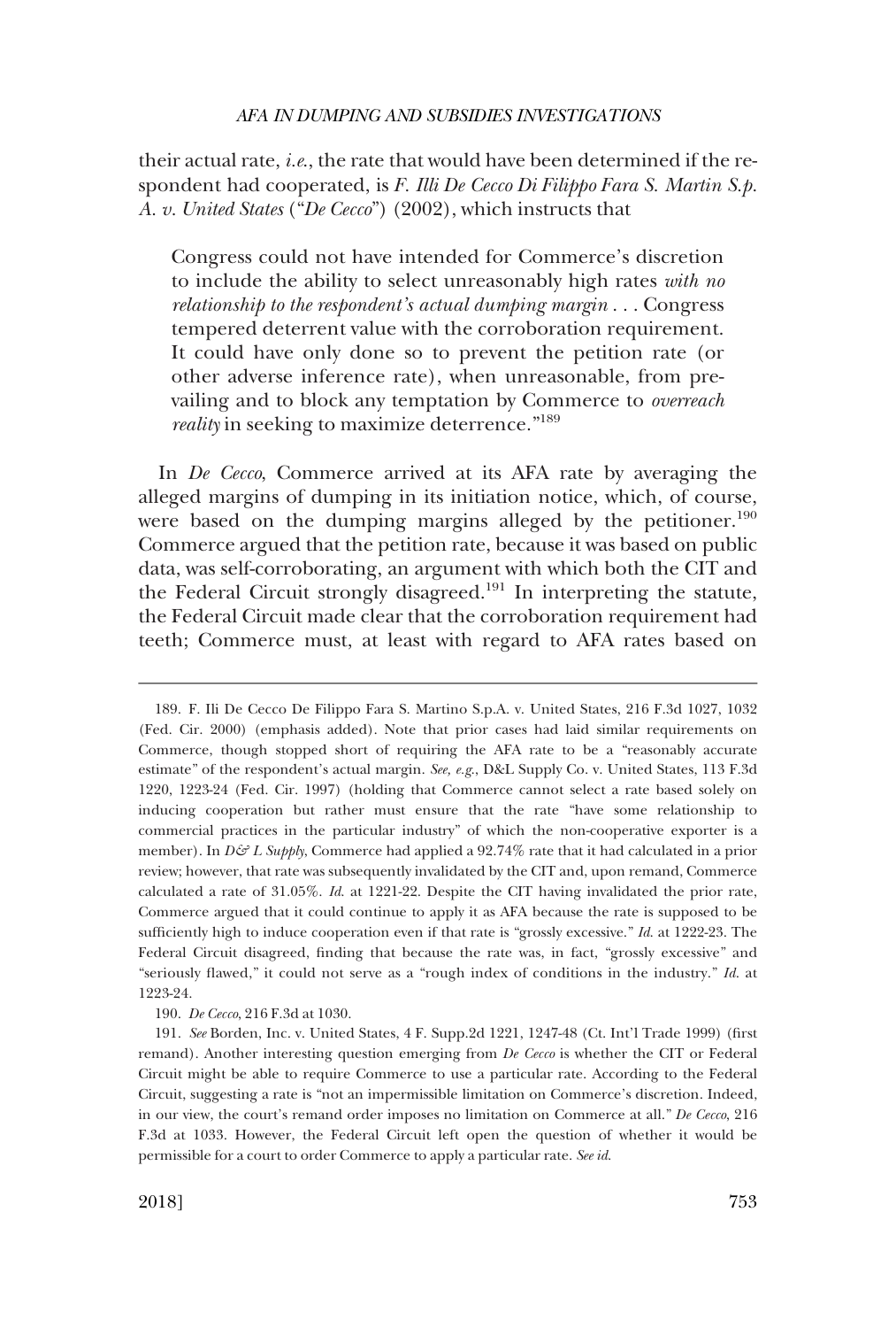their actual rate, *i.e.*, the rate that would have been determined if the respondent had cooperated, is *F. Illi De Cecco Di Filippo Fara S. Martin S.p. A. v. United States* ("*De Cecco*") (2002), which instructs that

> Congress could not have intended for Commerce's discretion to include the ability to select unreasonably high rates *with no relationship to the respondent's actual dumping margin* . . . Congress tempered deterrent value with the corroboration requirement. It could have only done so to prevent the petition rate (or other adverse inference rate), when unreasonable, from prevailing and to block any temptation by Commerce to *overreach reality* in seeking to maximize deterrence."[189]

In *De Cecco*, Commerce arrived at its AFA rate by averaging the alleged margins of dumping in its initiation notice, which, of course, were based on the dumping margins alleged by the petitioner.[190] Commerce argued that the petition rate, because it was based on public data, was self-corroborating, an argument with which both the CIT and the Federal Circuit strongly disagreed.[191] In interpreting the statute, the Federal Circuit made clear that the corroboration requirement had teeth; Commerce must, at least with regard to AFA rates based on

---

189. F. Ili De Cecco De Filippo Fara S. Martino S.p.A. v. United States, 216 F.3d 1027, 1032 (Fed. Cir. 2000) (emphasis added). Note that prior cases had laid similar requirements on Commerce, though stopped short of requiring the AFA rate to be a "reasonably accurate estimate" of the respondent's actual margin. *See, e.g.*, D&L Supply Co. v. United States, 113 F.3d 1220, 1223-24 (Fed. Cir. 1997) (holding that Commerce cannot select a rate based solely on inducing cooperation but rather must ensure that the rate "have some relationship to commercial practices in the particular industry" of which the non-cooperative exporter is a member). In *D& L Supply*, Commerce had applied a 92.74% rate that it had calculated in a prior review; however, that rate was subsequently invalidated by the CIT and, upon remand, Commerce calculated a rate of 31.05%. *Id.* at 1221-22. Despite the CIT having invalidated the prior rate, Commerce argued that it could continue to apply it as AFA because the rate is supposed to be sufficiently high to induce cooperation even if that rate is "grossly excessive." *Id.* at 1222-23. The Federal Circuit disagreed, finding that because the rate was, in fact, "grossly excessive" and "seriously flawed," it could not serve as a "rough index of conditions in the industry." *Id.* at 1223-24.

190. *De Cecco*, 216 F.3d at 1030.

191. *See* Borden, Inc. v. United States, 4 F. Supp.2d 1221, 1247-48 (Ct. Int'l Trade 1999) (first remand). Another interesting question emerging from *De Cecco* is whether the CIT or Federal Circuit might be able to require Commerce to use a particular rate. According to the Federal Circuit, suggesting a rate is "not an impermissible limitation on Commerce's discretion. Indeed, in our view, the court's remand order imposes no limitation on Commerce at all." *De Cecco*, 216 F.3d at 1033. However, the Federal Circuit left open the question of whether it would be permissible for a court to order Commerce to apply a particular rate. *See id.*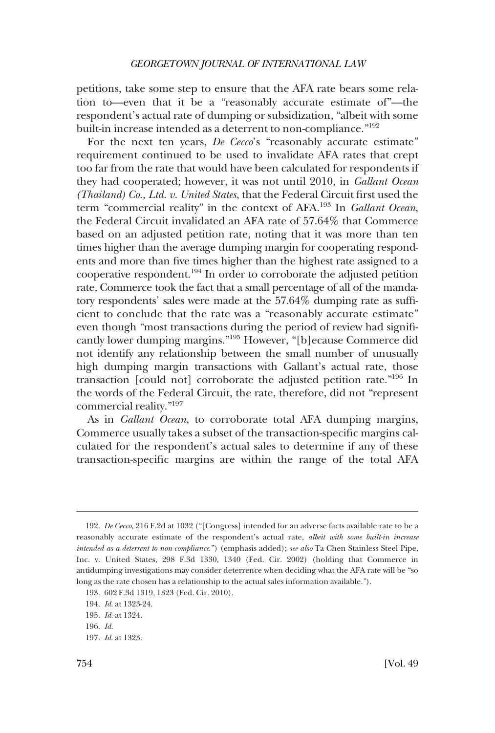petitions, take some step to ensure that the AFA rate bears some relation to—even that it be a "reasonably accurate estimate of"—the respondent's actual rate of dumping or subsidization, "albeit with some built-in increase intended as a deterrent to non-compliance."[192]

For the next ten years, *De Cecco*'s "reasonably accurate estimate" requirement continued to be used to invalidate AFA rates that crept too far from the rate that would have been calculated for respondents if they had cooperated; however, it was not until 2010, in *Gallant Ocean (Thailand) Co., Ltd. v. United States*, that the Federal Circuit first used the term "commercial reality" in the context of AFA.[193] In *Gallant Ocean*, the Federal Circuit invalidated an AFA rate of 57.64% that Commerce based on an adjusted petition rate, noting that it was more than ten times higher than the average dumping margin for cooperating respondents and more than five times higher than the highest rate assigned to a cooperative respondent.[194] In order to corroborate the adjusted petition rate, Commerce took the fact that a small percentage of all of the mandatory respondents' sales were made at the 57.64% dumping rate as sufficient to conclude that the rate was a "reasonably accurate estimate" even though "most transactions during the period of review had significantly lower dumping margins."[195] However, "[b]ecause Commerce did not identify any relationship between the small number of unusually high dumping margin transactions with Gallant's actual rate, those transaction [could not] corroborate the adjusted petition rate."[196] In the words of the Federal Circuit, the rate, therefore, did not "represent commercial reality."[197]

As in *Gallant Ocean*, to corroborate total AFA dumping margins, Commerce usually takes a subset of the transaction-specific margins calculated for the respondent's actual sales to determine if any of these transaction-specific margins are within the range of the total AFA

---

192. *De Cecco*, 216 F.2d at 1032 ("[Congress] intended for an adverse facts available rate to be a reasonably accurate estimate of the respondent's actual rate, *albeit with some built-in increase intended as a deterrent to non-compliance*.") (emphasis added); *see also* Ta Chen Stainless Steel Pipe, Inc. v. United States, 298 F.3d 1330, 1340 (Fed. Cir. 2002) (holding that Commerce in antidumping investigations may consider deterrence when deciding what the AFA rate will be "so long as the rate chosen has a relationship to the actual sales information available.").

193. 602 F.3d 1319, 1323 (Fed. Cir. 2010).

194. *Id.* at 1323-24.

195. *Id.* at 1324.

196. *Id.*

197. *Id.* at 1323.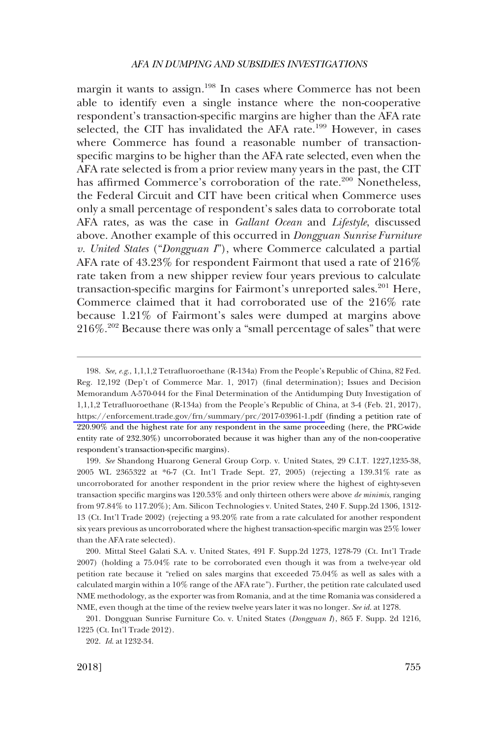margin it wants to assign.[198] In cases where Commerce has not been able to identify even a single instance where the non-cooperative respondent's transaction-specific margins are higher than the AFA rate selected, the CIT has invalidated the AFA rate.[199] However, in cases where Commerce has found a reasonable number of transaction-specific margins to be higher than the AFA rate selected, even when the AFA rate selected is from a prior review many years in the past, the CIT has affirmed Commerce's corroboration of the rate.[200] Nonetheless, the Federal Circuit and CIT have been critical when Commerce uses only a small percentage of respondent's sales data to corroborate total AFA rates, as was the case in *Gallant Ocean* and *Lifestyle*, discussed above. Another example of this occurred in *Dongguan Sunrise Furniture v. United States* ("*Dongguan I*"), where Commerce calculated a partial AFA rate of 43.23% for respondent Fairmont that used a rate of 216% rate taken from a new shipper review four years previous to calculate transaction-specific margins for Fairmont's unreported sales.[201] Here, Commerce claimed that it had corroborated use of the 216% rate because 1.21% of Fairmont's sales were dumped at margins above 216%.[202] Because there was only a "small percentage of sales" that were

---

198. *See, e.g.*, 1,1,1,2 Tetrafluoroethane (R-134a) From the People's Republic of China, 82 Fed. Reg. 12,192 (Dep't of Commerce Mar. 1, 2017) (final determination); Issues and Decision Memorandum A-570-044 for the Final Determination of the Antidumping Duty Investigation of 1,1,1,2 Tetrafluoroethane (R-134a) from the People's Republic of China, at 3-4 (Feb. 21, 2017), https://enforcement.trade.gov/frn/summary/prc/2017-03961-1.pdf (finding a petition rate of 220.90% and the highest rate for any respondent in the same proceeding (here, the PRC-wide entity rate of 232.30%) uncorroborated because it was higher than any of the non-cooperative respondent's transaction-specific margins).

199. *See* Shandong Huarong General Group Corp. v. United States, 29 C.I.T. 1227,1235-38, 2005 WL 2365322 at *6-7 (Ct. Int'l Trade Sept. 27, 2005) (rejecting a 139.31% rate as uncorroborated for another respondent in the prior review where the highest of eighty-seven transaction specific margins was 120.53% and only thirteen others were above *de minimis*, ranging from 97.84% to 117.20%); Am. Silicon Technologies v. United States, 240 F. Supp.2d 1306, 1312-13 (Ct. Int'l Trade 2002) (rejecting a 93.20% rate from a rate calculated for another respondent six years previous as uncorroborated where the highest transaction-specific margin was 25% lower than the AFA rate selected).

200. Mittal Steel Galati S.A. v. United States, 491 F. Supp.2d 1273, 1278-79 (Ct. Int'l Trade 2007) (holding a 75.04% rate to be corroborated even though it was from a twelve-year old petition rate because it "relied on sales margins that exceeded 75.04% as well as sales with a calculated margin within a 10% range of the AFA rate"). Further, the petition rate calculated used NME methodology, as the exporter was from Romania, and at the time Romania was considered a NME, even though at the time of the review twelve years later it was no longer. *See id.* at 1278.

201. Dongguan Sunrise Furniture Co. v. United States (*Dongguan I*), 865 F. Supp. 2d 1216, 1225 (Ct. Int'l Trade 2012).

202. *Id.* at 1232-34.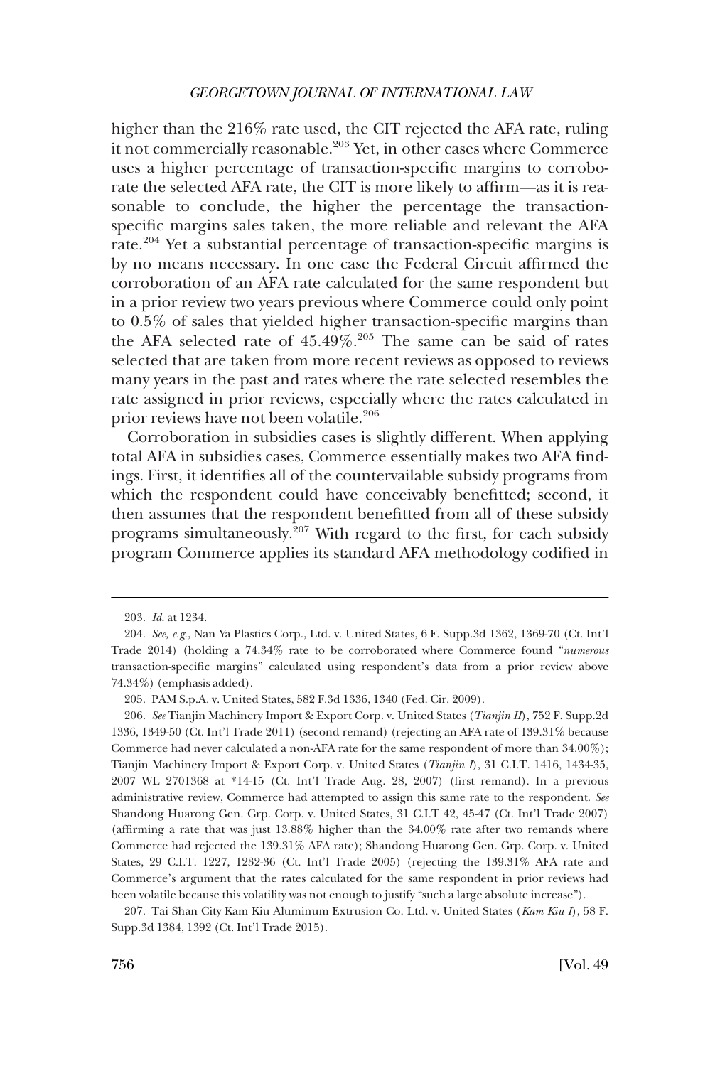higher than the 216% rate used, the CIT rejected the AFA rate, ruling it not commercially reasonable.[203] Yet, in other cases where Commerce uses a higher percentage of transaction-specific margins to corroborate the selected AFA rate, the CIT is more likely to affirm—as it is reasonable to conclude, the higher the percentage the transaction-specific margins sales taken, the more reliable and relevant the AFA rate.[204] Yet a substantial percentage of transaction-specific margins is by no means necessary. In one case the Federal Circuit affirmed the corroboration of an AFA rate calculated for the same respondent but in a prior review two years previous where Commerce could only point to 0.5% of sales that yielded higher transaction-specific margins than the AFA selected rate of 45.49%.[205] The same can be said of rates selected that are taken from more recent reviews as opposed to reviews many years in the past and rates where the rate selected resembles the rate assigned in prior reviews, especially where the rates calculated in prior reviews have not been volatile.[206]

Corroboration in subsidies cases is slightly different. When applying total AFA in subsidies cases, Commerce essentially makes two AFA findings. First, it identifies all of the countervailable subsidy programs from which the respondent could have conceivably benefitted; second, it then assumes that the respondent benefitted from all of these subsidy programs simultaneously.[207] With regard to the first, for each subsidy program Commerce applies its standard AFA methodology codified in

---

203. *Id.* at 1234.

204. *See, e.g.*, Nan Ya Plastics Corp., Ltd. v. United States, 6 F. Supp.3d 1362, 1369-70 (Ct. Int'l Trade 2014) (holding a 74.34% rate to be corroborated where Commerce found "*numerous* transaction-specific margins" calculated using respondent's data from a prior review above 74.34%) (emphasis added).

205. PAM S.p.A. v. United States, 582 F.3d 1336, 1340 (Fed. Cir. 2009).

206. *See* Tianjin Machinery Import & Export Corp. v. United States (*Tianjin II*), 752 F. Supp.2d 1336, 1349-50 (Ct. Int'l Trade 2011) (second remand) (rejecting an AFA rate of 139.31% because Commerce had never calculated a non-AFA rate for the same respondent of more than 34.00%); Tianjin Machinery Import & Export Corp. v. United States (*Tianjin I*), 31 C.I.T. 1416, 1434-35, 2007 WL 2701368 at *14-15 (Ct. Int'l Trade Aug. 28, 2007) (first remand). In a previous administrative review, Commerce had attempted to assign this same rate to the respondent. *See* Shandong Huarong Gen. Grp. Corp. v. United States, 31 C.I.T 42, 45-47 (Ct. Int'l Trade 2007) (affirming a rate that was just 13.88% higher than the 34.00% rate after two remands where Commerce had rejected the 139.31% AFA rate); Shandong Huarong Gen. Grp. Corp. v. United States, 29 C.I.T. 1227, 1232-36 (Ct. Int'l Trade 2005) (rejecting the 139.31% AFA rate and Commerce's argument that the rates calculated for the same respondent in prior reviews had been volatile because this volatility was not enough to justify "such a large absolute increase").

207. Tai Shan City Kam Kiu Aluminum Extrusion Co. Ltd. v. United States (*Kam Kiu I*), 58 F. Supp.3d 1384, 1392 (Ct. Int'l Trade 2015).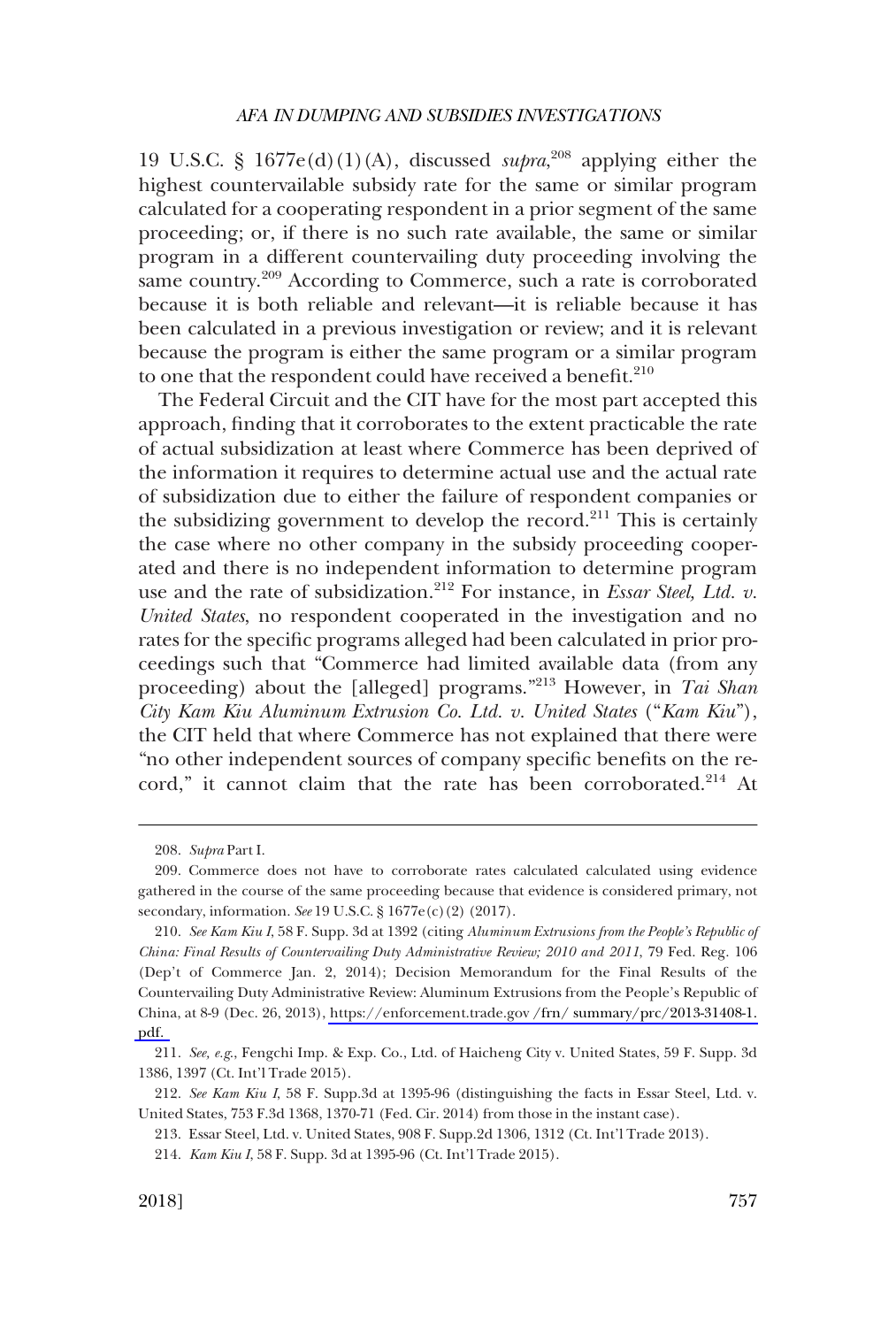19 U.S.C. § 1677e(d)(1)(A), discussed *supra*,[208] applying either the highest countervailable subsidy rate for the same or similar program calculated for a cooperating respondent in a prior segment of the same proceeding; or, if there is no such rate available, the same or similar program in a different countervailing duty proceeding involving the same country.[209] According to Commerce, such a rate is corroborated because it is both reliable and relevant—it is reliable because it has been calculated in a previous investigation or review; and it is relevant because the program is either the same program or a similar program to one that the respondent could have received a benefit.[210]

The Federal Circuit and the CIT have for the most part accepted this approach, finding that it corroborates to the extent practicable the rate of actual subsidization at least where Commerce has been deprived of the information it requires to determine actual use and the actual rate of subsidization due to either the failure of respondent companies or the subsidizing government to develop the record.[211] This is certainly the case where no other company in the subsidy proceeding cooperated and there is no independent information to determine program use and the rate of subsidization.[212] For instance, in *Essar Steel, Ltd. v. United States*, no respondent cooperated in the investigation and no rates for the specific programs alleged had been calculated in prior proceedings such that "Commerce had limited available data (from any proceeding) about the [alleged] programs."[213] However, in *Tai Shan City Kam Kiu Aluminum Extrusion Co. Ltd. v. United States* ("*Kam Kiu*"), the CIT held that where Commerce has not explained that there were "no other independent sources of company specific benefits on the record," it cannot claim that the rate has been corroborated.[214] At

---

208. *Supra* Part I.

209. Commerce does not have to corroborate rates calculated calculated using evidence gathered in the course of the same proceeding because that evidence is considered primary, not secondary, information. *See* 19 U.S.C. § 1677e(c)(2) (2017).

210. *See Kam Kiu I*, 58 F. Supp. 3d at 1392 (citing *Aluminum Extrusions from the People's Republic of China: Final Results of Countervailing Duty Administrative Review; 2010 and 2011*, 79 Fed. Reg. 106 (Dep't of Commerce Jan. 2, 2014); Decision Memorandum for the Final Results of the Countervailing Duty Administrative Review: Aluminum Extrusions from the People's Republic of China, at 8-9 (Dec. 26, 2013), https://enforcement.trade.gov /frn/ summary/prc/2013-31408-1.pdf.

211. *See, e.g.*, Fengchi Imp. & Exp. Co., Ltd. of Haicheng City v. United States, 59 F. Supp. 3d 1386, 1397 (Ct. Int'l Trade 2015).

212. *See Kam Kiu I*, 58 F. Supp.3d at 1395-96 (distinguishing the facts in Essar Steel, Ltd. v. United States, 753 F.3d 1368, 1370-71 (Fed. Cir. 2014) from those in the instant case).

213. Essar Steel, Ltd. v. United States, 908 F. Supp.2d 1306, 1312 (Ct. Int'l Trade 2013).

214. *Kam Kiu I*, 58 F. Supp. 3d at 1395-96 (Ct. Int'l Trade 2015).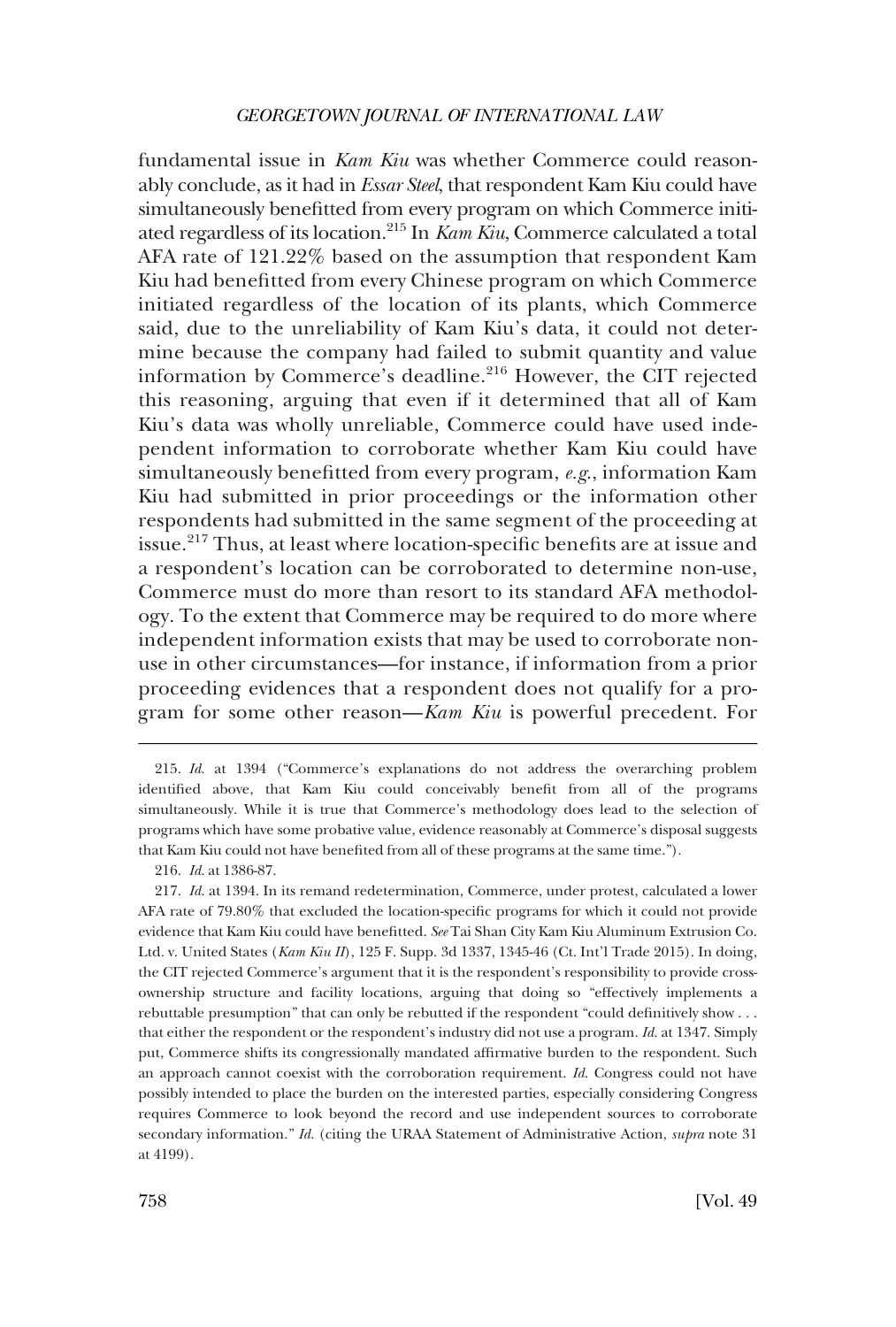fundamental issue in *Kam Kiu* was whether Commerce could reasonably conclude, as it had in *Essar Steel*, that respondent Kam Kiu could have simultaneously benefitted from every program on which Commerce initiated regardless of its location.[215] In *Kam Kiu*, Commerce calculated a total AFA rate of 121.22% based on the assumption that respondent Kam Kiu had benefitted from every Chinese program on which Commerce initiated regardless of the location of its plants, which Commerce said, due to the unreliability of Kam Kiu's data, it could not determine because the company had failed to submit quantity and value information by Commerce's deadline.[216] However, the CIT rejected this reasoning, arguing that even if it determined that all of Kam Kiu's data was wholly unreliable, Commerce could have used independent information to corroborate whether Kam Kiu could have simultaneously benefitted from every program, *e.g.*, information Kam Kiu had submitted in prior proceedings or the information other respondents had submitted in the same segment of the proceeding at issue.[217] Thus, at least where location-specific benefits are at issue and a respondent's location can be corroborated to determine non-use, Commerce must do more than resort to its standard AFA methodology. To the extent that Commerce may be required to do more where independent information exists that may be used to corroborate non-use in other circumstances—for instance, if information from a prior proceeding evidences that a respondent does not qualify for a program for some other reason—*Kam Kiu* is powerful precedent. For

---

215. *Id.* at 1394 ("Commerce's explanations do not address the overarching problem identified above, that Kam Kiu could conceivably benefit from all of the programs simultaneously. While it is true that Commerce's methodology does lead to the selection of programs which have some probative value, evidence reasonably at Commerce's disposal suggests that Kam Kiu could not have benefited from all of these programs at the same time.").

216. *Id.* at 1386-87.

217. *Id.* at 1394. In its remand redetermination, Commerce, under protest, calculated a lower AFA rate of 79.80% that excluded the location-specific programs for which it could not provide evidence that Kam Kiu could have benefitted. *See* Tai Shan City Kam Kiu Aluminum Extrusion Co. Ltd. v. United States (*Kam Kiu II*), 125 F. Supp. 3d 1337, 1345-46 (Ct. Int'l Trade 2015). In doing, the CIT rejected Commerce's argument that it is the respondent's responsibility to provide cross-ownership structure and facility locations, arguing that doing so "effectively implements a rebuttable presumption" that can only be rebutted if the respondent "could definitively show . . . that either the respondent or the respondent's industry did not use a program. *Id.* at 1347. Simply put, Commerce shifts its congressionally mandated affirmative burden to the respondent. Such an approach cannot coexist with the corroboration requirement. *Id.* Congress could not have possibly intended to place the burden on the interested parties, especially considering Congress requires Commerce to look beyond the record and use independent sources to corroborate secondary information." *Id.* (citing the URAA Statement of Administrative Action, *supra* note 31 at 4199).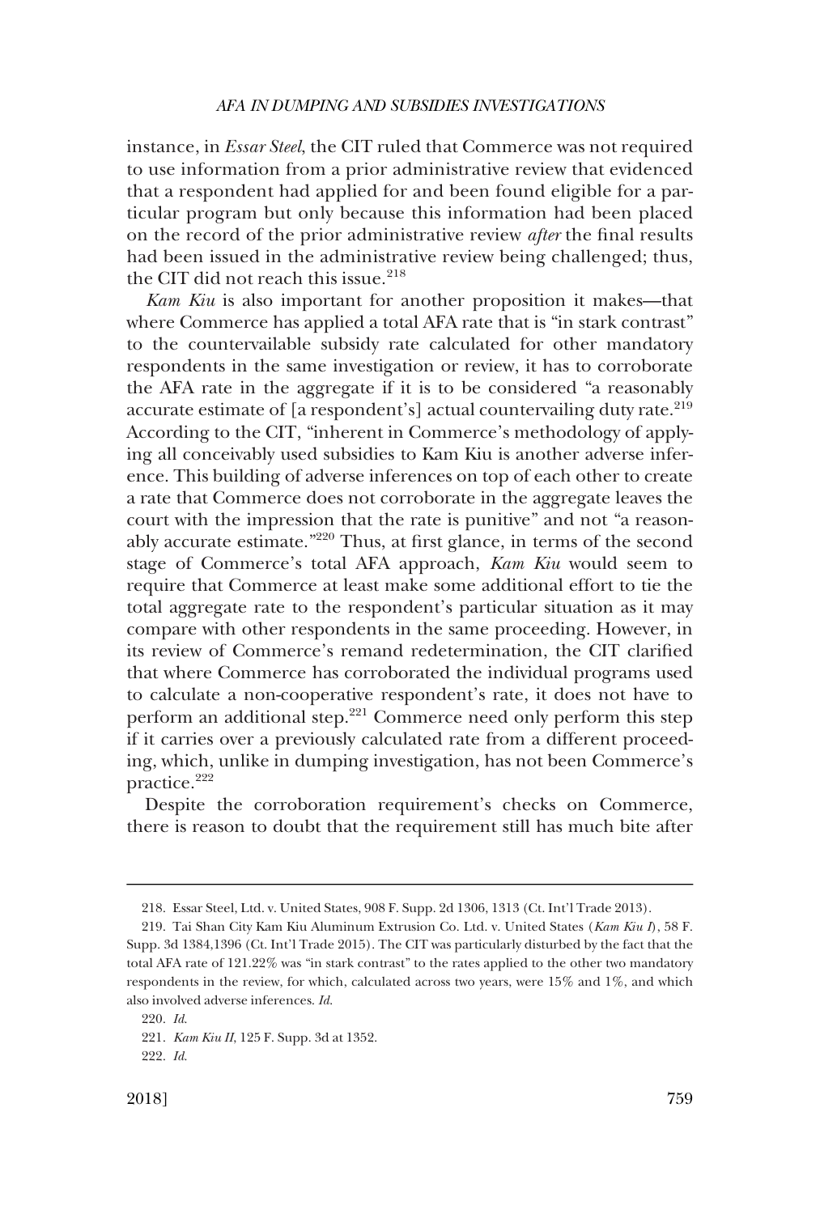instance, in *Essar Steel*, the CIT ruled that Commerce was not required to use information from a prior administrative review that evidenced that a respondent had applied for and been found eligible for a particular program but only because this information had been placed on the record of the prior administrative review *after* the final results had been issued in the administrative review being challenged; thus, the CIT did not reach this issue.[218]

*Kam Kiu* is also important for another proposition it makes—that where Commerce has applied a total AFA rate that is "in stark contrast" to the countervailable subsidy rate calculated for other mandatory respondents in the same investigation or review, it has to corroborate the AFA rate in the aggregate if it is to be considered "a reasonably accurate estimate of [a respondent's] actual countervailing duty rate.[219] According to the CIT, "inherent in Commerce's methodology of applying all conceivably used subsidies to Kam Kiu is another adverse inference. This building of adverse inferences on top of each other to create a rate that Commerce does not corroborate in the aggregate leaves the court with the impression that the rate is punitive" and not "a reasonably accurate estimate."[220] Thus, at first glance, in terms of the second stage of Commerce's total AFA approach, *Kam Kiu* would seem to require that Commerce at least make some additional effort to tie the total aggregate rate to the respondent's particular situation as it may compare with other respondents in the same proceeding. However, in its review of Commerce's remand redetermination, the CIT clarified that where Commerce has corroborated the individual programs used to calculate a non-cooperative respondent's rate, it does not have to perform an additional step.[221] Commerce need only perform this step if it carries over a previously calculated rate from a different proceeding, which, unlike in dumping investigation, has not been Commerce's practice.[222]

Despite the corroboration requirement's checks on Commerce, there is reason to doubt that the requirement still has much bite after

---

218. Essar Steel, Ltd. v. United States, 908 F. Supp. 2d 1306, 1313 (Ct. Int'l Trade 2013).

219. Tai Shan City Kam Kiu Aluminum Extrusion Co. Ltd. v. United States (*Kam Kiu I*), 58 F. Supp. 3d 1384,1396 (Ct. Int'l Trade 2015). The CIT was particularly disturbed by the fact that the total AFA rate of 121.22% was "in stark contrast" to the rates applied to the other two mandatory respondents in the review, for which, calculated across two years, were 15% and 1%, and which also involved adverse inferences. *Id*.

220. *Id*.

221. *Kam Kiu II*, 125 F. Supp. 3d at 1352.

222. *Id*.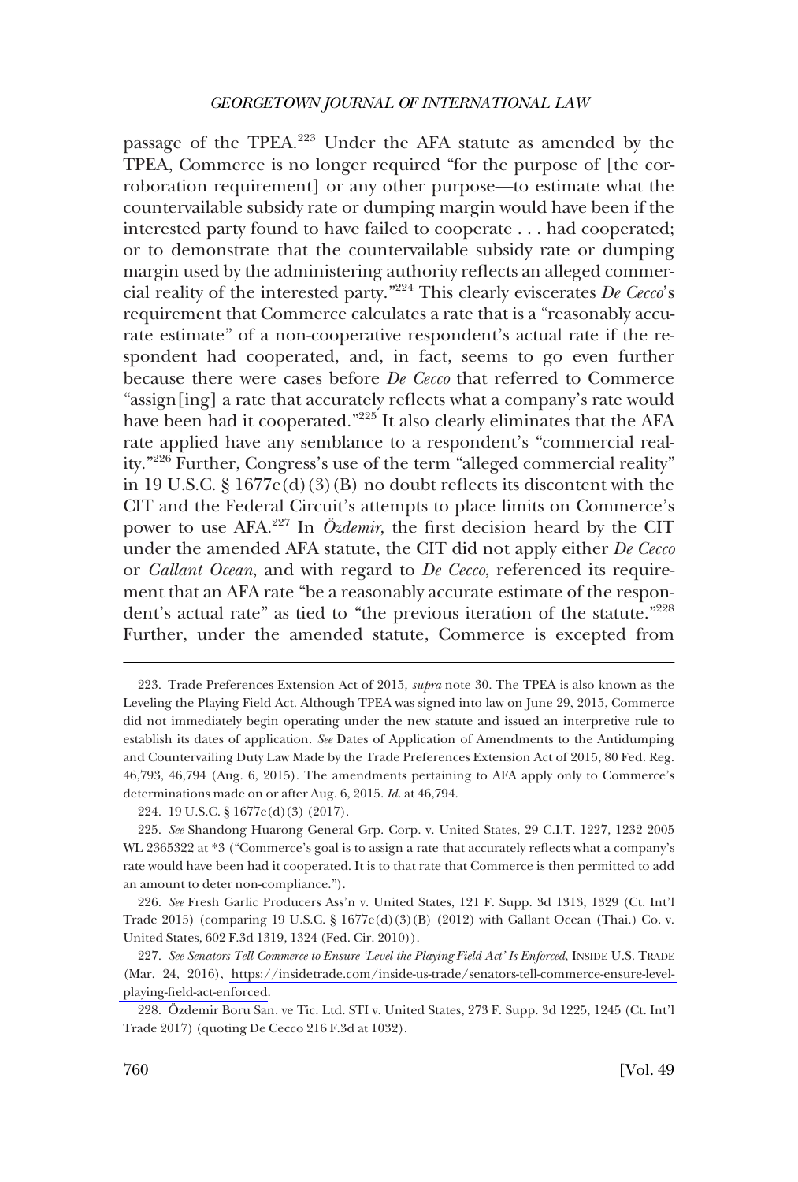passage of the TPEA.[223] Under the AFA statute as amended by the TPEA, Commerce is no longer required "for the purpose of [the corroboration requirement] or any other purpose—to estimate what the countervailable subsidy rate or dumping margin would have been if the interested party found to have failed to cooperate . . . had cooperated; or to demonstrate that the countervailable subsidy rate or dumping margin used by the administering authority reflects an alleged commercial reality of the interested party."[224] This clearly eviscerates *De Cecco*'s requirement that Commerce calculates a rate that is a "reasonably accurate estimate" of a non-cooperative respondent's actual rate if the respondent had cooperated, and, in fact, seems to go even further because there were cases before *De Cecco* that referred to Commerce "assign[ing] a rate that accurately reflects what a company's rate would have been had it cooperated."[225] It also clearly eliminates that the AFA rate applied have any semblance to a respondent's "commercial reality."[226] Further, Congress's use of the term "alleged commercial reality" in 19 U.S.C. § 1677e(d)(3)(B) no doubt reflects its discontent with the CIT and the Federal Circuit's attempts to place limits on Commerce's power to use AFA.[227] In *Özdemir*, the first decision heard by the CIT under the amended AFA statute, the CIT did not apply either *De Cecco* or *Gallant Ocean*, and with regard to *De Cecco*, referenced its requirement that an AFA rate "be a reasonably accurate estimate of the respondent's actual rate" as tied to "the previous iteration of the statute."[228] Further, under the amended statute, Commerce is excepted from

---

223. Trade Preferences Extension Act of 2015, *supra* note 30. The TPEA is also known as the Leveling the Playing Field Act. Although TPEA was signed into law on June 29, 2015, Commerce did not immediately begin operating under the new statute and issued an interpretive rule to establish its dates of application. *See* Dates of Application of Amendments to the Antidumping and Countervailing Duty Law Made by the Trade Preferences Extension Act of 2015, 80 Fed. Reg. 46,793, 46,794 (Aug. 6, 2015). The amendments pertaining to AFA apply only to Commerce's determinations made on or after Aug. 6, 2015. *Id.* at 46,794.

224. 19 U.S.C. § 1677e(d)(3) (2017).

225. *See* Shandong Huarong General Grp. Corp. v. United States, 29 C.I.T. 1227, 1232 2005 WL 2365322 at *3 ("Commerce's goal is to assign a rate that accurately reflects what a company's rate would have been had it cooperated. It is to that rate that Commerce is then permitted to add an amount to deter non-compliance.").

226. *See* Fresh Garlic Producers Ass'n v. United States, 121 F. Supp. 3d 1313, 1329 (Ct. Int'l Trade 2015) (comparing 19 U.S.C. § 1677e(d)(3)(B) (2012) with Gallant Ocean (Thai.) Co. v. United States, 602 F.3d 1319, 1324 (Fed. Cir. 2010)).

227. *See Senators Tell Commerce to Ensure 'Level the Playing Field Act' Is Enforced*, INSIDE U.S. TRADE (Mar. 24, 2016), https://insidetrade.com/inside-us-trade/senators-tell-commerce-ensure-level-playing-field-act-enforced.

228. Özdemir Boru San. ve Tic. Ltd. STI v. United States, 273 F. Supp. 3d 1225, 1245 (Ct. Int'l Trade 2017) (quoting De Cecco 216 F.3d at 1032).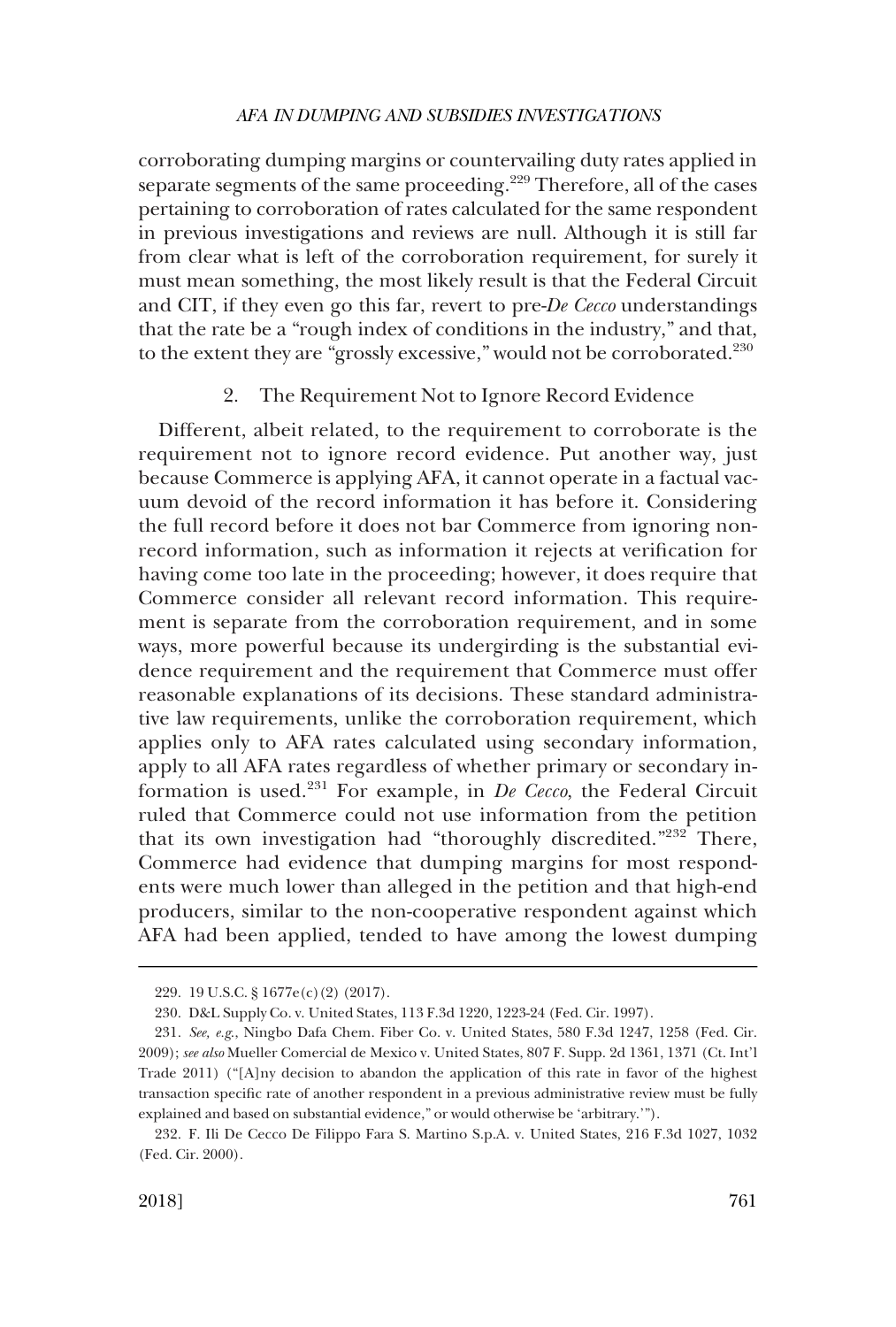corroborating dumping margins or countervailing duty rates applied in separate segments of the same proceeding.[229] Therefore, all of the cases pertaining to corroboration of rates calculated for the same respondent in previous investigations and reviews are null. Although it is still far from clear what is left of the corroboration requirement, for surely it must mean something, the most likely result is that the Federal Circuit and CIT, if they even go this far, revert to pre-*De Cecco* understandings that the rate be a "rough index of conditions in the industry," and that, to the extent they are "grossly excessive," would not be corroborated.[230]

### 2. The Requirement Not to Ignore Record Evidence

Different, albeit related, to the requirement to corroborate is the requirement not to ignore record evidence. Put another way, just because Commerce is applying AFA, it cannot operate in a factual vacuum devoid of the record information it has before it. Considering the full record before it does not bar Commerce from ignoring non-record information, such as information it rejects at verification for having come too late in the proceeding; however, it does require that Commerce consider all relevant record information. This requirement is separate from the corroboration requirement, and in some ways, more powerful because its undergirding is the substantial evidence requirement and the requirement that Commerce must offer reasonable explanations of its decisions. These standard administrative law requirements, unlike the corroboration requirement, which applies only to AFA rates calculated using secondary information, apply to all AFA rates regardless of whether primary or secondary information is used.[231] For example, in *De Cecco*, the Federal Circuit ruled that Commerce could not use information from the petition that its own investigation had "thoroughly discredited."[232] There, Commerce had evidence that dumping margins for most respondents were much lower than alleged in the petition and that high-end producers, similar to the non-cooperative respondent against which AFA had been applied, tended to have among the lowest dumping

---

229. 19 U.S.C. § 1677e(c)(2) (2017).

230. D&L Supply Co. v. United States, 113 F.3d 1220, 1223-24 (Fed. Cir. 1997).

231. *See, e.g.*, Ningbo Dafa Chem. Fiber Co. v. United States, 580 F.3d 1247, 1258 (Fed. Cir. 2009); *see also* Mueller Comercial de Mexico v. United States, 807 F. Supp. 2d 1361, 1371 (Ct. Int'l Trade 2011) ("[A]ny decision to abandon the application of this rate in favor of the highest transaction specific rate of another respondent in a previous administrative review must be fully explained and based on substantial evidence," or would otherwise be 'arbitrary.'").

232. F. Ili De Cecco De Filippo Fara S. Martino S.p.A. v. United States, 216 F.3d 1027, 1032 (Fed. Cir. 2000).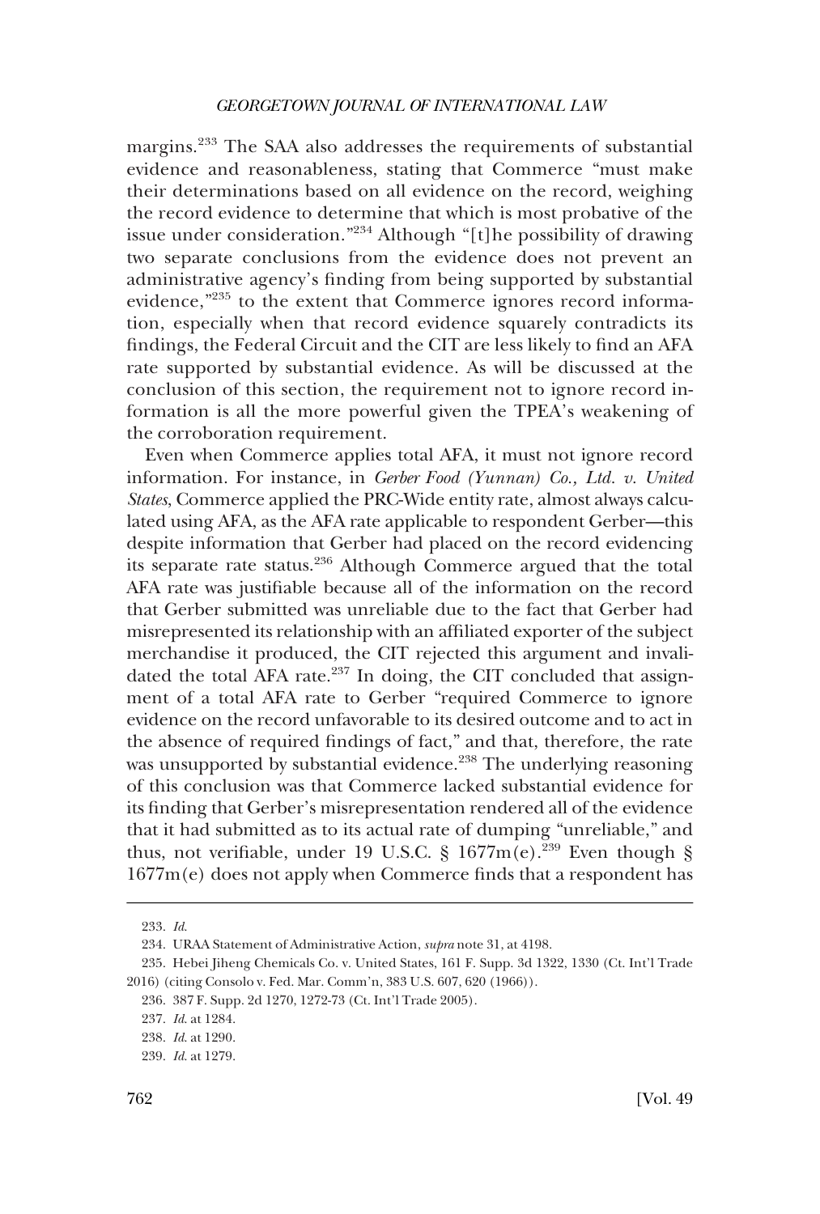margins.[233] The SAA also addresses the requirements of substantial evidence and reasonableness, stating that Commerce "must make their determinations based on all evidence on the record, weighing the record evidence to determine that which is most probative of the issue under consideration."[234] Although "[t]he possibility of drawing two separate conclusions from the evidence does not prevent an administrative agency's finding from being supported by substantial evidence,"[235] to the extent that Commerce ignores record information, especially when that record evidence squarely contradicts its findings, the Federal Circuit and the CIT are less likely to find an AFA rate supported by substantial evidence. As will be discussed at the conclusion of this section, the requirement not to ignore record information is all the more powerful given the TPEA's weakening of the corroboration requirement.

Even when Commerce applies total AFA, it must not ignore record information. For instance, in *Gerber Food (Yunnan) Co., Ltd. v. United States*, Commerce applied the PRC-Wide entity rate, almost always calculated using AFA, as the AFA rate applicable to respondent Gerber—this despite information that Gerber had placed on the record evidencing its separate rate status.[236] Although Commerce argued that the total AFA rate was justifiable because all of the information on the record that Gerber submitted was unreliable due to the fact that Gerber had misrepresented its relationship with an affiliated exporter of the subject merchandise it produced, the CIT rejected this argument and invalidated the total AFA rate.[237] In doing, the CIT concluded that assignment of a total AFA rate to Gerber "required Commerce to ignore evidence on the record unfavorable to its desired outcome and to act in the absence of required findings of fact," and that, therefore, the rate was unsupported by substantial evidence.[238] The underlying reasoning of this conclusion was that Commerce lacked substantial evidence for its finding that Gerber's misrepresentation rendered all of the evidence that it had submitted as to its actual rate of dumping "unreliable," and thus, not verifiable, under 19 U.S.C. § 1677m(e).[239] Even though § 1677m(e) does not apply when Commerce finds that a respondent has

---

233. *Id.*

234. URAA Statement of Administrative Action, *supra* note 31, at 4198.

235. Hebei Jiheng Chemicals Co. v. United States, 161 F. Supp. 3d 1322, 1330 (Ct. Int'l Trade 2016) (citing Consolo v. Fed. Mar. Comm'n, 383 U.S. 607, 620 (1966)).

236. 387 F. Supp. 2d 1270, 1272-73 (Ct. Int'l Trade 2005).

237. *Id.* at 1284.

238. *Id.* at 1290.

239. *Id.* at 1279.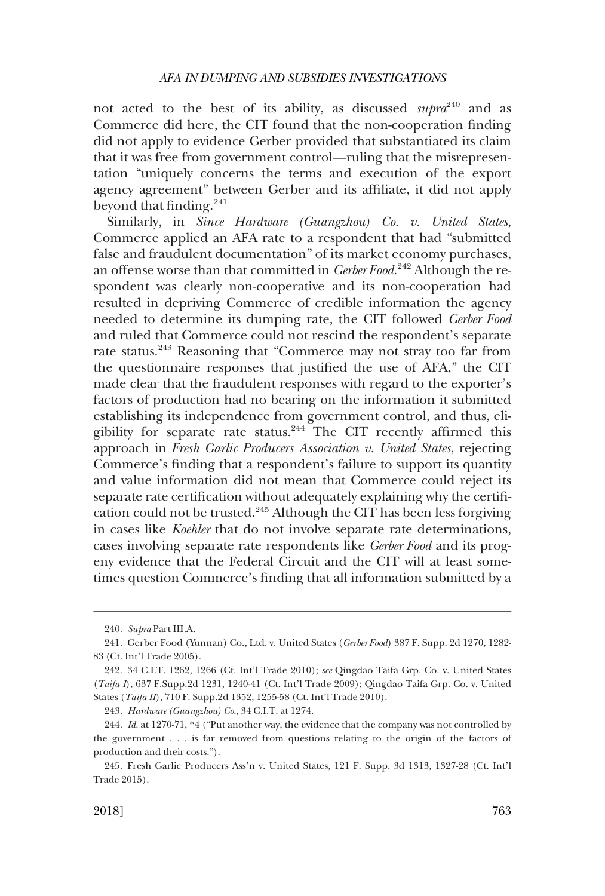not acted to the best of its ability, as discussed *supra*[240] and as Commerce did here, the CIT found that the non-cooperation finding did not apply to evidence Gerber provided that substantiated its claim that it was free from government control—ruling that the misrepresentation "uniquely concerns the terms and execution of the export agency agreement" between Gerber and its affiliate, it did not apply beyond that finding.[241]

Similarly, in *Since Hardware (Guangzhou) Co. v. United States*, Commerce applied an AFA rate to a respondent that had "submitted false and fraudulent documentation" of its market economy purchases, an offense worse than that committed in *Gerber Food*.[242] Although the respondent was clearly non-cooperative and its non-cooperation had resulted in depriving Commerce of credible information the agency needed to determine its dumping rate, the CIT followed *Gerber Food* and ruled that Commerce could not rescind the respondent's separate rate status.[243] Reasoning that "Commerce may not stray too far from the questionnaire responses that justified the use of AFA," the CIT made clear that the fraudulent responses with regard to the exporter's factors of production had no bearing on the information it submitted establishing its independence from government control, and thus, eligibility for separate rate status.[244] The CIT recently affirmed this approach in *Fresh Garlic Producers Association v. United States*, rejecting Commerce's finding that a respondent's failure to support its quantity and value information did not mean that Commerce could reject its separate rate certification without adequately explaining why the certification could not be trusted.[245] Although the CIT has been less forgiving in cases like *Koehler* that do not involve separate rate determinations, cases involving separate rate respondents like *Gerber Food* and its progeny evidence that the Federal Circuit and the CIT will at least sometimes question Commerce's finding that all information submitted by a

---

240. *Supra* Part III.A.

241. Gerber Food (Yunnan) Co., Ltd. v. United States (*Gerber Food*) 387 F. Supp. 2d 1270, 1282-83 (Ct. Int'l Trade 2005).

242. 34 C.I.T. 1262, 1266 (Ct. Int'l Trade 2010); *see* Qingdao Taifa Grp. Co. v. United States (*Taifa I*), 637 F.Supp.2d 1231, 1240-41 (Ct. Int'l Trade 2009); Qingdao Taifa Grp. Co. v. United States (*Taifa II*), 710 F. Supp.2d 1352, 1255-58 (Ct. Int'l Trade 2010).

243. *Hardware (Guangzhou) Co.*, 34 C.I.T. at 1274.

244. *Id.* at 1270-71, *4 ("Put another way, the evidence that the company was not controlled by the government . . . is far removed from questions relating to the origin of the factors of production and their costs.").

245. Fresh Garlic Producers Ass'n v. United States, 121 F. Supp. 3d 1313, 1327-28 (Ct. Int'l Trade 2015).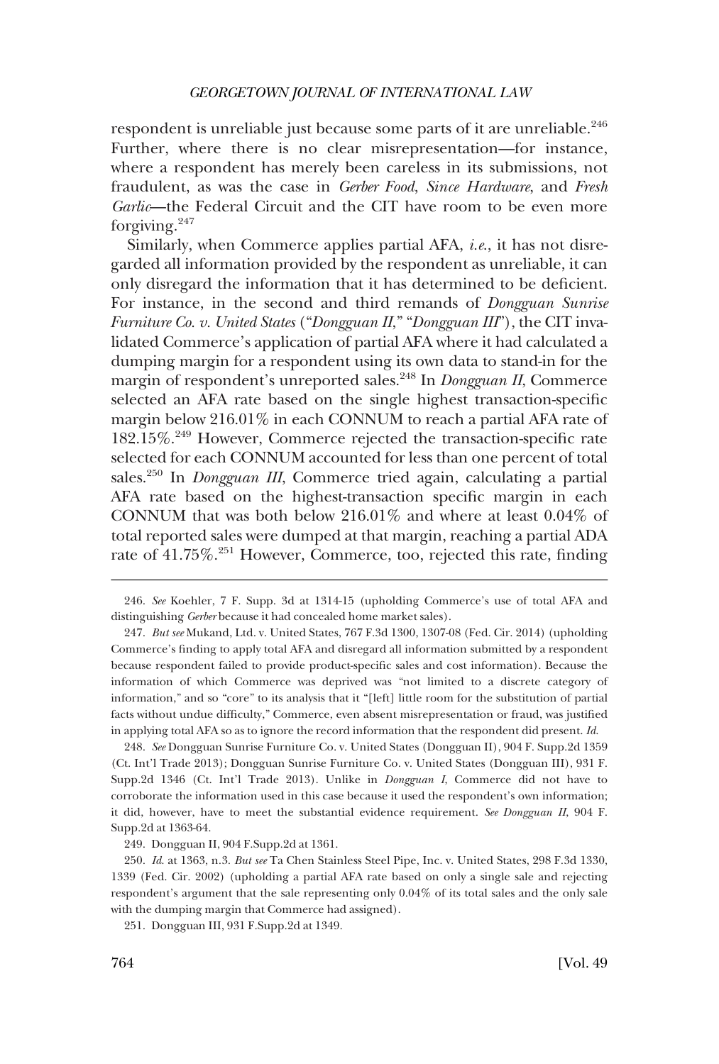respondent is unreliable just because some parts of it are unreliable.[246] Further, where there is no clear misrepresentation—for instance, where a respondent has merely been careless in its submissions, not fraudulent, as was the case in *Gerber Food*, *Since Hardware*, and *Fresh Garlic*—the Federal Circuit and the CIT have room to be even more forgiving.[247]

Similarly, when Commerce applies partial AFA, *i.e.*, it has not disregarded all information provided by the respondent as unreliable, it can only disregard the information that it has determined to be deficient. For instance, in the second and third remands of *Dongguan Sunrise Furniture Co. v. United States* ("*Dongguan II*," "*Dongguan III*"), the CIT invalidated Commerce's application of partial AFA where it had calculated a dumping margin for a respondent using its own data to stand-in for the margin of respondent's unreported sales.[248] In *Dongguan II*, Commerce selected an AFA rate based on the single highest transaction-specific margin below 216.01% in each CONNUM to reach a partial AFA rate of 182.15%.[249] However, Commerce rejected the transaction-specific rate selected for each CONNUM accounted for less than one percent of total sales.[250] In *Dongguan III*, Commerce tried again, calculating a partial AFA rate based on the highest-transaction specific margin in each CONNUM that was both below 216.01% and where at least 0.04% of total reported sales were dumped at that margin, reaching a partial ADA rate of 41.75%.[251] However, Commerce, too, rejected this rate, finding

---

246. *See* Koehler, 7 F. Supp. 3d at 1314-15 (upholding Commerce's use of total AFA and distinguishing *Gerber* because it had concealed home market sales).

247. *But see* Mukand, Ltd. v. United States, 767 F.3d 1300, 1307-08 (Fed. Cir. 2014) (upholding Commerce's finding to apply total AFA and disregard all information submitted by a respondent because respondent failed to provide product-specific sales and cost information). Because the information of which Commerce was deprived was "not limited to a discrete category of information," and so "core" to its analysis that it "[left] little room for the substitution of partial facts without undue difficulty," Commerce, even absent misrepresentation or fraud, was justified in applying total AFA so as to ignore the record information that the respondent did present. *Id.*

248. *See* Dongguan Sunrise Furniture Co. v. United States (Dongguan II), 904 F. Supp.2d 1359 (Ct. Int'l Trade 2013); Dongguan Sunrise Furniture Co. v. United States (Dongguan III), 931 F. Supp.2d 1346 (Ct. Int'l Trade 2013). Unlike in *Dongguan I*, Commerce did not have to corroborate the information used in this case because it used the respondent's own information; it did, however, have to meet the substantial evidence requirement. *See Dongguan II*, 904 F. Supp.2d at 1363-64.

249. Dongguan II, 904 F.Supp.2d at 1361.

250. *Id.* at 1363, n.3. *But see* Ta Chen Stainless Steel Pipe, Inc. v. United States, 298 F.3d 1330, 1339 (Fed. Cir. 2002) (upholding a partial AFA rate based on only a single sale and rejecting respondent's argument that the sale representing only 0.04% of its total sales and the only sale with the dumping margin that Commerce had assigned).

251. Dongguan III, 931 F.Supp.2d at 1349.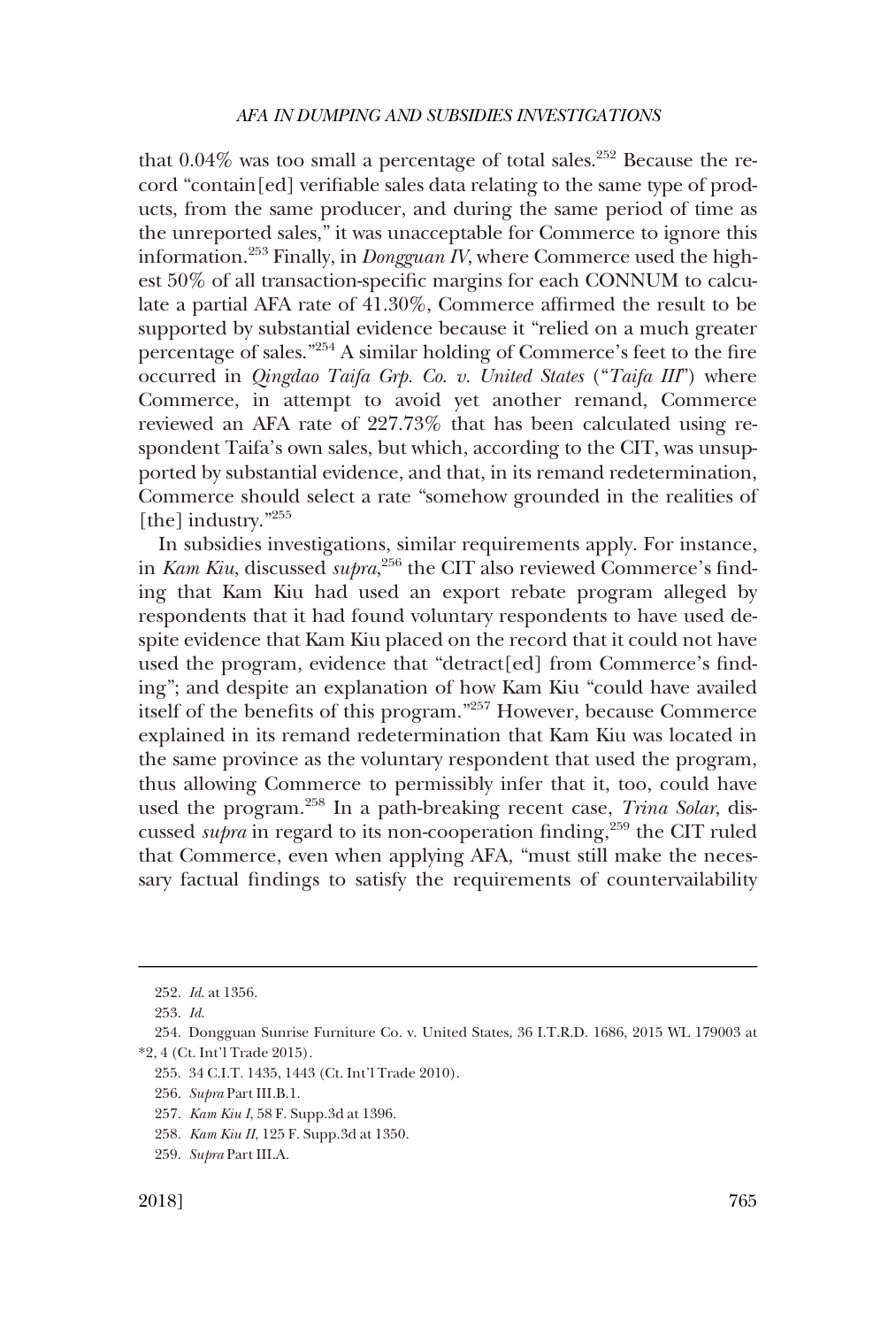that 0.04% was too small a percentage of total sales.[252] Because the record "contain[ed] verifiable sales data relating to the same type of products, from the same producer, and during the same period of time as the unreported sales," it was unacceptable for Commerce to ignore this information.[253] Finally, in *Dongguan IV*, where Commerce used the highest 50% of all transaction-specific margins for each CONNUM to calculate a partial AFA rate of 41.30%, Commerce affirmed the result to be supported by substantial evidence because it "relied on a much greater percentage of sales."[254] A similar holding of Commerce's feet to the fire occurred in *Qingdao Taifa Grp. Co. v. United States* ("*Taifa III*") where Commerce, in attempt to avoid yet another remand, Commerce reviewed an AFA rate of 227.73% that has been calculated using respondent Taifa's own sales, but which, according to the CIT, was unsupported by substantial evidence, and that, in its remand redetermination, Commerce should select a rate "somehow grounded in the realities of [the] industry."[255]

In subsidies investigations, similar requirements apply. For instance, in *Kam Kiu*, discussed *supra*,[256] the CIT also reviewed Commerce's finding that Kam Kiu had used an export rebate program alleged by respondents that it had found voluntary respondents to have used despite evidence that Kam Kiu placed on the record that it could not have used the program, evidence that "detract[ed] from Commerce's finding"; and despite an explanation of how Kam Kiu "could have availed itself of the benefits of this program."[257] However, because Commerce explained in its remand redetermination that Kam Kiu was located in the same province as the voluntary respondent that used the program, thus allowing Commerce to permissibly infer that it, too, could have used the program.[258] In a path-breaking recent case, *Trina Solar*, discussed *supra* in regard to its non-cooperation finding,[259] the CIT ruled that Commerce, even when applying AFA, "must still make the necessary factual findings to satisfy the requirements of countervailability

---

252. *Id.* at 1356.

253. *Id.*

254. Dongguan Sunrise Furniture Co. v. United States, 36 I.T.R.D. 1686, 2015 WL 179003 at *2, 4 (Ct. Int'l Trade 2015).

255. 34 C.I.T. 1435, 1443 (Ct. Int'l Trade 2010).

256. *Supra* Part III.B.1.

257. *Kam Kiu I*, 58 F. Supp.3d at 1396.

258. *Kam Kiu II*, 125 F. Supp.3d at 1350.

259. *Supra* Part III.A.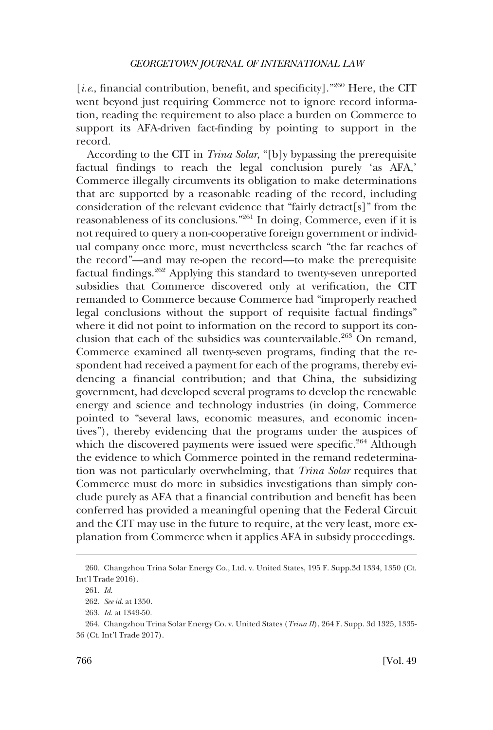[*i.e.*, financial contribution, benefit, and specificity]."[260] Here, the CIT went beyond just requiring Commerce not to ignore record information, reading the requirement to also place a burden on Commerce to support its AFA-driven fact-finding by pointing to support in the record.

According to the CIT in *Trina Solar*, "[b]y bypassing the prerequisite factual findings to reach the legal conclusion purely 'as AFA,' Commerce illegally circumvents its obligation to make determinations that are supported by a reasonable reading of the record, including consideration of the relevant evidence that "fairly detract[s]" from the reasonableness of its conclusions."[261] In doing, Commerce, even if it is not required to query a non-cooperative foreign government or individual company once more, must nevertheless search "the far reaches of the record"—and may re-open the record—to make the prerequisite factual findings.[262] Applying this standard to twenty-seven unreported subsidies that Commerce discovered only at verification, the CIT remanded to Commerce because Commerce had "improperly reached legal conclusions without the support of requisite factual findings" where it did not point to information on the record to support its conclusion that each of the subsidies was countervailable.[263] On remand, Commerce examined all twenty-seven programs, finding that the respondent had received a payment for each of the programs, thereby evidencing a financial contribution; and that China, the subsidizing government, had developed several programs to develop the renewable energy and science and technology industries (in doing, Commerce pointed to "several laws, economic measures, and economic incentives"), thereby evidencing that the programs under the auspices of which the discovered payments were issued were specific.[264] Although the evidence to which Commerce pointed in the remand redetermination was not particularly overwhelming, that *Trina Solar* requires that Commerce must do more in subsidies investigations than simply conclude purely as AFA that a financial contribution and benefit has been conferred has provided a meaningful opening that the Federal Circuit and the CIT may use in the future to require, at the very least, more explanation from Commerce when it applies AFA in subsidy proceedings.

---

260. Changzhou Trina Solar Energy Co., Ltd. v. United States, 195 F. Supp.3d 1334, 1350 (Ct. Int'l Trade 2016).

261. *Id.*

262. *See id.* at 1350.

263. *Id.* at 1349-50.

264. Changzhou Trina Solar Energy Co. v. United States (*Trina II*), 264 F. Supp. 3d 1325, 1335-36 (Ct. Int'l Trade 2017).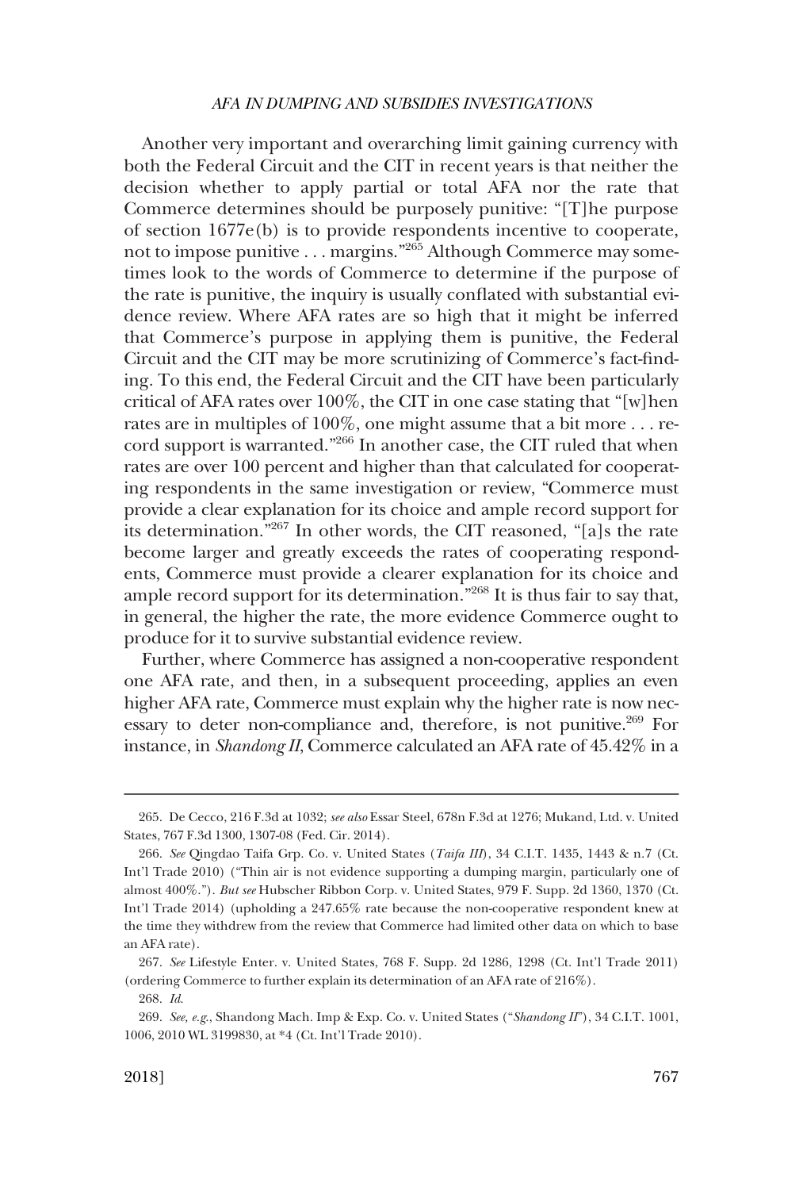Another very important and overarching limit gaining currency with both the Federal Circuit and the CIT in recent years is that neither the decision whether to apply partial or total AFA nor the rate that Commerce determines should be purposely punitive: "[T]he purpose of section 1677e(b) is to provide respondents incentive to cooperate, not to impose punitive . . . margins."[265] Although Commerce may sometimes look to the words of Commerce to determine if the purpose of the rate is punitive, the inquiry is usually conflated with substantial evidence review. Where AFA rates are so high that it might be inferred that Commerce's purpose in applying them is punitive, the Federal Circuit and the CIT may be more scrutinizing of Commerce's fact-finding. To this end, the Federal Circuit and the CIT have been particularly critical of AFA rates over 100%, the CIT in one case stating that "[w]hen rates are in multiples of 100%, one might assume that a bit more . . . record support is warranted."[266] In another case, the CIT ruled that when rates are over 100 percent and higher than that calculated for cooperating respondents in the same investigation or review, "Commerce must provide a clear explanation for its choice and ample record support for its determination."[267] In other words, the CIT reasoned, "[a]s the rate become larger and greatly exceeds the rates of cooperating respondents, Commerce must provide a clearer explanation for its choice and ample record support for its determination."[268] It is thus fair to say that, in general, the higher the rate, the more evidence Commerce ought to produce for it to survive substantial evidence review.

Further, where Commerce has assigned a non-cooperative respondent one AFA rate, and then, in a subsequent proceeding, applies an even higher AFA rate, Commerce must explain why the higher rate is now necessary to deter non-compliance and, therefore, is not punitive.[269] For instance, in *Shandong II*, Commerce calculated an AFA rate of 45.42% in a

---

265. De Cecco, 216 F.3d at 1032; *see also* Essar Steel, 678n F.3d at 1276; Mukand, Ltd. v. United States, 767 F.3d 1300, 1307-08 (Fed. Cir. 2014).

266. *See* Qingdao Taifa Grp. Co. v. United States (*Taifa III*), 34 C.I.T. 1435, 1443 & n.7 (Ct. Int'l Trade 2010) ("Thin air is not evidence supporting a dumping margin, particularly one of almost 400%."). *But see* Hubscher Ribbon Corp. v. United States, 979 F. Supp. 2d 1360, 1370 (Ct. Int'l Trade 2014) (upholding a 247.65% rate because the non-cooperative respondent knew at the time they withdrew from the review that Commerce had limited other data on which to base an AFA rate).

267. *See* Lifestyle Enter. v. United States, 768 F. Supp. 2d 1286, 1298 (Ct. Int'l Trade 2011) (ordering Commerce to further explain its determination of an AFA rate of 216%).

268. *Id.*

269. *See, e.g.*, Shandong Mach. Imp & Exp. Co. v. United States ("*Shandong II*"), 34 C.I.T. 1001, 1006, 2010 WL 3199830, at *4 (Ct. Int'l Trade 2010).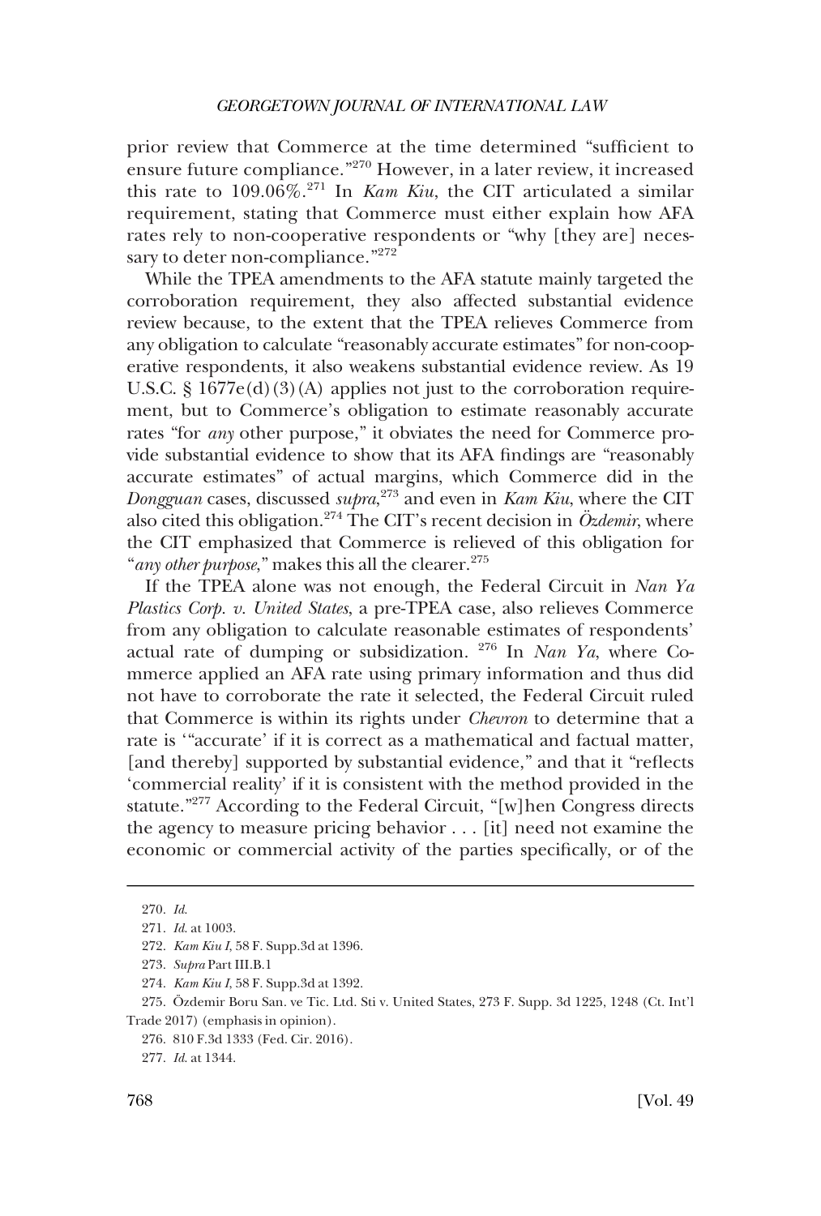prior review that Commerce at the time determined "sufficient to ensure future compliance."[270] However, in a later review, it increased this rate to 109.06%.[271] In *Kam Kiu*, the CIT articulated a similar requirement, stating that Commerce must either explain how AFA rates rely to non-cooperative respondents or "why [they are] necessary to deter non-compliance."[272]

While the TPEA amendments to the AFA statute mainly targeted the corroboration requirement, they also affected substantial evidence review because, to the extent that the TPEA relieves Commerce from any obligation to calculate "reasonably accurate estimates" for non-cooperative respondents, it also weakens substantial evidence review. As 19 U.S.C. § 1677e(d)(3)(A) applies not just to the corroboration requirement, but to Commerce's obligation to estimate reasonably accurate rates "for *any* other purpose," it obviates the need for Commerce provide substantial evidence to show that its AFA findings are "reasonably accurate estimates" of actual margins, which Commerce did in the *Dongguan* cases, discussed *supra*,[273] and even in *Kam Kiu*, where the CIT also cited this obligation.[274] The CIT's recent decision in *Özdemir*, where the CIT emphasized that Commerce is relieved of this obligation for "*any other purpose*," makes this all the clearer.[275]

If the TPEA alone was not enough, the Federal Circuit in *Nan Ya Plastics Corp. v. United States*, a pre-TPEA case, also relieves Commerce from any obligation to calculate reasonable estimates of respondents' actual rate of dumping or subsidization. [276] In *Nan Ya*, where Commerce applied an AFA rate using primary information and thus did not have to corroborate the rate it selected, the Federal Circuit ruled that Commerce is within its rights under *Chevron* to determine that a rate is '"accurate' if it is correct as a mathematical and factual matter, [and thereby] supported by substantial evidence," and that it "reflects 'commercial reality' if it is consistent with the method provided in the statute."[277] According to the Federal Circuit, "[w]hen Congress directs the agency to measure pricing behavior . . . [it] need not examine the economic or commercial activity of the parties specifically, or of the

---

270. *Id.*

271. *Id.* at 1003.

272. *Kam Kiu I*, 58 F. Supp.3d at 1396.

273. *Supra* Part III.B.1

274. *Kam Kiu I*, 58 F. Supp.3d at 1392.

275. Özdemir Boru San. ve Tic. Ltd. Sti v. United States, 273 F. Supp. 3d 1225, 1248 (Ct. Int'l Trade 2017) (emphasis in opinion).

276. 810 F.3d 1333 (Fed. Cir. 2016).

277. *Id.* at 1344.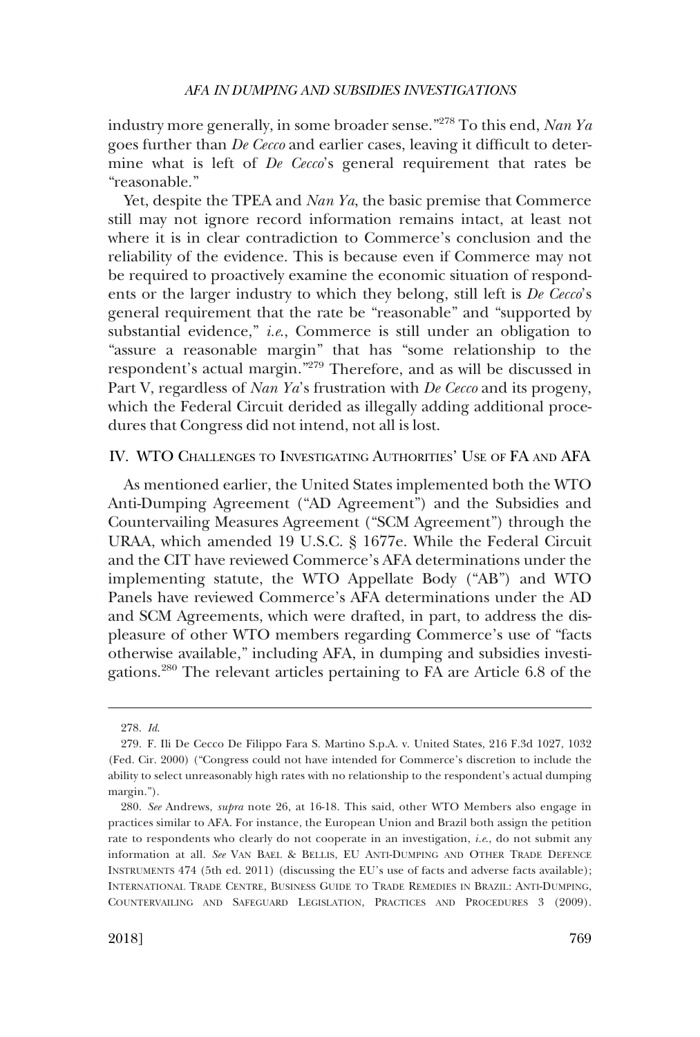industry more generally, in some broader sense."[278] To this end, *Nan Ya* goes further than *De Cecco* and earlier cases, leaving it difficult to determine what is left of *De Cecco*'s general requirement that rates be "reasonable."

Yet, despite the TPEA and *Nan Ya*, the basic premise that Commerce still may not ignore record information remains intact, at least not where it is in clear contradiction to Commerce's conclusion and the reliability of the evidence. This is because even if Commerce may not be required to proactively examine the economic situation of respondents or the larger industry to which they belong, still left is *De Cecco*'s general requirement that the rate be "reasonable" and "supported by substantial evidence," *i.e.*, Commerce is still under an obligation to "assure a reasonable margin" that has "some relationship to the respondent's actual margin."[279] Therefore, and as will be discussed in Part V, regardless of *Nan Ya*'s frustration with *De Cecco* and its progeny, which the Federal Circuit derided as illegally adding additional procedures that Congress did not intend, not all is lost.

## IV. WTO Challenges to Investigating Authorities' Use of FA and AFA

As mentioned earlier, the United States implemented both the WTO Anti-Dumping Agreement ("AD Agreement") and the Subsidies and Countervailing Measures Agreement ("SCM Agreement") through the URAA, which amended 19 U.S.C. § 1677e. While the Federal Circuit and the CIT have reviewed Commerce's AFA determinations under the implementing statute, the WTO Appellate Body ("AB") and WTO Panels have reviewed Commerce's AFA determinations under the AD and SCM Agreements, which were drafted, in part, to address the displeasure of other WTO members regarding Commerce's use of "facts otherwise available," including AFA, in dumping and subsidies investigations.[280] The relevant articles pertaining to FA are Article 6.8 of the

---

278. *Id.*

279. F. Ili De Cecco De Filippo Fara S. Martino S.p.A. v. United States, 216 F.3d 1027, 1032 (Fed. Cir. 2000) ("Congress could not have intended for Commerce's discretion to include the ability to select unreasonably high rates with no relationship to the respondent's actual dumping margin.").

280. *See* Andrews, *supra* note 26, at 16-18. This said, other WTO Members also engage in practices similar to AFA. For instance, the European Union and Brazil both assign the petition rate to respondents who clearly do not cooperate in an investigation, *i.e.*, do not submit any information at all. *See* Van Bael & Bellis, EU Anti-Dumping and Other Trade Defence Instruments 474 (5th ed. 2011) (discussing the EU's use of facts and adverse facts available); International Trade Centre, Business Guide to Trade Remedies in Brazil: Anti-Dumping, Countervailing and Safeguard Legislation, Practices and Procedures 3 (2009).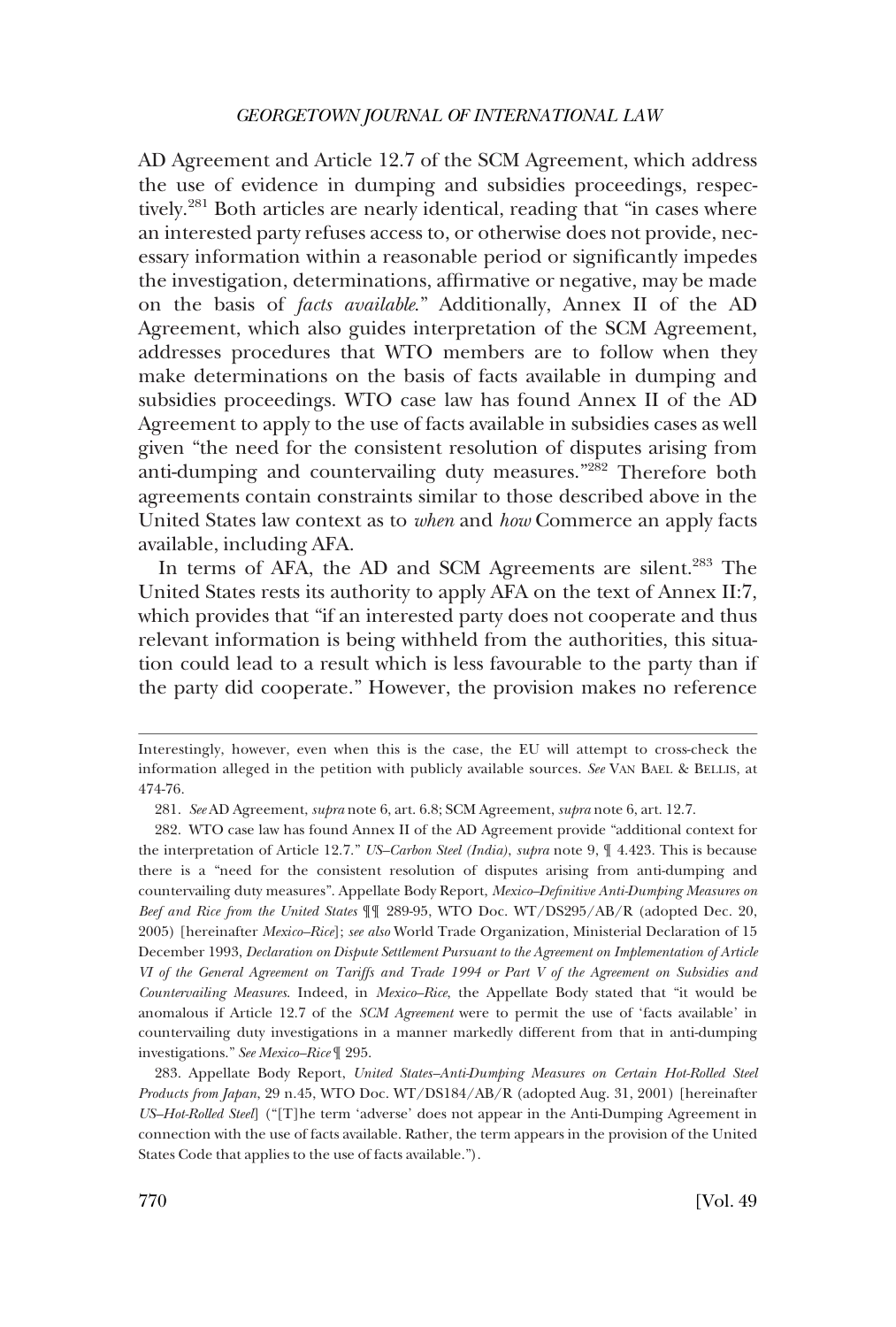AD Agreement and Article 12.7 of the SCM Agreement, which address the use of evidence in dumping and subsidies proceedings, respectively.[281] Both articles are nearly identical, reading that "in cases where an interested party refuses access to, or otherwise does not provide, necessary information within a reasonable period or significantly impedes the investigation, determinations, affirmative or negative, may be made on the basis of *facts available*." Additionally, Annex II of the AD Agreement, which also guides interpretation of the SCM Agreement, addresses procedures that WTO members are to follow when they make determinations on the basis of facts available in dumping and subsidies proceedings. WTO case law has found Annex II of the AD Agreement to apply to the use of facts available in subsidies cases as well given "the need for the consistent resolution of disputes arising from anti-dumping and countervailing duty measures."[282] Therefore both agreements contain constraints similar to those described above in the United States law context as to *when* and *how* Commerce an apply facts available, including AFA.

In terms of AFA, the AD and SCM Agreements are silent.[283] The United States rests its authority to apply AFA on the text of Annex II:7, which provides that "if an interested party does not cooperate and thus relevant information is being withheld from the authorities, this situation could lead to a result which is less favourable to the party than if the party did cooperate." However, the provision makes no reference

---

Interestingly, however, even when this is the case, the EU will attempt to cross-check the information alleged in the petition with publicly available sources. *See* VAN BAEL & BELLIS, at 474-76.

281. *See* AD Agreement, *supra* note 6, art. 6.8; SCM Agreement, *supra* note 6, art. 12.7.

282. WTO case law has found Annex II of the AD Agreement provide "additional context for the interpretation of Article 12.7." *US–Carbon Steel (India)*, *supra* note 9, ¶ 4.423. This is because there is a "need for the consistent resolution of disputes arising from anti-dumping and countervailing duty measures". Appellate Body Report, *Mexico–Definitive Anti-Dumping Measures on Beef and Rice from the United States* ¶¶ 289-95, WTO Doc. WT/DS295/AB/R (adopted Dec. 20, 2005) [hereinafter *Mexico–Rice*]; *see also* World Trade Organization, Ministerial Declaration of 15 December 1993, *Declaration on Dispute Settlement Pursuant to the Agreement on Implementation of Article VI of the General Agreement on Tariffs and Trade 1994 or Part V of the Agreement on Subsidies and Countervailing Measures*. Indeed, in *Mexico–Rice*, the Appellate Body stated that "it would be anomalous if Article 12.7 of the *SCM Agreement* were to permit the use of 'facts available' in countervailing duty investigations in a manner markedly different from that in anti-dumping investigations." *See Mexico–Rice* ¶ 295.

283. Appellate Body Report, *United States–Anti-Dumping Measures on Certain Hot-Rolled Steel Products from Japan*, 29 n.45, WTO Doc. WT/DS184/AB/R (adopted Aug. 31, 2001) [hereinafter *US–Hot-Rolled Steel*] ("[T]he term 'adverse' does not appear in the Anti-Dumping Agreement in connection with the use of facts available. Rather, the term appears in the provision of the United States Code that applies to the use of facts available.").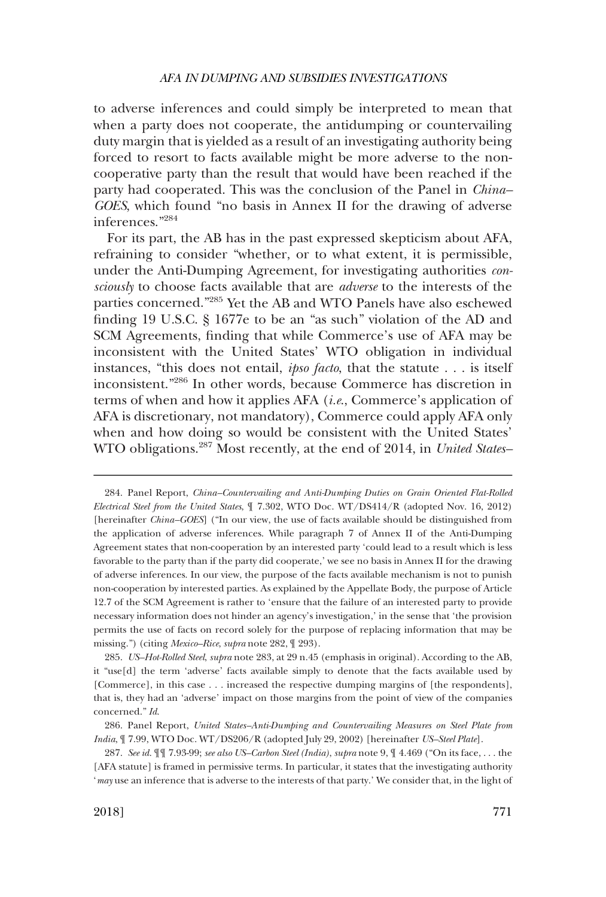to adverse inferences and could simply be interpreted to mean that when a party does not cooperate, the antidumping or countervailing duty margin that is yielded as a result of an investigating authority being forced to resort to facts available might be more adverse to the non-cooperative party than the result that would have been reached if the party had cooperated. This was the conclusion of the Panel in *China–GOES*, which found "no basis in Annex II for the drawing of adverse inferences."[284]

For its part, the AB has in the past expressed skepticism about AFA, refraining to consider "whether, or to what extent, it is permissible, under the Anti-Dumping Agreement, for investigating authorities *consciously* to choose facts available that are *adverse* to the interests of the parties concerned."[285] Yet the AB and WTO Panels have also eschewed finding 19 U.S.C. § 1677e to be an "as such" violation of the AD and SCM Agreements, finding that while Commerce's use of AFA may be inconsistent with the United States' WTO obligation in individual instances, "this does not entail, *ipso facto*, that the statute . . . is itself inconsistent."[286] In other words, because Commerce has discretion in terms of when and how it applies AFA (*i.e.*, Commerce's application of AFA is discretionary, not mandatory), Commerce could apply AFA only when and how doing so would be consistent with the United States' WTO obligations.[287] Most recently, at the end of 2014, in *United States–*

---

284. Panel Report, *China–Countervailing and Anti-Dumping Duties on Grain Oriented Flat-Rolled Electrical Steel from the United States*, ¶ 7.302, WTO Doc. WT/DS414/R (adopted Nov. 16, 2012) [hereinafter *China–GOES*] ("In our view, the use of facts available should be distinguished from the application of adverse inferences. While paragraph 7 of Annex II of the Anti-Dumping Agreement states that non-cooperation by an interested party 'could lead to a result which is less favorable to the party than if the party did cooperate,' we see no basis in Annex II for the drawing of adverse inferences. In our view, the purpose of the facts available mechanism is not to punish non-cooperation by interested parties. As explained by the Appellate Body, the purpose of Article 12.7 of the SCM Agreement is rather to 'ensure that the failure of an interested party to provide necessary information does not hinder an agency's investigation,' in the sense that 'the provision permits the use of facts on record solely for the purpose of replacing information that may be missing.") (citing *Mexico–Rice*, *supra* note 282, ¶ 293).

285. *US–Hot-Rolled Steel*, *supra* note 283, at 29 n.45 (emphasis in original). According to the AB, it "use[d] the term 'adverse' facts available simply to denote that the facts available used by [Commerce], in this case . . . increased the respective dumping margins of [the respondents], that is, they had an 'adverse' impact on those margins from the point of view of the companies concerned." *Id*.

286. Panel Report, *United States–Anti-Dumping and Countervailing Measures on Steel Plate from India*, ¶ 7.99, WTO Doc. WT/DS206/R (adopted July 29, 2002) [hereinafter *US–Steel Plate*].

287. *See id.* ¶¶ 7.93-99; *see also US–Carbon Steel (India)*, *supra* note 9, ¶ 4.469 ("On its face, . . . the [AFA statute] is framed in permissive terms. In particular, it states that the investigating authority '*may* use an inference that is adverse to the interests of that party.' We consider that, in the light of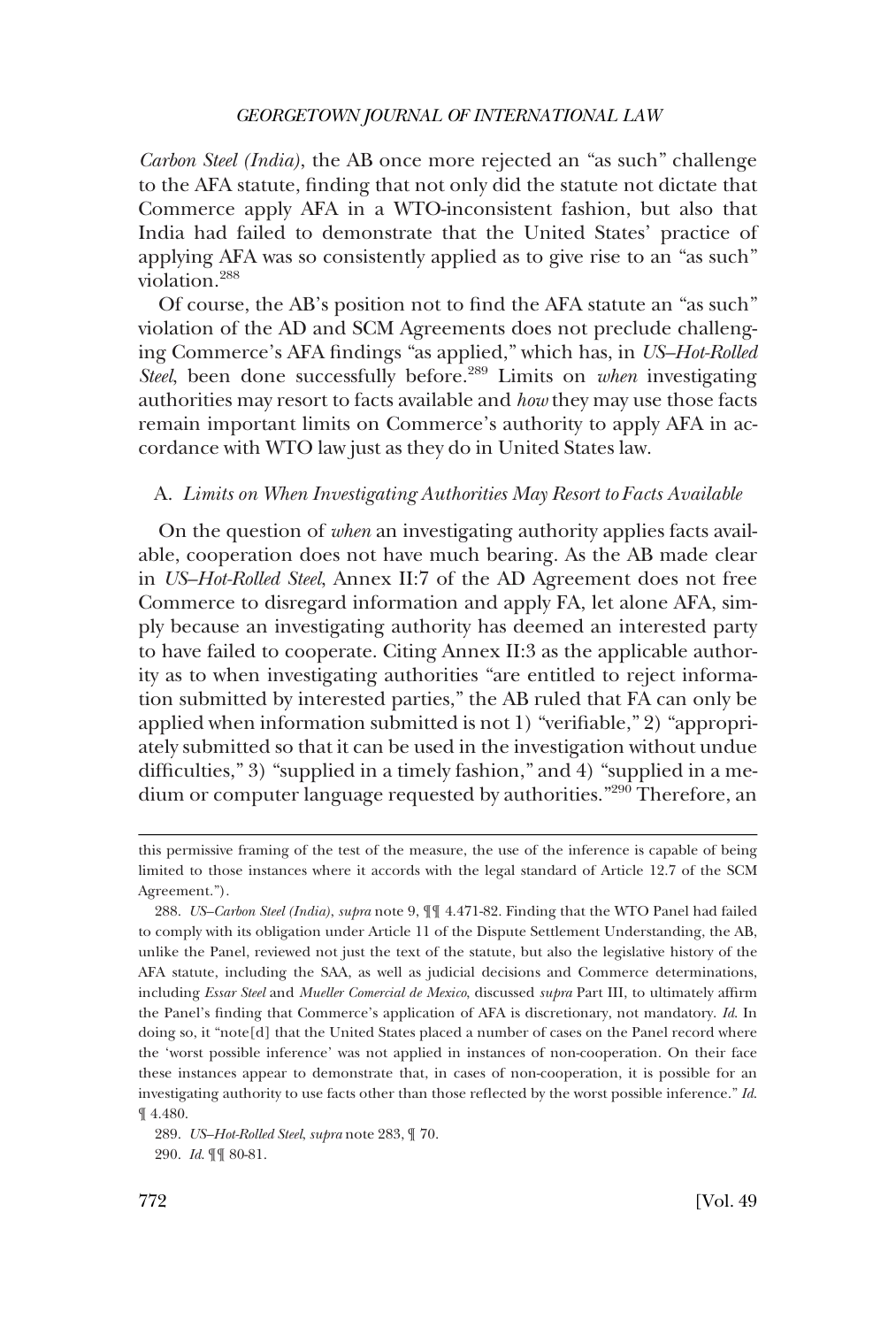*Carbon Steel (India)*, the AB once more rejected an "as such" challenge to the AFA statute, finding that not only did the statute not dictate that Commerce apply AFA in a WTO-inconsistent fashion, but also that India had failed to demonstrate that the United States' practice of applying AFA was so consistently applied as to give rise to an "as such" violation.[288]

Of course, the AB's position not to find the AFA statute an "as such" violation of the AD and SCM Agreements does not preclude challenging Commerce's AFA findings "as applied," which has, in *US–Hot-Rolled Steel*, been done successfully before.[289] Limits on *when* investigating authorities may resort to facts available and *how* they may use those facts remain important limits on Commerce's authority to apply AFA in accordance with WTO law just as they do in United States law.

### A. *Limits on When Investigating Authorities May Resort to Facts Available*

On the question of *when* an investigating authority applies facts available, cooperation does not have much bearing. As the AB made clear in *US–Hot-Rolled Steel*, Annex II:7 of the AD Agreement does not free Commerce to disregard information and apply FA, let alone AFA, simply because an investigating authority has deemed an interested party to have failed to cooperate. Citing Annex II:3 as the applicable authority as to when investigating authorities "are entitled to reject information submitted by interested parties," the AB ruled that FA can only be applied when information submitted is not 1) "verifiable," 2) "appropriately submitted so that it can be used in the investigation without undue difficulties," 3) "supplied in a timely fashion," and 4) "supplied in a medium or computer language requested by authorities."[290] Therefore, an

---

this permissive framing of the test of the measure, the use of the inference is capable of being limited to those instances where it accords with the legal standard of Article 12.7 of the SCM Agreement.").

288. *US–Carbon Steel (India)*, *supra* note 9, ¶¶ 4.471-82. Finding that the WTO Panel had failed to comply with its obligation under Article 11 of the Dispute Settlement Understanding, the AB, unlike the Panel, reviewed not just the text of the statute, but also the legislative history of the AFA statute, including the SAA, as well as judicial decisions and Commerce determinations, including *Essar Steel* and *Mueller Comercial de Mexico*, discussed *supra* Part III, to ultimately affirm the Panel's finding that Commerce's application of AFA is discretionary, not mandatory. *Id.* In doing so, it "note[d] that the United States placed a number of cases on the Panel record where the 'worst possible inference' was not applied in instances of non-cooperation. On their face these instances appear to demonstrate that, in cases of non-cooperation, it is possible for an investigating authority to use facts other than those reflected by the worst possible inference." *Id.* ¶ 4.480.

289. *US–Hot-Rolled Steel*, *supra* note 283, ¶ 70.

290. *Id.* ¶¶ 80-81.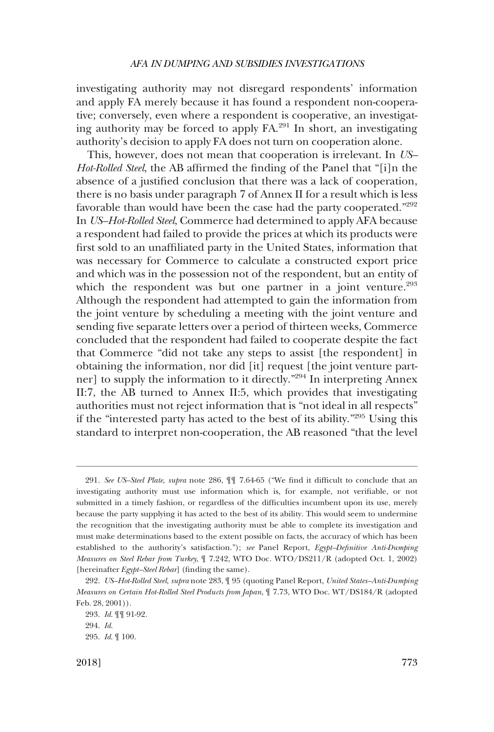investigating authority may not disregard respondents' information and apply FA merely because it has found a respondent non-cooperative; conversely, even where a respondent is cooperative, an investigating authority may be forced to apply FA.[291] In short, an investigating authority's decision to apply FA does not turn on cooperation alone.

This, however, does not mean that cooperation is irrelevant. In *US–Hot-Rolled Steel*, the AB affirmed the finding of the Panel that "[i]n the absence of a justified conclusion that there was a lack of cooperation, there is no basis under paragraph 7 of Annex II for a result which is less favorable than would have been the case had the party cooperated."[292] In *US–Hot-Rolled Steel*, Commerce had determined to apply AFA because a respondent had failed to provide the prices at which its products were first sold to an unaffiliated party in the United States, information that was necessary for Commerce to calculate a constructed export price and which was in the possession not of the respondent, but an entity of which the respondent was but one partner in a joint venture.[293] Although the respondent had attempted to gain the information from the joint venture by scheduling a meeting with the joint venture and sending five separate letters over a period of thirteen weeks, Commerce concluded that the respondent had failed to cooperate despite the fact that Commerce "did not take any steps to assist [the respondent] in obtaining the information, nor did [it] request [the joint venture partner] to supply the information to it directly."[294] In interpreting Annex II:7, the AB turned to Annex II:5, which provides that investigating authorities must not reject information that is "not ideal in all respects" if the "interested party has acted to the best of its ability."[295] Using this standard to interpret non-cooperation, the AB reasoned "that the level

---

291. *See US–Steel Plate*, *supra* note 286, ¶¶ 7.64-65 ("We find it difficult to conclude that an investigating authority must use information which is, for example, not verifiable, or not submitted in a timely fashion, or regardless of the difficulties incumbent upon its use, merely because the party supplying it has acted to the best of its ability. This would seem to undermine the recognition that the investigating authority must be able to complete its investigation and must make determinations based to the extent possible on facts, the accuracy of which has been established to the authority's satisfaction."); *see* Panel Report, *Egypt–Definitive Anti-Dumping Measures on Steel Rebar from Turkey*, ¶ 7.242, WTO Doc. WTO/DS211/R (adopted Oct. 1, 2002) [hereinafter *Egypt–Steel Rebar*] (finding the same).

292. *US–Hot-Rolled Steel*, *supra* note 283, ¶ 95 (quoting Panel Report, *United States–Anti-Dumping Measures on Certain Hot-Rolled Steel Products from Japan*, ¶ 7.73, WTO Doc. WT/DS184/R (adopted Feb. 28, 2001)).

293. *Id.* ¶¶ 91-92.

294. *Id.*

295. *Id.* ¶ 100.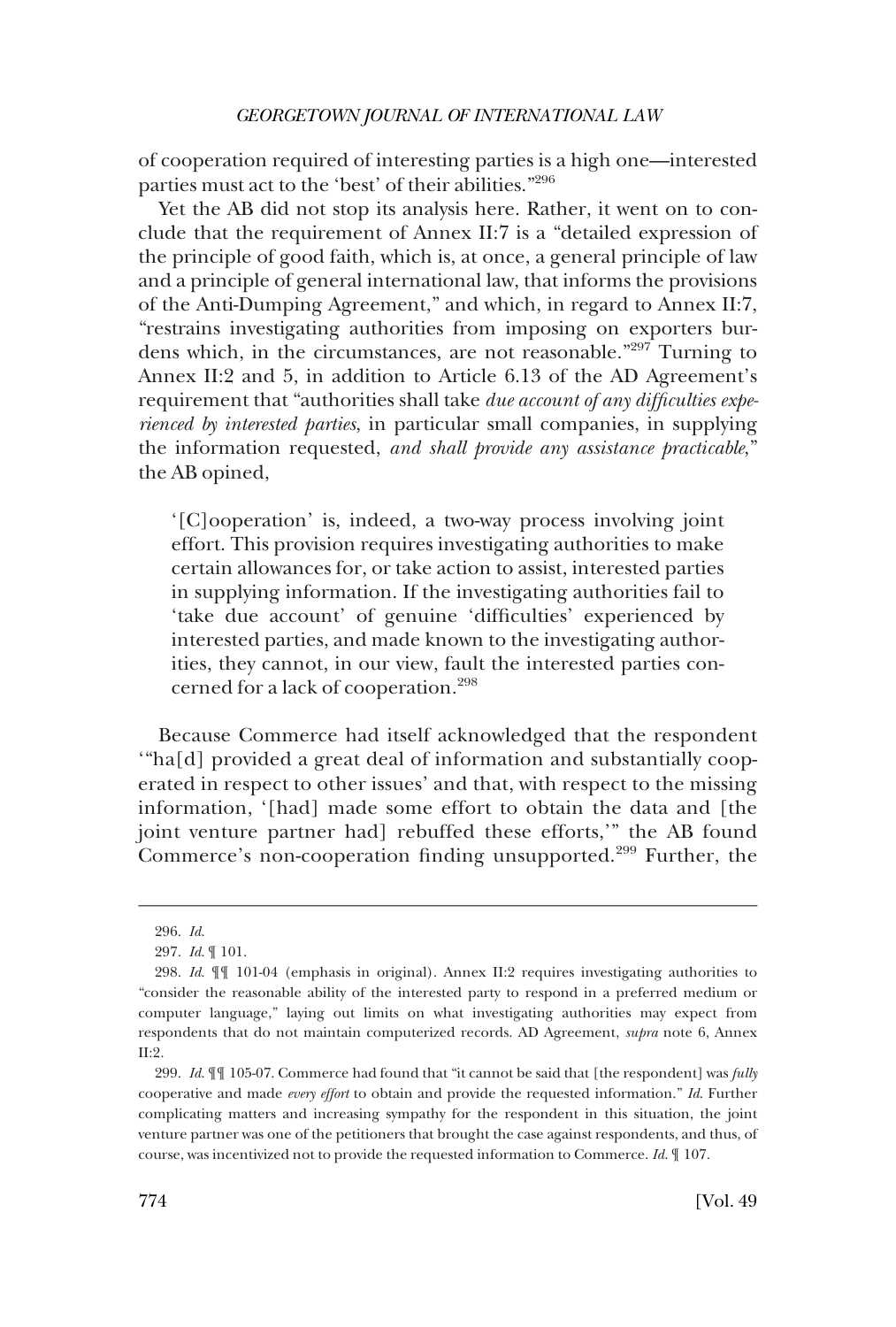of cooperation required of interesting parties is a high one—interested parties must act to the 'best' of their abilities."[296]

Yet the AB did not stop its analysis here. Rather, it went on to conclude that the requirement of Annex II:7 is a "detailed expression of the principle of good faith, which is, at once, a general principle of law and a principle of general international law, that informs the provisions of the Anti-Dumping Agreement," and which, in regard to Annex II:7, "restrains investigating authorities from imposing on exporters burdens which, in the circumstances, are not reasonable."[297] Turning to Annex II:2 and 5, in addition to Article 6.13 of the AD Agreement's requirement that "authorities shall take *due account of any difficulties experienced by interested parties*, in particular small companies, in supplying the information requested, *and shall provide any assistance practicable*," the AB opined,

> '[C]ooperation' is, indeed, a two-way process involving joint effort. This provision requires investigating authorities to make certain allowances for, or take action to assist, interested parties in supplying information. If the investigating authorities fail to 'take due account' of genuine 'difficulties' experienced by interested parties, and made known to the investigating authorities, they cannot, in our view, fault the interested parties concerned for a lack of cooperation.[298]

Because Commerce had itself acknowledged that the respondent '"ha[d] provided a great deal of information and substantially cooperated in respect to other issues' and that, with respect to the missing information, '[had] made some effort to obtain the data and [the joint venture partner had] rebuffed these efforts,'" the AB found Commerce's non-cooperation finding unsupported.[299] Further, the

---

296. *Id.*

297. *Id.* ¶ 101.

298. *Id.* ¶¶ 101-04 (emphasis in original). Annex II:2 requires investigating authorities to "consider the reasonable ability of the interested party to respond in a preferred medium or computer language," laying out limits on what investigating authorities may expect from respondents that do not maintain computerized records. AD Agreement, *supra* note 6, Annex II:2.

299. *Id.* ¶¶ 105-07. Commerce had found that "it cannot be said that [the respondent] was *fully* cooperative and made *every effort* to obtain and provide the requested information." *Id.* Further complicating matters and increasing sympathy for the respondent in this situation, the joint venture partner was one of the petitioners that brought the case against respondents, and thus, of course, was incentivized not to provide the requested information to Commerce. *Id.* ¶ 107.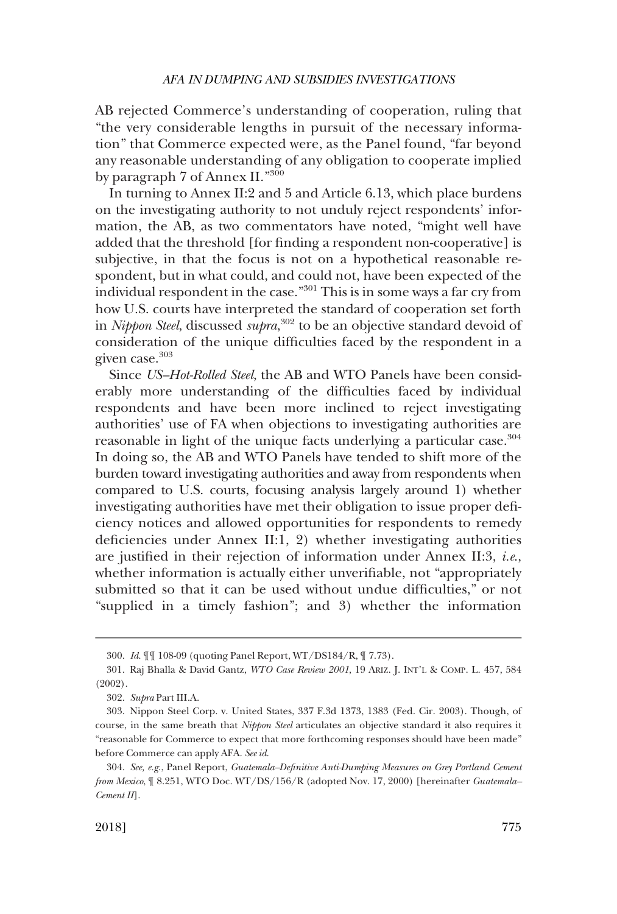AB rejected Commerce's understanding of cooperation, ruling that "the very considerable lengths in pursuit of the necessary information" that Commerce expected were, as the Panel found, "far beyond any reasonable understanding of any obligation to cooperate implied by paragraph 7 of Annex II."[300]

In turning to Annex II:2 and 5 and Article 6.13, which place burdens on the investigating authority to not unduly reject respondents' information, the AB, as two commentators have noted, "might well have added that the threshold [for finding a respondent non-cooperative] is subjective, in that the focus is not on a hypothetical reasonable respondent, but in what could, and could not, have been expected of the individual respondent in the case."[301] This is in some ways a far cry from how U.S. courts have interpreted the standard of cooperation set forth in *Nippon Steel*, discussed *supra*,[302] to be an objective standard devoid of consideration of the unique difficulties faced by the respondent in a given case.[303]

Since *US–Hot-Rolled Steel*, the AB and WTO Panels have been considerably more understanding of the difficulties faced by individual respondents and have been more inclined to reject investigating authorities' use of FA when objections to investigating authorities are reasonable in light of the unique facts underlying a particular case.[304] In doing so, the AB and WTO Panels have tended to shift more of the burden toward investigating authorities and away from respondents when compared to U.S. courts, focusing analysis largely around 1) whether investigating authorities have met their obligation to issue proper deficiency notices and allowed opportunities for respondents to remedy deficiencies under Annex II:1, 2) whether investigating authorities are justified in their rejection of information under Annex II:3, *i.e.*, whether information is actually either unverifiable, not "appropriately submitted so that it can be used without undue difficulties," or not "supplied in a timely fashion"; and 3) whether the information

---

300. *Id.* ¶¶ 108-09 (quoting Panel Report, WT/DS184/R, ¶ 7.73).

301. Raj Bhalla & David Gantz, *WTO Case Review 2001*, 19 ARIZ. J. INT'L & COMP. L. 457, 584 (2002).

302. *Supra* Part III.A.

303. Nippon Steel Corp. v. United States, 337 F.3d 1373, 1383 (Fed. Cir. 2003). Though, of course, in the same breath that *Nippon Steel* articulates an objective standard it also requires it "reasonable for Commerce to expect that more forthcoming responses should have been made" before Commerce can apply AFA. *See id.*

304. *See, e.g.*, Panel Report, *Guatemala–Definitive Anti-Dumping Measures on Grey Portland Cement from Mexico*, ¶ 8.251, WTO Doc. WT/DS/156/R (adopted Nov. 17, 2000) [hereinafter *Guatemala–Cement II*].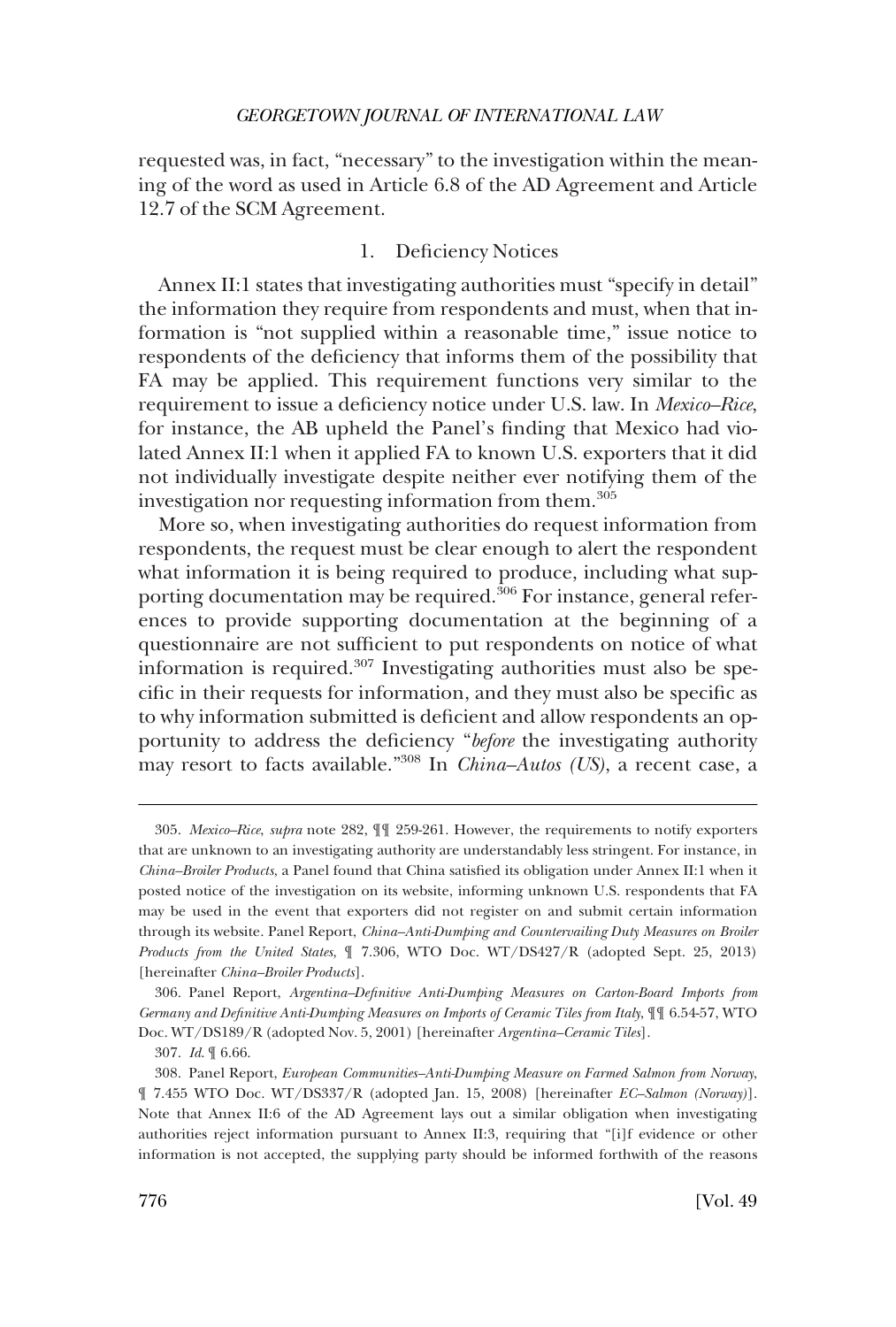requested was, in fact, "necessary" to the investigation within the meaning of the word as used in Article 6.8 of the AD Agreement and Article 12.7 of the SCM Agreement.

### 1. Deficiency Notices

Annex II:1 states that investigating authorities must "specify in detail" the information they require from respondents and must, when that information is "not supplied within a reasonable time," issue notice to respondents of the deficiency that informs them of the possibility that FA may be applied. This requirement functions very similar to the requirement to issue a deficiency notice under U.S. law. In *Mexico–Rice*, for instance, the AB upheld the Panel's finding that Mexico had violated Annex II:1 when it applied FA to known U.S. exporters that it did not individually investigate despite neither ever notifying them of the investigation nor requesting information from them.[305]

More so, when investigating authorities do request information from respondents, the request must be clear enough to alert the respondent what information it is being required to produce, including what supporting documentation may be required.[306] For instance, general references to provide supporting documentation at the beginning of a questionnaire are not sufficient to put respondents on notice of what information is required.[307] Investigating authorities must also be specific in their requests for information, and they must also be specific as to why information submitted is deficient and allow respondents an opportunity to address the deficiency "*before* the investigating authority may resort to facts available."[308] In *China–Autos (US)*, a recent case, a

305. *Mexico–Rice*, *supra* note 282, ¶¶ 259-261. However, the requirements to notify exporters that are unknown to an investigating authority are understandably less stringent. For instance, in *China–Broiler Products*, a Panel found that China satisfied its obligation under Annex II:1 when it posted notice of the investigation on its website, informing unknown U.S. respondents that FA may be used in the event that exporters did not register on and submit certain information through its website. Panel Report, *China–Anti-Dumping and Countervailing Duty Measures on Broiler Products from the United States*, ¶ 7.306, WTO Doc. WT/DS427/R (adopted Sept. 25, 2013) [hereinafter *China–Broiler Products*].

306. Panel Report, *Argentina–Definitive Anti-Dumping Measures on Carton-Board Imports from Germany and Definitive Anti-Dumping Measures on Imports of Ceramic Tiles from Italy*, ¶¶ 6.54-57, WTO Doc. WT/DS189/R (adopted Nov. 5, 2001) [hereinafter *Argentina–Ceramic Tiles*].

307. *Id.* ¶ 6.66.

308. Panel Report, *European Communities–Anti-Dumping Measure on Farmed Salmon from Norway*, ¶ 7.455 WTO Doc. WT/DS337/R (adopted Jan. 15, 2008) [hereinafter *EC–Salmon (Norway)*]. Note that Annex II:6 of the AD Agreement lays out a similar obligation when investigating authorities reject information pursuant to Annex II:3, requiring that "[i]f evidence or other information is not accepted, the supplying party should be informed forthwith of the reasons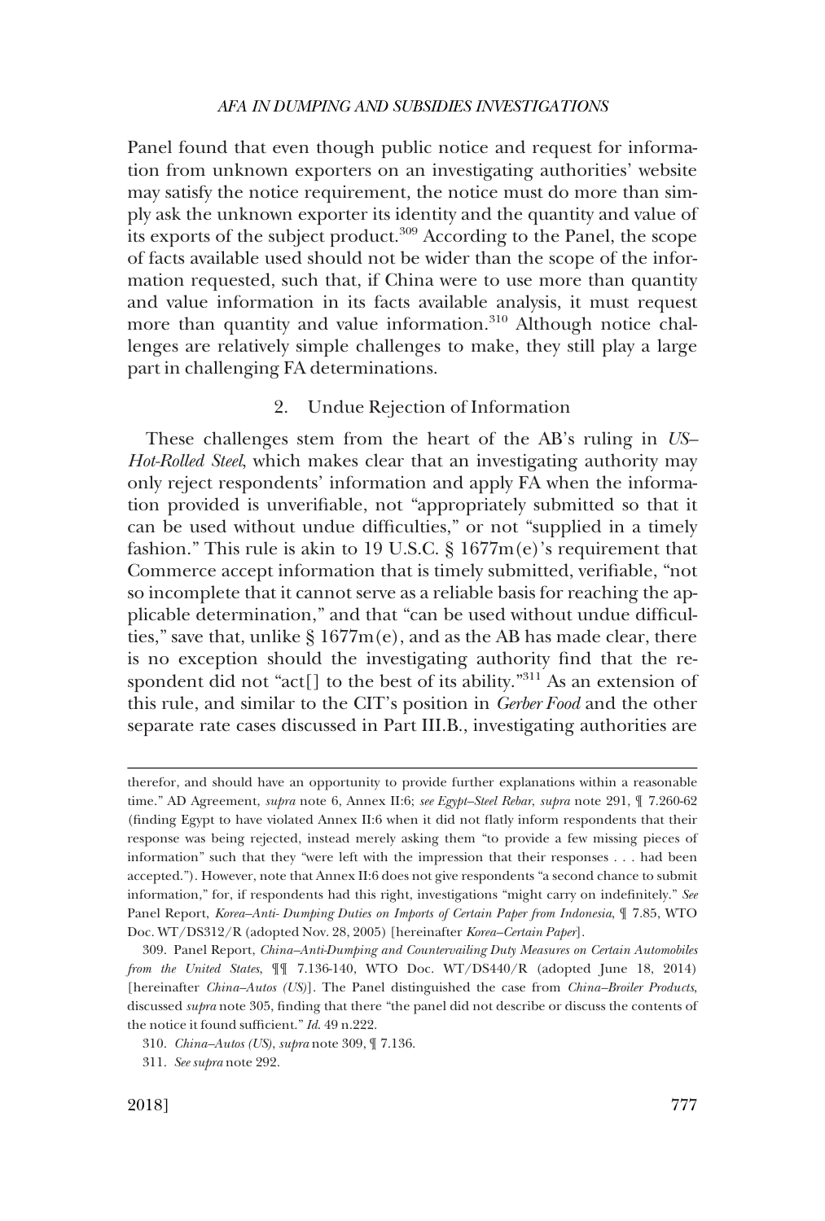Panel found that even though public notice and request for information from unknown exporters on an investigating authorities' website may satisfy the notice requirement, the notice must do more than simply ask the unknown exporter its identity and the quantity and value of its exports of the subject product.[309] According to the Panel, the scope of facts available used should not be wider than the scope of the information requested, such that, if China were to use more than quantity and value information in its facts available analysis, it must request more than quantity and value information.[310] Although notice challenges are relatively simple challenges to make, they still play a large part in challenging FA determinations.

### 2. Undue Rejection of Information

These challenges stem from the heart of the AB's ruling in *US–Hot-Rolled Steel*, which makes clear that an investigating authority may only reject respondents' information and apply FA when the information provided is unverifiable, not "appropriately submitted so that it can be used without undue difficulties," or not "supplied in a timely fashion." This rule is akin to 19 U.S.C. § 1677m(e)'s requirement that Commerce accept information that is timely submitted, verifiable, "not so incomplete that it cannot serve as a reliable basis for reaching the applicable determination," and that "can be used without undue difficulties," save that, unlike § 1677m(e), and as the AB has made clear, there is no exception should the investigating authority find that the respondent did not "act[] to the best of its ability."[311] As an extension of this rule, and similar to the CIT's position in *Gerber Food* and the other separate rate cases discussed in Part III.B., investigating authorities are

---

therefor, and should have an opportunity to provide further explanations within a reasonable time." AD Agreement, *supra* note 6, Annex II:6; *see Egypt–Steel Rebar*, *supra* note 291, ¶ 7.260-62 (finding Egypt to have violated Annex II:6 when it did not flatly inform respondents that their response was being rejected, instead merely asking them "to provide a few missing pieces of information" such that they "were left with the impression that their responses . . . had been accepted."). However, note that Annex II:6 does not give respondents "a second chance to submit information," for, if respondents had this right, investigations "might carry on indefinitely." *See* Panel Report, *Korea–Anti- Dumping Duties on Imports of Certain Paper from Indonesia*, ¶ 7.85, WTO Doc. WT/DS312/R (adopted Nov. 28, 2005) [hereinafter *Korea–Certain Paper*].

309. Panel Report, *China–Anti-Dumping and Countervailing Duty Measures on Certain Automobiles from the United States*, ¶¶ 7.136-140, WTO Doc. WT/DS440/R (adopted June 18, 2014) [hereinafter *China–Autos (US)*]. The Panel distinguished the case from *China–Broiler Products*, discussed *supra* note 305, finding that there "the panel did not describe or discuss the contents of the notice it found sufficient." *Id.* 49 n.222.

310. *China–Autos (US)*, *supra* note 309, ¶ 7.136.

311. *See supra* note 292.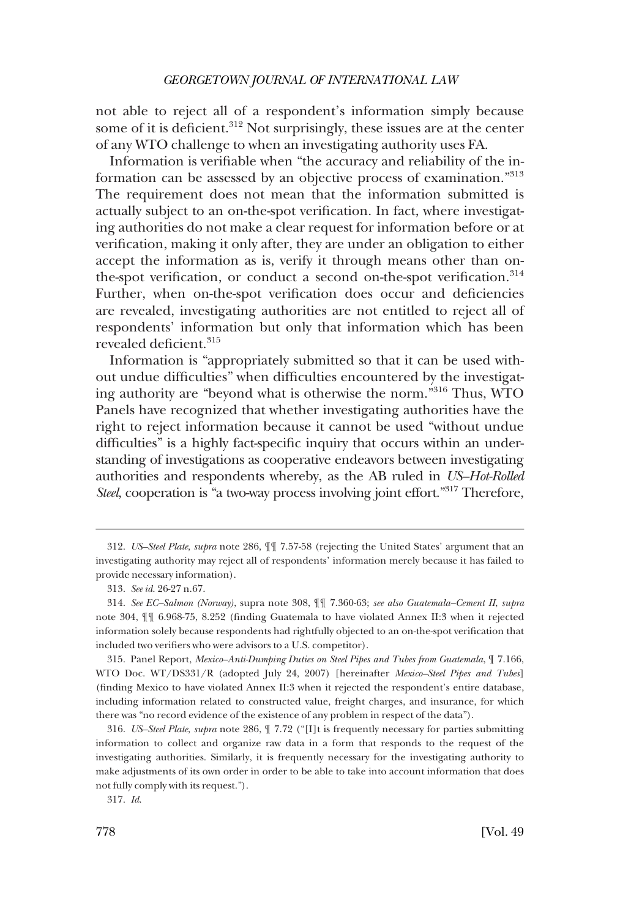not able to reject all of a respondent's information simply because some of it is deficient.[312] Not surprisingly, these issues are at the center of any WTO challenge to when an investigating authority uses FA.

Information is verifiable when "the accuracy and reliability of the information can be assessed by an objective process of examination."[313] The requirement does not mean that the information submitted is actually subject to an on-the-spot verification. In fact, where investigating authorities do not make a clear request for information before or at verification, making it only after, they are under an obligation to either accept the information as is, verify it through means other than on-the-spot verification, or conduct a second on-the-spot verification.[314] Further, when on-the-spot verification does occur and deficiencies are revealed, investigating authorities are not entitled to reject all of respondents' information but only that information which has been revealed deficient.[315]

Information is "appropriately submitted so that it can be used without undue difficulties" when difficulties encountered by the investigating authority are "beyond what is otherwise the norm."[316] Thus, WTO Panels have recognized that whether investigating authorities have the right to reject information because it cannot be used "without undue difficulties" is a highly fact-specific inquiry that occurs within an understanding of investigations as cooperative endeavors between investigating authorities and respondents whereby, as the AB ruled in *US–Hot-Rolled Steel*, cooperation is "a two-way process involving joint effort."[317] Therefore,

---

312. *US–Steel Plate*, *supra* note 286, ¶¶ 7.57-58 (rejecting the United States' argument that an investigating authority may reject all of respondents' information merely because it has failed to provide necessary information).

313. *See id.* 26-27 n.67.

314. *See EC–Salmon (Norway)*, supra note 308, ¶¶ 7.360-63; *see also Guatemala–Cement II, supra* note 304, ¶¶ 6.968-75, 8.252 (finding Guatemala to have violated Annex II:3 when it rejected information solely because respondents had rightfully objected to an on-the-spot verification that included two verifiers who were advisors to a U.S. competitor).

315. Panel Report, *Mexico–Anti-Dumping Duties on Steel Pipes and Tubes from Guatemala*, ¶ 7.166, WTO Doc. WT/DS331/R (adopted July 24, 2007) [hereinafter *Mexico–Steel Pipes and Tubes*] (finding Mexico to have violated Annex II:3 when it rejected the respondent's entire database, including information related to constructed value, freight charges, and insurance, for which there was "no record evidence of the existence of any problem in respect of the data").

316. *US–Steel Plate*, *supra* note 286, ¶ 7.72 ("[I]t is frequently necessary for parties submitting information to collect and organize raw data in a form that responds to the request of the investigating authorities. Similarly, it is frequently necessary for the investigating authority to make adjustments of its own order in order to be able to take into account information that does not fully comply with its request.").

317. *Id.*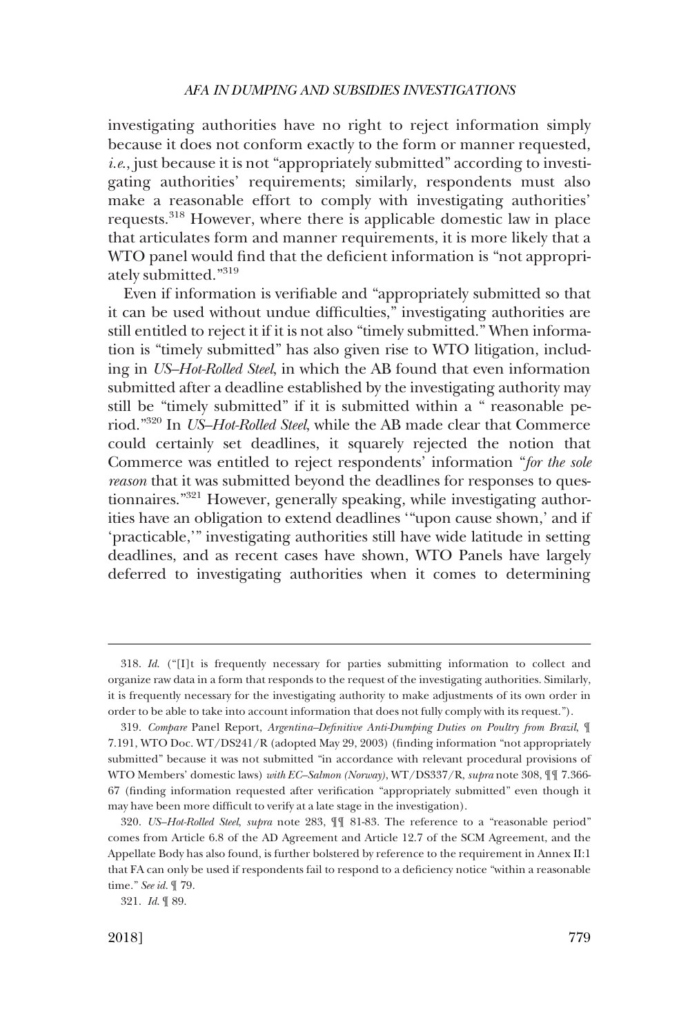investigating authorities have no right to reject information simply because it does not conform exactly to the form or manner requested, *i.e.*, just because it is not "appropriately submitted" according to investigating authorities' requirements; similarly, respondents must also make a reasonable effort to comply with investigating authorities' requests.[318] However, where there is applicable domestic law in place that articulates form and manner requirements, it is more likely that a WTO panel would find that the deficient information is "not appropriately submitted."[319]

Even if information is verifiable and "appropriately submitted so that it can be used without undue difficulties," investigating authorities are still entitled to reject it if it is not also "timely submitted." When information is "timely submitted" has also given rise to WTO litigation, including in *US–Hot-Rolled Steel*, in which the AB found that even information submitted after a deadline established by the investigating authority may still be "timely submitted" if it is submitted within a " reasonable period."[320] In *US–Hot-Rolled Steel*, while the AB made clear that Commerce could certainly set deadlines, it squarely rejected the notion that Commerce was entitled to reject respondents' information "*for the sole reason* that it was submitted beyond the deadlines for responses to questionnaires."[321] However, generally speaking, while investigating authorities have an obligation to extend deadlines '"upon cause shown,' and if 'practicable,'" investigating authorities still have wide latitude in setting deadlines, and as recent cases have shown, WTO Panels have largely deferred to investigating authorities when it comes to determining

---

318. *Id.* ("[I]t is frequently necessary for parties submitting information to collect and organize raw data in a form that responds to the request of the investigating authorities. Similarly, it is frequently necessary for the investigating authority to make adjustments of its own order in order to be able to take into account information that does not fully comply with its request.").

319. *Compare* Panel Report, *Argentina–Definitive Anti-Dumping Duties on Poultry from Brazil*, ¶ 7.191, WTO Doc. WT/DS241/R (adopted May 29, 2003) (finding information "not appropriately submitted" because it was not submitted "in accordance with relevant procedural provisions of WTO Members' domestic laws) *with EC–Salmon (Norway)*, WT/DS337/R, *supra* note 308, ¶¶ 7.366-67 (finding information requested after verification "appropriately submitted" even though it may have been more difficult to verify at a late stage in the investigation).

320. *US–Hot-Rolled Steel*, *supra* note 283, ¶¶ 81-83. The reference to a "reasonable period" comes from Article 6.8 of the AD Agreement and Article 12.7 of the SCM Agreement, and the Appellate Body has also found, is further bolstered by reference to the requirement in Annex II:1 that FA can only be used if respondents fail to respond to a deficiency notice "within a reasonable time." *See id.* ¶ 79.

321. *Id.* ¶ 89.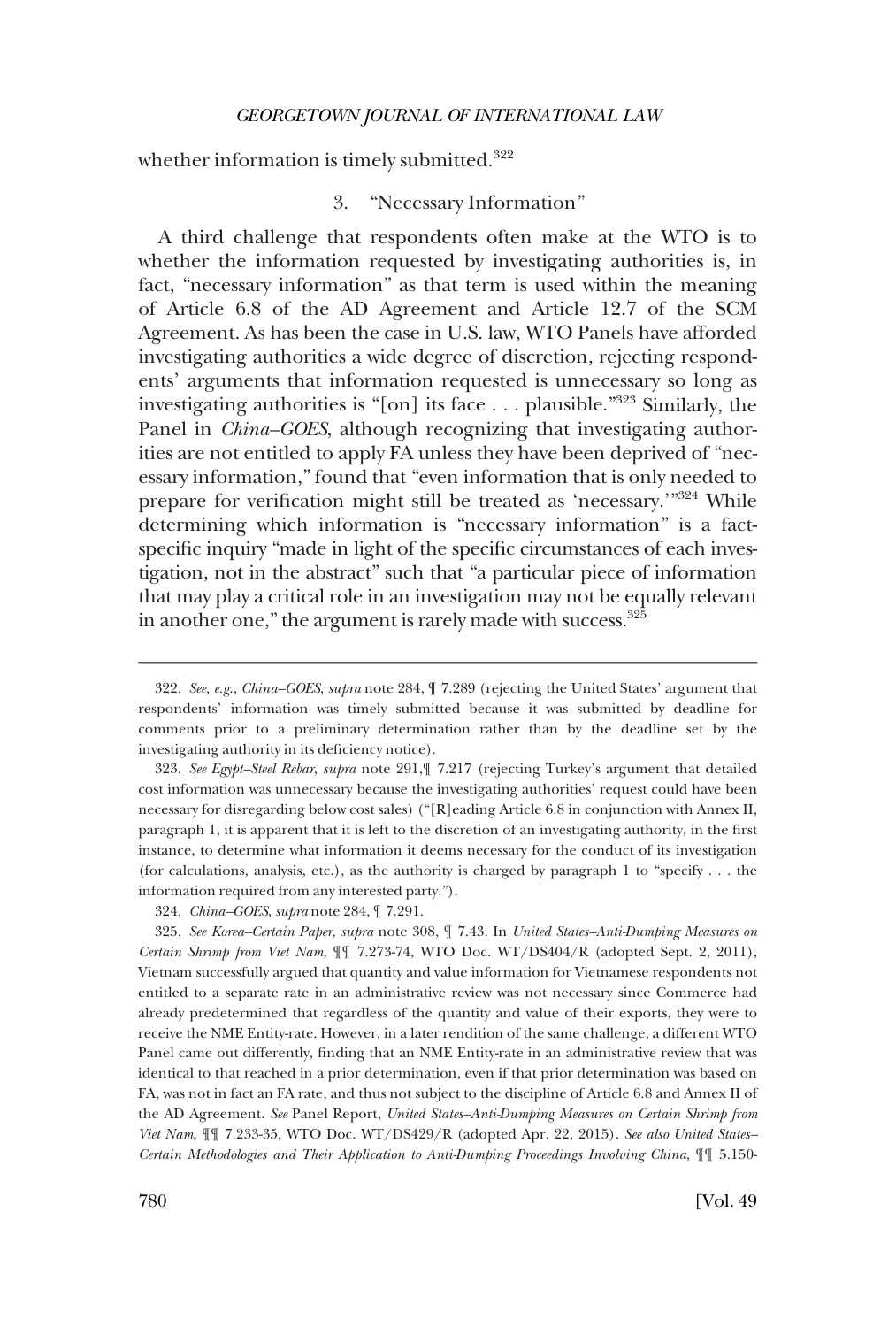whether information is timely submitted.[322]

### 3. "Necessary Information"

A third challenge that respondents often make at the WTO is to whether the information requested by investigating authorities is, in fact, "necessary information" as that term is used within the meaning of Article 6.8 of the AD Agreement and Article 12.7 of the SCM Agreement. As has been the case in U.S. law, WTO Panels have afforded investigating authorities a wide degree of discretion, rejecting respondents' arguments that information requested is unnecessary so long as investigating authorities is "[on] its face . . . plausible."[323] Similarly, the Panel in *China–GOES*, although recognizing that investigating authorities are not entitled to apply FA unless they have been deprived of "necessary information," found that "even information that is only needed to prepare for verification might still be treated as 'necessary.'"[324] While determining which information is "necessary information" is a fact-specific inquiry "made in light of the specific circumstances of each investigation, not in the abstract" such that "a particular piece of information that may play a critical role in an investigation may not be equally relevant in another one," the argument is rarely made with success.[325]

---

322. *See, e.g.*, *China–GOES*, *supra* note 284, ¶ 7.289 (rejecting the United States' argument that respondents' information was timely submitted because it was submitted by deadline for comments prior to a preliminary determination rather than by the deadline set by the investigating authority in its deficiency notice).

323. *See Egypt–Steel Rebar*, *supra* note 291,¶ 7.217 (rejecting Turkey's argument that detailed cost information was unnecessary because the investigating authorities' request could have been necessary for disregarding below cost sales) ("[R]eading Article 6.8 in conjunction with Annex II, paragraph 1, it is apparent that it is left to the discretion of an investigating authority, in the first instance, to determine what information it deems necessary for the conduct of its investigation (for calculations, analysis, etc.), as the authority is charged by paragraph 1 to "specify . . . the information required from any interested party.").

324. *China–GOES*, *supra* note 284, ¶ 7.291.

325. *See Korea–Certain Paper*, *supra* note 308, ¶ 7.43. In *United States–Anti-Dumping Measures on Certain Shrimp from Viet Nam*, ¶¶ 7.273-74, WTO Doc. WT/DS404/R (adopted Sept. 2, 2011), Vietnam successfully argued that quantity and value information for Vietnamese respondents not entitled to a separate rate in an administrative review was not necessary since Commerce had already predetermined that regardless of the quantity and value of their exports, they were to receive the NME Entity-rate. However, in a later rendition of the same challenge, a different WTO Panel came out differently, finding that an NME Entity-rate in an administrative review that was identical to that reached in a prior determination, even if that prior determination was based on FA, was not in fact an FA rate, and thus not subject to the discipline of Article 6.8 and Annex II of the AD Agreement. *See* Panel Report, *United States–Anti-Dumping Measures on Certain Shrimp from Viet Nam*, ¶¶ 7.233-35, WTO Doc. WT/DS429/R (adopted Apr. 22, 2015). *See also United States–Certain Methodologies and Their Application to Anti-Dumping Proceedings Involving China*, ¶¶ 5.150-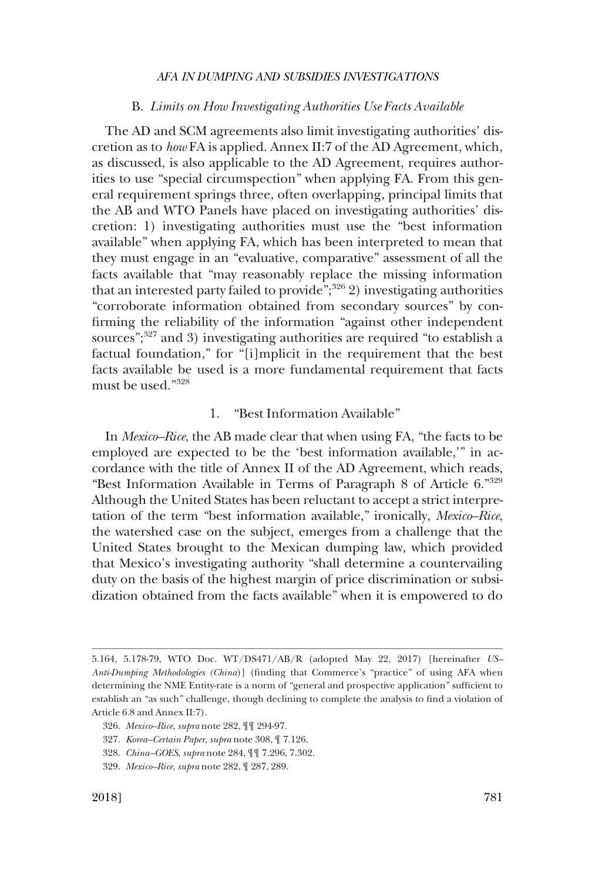### B. *Limits on How Investigating Authorities Use Facts Available*

The AD and SCM agreements also limit investigating authorities' discretion as to *how* FA is applied. Annex II:7 of the AD Agreement, which, as discussed, is also applicable to the AD Agreement, requires authorities to use "special circumspection" when applying FA. From this general requirement springs three, often overlapping, principal limits that the AB and WTO Panels have placed on investigating authorities' discretion: 1) investigating authorities must use the "best information available" when applying FA, which has been interpreted to mean that they must engage in an "evaluative, comparative" assessment of all the facts available that "may reasonably replace the missing information that an interested party failed to provide";[326] 2) investigating authorities "corroborate information obtained from secondary sources" by confirming the reliability of the information "against other independent sources";[327] and 3) investigating authorities are required "to establish a factual foundation," for "[i]mplicit in the requirement that the best facts available be used is a more fundamental requirement that facts must be used."[328]

#### 1. "Best Information Available"

In *Mexico–Rice*, the AB made clear that when using FA, "the facts to be employed are expected to be the 'best information available,'" in accordance with the title of Annex II of the AD Agreement, which reads, "Best Information Available in Terms of Paragraph 8 of Article 6."[329] Although the United States has been reluctant to accept a strict interpretation of the term "best information available," ironically, *Mexico–Rice*, the watershed case on the subject, emerges from a challenge that the United States brought to the Mexican dumping law, which provided that Mexico's investigating authority "shall determine a countervailing duty on the basis of the highest margin of price discrimination or subsidization obtained from the facts available" when it is empowered to do

---

5.164, 5.178-79, WTO Doc. WT/DS471/AB/R (adopted May 22, 2017) [hereinafter *US–Anti-Dumping Methodologies (China)*] (finding that Commerce's "practice" of using AFA when determining the NME Entity-rate is a norm of "general and prospective application" sufficient to establish an "as such" challenge, though declining to complete the analysis to find a violation of Article 6.8 and Annex II:7).

326. *Mexico–Rice*, *supra* note 282, ¶¶ 294-97.

327. *Korea–Certain Paper*, *supra* note 308, ¶ 7.126.

328. *China–GOES*, *supra* note 284, ¶¶ 7.296, 7.302.

329. *Mexico–Rice*, *supra* note 282, ¶ 287, 289.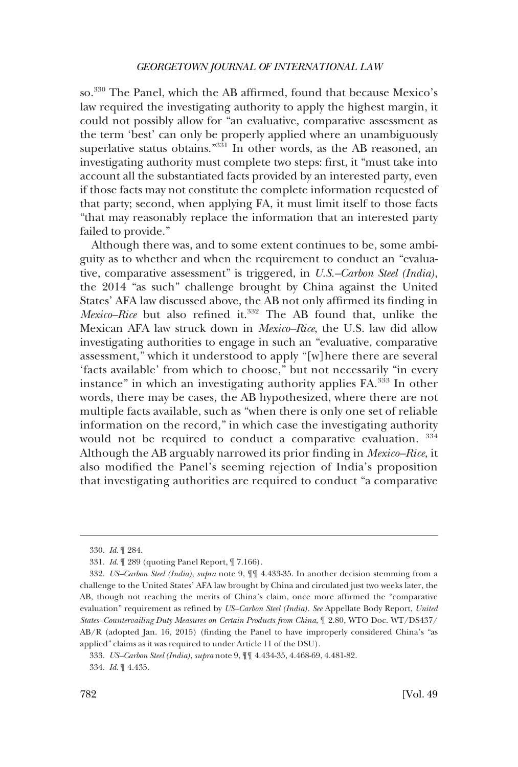so.[330] The Panel, which the AB affirmed, found that because Mexico's law required the investigating authority to apply the highest margin, it could not possibly allow for "an evaluative, comparative assessment as the term 'best' can only be properly applied where an unambiguously superlative status obtains."[331] In other words, as the AB reasoned, an investigating authority must complete two steps: first, it "must take into account all the substantiated facts provided by an interested party, even if those facts may not constitute the complete information requested of that party; second, when applying FA, it must limit itself to those facts "that may reasonably replace the information that an interested party failed to provide."

Although there was, and to some extent continues to be, some ambiguity as to whether and when the requirement to conduct an "evaluative, comparative assessment" is triggered, in *U.S.–Carbon Steel (India)*, the 2014 "as such" challenge brought by China against the United States' AFA law discussed above, the AB not only affirmed its finding in *Mexico–Rice* but also refined it.[332] The AB found that, unlike the Mexican AFA law struck down in *Mexico–Rice*, the U.S. law did allow investigating authorities to engage in such an "evaluative, comparative assessment," which it understood to apply "[w]here there are several 'facts available' from which to choose," but not necessarily "in every instance" in which an investigating authority applies FA.[333] In other words, there may be cases, the AB hypothesized, where there are not multiple facts available, such as "when there is only one set of reliable information on the record," in which case the investigating authority would not be required to conduct a comparative evaluation. [334] Although the AB arguably narrowed its prior finding in *Mexico–Rice*, it also modified the Panel's seeming rejection of India's proposition that investigating authorities are required to conduct "a comparative

---

330. *Id.* ¶ 284.

331. *Id.* ¶ 289 (quoting Panel Report, ¶ 7.166).

332. *US–Carbon Steel (India)*, *supra* note 9, ¶¶ 4.433-35. In another decision stemming from a challenge to the United States' AFA law brought by China and circulated just two weeks later, the AB, though not reaching the merits of China's claim, once more affirmed the "comparative evaluation" requirement as refined by *US–Carbon Steel (India)*. *See* Appellate Body Report, *United States–Countervailing Duty Measures on Certain Products from China*, ¶ 2.80, WTO Doc. WT/DS437/AB/R (adopted Jan. 16, 2015) (finding the Panel to have improperly considered China's "as applied" claims as it was required to under Article 11 of the DSU).

333. *US–Carbon Steel (India)*, *supra* note 9, ¶¶ 4.434-35, 4.468-69, 4.481-82.

334. *Id.* ¶ 4.435.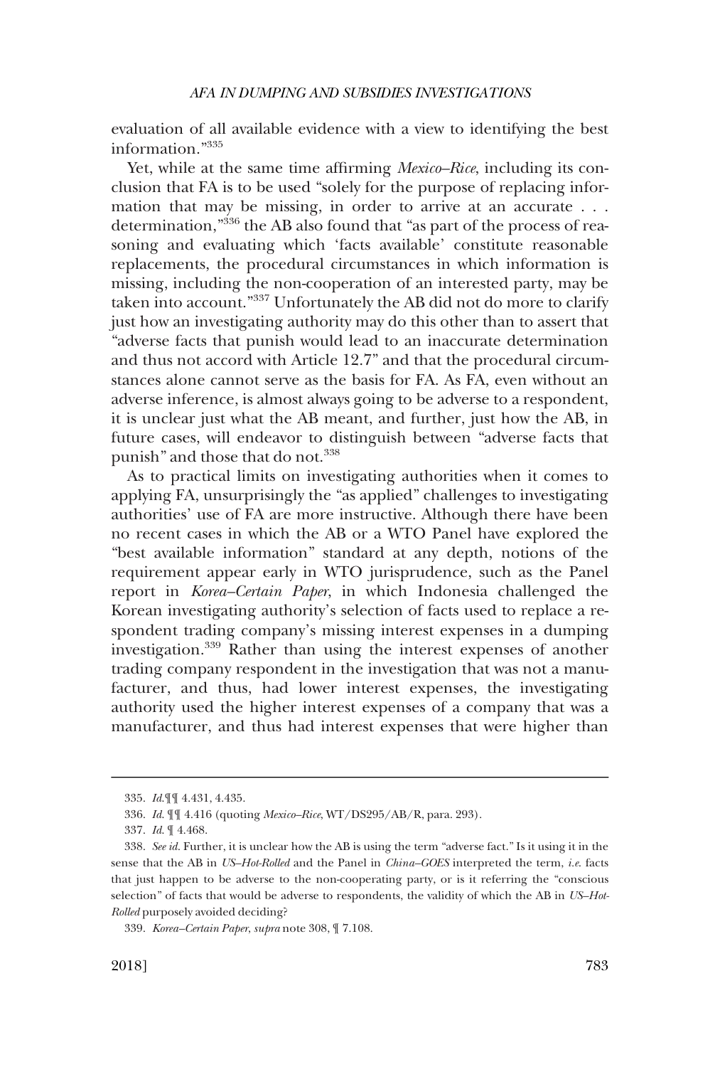evaluation of all available evidence with a view to identifying the best information."[335]

Yet, while at the same time affirming *Mexico–Rice*, including its conclusion that FA is to be used "solely for the purpose of replacing information that may be missing, in order to arrive at an accurate . . . determination,"[336] the AB also found that "as part of the process of reasoning and evaluating which 'facts available' constitute reasonable replacements, the procedural circumstances in which information is missing, including the non-cooperation of an interested party, may be taken into account."[337] Unfortunately the AB did not do more to clarify just how an investigating authority may do this other than to assert that "adverse facts that punish would lead to an inaccurate determination and thus not accord with Article 12.7" and that the procedural circumstances alone cannot serve as the basis for FA. As FA, even without an adverse inference, is almost always going to be adverse to a respondent, it is unclear just what the AB meant, and further, just how the AB, in future cases, will endeavor to distinguish between "adverse facts that punish" and those that do not.[338]

As to practical limits on investigating authorities when it comes to applying FA, unsurprisingly the "as applied" challenges to investigating authorities' use of FA are more instructive. Although there have been no recent cases in which the AB or a WTO Panel have explored the "best available information" standard at any depth, notions of the requirement appear early in WTO jurisprudence, such as the Panel report in *Korea–Certain Paper*, in which Indonesia challenged the Korean investigating authority's selection of facts used to replace a respondent trading company's missing interest expenses in a dumping investigation.[339] Rather than using the interest expenses of another trading company respondent in the investigation that was not a manufacturer, and thus, had lower interest expenses, the investigating authority used the higher interest expenses of a company that was a manufacturer, and thus had interest expenses that were higher than

---

335. *Id.*¶¶ 4.431, 4.435.

336. *Id.* ¶¶ 4.416 (quoting *Mexico–Rice*, WT/DS295/AB/R, para. 293).

337. *Id.* ¶ 4.468.

338. *See id.* Further, it is unclear how the AB is using the term "adverse fact." Is it using it in the sense that the AB in *US–Hot-Rolled* and the Panel in *China–GOES* interpreted the term, *i.e.* facts that just happen to be adverse to the non-cooperating party, or is it referring the "conscious selection" of facts that would be adverse to respondents, the validity of which the AB in *US–Hot-Rolled* purposely avoided deciding?

339. *Korea–Certain Paper*, *supra* note 308, ¶ 7.108.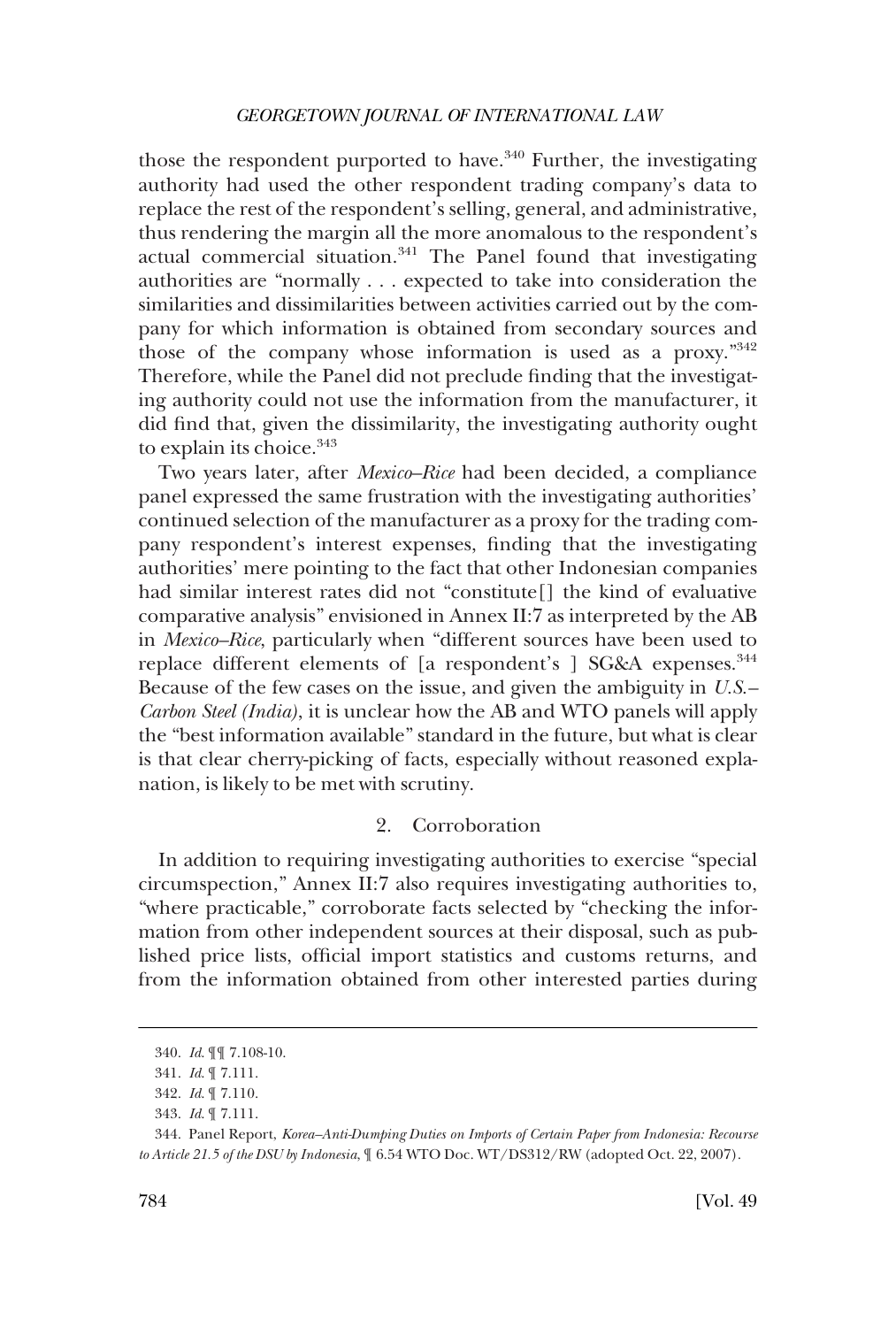those the respondent purported to have.[340] Further, the investigating authority had used the other respondent trading company's data to replace the rest of the respondent's selling, general, and administrative, thus rendering the margin all the more anomalous to the respondent's actual commercial situation.[341] The Panel found that investigating authorities are "normally . . . expected to take into consideration the similarities and dissimilarities between activities carried out by the company for which information is obtained from secondary sources and those of the company whose information is used as a proxy."[342] Therefore, while the Panel did not preclude finding that the investigating authority could not use the information from the manufacturer, it did find that, given the dissimilarity, the investigating authority ought to explain its choice.[343]

Two years later, after *Mexico–Rice* had been decided, a compliance panel expressed the same frustration with the investigating authorities' continued selection of the manufacturer as a proxy for the trading company respondent's interest expenses, finding that the investigating authorities' mere pointing to the fact that other Indonesian companies had similar interest rates did not "constitute[] the kind of evaluative comparative analysis" envisioned in Annex II:7 as interpreted by the AB in *Mexico–Rice*, particularly when "different sources have been used to replace different elements of [a respondent's ] SG&A expenses.[344] Because of the few cases on the issue, and given the ambiguity in *U.S.–Carbon Steel (India)*, it is unclear how the AB and WTO panels will apply the "best information available" standard in the future, but what is clear is that clear cherry-picking of facts, especially without reasoned explanation, is likely to be met with scrutiny.

### 2. Corroboration

In addition to requiring investigating authorities to exercise "special circumspection," Annex II:7 also requires investigating authorities to, "where practicable," corroborate facts selected by "checking the information from other independent sources at their disposal, such as published price lists, official import statistics and customs returns, and from the information obtained from other interested parties during

---

340. *Id.* ¶¶ 7.108-10.

341. *Id.* ¶ 7.111.

342. *Id.* ¶ 7.110.

343. *Id.* ¶ 7.111.

344. Panel Report, *Korea–Anti-Dumping Duties on Imports of Certain Paper from Indonesia: Recourse to Article 21.5 of the DSU by Indonesia*, ¶ 6.54 WTO Doc. WT/DS312/RW (adopted Oct. 22, 2007).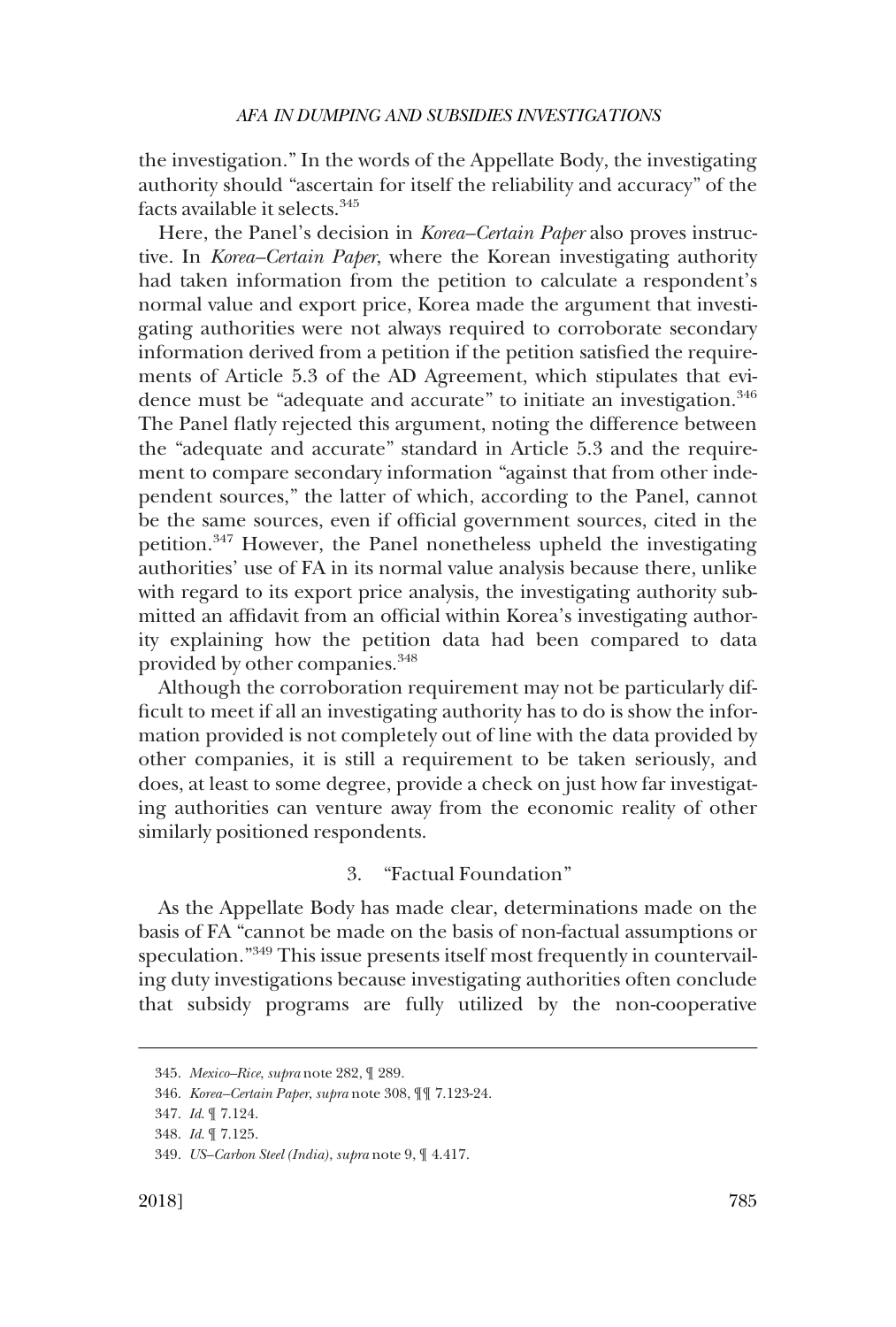the investigation." In the words of the Appellate Body, the investigating authority should "ascertain for itself the reliability and accuracy" of the facts available it selects.[345]

Here, the Panel's decision in *Korea–Certain Paper* also proves instructive. In *Korea–Certain Paper*, where the Korean investigating authority had taken information from the petition to calculate a respondent's normal value and export price, Korea made the argument that investigating authorities were not always required to corroborate secondary information derived from a petition if the petition satisfied the requirements of Article 5.3 of the AD Agreement, which stipulates that evidence must be "adequate and accurate" to initiate an investigation.[346] The Panel flatly rejected this argument, noting the difference between the "adequate and accurate" standard in Article 5.3 and the requirement to compare secondary information "against that from other independent sources," the latter of which, according to the Panel, cannot be the same sources, even if official government sources, cited in the petition.[347] However, the Panel nonetheless upheld the investigating authorities' use of FA in its normal value analysis because there, unlike with regard to its export price analysis, the investigating authority submitted an affidavit from an official within Korea's investigating authority explaining how the petition data had been compared to data provided by other companies.[348]

Although the corroboration requirement may not be particularly difficult to meet if all an investigating authority has to do is show the information provided is not completely out of line with the data provided by other companies, it is still a requirement to be taken seriously, and does, at least to some degree, provide a check on just how far investigating authorities can venture away from the economic reality of other similarly positioned respondents.

### 3. "Factual Foundation"

As the Appellate Body has made clear, determinations made on the basis of FA "cannot be made on the basis of non-factual assumptions or speculation."[349] This issue presents itself most frequently in countervailing duty investigations because investigating authorities often conclude that subsidy programs are fully utilized by the non-cooperative

---

345. *Mexico–Rice*, *supra* note 282, ¶ 289.

346. *Korea–Certain Paper*, *supra* note 308, ¶¶ 7.123-24.

347. *Id.* ¶ 7.124.

348. *Id.* ¶ 7.125.

349. *US–Carbon Steel (India)*, *supra* note 9, ¶ 4.417.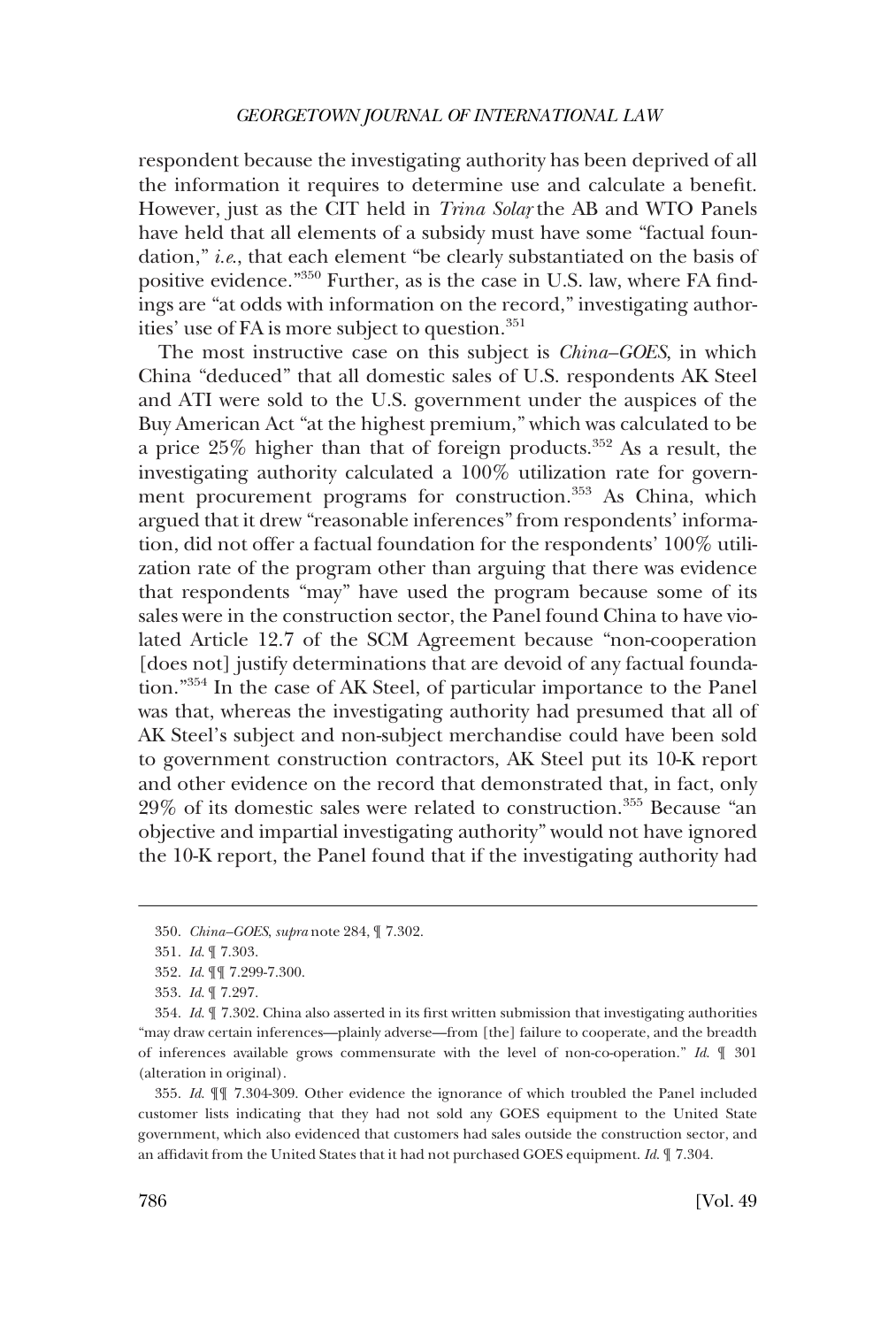respondent because the investigating authority has been deprived of all the information it requires to determine use and calculate a benefit. However, just as the CIT held in *Trina Solar*, the AB and WTO Panels have held that all elements of a subsidy must have some "factual foundation," *i.e.*, that each element "be clearly substantiated on the basis of positive evidence."[350] Further, as is the case in U.S. law, where FA findings are "at odds with information on the record," investigating authorities' use of FA is more subject to question.[351]

The most instructive case on this subject is *China–GOES*, in which China "deduced" that all domestic sales of U.S. respondents AK Steel and ATI were sold to the U.S. government under the auspices of the Buy American Act "at the highest premium," which was calculated to be a price 25% higher than that of foreign products.[352] As a result, the investigating authority calculated a 100% utilization rate for government procurement programs for construction.[353] As China, which argued that it drew "reasonable inferences" from respondents' information, did not offer a factual foundation for the respondents' 100% utilization rate of the program other than arguing that there was evidence that respondents "may" have used the program because some of its sales were in the construction sector, the Panel found China to have violated Article 12.7 of the SCM Agreement because "non-cooperation [does not] justify determinations that are devoid of any factual foundation."[354] In the case of AK Steel, of particular importance to the Panel was that, whereas the investigating authority had presumed that all of AK Steel's subject and non-subject merchandise could have been sold to government construction contractors, AK Steel put its 10-K report and other evidence on the record that demonstrated that, in fact, only 29% of its domestic sales were related to construction.[355] Because "an objective and impartial investigating authority" would not have ignored the 10-K report, the Panel found that if the investigating authority had

---

350. *China–GOES*, *supra* note 284, ¶ 7.302.

351. *Id.* ¶ 7.303.

352. *Id.* ¶¶ 7.299-7.300.

353. *Id.* ¶ 7.297.

354. *Id.* ¶ 7.302. China also asserted in its first written submission that investigating authorities "may draw certain inferences—plainly adverse—from [the] failure to cooperate, and the breadth of inferences available grows commensurate with the level of non-co-operation." *Id.* ¶ 301 (alteration in original).

355. *Id.* ¶¶ 7.304-309. Other evidence the ignorance of which troubled the Panel included customer lists indicating that they had not sold any GOES equipment to the United State government, which also evidenced that customers had sales outside the construction sector, and an affidavit from the United States that it had not purchased GOES equipment. *Id.* ¶ 7.304.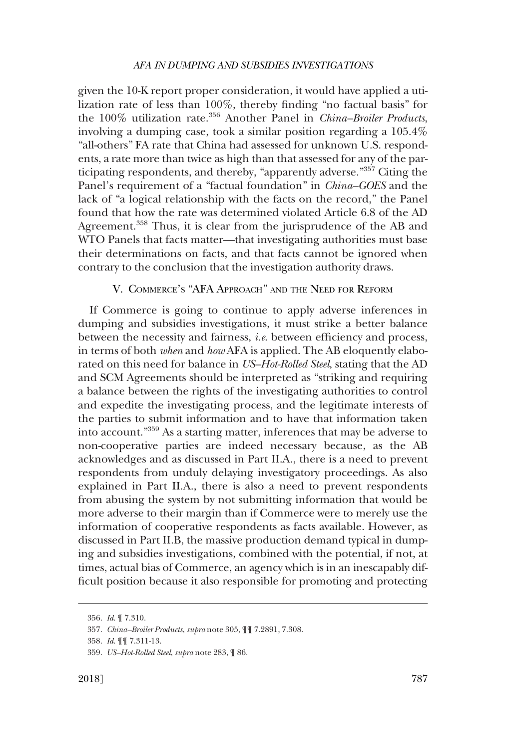given the 10-K report proper consideration, it would have applied a utilization rate of less than 100%, thereby finding "no factual basis" for the 100% utilization rate.[356] Another Panel in *China–Broiler Products*, involving a dumping case, took a similar position regarding a 105.4% "all-others" FA rate that China had assessed for unknown U.S. respondents, a rate more than twice as high than that assessed for any of the participating respondents, and thereby, "apparently adverse."[357] Citing the Panel's requirement of a "factual foundation" in *China–GOES* and the lack of "a logical relationship with the facts on the record," the Panel found that how the rate was determined violated Article 6.8 of the AD Agreement.[358] Thus, it is clear from the jurisprudence of the AB and WTO Panels that facts matter—that investigating authorities must base their determinations on facts, and that facts cannot be ignored when contrary to the conclusion that the investigation authority draws.

## V. Commerce's "AFA Approach" and the Need for Reform

If Commerce is going to continue to apply adverse inferences in dumping and subsidies investigations, it must strike a better balance between the necessity and fairness, *i.e.* between efficiency and process, in terms of both *when* and *how* AFA is applied. The AB eloquently elaborated on this need for balance in *US–Hot-Rolled Steel*, stating that the AD and SCM Agreements should be interpreted as "striking and requiring a balance between the rights of the investigating authorities to control and expedite the investigating process, and the legitimate interests of the parties to submit information and to have that information taken into account."[359] As a starting matter, inferences that may be adverse to non-cooperative parties are indeed necessary because, as the AB acknowledges and as discussed in Part II.A., there is a need to prevent respondents from unduly delaying investigatory proceedings. As also explained in Part II.A., there is also a need to prevent respondents from abusing the system by not submitting information that would be more adverse to their margin than if Commerce were to merely use the information of cooperative respondents as facts available. However, as discussed in Part II.B, the massive production demand typical in dumping and subsidies investigations, combined with the potential, if not, at times, actual bias of Commerce, an agency which is in an inescapably difficult position because it also responsible for promoting and protecting

---

356. *Id.* ¶ 7.310.

357. *China–Broiler Products*, *supra* note 305, ¶¶ 7.2891, 7.308.

358. *Id.* ¶¶ 7.311-13.

359. *US–Hot-Rolled Steel*, *supra* note 283, ¶ 86.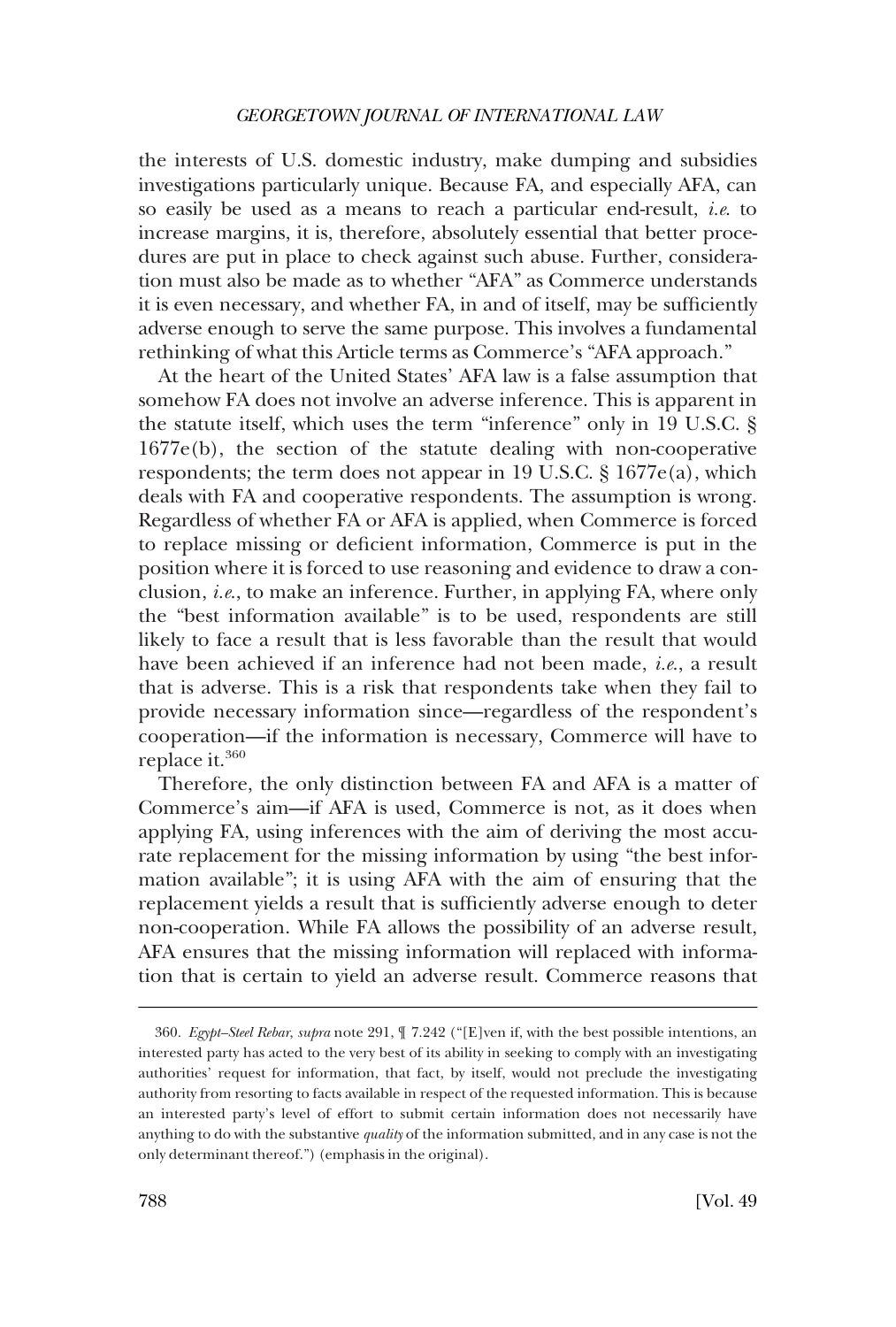the interests of U.S. domestic industry, make dumping and subsidies investigations particularly unique. Because FA, and especially AFA, can so easily be used as a means to reach a particular end-result, *i.e.* to increase margins, it is, therefore, absolutely essential that better procedures are put in place to check against such abuse. Further, consideration must also be made as to whether "AFA" as Commerce understands it is even necessary, and whether FA, in and of itself, may be sufficiently adverse enough to serve the same purpose. This involves a fundamental rethinking of what this Article terms as Commerce's "AFA approach."

At the heart of the United States' AFA law is a false assumption that somehow FA does not involve an adverse inference. This is apparent in the statute itself, which uses the term "inference" only in 19 U.S.C. § 1677e(b), the section of the statute dealing with non-cooperative respondents; the term does not appear in 19 U.S.C. § 1677e(a), which deals with FA and cooperative respondents. The assumption is wrong. Regardless of whether FA or AFA is applied, when Commerce is forced to replace missing or deficient information, Commerce is put in the position where it is forced to use reasoning and evidence to draw a conclusion, *i.e.*, to make an inference. Further, in applying FA, where only the "best information available" is to be used, respondents are still likely to face a result that is less favorable than the result that would have been achieved if an inference had not been made, *i.e.*, a result that is adverse. This is a risk that respondents take when they fail to provide necessary information since—regardless of the respondent's cooperation—if the information is necessary, Commerce will have to replace it.[360]

Therefore, the only distinction between FA and AFA is a matter of Commerce's aim—if AFA is used, Commerce is not, as it does when applying FA, using inferences with the aim of deriving the most accurate replacement for the missing information by using "the best information available"; it is using AFA with the aim of ensuring that the replacement yields a result that is sufficiently adverse enough to deter non-cooperation. While FA allows the possibility of an adverse result, AFA ensures that the missing information will replaced with information that is certain to yield an adverse result. Commerce reasons that

---

360. *Egypt–Steel Rebar*, *supra* note 291, ¶ 7.242 ("[E]ven if, with the best possible intentions, an interested party has acted to the very best of its ability in seeking to comply with an investigating authorities' request for information, that fact, by itself, would not preclude the investigating authority from resorting to facts available in respect of the requested information. This is because an interested party's level of effort to submit certain information does not necessarily have anything to do with the substantive *quality* of the information submitted, and in any case is not the only determinant thereof.") (emphasis in the original).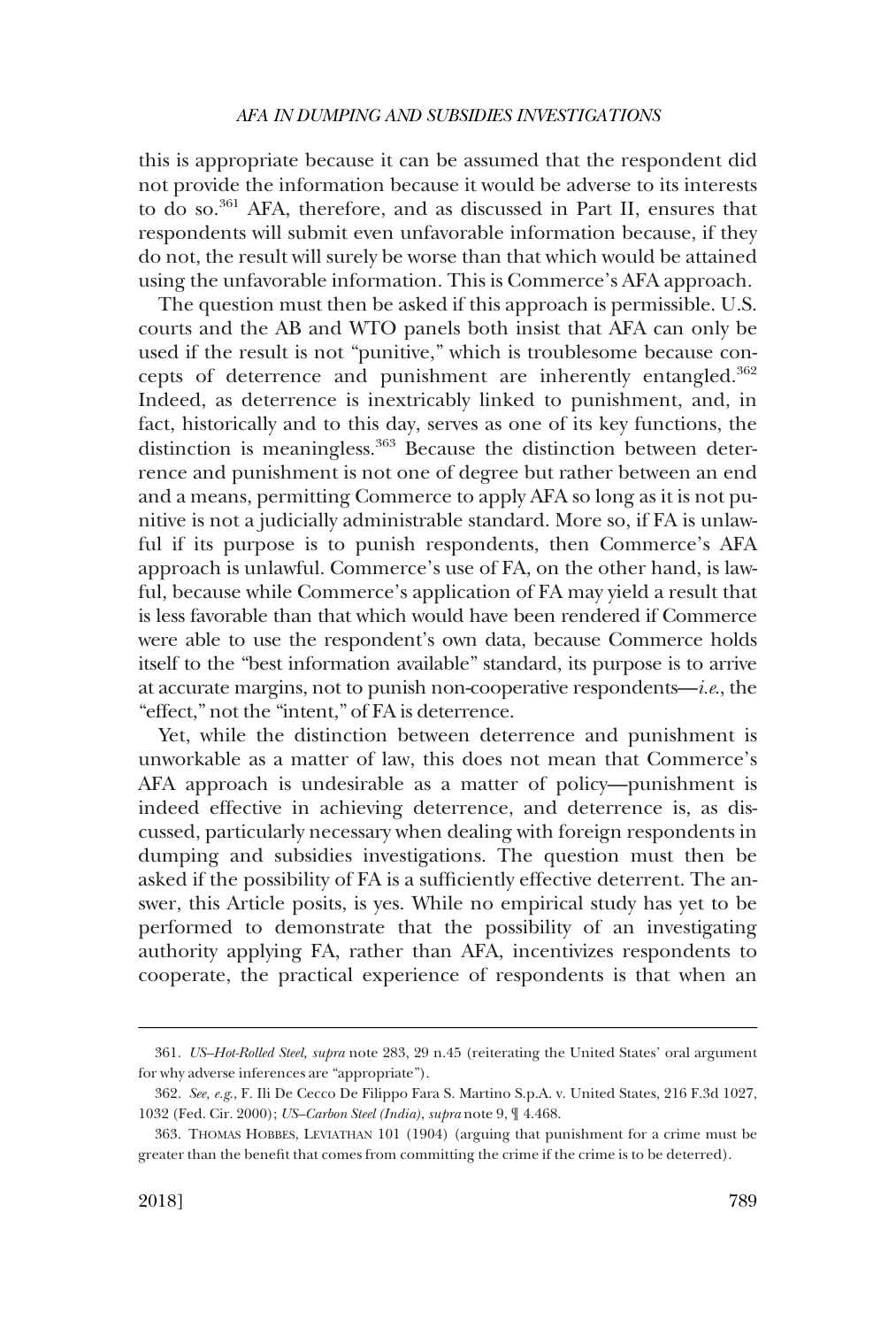this is appropriate because it can be assumed that the respondent did not provide the information because it would be adverse to its interests to do so.[361] AFA, therefore, and as discussed in Part II, ensures that respondents will submit even unfavorable information because, if they do not, the result will surely be worse than that which would be attained using the unfavorable information. This is Commerce's AFA approach.

The question must then be asked if this approach is permissible. U.S. courts and the AB and WTO panels both insist that AFA can only be used if the result is not "punitive," which is troublesome because concepts of deterrence and punishment are inherently entangled.[362] Indeed, as deterrence is inextricably linked to punishment, and, in fact, historically and to this day, serves as one of its key functions, the distinction is meaningless.[363] Because the distinction between deterrence and punishment is not one of degree but rather between an end and a means, permitting Commerce to apply AFA so long as it is not punitive is not a judicially administrable standard. More so, if FA is unlawful if its purpose is to punish respondents, then Commerce's AFA approach is unlawful. Commerce's use of FA, on the other hand, is lawful, because while Commerce's application of FA may yield a result that is less favorable than that which would have been rendered if Commerce were able to use the respondent's own data, because Commerce holds itself to the "best information available" standard, its purpose is to arrive at accurate margins, not to punish non-cooperative respondents—*i.e.*, the "effect," not the "intent," of FA is deterrence.

Yet, while the distinction between deterrence and punishment is unworkable as a matter of law, this does not mean that Commerce's AFA approach is undesirable as a matter of policy—punishment is indeed effective in achieving deterrence, and deterrence is, as discussed, particularly necessary when dealing with foreign respondents in dumping and subsidies investigations. The question must then be asked if the possibility of FA is a sufficiently effective deterrent. The answer, this Article posits, is yes. While no empirical study has yet to be performed to demonstrate that the possibility of an investigating authority applying FA, rather than AFA, incentivizes respondents to cooperate, the practical experience of respondents is that when an

---

361. *US–Hot-Rolled Steel*, *supra* note 283, 29 n.45 (reiterating the United States' oral argument for why adverse inferences are "appropriate").

362. *See, e.g.*, F. Ili De Cecco De Filippo Fara S. Martino S.p.A. v. United States, 216 F.3d 1027, 1032 (Fed. Cir. 2000); *US–Carbon Steel (India)*, *supra* note 9, ¶ 4.468.

363. THOMAS HOBBES, LEVIATHAN 101 (1904) (arguing that punishment for a crime must be greater than the benefit that comes from committing the crime if the crime is to be deterred).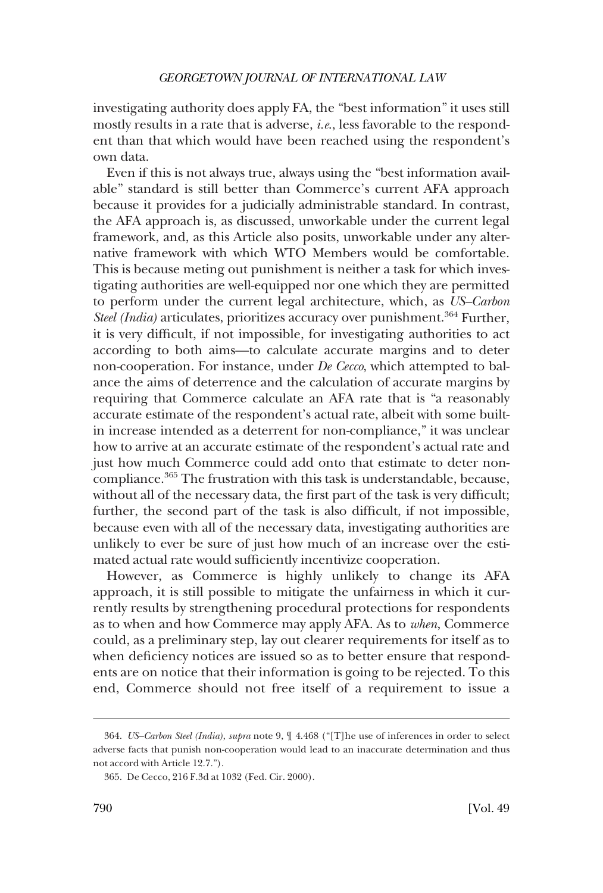investigating authority does apply FA, the "best information" it uses still mostly results in a rate that is adverse, *i.e.*, less favorable to the respondent than that which would have been reached using the respondent's own data.

Even if this is not always true, always using the "best information available" standard is still better than Commerce's current AFA approach because it provides for a judicially administrable standard. In contrast, the AFA approach is, as discussed, unworkable under the current legal framework, and, as this Article also posits, unworkable under any alternative framework with which WTO Members would be comfortable. This is because meting out punishment is neither a task for which investigating authorities are well-equipped nor one which they are permitted to perform under the current legal architecture, which, as *US–Carbon Steel (India)* articulates, prioritizes accuracy over punishment.[364] Further, it is very difficult, if not impossible, for investigating authorities to act according to both aims—to calculate accurate margins and to deter non-cooperation. For instance, under *De Cecco*, which attempted to balance the aims of deterrence and the calculation of accurate margins by requiring that Commerce calculate an AFA rate that is "a reasonably accurate estimate of the respondent's actual rate, albeit with some built-in increase intended as a deterrent for non-compliance," it was unclear how to arrive at an accurate estimate of the respondent's actual rate and just how much Commerce could add onto that estimate to deter non-compliance.[365] The frustration with this task is understandable, because, without all of the necessary data, the first part of the task is very difficult; further, the second part of the task is also difficult, if not impossible, because even with all of the necessary data, investigating authorities are unlikely to ever be sure of just how much of an increase over the estimated actual rate would sufficiently incentivize cooperation.

However, as Commerce is highly unlikely to change its AFA approach, it is still possible to mitigate the unfairness in which it currently results by strengthening procedural protections for respondents as to when and how Commerce may apply AFA. As to *when*, Commerce could, as a preliminary step, lay out clearer requirements for itself as to when deficiency notices are issued so as to better ensure that respondents are on notice that their information is going to be rejected. To this end, Commerce should not free itself of a requirement to issue a

---

364. *US–Carbon Steel (India)*, *supra* note 9, ¶ 4.468 ("[T]he use of inferences in order to select adverse facts that punish non-cooperation would lead to an inaccurate determination and thus not accord with Article 12.7.").

365. De Cecco, 216 F.3d at 1032 (Fed. Cir. 2000).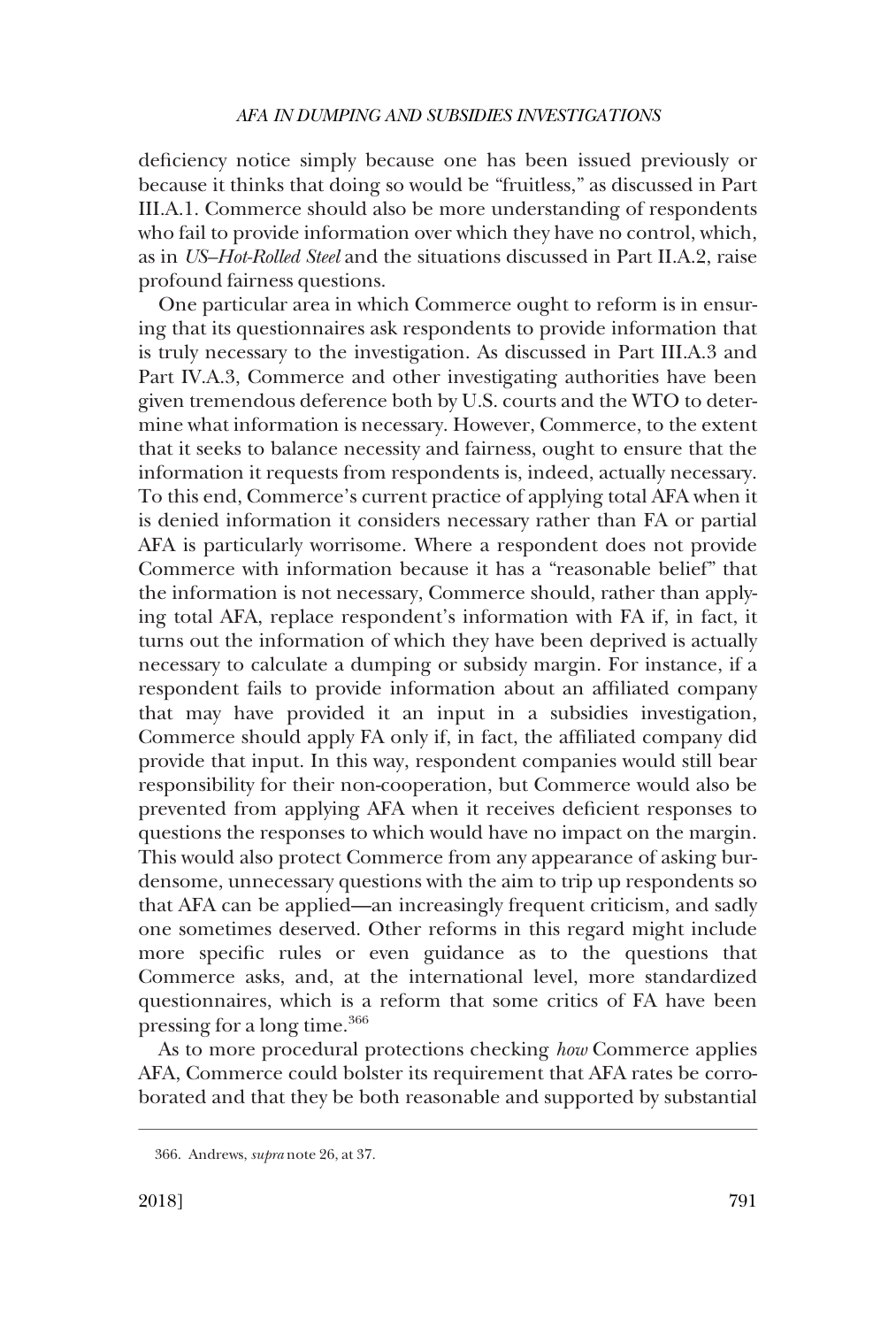deficiency notice simply because one has been issued previously or because it thinks that doing so would be "fruitless," as discussed in Part III.A.1. Commerce should also be more understanding of respondents who fail to provide information over which they have no control, which, as in *US–Hot-Rolled Steel* and the situations discussed in Part II.A.2, raise profound fairness questions.

One particular area in which Commerce ought to reform is in ensuring that its questionnaires ask respondents to provide information that is truly necessary to the investigation. As discussed in Part III.A.3 and Part IV.A.3, Commerce and other investigating authorities have been given tremendous deference both by U.S. courts and the WTO to determine what information is necessary. However, Commerce, to the extent that it seeks to balance necessity and fairness, ought to ensure that the information it requests from respondents is, indeed, actually necessary. To this end, Commerce's current practice of applying total AFA when it is denied information it considers necessary rather than FA or partial AFA is particularly worrisome. Where a respondent does not provide Commerce with information because it has a "reasonable belief" that the information is not necessary, Commerce should, rather than applying total AFA, replace respondent's information with FA if, in fact, it turns out the information of which they have been deprived is actually necessary to calculate a dumping or subsidy margin. For instance, if a respondent fails to provide information about an affiliated company that may have provided it an input in a subsidies investigation, Commerce should apply FA only if, in fact, the affiliated company did provide that input. In this way, respondent companies would still bear responsibility for their non-cooperation, but Commerce would also be prevented from applying AFA when it receives deficient responses to questions the responses to which would have no impact on the margin. This would also protect Commerce from any appearance of asking burdensome, unnecessary questions with the aim to trip up respondents so that AFA can be applied—an increasingly frequent criticism, and sadly one sometimes deserved. Other reforms in this regard might include more specific rules or even guidance as to the questions that Commerce asks, and, at the international level, more standardized questionnaires, which is a reform that some critics of FA have been pressing for a long time.[366]

As to more procedural protections checking *how* Commerce applies AFA, Commerce could bolster its requirement that AFA rates be corroborated and that they be both reasonable and supported by substantial

366. Andrews, *supra* note 26, at 37.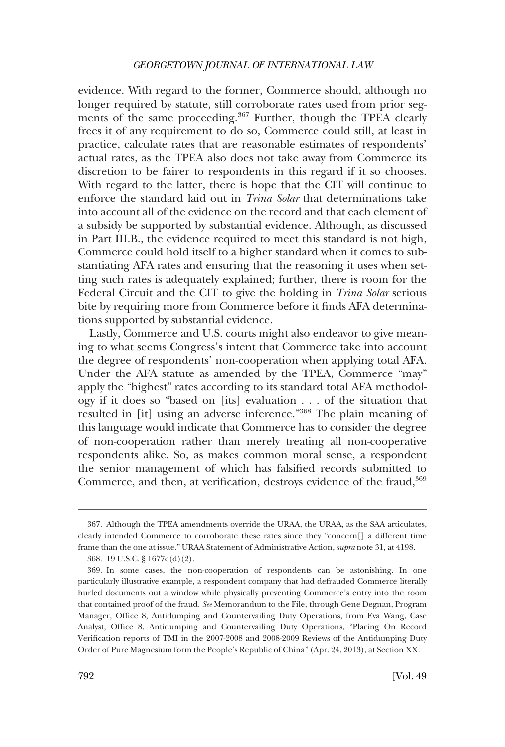evidence. With regard to the former, Commerce should, although no longer required by statute, still corroborate rates used from prior segments of the same proceeding.[367] Further, though the TPEA clearly frees it of any requirement to do so, Commerce could still, at least in practice, calculate rates that are reasonable estimates of respondents' actual rates, as the TPEA also does not take away from Commerce its discretion to be fairer to respondents in this regard if it so chooses. With regard to the latter, there is hope that the CIT will continue to enforce the standard laid out in *Trina Solar* that determinations take into account all of the evidence on the record and that each element of a subsidy be supported by substantial evidence. Although, as discussed in Part III.B., the evidence required to meet this standard is not high, Commerce could hold itself to a higher standard when it comes to substantiating AFA rates and ensuring that the reasoning it uses when setting such rates is adequately explained; further, there is room for the Federal Circuit and the CIT to give the holding in *Trina Solar* serious bite by requiring more from Commerce before it finds AFA determinations supported by substantial evidence.

Lastly, Commerce and U.S. courts might also endeavor to give meaning to what seems Congress's intent that Commerce take into account the degree of respondents' non-cooperation when applying total AFA. Under the AFA statute as amended by the TPEA, Commerce "may" apply the "highest" rates according to its standard total AFA methodology if it does so "based on [its] evaluation . . . of the situation that resulted in [it] using an adverse inference."[368] The plain meaning of this language would indicate that Commerce has to consider the degree of non-cooperation rather than merely treating all non-cooperative respondents alike. So, as makes common moral sense, a respondent the senior management of which has falsified records submitted to Commerce, and then, at verification, destroys evidence of the fraud,[369]

---

367. Although the TPEA amendments override the URAA, the URAA, as the SAA articulates, clearly intended Commerce to corroborate these rates since they "concern[] a different time frame than the one at issue." URAA Statement of Administrative Action, *supra* note 31, at 4198.

368. 19 U.S.C. § 1677e(d)(2).

369. In some cases, the non-cooperation of respondents can be astonishing. In one particularly illustrative example, a respondent company that had defrauded Commerce literally hurled documents out a window while physically preventing Commerce's entry into the room that contained proof of the fraud. *See* Memorandum to the File, through Gene Degnan, Program Manager, Office 8, Antidumping and Countervailing Duty Operations, from Eva Wang, Case Analyst, Office 8, Antidumping and Countervailing Duty Operations, "Placing On Record Verification reports of TMI in the 2007-2008 and 2008-2009 Reviews of the Antidumping Duty Order of Pure Magnesium form the People's Republic of China" (Apr. 24, 2013), at Section XX.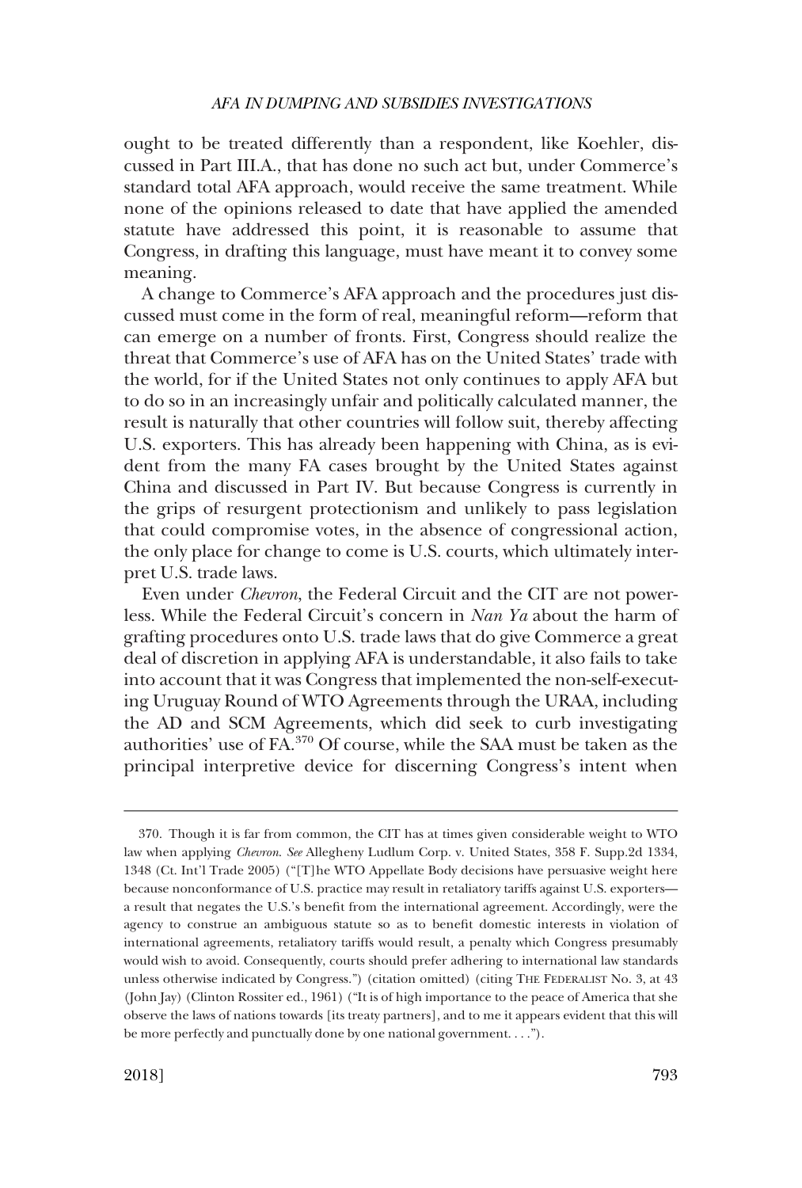ought to be treated differently than a respondent, like Koehler, discussed in Part III.A., that has done no such act but, under Commerce's standard total AFA approach, would receive the same treatment. While none of the opinions released to date that have applied the amended statute have addressed this point, it is reasonable to assume that Congress, in drafting this language, must have meant it to convey some meaning.

A change to Commerce's AFA approach and the procedures just discussed must come in the form of real, meaningful reform—reform that can emerge on a number of fronts. First, Congress should realize the threat that Commerce's use of AFA has on the United States' trade with the world, for if the United States not only continues to apply AFA but to do so in an increasingly unfair and politically calculated manner, the result is naturally that other countries will follow suit, thereby affecting U.S. exporters. This has already been happening with China, as is evident from the many FA cases brought by the United States against China and discussed in Part IV. But because Congress is currently in the grips of resurgent protectionism and unlikely to pass legislation that could compromise votes, in the absence of congressional action, the only place for change to come is U.S. courts, which ultimately interpret U.S. trade laws.

Even under *Chevron*, the Federal Circuit and the CIT are not powerless. While the Federal Circuit's concern in *Nan Ya* about the harm of grafting procedures onto U.S. trade laws that do give Commerce a great deal of discretion in applying AFA is understandable, it also fails to take into account that it was Congress that implemented the non-self-executing Uruguay Round of WTO Agreements through the URAA, including the AD and SCM Agreements, which did seek to curb investigating authorities' use of FA.[370] Of course, while the SAA must be taken as the principal interpretive device for discerning Congress's intent when

---

370. Though it is far from common, the CIT has at times given considerable weight to WTO law when applying *Chevron*. *See* Allegheny Ludlum Corp. v. United States, 358 F. Supp.2d 1334, 1348 (Ct. Int'l Trade 2005) ("[T]he WTO Appellate Body decisions have persuasive weight here because nonconformance of U.S. practice may result in retaliatory tariffs against U.S. exporters—a result that negates the U.S.'s benefit from the international agreement. Accordingly, were the agency to construe an ambiguous statute so as to benefit domestic interests in violation of international agreements, retaliatory tariffs would result, a penalty which Congress presumably would wish to avoid. Consequently, courts should prefer adhering to international law standards unless otherwise indicated by Congress.") (citation omitted) (citing THE FEDERALIST No. 3, at 43 (John Jay) (Clinton Rossiter ed., 1961) ("It is of high importance to the peace of America that she observe the laws of nations towards [its treaty partners], and to me it appears evident that this will be more perfectly and punctually done by one national government. . . .").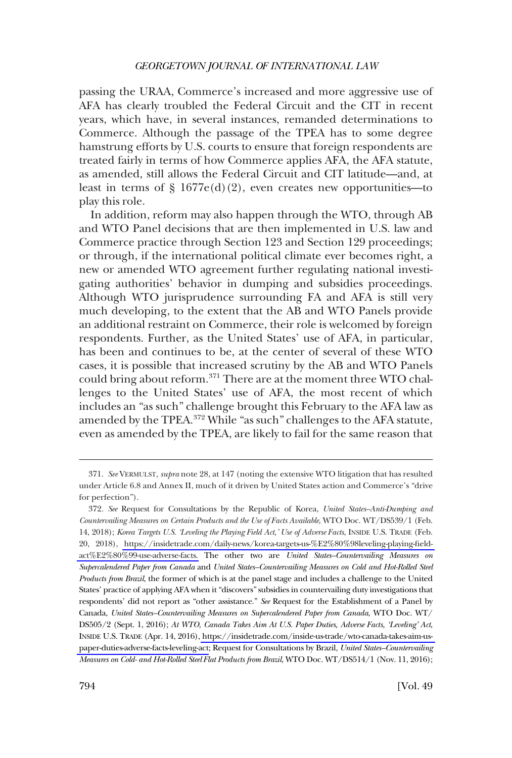passing the URAA, Commerce's increased and more aggressive use of AFA has clearly troubled the Federal Circuit and the CIT in recent years, which have, in several instances, remanded determinations to Commerce. Although the passage of the TPEA has to some degree hamstrung efforts by U.S. courts to ensure that foreign respondents are treated fairly in terms of how Commerce applies AFA, the AFA statute, as amended, still allows the Federal Circuit and CIT latitude—and, at least in terms of § 1677e(d)(2), even creates new opportunities—to play this role.

In addition, reform may also happen through the WTO, through AB and WTO Panel decisions that are then implemented in U.S. law and Commerce practice through Section 123 and Section 129 proceedings; or through, if the international political climate ever becomes right, a new or amended WTO agreement further regulating national investigating authorities' behavior in dumping and subsidies proceedings. Although WTO jurisprudence surrounding FA and AFA is still very much developing, to the extent that the AB and WTO Panels provide an additional restraint on Commerce, their role is welcomed by foreign respondents. Further, as the United States' use of AFA, in particular, has been and continues to be, at the center of several of these WTO cases, it is possible that increased scrutiny by the AB and WTO Panels could bring about reform.[371] There are at the moment three WTO challenges to the United States' use of AFA, the most recent of which includes an "as such" challenge brought this February to the AFA law as amended by the TPEA.[372] While "as such" challenges to the AFA statute, even as amended by the TPEA, are likely to fail for the same reason that

---

371. *See* VERMULST, *supra* note 28, at 147 (noting the extensive WTO litigation that has resulted under Article 6.8 and Annex II, much of it driven by United States action and Commerce's "drive for perfection").

372. *See* Request for Consultations by the Republic of Korea, *United States–Anti-Dumping and Countervailing Measures on Certain Products and the Use of Facts Available*, WTO Doc. WT/DS539/1 (Feb. 14, 2018); *Korea Targets U.S. 'Leveling the Playing Field Act,' Use of Adverse Facts*, INSIDE U.S. TRADE (Feb. 20, 2018), https://insidetrade.com/daily-news/korea-targets-us-%E2%80%98leveling-playing-field-act%E2%80%99-use-adverse-facts. The other two are *United States–Countervailing Measures on Supercalendered Paper from Canada* and *United States–Countervailing Measures on Cold and Hot-Rolled Steel Products from Brazil*, the former of which is at the panel stage and includes a challenge to the United States' practice of applying AFA when it "discovers" subsidies in countervailing duty investigations that respondents' did not report as "other assistance." *See* Request for the Establishment of a Panel by Canada, *United States–Countervailing Measures on Supercalendered Paper from Canada*, WTO Doc. WT/DS505/2 (Sept. 1, 2016); *At WTO, Canada Takes Aim At U.S. Paper Duties, Adverse Facts, 'Leveling' Act*, INSIDE U.S. TRADE (Apr. 14, 2016), https://insidetrade.com/inside-us-trade/wto-canada-takes-aim-us-paper-duties-adverse-facts-leveling-act; Request for Consultations by Brazil, *United States–Countervailing Measures on Cold- and Hot-Rolled Steel Flat Products from Brazil*, WTO Doc. WT/DS514/1 (Nov. 11, 2016);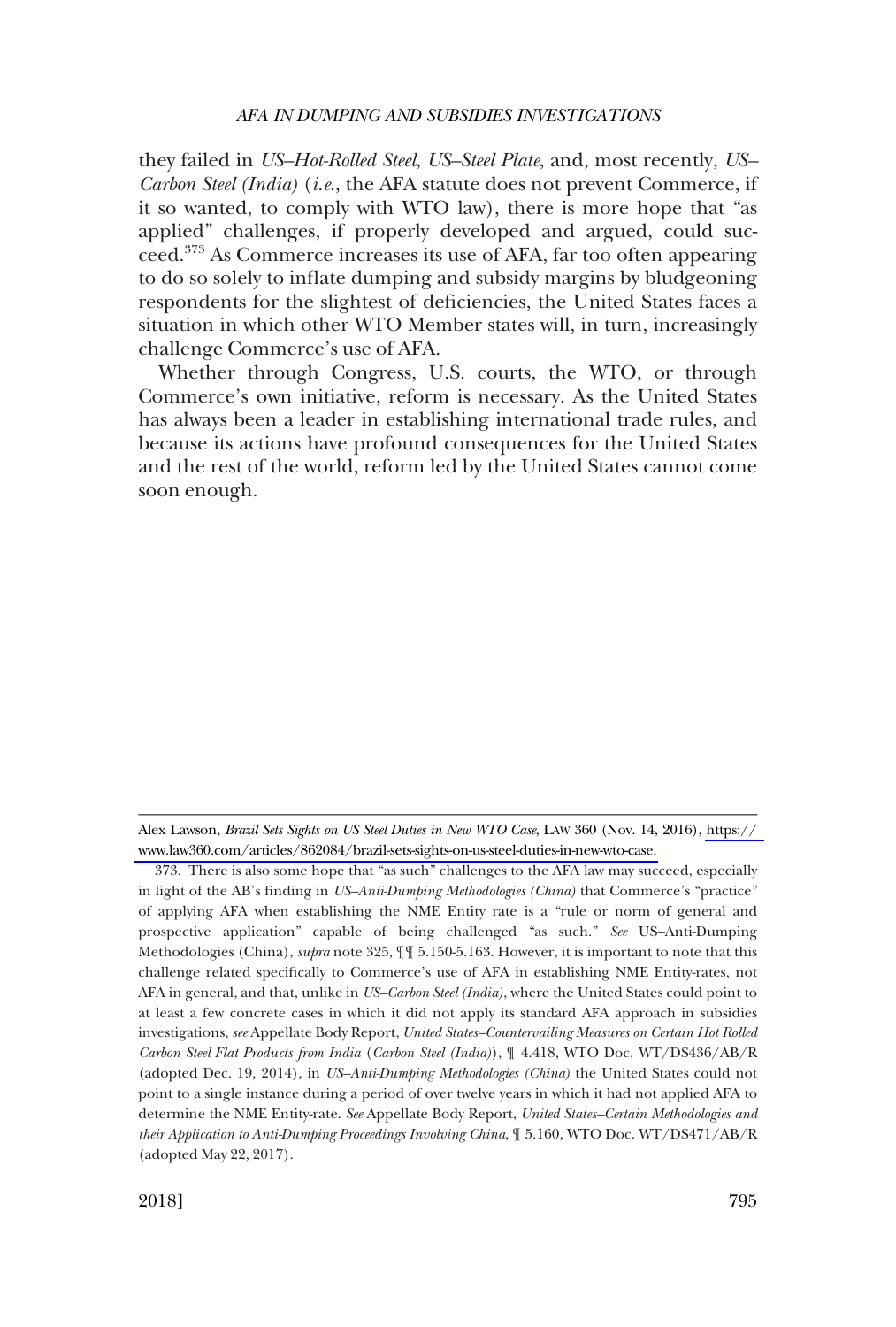they failed in *US–Hot-Rolled Steel*, *US–Steel Plate*, and, most recently, *US–Carbon Steel (India)* (*i.e.*, the AFA statute does not prevent Commerce, if it so wanted, to comply with WTO law), there is more hope that "as applied" challenges, if properly developed and argued, could succeed.[373] As Commerce increases its use of AFA, far too often appearing to do so solely to inflate dumping and subsidy margins by bludgeoning respondents for the slightest of deficiencies, the United States faces a situation in which other WTO Member states will, in turn, increasingly challenge Commerce's use of AFA.

Whether through Congress, U.S. courts, the WTO, or through Commerce's own initiative, reform is necessary. As the United States has always been a leader in establishing international trade rules, and because its actions have profound consequences for the United States and the rest of the world, reform led by the United States cannot come soon enough.

---

Alex Lawson, *Brazil Sets Sights on US Steel Duties in New WTO Case*, LAW 360 (Nov. 14, 2016), https://www.law360.com/articles/862084/brazil-sets-sights-on-us-steel-duties-in-new-wto-case.

373. There is also some hope that "as such" challenges to the AFA law may succeed, especially in light of the AB's finding in *US–Anti-Dumping Methodologies (China)* that Commerce's "practice" of applying AFA when establishing the NME Entity rate is a "rule or norm of general and prospective application" capable of being challenged "as such." *See* US–Anti-Dumping Methodologies (China), *supra* note 325, ¶¶ 5.150-5.163. However, it is important to note that this challenge related specifically to Commerce's use of AFA in establishing NME Entity-rates, not AFA in general, and that, unlike in *US–Carbon Steel (India)*, where the United States could point to at least a few concrete cases in which it did not apply its standard AFA approach in subsidies investigations, *see* Appellate Body Report, *United States–Countervailing Measures on Certain Hot Rolled Carbon Steel Flat Products from India* (*Carbon Steel (India)*), ¶ 4.418, WTO Doc. WT/DS436/AB/R (adopted Dec. 19, 2014), in *US–Anti-Dumping Methodologies (China)* the United States could not point to a single instance during a period of over twelve years in which it had not applied AFA to determine the NME Entity-rate. *See* Appellate Body Report, *United States–Certain Methodologies and their Application to Anti-Dumping Proceedings Involving China*, ¶ 5.160, WTO Doc. WT/DS471/AB/R (adopted May 22, 2017).